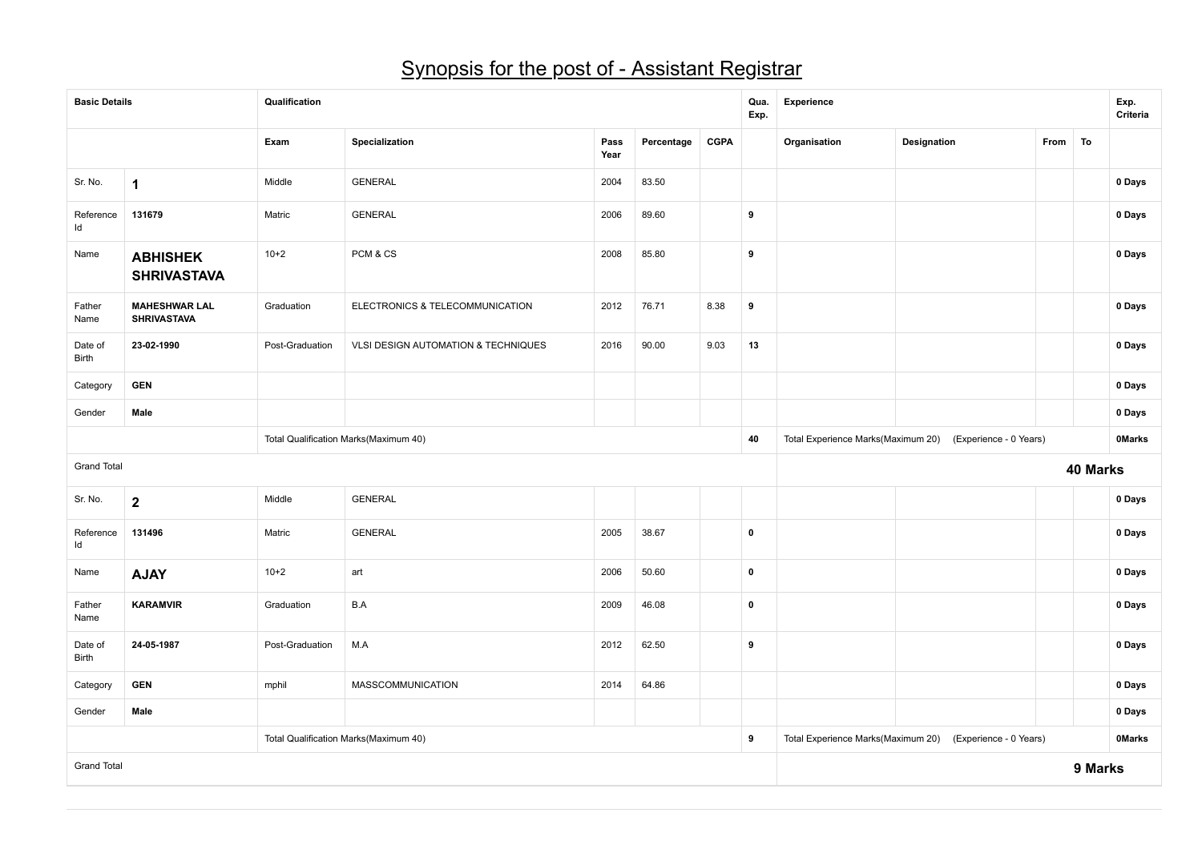# Synopsis for the post of - Assistant Registrar

| Basic Details | | Qualification | | | | | Qua. Exp. | Experience | | | | Exp. Criteria |
|---|---|---|---|---|---|---|---|---|---|---|---|---|
| | | Exam | Specialization | Pass Year | Percentage | CGPA | | Organisation | Designation | From | To | |
| Sr. No. | **1** | Middle | GENERAL | 2004 | 83.50 | | | | | | | **0 Days** |
| Reference Id | **131679** | Matric | GENERAL | 2006 | 89.60 | | **9** | | | | | **0 Days** |
| Name | **ABHISHEK SHRIVASTAVA** | 10+2 | PCM & CS | 2008 | 85.80 | | **9** | | | | | **0 Days** |
| Father Name | **MAHESHWAR LAL SHRIVASTAVA** | Graduation | ELECTRONICS & TELECOMMUNICATION | 2012 | 76.71 | 8.38 | **9** | | | | | **0 Days** |
| Date of Birth | **23-02-1990** | Post-Graduation | VLSI DESIGN AUTOMATION & TECHNIQUES | 2016 | 90.00 | 9.03 | **13** | | | | | **0 Days** |
| Category | **GEN** | | | | | | | | | | | **0 Days** |
| Gender | **Male** | | | | | | | | | | | **0 Days** |
| | | Total Qualification Marks(Maximum 40) | | | | | **40** | Total Experience Marks(Maximum 20) | (Experience - 0 Years) | | | **0Marks** |
| Grand Total | | | | | | | | | | **40 Marks** | | |
| Sr. No. | **2** | Middle | GENERAL | | | | | | | | | **0 Days** |
| Reference Id | **131496** | Matric | GENERAL | 2005 | 38.67 | | **0** | | | | | **0 Days** |
| Name | **AJAY** | 10+2 | art | 2006 | 50.60 | | **0** | | | | | **0 Days** |
| Father Name | **KARAMVIR** | Graduation | B.A | 2009 | 46.08 | | **0** | | | | | **0 Days** |
| Date of Birth | **24-05-1987** | Post-Graduation | M.A | 2012 | 62.50 | | **9** | | | | | **0 Days** |
| Category | **GEN** | mphil | MASSCOMMUNICATION | 2014 | 64.86 | | | | | | | **0 Days** |
| Gender | **Male** | | | | | | | | | | | **0 Days** |
| | | Total Qualification Marks(Maximum 40) | | | | | **9** | Total Experience Marks(Maximum 20) | (Experience - 0 Years) | | | **0Marks** |
| Grand Total | | | | | | | | | | **9 Marks** | | |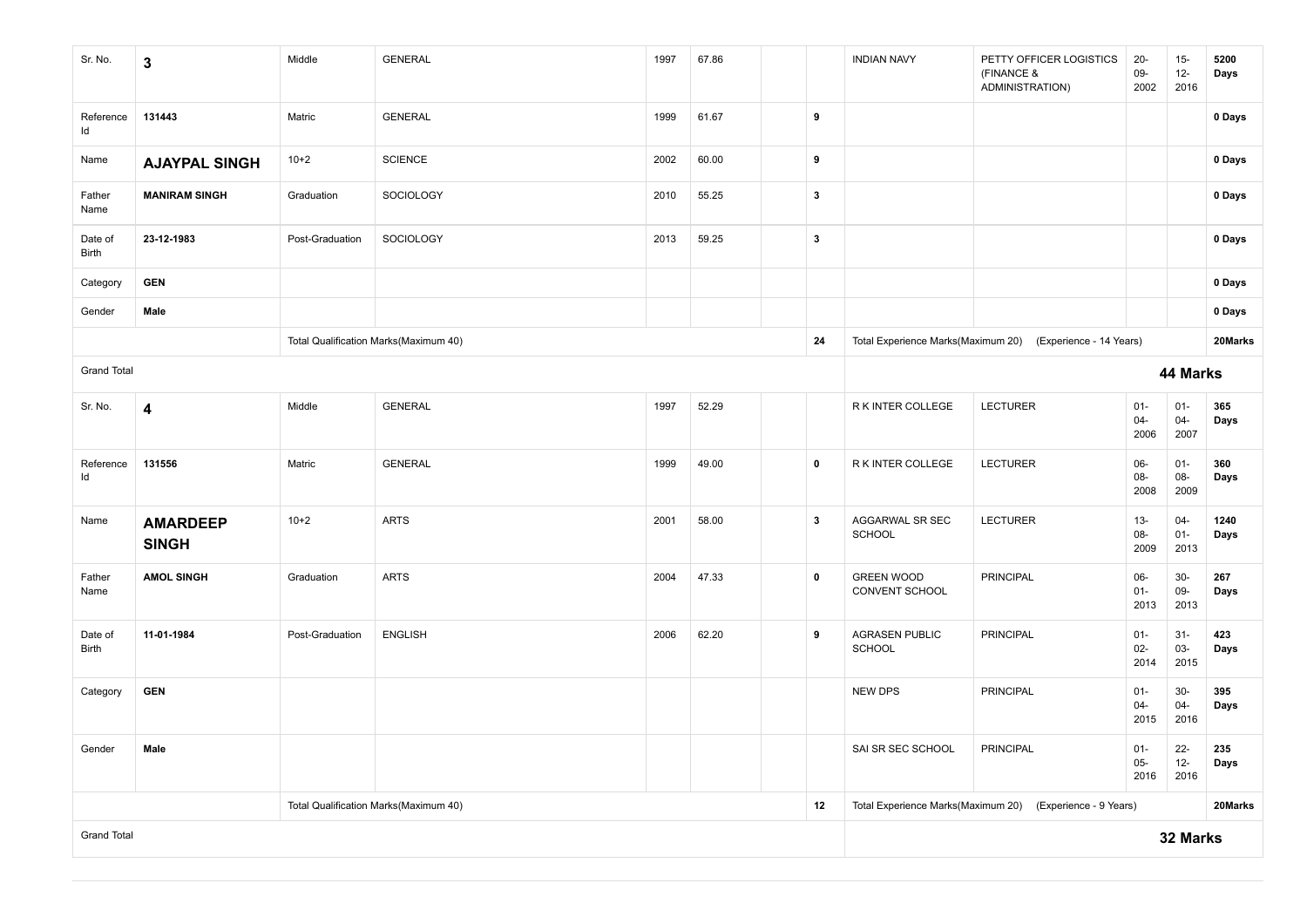| Sr. No. | 3 | Middle | GENERAL | 1997 | 67.86 | | | INDIAN NAVY | PETTY OFFICER LOGISTICS (FINANCE & ADMINISTRATION) | 20-09-2002 | 15-12-2016 | 5200 Days |
|---|---|---|---|---|---|---|---|---|---|---|---|---|
| Reference Id | 131443 | Matric | GENERAL | 1999 | 61.67 | | 9 | | | | | 0 Days |
| Name | **AJAYPAL SINGH** | 10+2 | SCIENCE | 2002 | 60.00 | | 9 | | | | | 0 Days |
| Father Name | **MANIRAM SINGH** | Graduation | SOCIOLOGY | 2010 | 55.25 | | 3 | | | | | 0 Days |
| Date of Birth | **23-12-1983** | Post-Graduation | SOCIOLOGY | 2013 | 59.25 | | 3 | | | | | 0 Days |
| Category | **GEN** | | | | | | | | | | | 0 Days |
| Gender | **Male** | | | | | | | | | | | 0 Days |
| | | Total Qualification Marks(Maximum 40) | | | | | 24 | Total Experience Marks(Maximum 20) | (Experience - 14 Years) | | | 20Marks |
| Grand Total | | | | | | | | | | | | **44 Marks** |

| Sr. No. | 4 | Middle | GENERAL | 1997 | 52.29 | | | R K INTER COLLEGE | LECTURER | 01-04-2006 | 01-04-2007 | 365 Days |
|---|---|---|---|---|---|---|---|---|---|---|---|---|
| Reference Id | 131556 | Matric | GENERAL | 1999 | 49.00 | | 0 | R K INTER COLLEGE | LECTURER | 06-08-2008 | 01-08-2009 | 360 Days |
| Name | **AMARDEEP SINGH** | 10+2 | ARTS | 2001 | 58.00 | | 3 | AGGARWAL SR SEC SCHOOL | LECTURER | 13-08-2009 | 04-01-2013 | 1240 Days |
| Father Name | **AMOL SINGH** | Graduation | ARTS | 2004 | 47.33 | | 0 | GREEN WOOD CONVENT SCHOOL | PRINCIPAL | 06-01-2013 | 30-09-2013 | 267 Days |
| Date of Birth | **11-01-1984** | Post-Graduation | ENGLISH | 2006 | 62.20 | | 9 | AGRASEN PUBLIC SCHOOL | PRINCIPAL | 01-02-2014 | 31-03-2015 | 423 Days |
| Category | **GEN** | | | | | | | NEW DPS | PRINCIPAL | 01-04-2015 | 30-04-2016 | 395 Days |
| Gender | **Male** | | | | | | | SAI SR SEC SCHOOL | PRINCIPAL | 01-05-2016 | 22-12-2016 | 235 Days |
| | | Total Qualification Marks(Maximum 40) | | | | | 12 | Total Experience Marks(Maximum 20) | (Experience - 9 Years) | | | 20Marks |
| Grand Total | | | | | | | | | | | | **32 Marks** |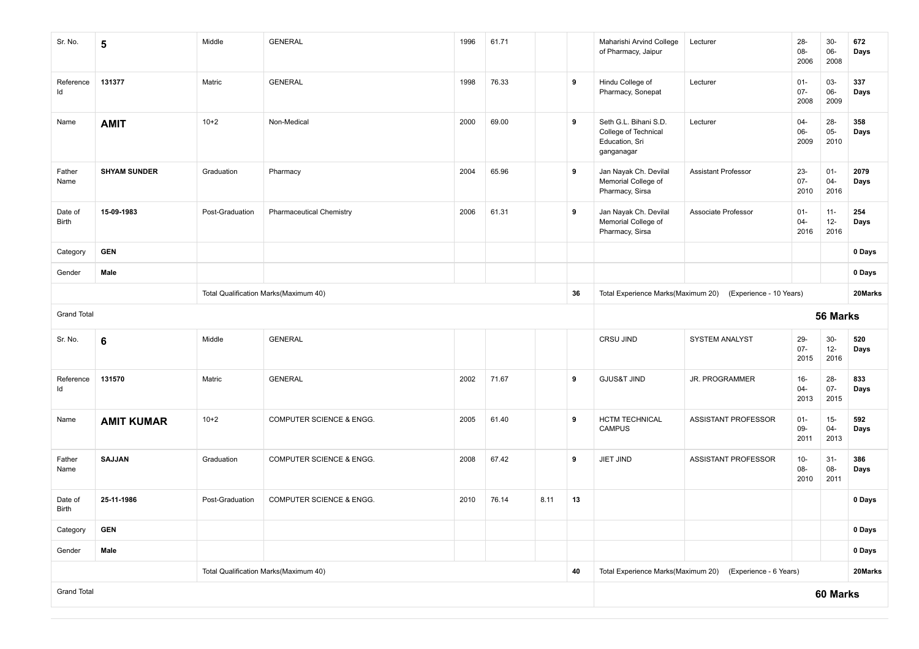| Sr. No. | 5 | Middle | GENERAL | 1996 | 61.71 | | | Maharishi Arvind College of Pharmacy, Jaipur | Lecturer | 28-08-2006 | 30-06-2008 | 672 Days |
|---|---|---|---|---|---|---|---|---|---|---|---|---|
| Reference Id | 131377 | Matric | GENERAL | 1998 | 76.33 | | 9 | Hindu College of Pharmacy, Sonepat | Lecturer | 01-07-2008 | 03-06-2009 | 337 Days |
| Name | **AMIT** | 10+2 | Non-Medical | 2000 | 69.00 | | 9 | Seth G.L. Bihani S.D. College of Technical Education, Sri ganganagar | Lecturer | 04-06-2009 | 28-05-2010 | 358 Days |
| Father Name | **SHYAM SUNDER** | Graduation | Pharmacy | 2004 | 65.96 | | 9 | Jan Nayak Ch. Devilal Memorial College of Pharmacy, Sirsa | Assistant Professor | 23-07-2010 | 01-04-2016 | 2079 Days |
| Date of Birth | 15-09-1983 | Post-Graduation | Pharmaceutical Chemistry | 2006 | 61.31 | | 9 | Jan Nayak Ch. Devilal Memorial College of Pharmacy, Sirsa | Associate Professor | 01-04-2016 | 11-12-2016 | 254 Days |
| Category | GEN | | | | | | | | | | | 0 Days |
| Gender | Male | | | | | | | | | | | 0 Days |
| | | Total Qualification Marks(Maximum 40) | | | | | 36 | Total Experience Marks(Maximum 20) | (Experience - 10 Years) | | | 20Marks |
| Grand Total | | | | | | | | | | | | **56 Marks** |
| Sr. No. | 6 | Middle | GENERAL | | | | | CRSU JIND | SYSTEM ANALYST | 29-07-2015 | 30-12-2016 | 520 Days |
| Reference Id | 131570 | Matric | GENERAL | 2002 | 71.67 | | 9 | GJUS&T JIND | JR. PROGRAMMER | 16-04-2013 | 28-07-2015 | 833 Days |
| Name | **AMIT KUMAR** | 10+2 | COMPUTER SCIENCE & ENGG. | 2005 | 61.40 | | 9 | HCTM TECHNICAL CAMPUS | ASSISTANT PROFESSOR | 01-09-2011 | 15-04-2013 | 592 Days |
| Father Name | **SAJJAN** | Graduation | COMPUTER SCIENCE & ENGG. | 2008 | 67.42 | | 9 | JIET JIND | ASSISTANT PROFESSOR | 10-08-2010 | 31-08-2011 | 386 Days |
| Date of Birth | 25-11-1986 | Post-Graduation | COMPUTER SCIENCE & ENGG. | 2010 | 76.14 | 8.11 | 13 | | | | | 0 Days |
| Category | GEN | | | | | | | | | | | 0 Days |
| Gender | Male | | | | | | | | | | | 0 Days |
| | | Total Qualification Marks(Maximum 40) | | | | | 40 | Total Experience Marks(Maximum 20) | (Experience - 6 Years) | | | 20Marks |
| Grand Total | | | | | | | | | | | | **60 Marks** |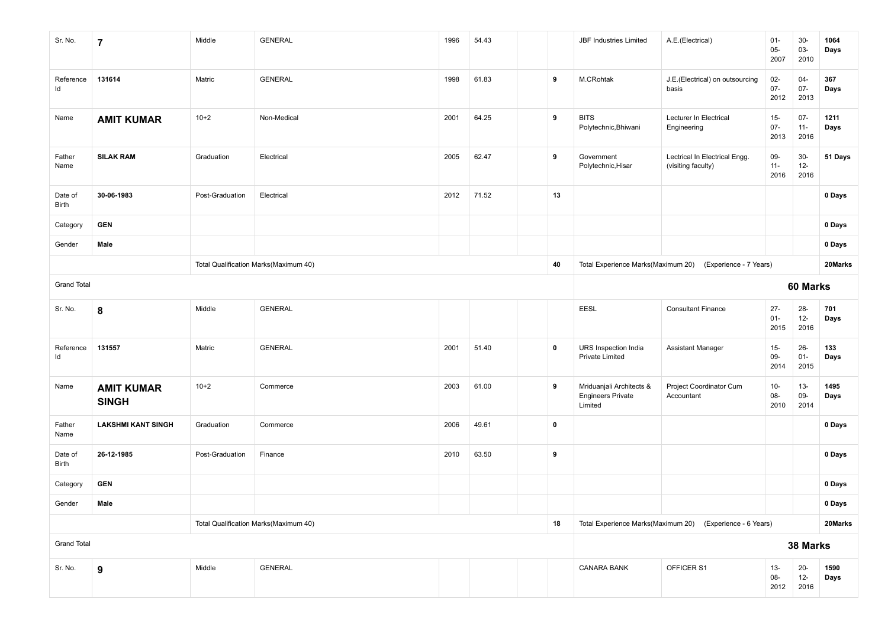| Sr. No. | 7 | Middle | GENERAL | 1996 | 54.43 | | | JBF Industries Limited | A.E.(Electrical) | 01-05-2007 | 30-03-2010 | 1064 Days |
|---|---|---|---|---|---|---|---|---|---|---|---|---|
| Reference Id | 131614 | Matric | GENERAL | 1998 | 61.83 | | 9 | M.CRohtak | J.E.(Electrical) on outsourcing basis | 02-07-2012 | 04-07-2013 | 367 Days |
| Name | **AMIT KUMAR** | 10+2 | Non-Medical | 2001 | 64.25 | | 9 | BITS Polytechnic,Bhiwani | Lecturer In Electrical Engineering | 15-07-2013 | 07-11-2016 | 1211 Days |
| Father Name | **SILAK RAM** | Graduation | Electrical | 2005 | 62.47 | | 9 | Government Polytechnic,Hisar | Lectrical In Electrical Engg. (visiting faculty) | 09-11-2016 | 30-12-2016 | 51 Days |
| Date of Birth | **30-06-1983** | Post-Graduation | Electrical | 2012 | 71.52 | | 13 | | | | | 0 Days |
| Category | **GEN** | | | | | | | | | | | 0 Days |
| Gender | **Male** | | | | | | | | | | | 0 Days |
| | | Total Qualification Marks(Maximum 40) | | | | | 40 | Total Experience Marks(Maximum 20) | (Experience - 7 Years) | | | 20Marks |
| Grand Total | | | | | | | | | | | | **60 Marks** |
| Sr. No. | 8 | Middle | GENERAL | | | | | EESL | Consultant Finance | 27-01-2015 | 28-12-2016 | 701 Days |
| Reference Id | 131557 | Matric | GENERAL | 2001 | 51.40 | | 0 | URS Inspection India Private Limited | Assistant Manager | 15-09-2014 | 26-01-2015 | 133 Days |
| Name | **AMIT KUMAR SINGH** | 10+2 | Commerce | 2003 | 61.00 | | 9 | Mriduanjali Architects & Engineers Private Limited | Project Coordinator Cum Accountant | 10-08-2010 | 13-09-2014 | 1495 Days |
| Father Name | **LAKSHMI KANT SINGH** | Graduation | Commerce | 2006 | 49.61 | | 0 | | | | | 0 Days |
| Date of Birth | **26-12-1985** | Post-Graduation | Finance | 2010 | 63.50 | | 9 | | | | | 0 Days |
| Category | **GEN** | | | | | | | | | | | 0 Days |
| Gender | **Male** | | | | | | | | | | | 0 Days |
| | | Total Qualification Marks(Maximum 40) | | | | | 18 | Total Experience Marks(Maximum 20) | (Experience - 6 Years) | | | 20Marks |
| Grand Total | | | | | | | | | | | | **38 Marks** |
| Sr. No. | 9 | Middle | GENERAL | | | | | CANARA BANK | OFFICER S1 | 13-08-2012 | 20-12-2016 | 1590 Days |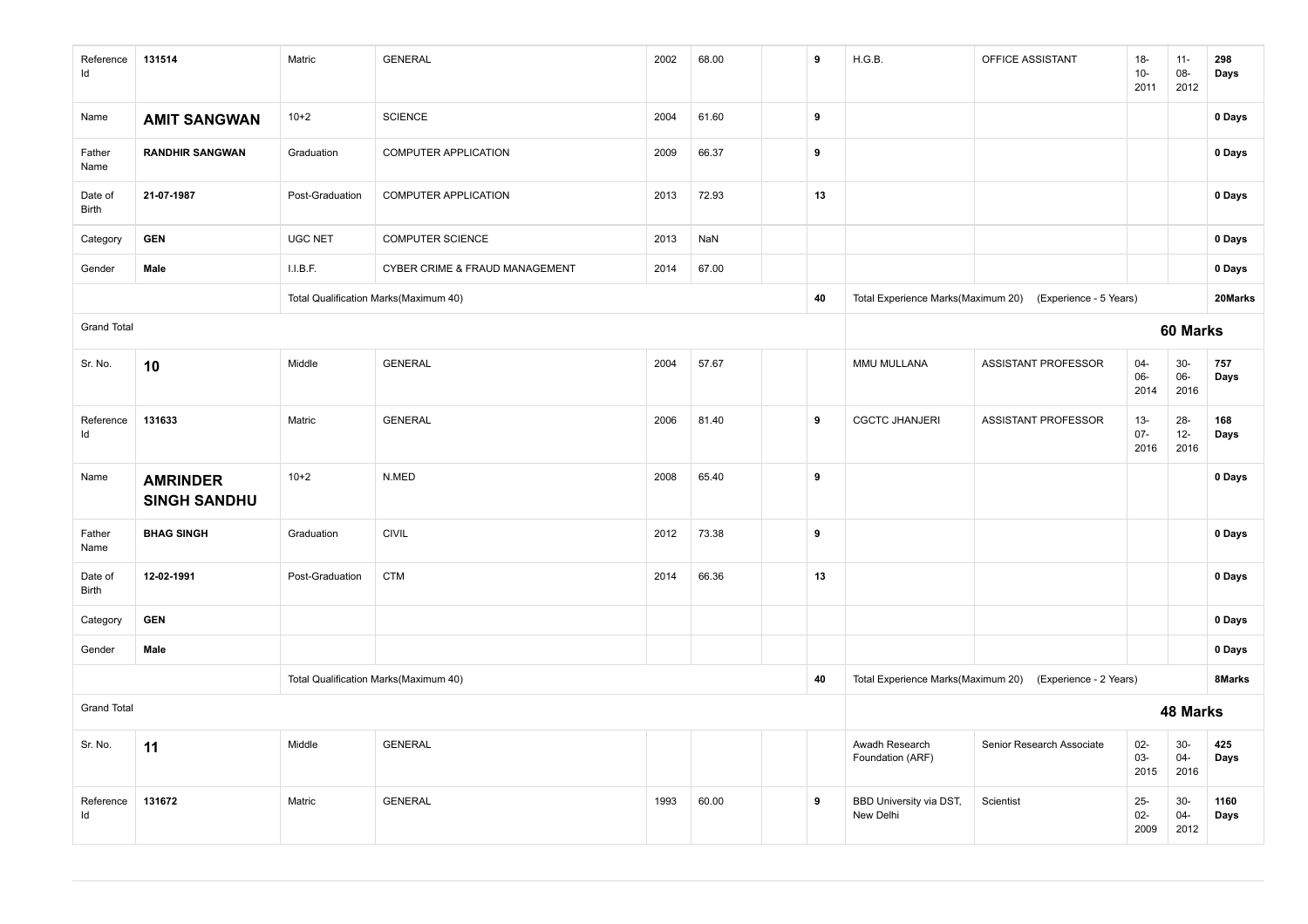| Reference Id | 131514 | Matric | GENERAL | 2002 | 68.00 | | 9 | H.G.B. | OFFICE ASSISTANT | 18-10-2011 | 11-08-2012 | 298 Days |
|---|---|---|---|---|---|---|---|---|---|---|---|---|
| Name | **AMIT SANGWAN** | 10+2 | SCIENCE | 2004 | 61.60 | | 9 | | | | | 0 Days |
| Father Name | **RANDHIR SANGWAN** | Graduation | COMPUTER APPLICATION | 2009 | 66.37 | | 9 | | | | | 0 Days |
| Date of Birth | **21-07-1987** | Post-Graduation | COMPUTER APPLICATION | 2013 | 72.93 | | 13 | | | | | 0 Days |
| Category | **GEN** | UGC NET | COMPUTER SCIENCE | 2013 | NaN | | | | | | | 0 Days |
| Gender | **Male** | I.I.B.F. | CYBER CRIME & FRAUD MANAGEMENT | 2014 | 67.00 | | | | | | | 0 Days |
| | | Total Qualification Marks(Maximum 40) | | | | | 40 | Total Experience Marks(Maximum 20) | (Experience - 5 Years) | | | 20Marks |
| Grand Total | | | | | | | | | | **60 Marks** | | |
| Sr. No. | **10** | Middle | GENERAL | 2004 | 57.67 | | | MMU MULLANA | ASSISTANT PROFESSOR | 04-06-2014 | 30-06-2016 | 757 Days |
| Reference Id | 131633 | Matric | GENERAL | 2006 | 81.40 | | 9 | CGCTC JHANJERI | ASSISTANT PROFESSOR | 13-07-2016 | 28-12-2016 | 168 Days |
| Name | **AMRINDER SINGH SANDHU** | 10+2 | N.MED | 2008 | 65.40 | | 9 | | | | | 0 Days |
| Father Name | **BHAG SINGH** | Graduation | CIVIL | 2012 | 73.38 | | 9 | | | | | 0 Days |
| Date of Birth | **12-02-1991** | Post-Graduation | CTM | 2014 | 66.36 | | 13 | | | | | 0 Days |
| Category | **GEN** | | | | | | | | | | | 0 Days |
| Gender | **Male** | | | | | | | | | | | 0 Days |
| | | Total Qualification Marks(Maximum 40) | | | | | 40 | Total Experience Marks(Maximum 20) | (Experience - 2 Years) | | | 8Marks |
| Grand Total | | | | | | | | | | **48 Marks** | | |
| Sr. No. | **11** | Middle | GENERAL | | | | | Awadh Research Foundation (ARF) | Senior Research Associate | 02-03-2015 | 30-04-2016 | 425 Days |
| Reference Id | 131672 | Matric | GENERAL | 1993 | 60.00 | | 9 | BBD University via DST, New Delhi | Scientist | 25-02-2009 | 30-04-2012 | 1160 Days |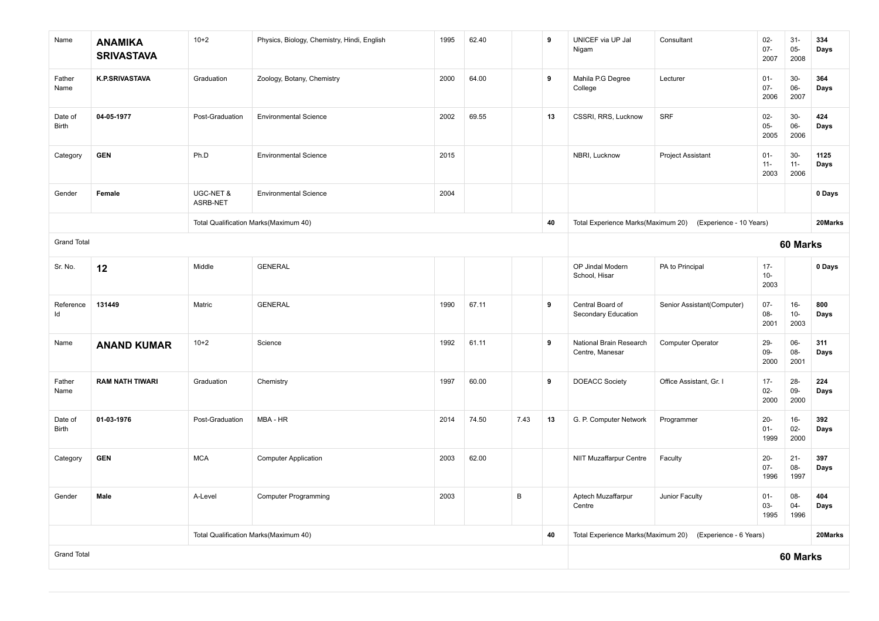| Name | **ANAMIKA SRIVASTAVA** | 10+2 | Physics, Biology, Chemistry, Hindi, English | 1995 | 62.40 | | **9** | UNICEF via UP Jal Nigam | Consultant | 02-07-2007 | 31-05-2008 | **334 Days** |
|---|---|---|---|---|---|---|---|---|---|---|---|---|
| Father Name | **K.P.SRIVASTAVA** | Graduation | Zoology, Botany, Chemistry | 2000 | 64.00 | | **9** | Mahila P.G Degree College | Lecturer | 01-07-2006 | 30-06-2007 | **364 Days** |
| Date of Birth | **04-05-1977** | Post-Graduation | Environmental Science | 2002 | 69.55 | | **13** | CSSRI, RRS, Lucknow | SRF | 02-05-2005 | 30-06-2006 | **424 Days** |
| Category | **GEN** | Ph.D | Environmental Science | 2015 | | | | NBRI, Lucknow | Project Assistant | 01-11-2003 | 30-11-2006 | **1125 Days** |
| Gender | **Female** | UGC-NET & ASRB-NET | Environmental Science | 2004 | | | | | | | | **0 Days** |
| | | Total Qualification Marks(Maximum 40) | | | | | **40** | Total Experience Marks(Maximum 20) | (Experience - 10 Years) | | | **20Marks** |
| Grand Total | | | | | | | | | | **60 Marks** | | |
| Sr. No. | **12** | Middle | GENERAL | | | | | OP Jindal Modern School, Hisar | PA to Principal | 17-10-2003 | | **0 Days** |
| Reference Id | **131449** | Matric | GENERAL | 1990 | 67.11 | | **9** | Central Board of Secondary Education | Senior Assistant(Computer) | 07-08-2001 | 16-10-2003 | **800 Days** |
| Name | **ANAND KUMAR** | 10+2 | Science | 1992 | 61.11 | | **9** | National Brain Research Centre, Manesar | Computer Operator | 29-09-2000 | 06-08-2001 | **311 Days** |
| Father Name | **RAM NATH TIWARI** | Graduation | Chemistry | 1997 | 60.00 | | **9** | DOEACC Society | Office Assistant, Gr. I | 17-02-2000 | 28-09-2000 | **224 Days** |
| Date of Birth | **01-03-1976** | Post-Graduation | MBA - HR | 2014 | 74.50 | 7.43 | **13** | G. P. Computer Network | Programmer | 20-01-1999 | 16-02-2000 | **392 Days** |
| Category | **GEN** | MCA | Computer Application | 2003 | 62.00 | | | NIIT Muzaffarpur Centre | Faculty | 20-07-1996 | 21-08-1997 | **397 Days** |
| Gender | **Male** | A-Level | Computer Programming | 2003 | | B | | Aptech Muzaffarpur Centre | Junior Faculty | 01-03-1995 | 08-04-1996 | **404 Days** |
| | | Total Qualification Marks(Maximum 40) | | | | | **40** | Total Experience Marks(Maximum 20) | (Experience - 6 Years) | | | **20Marks** |
| Grand Total | | | | | | | | | | **60 Marks** | | |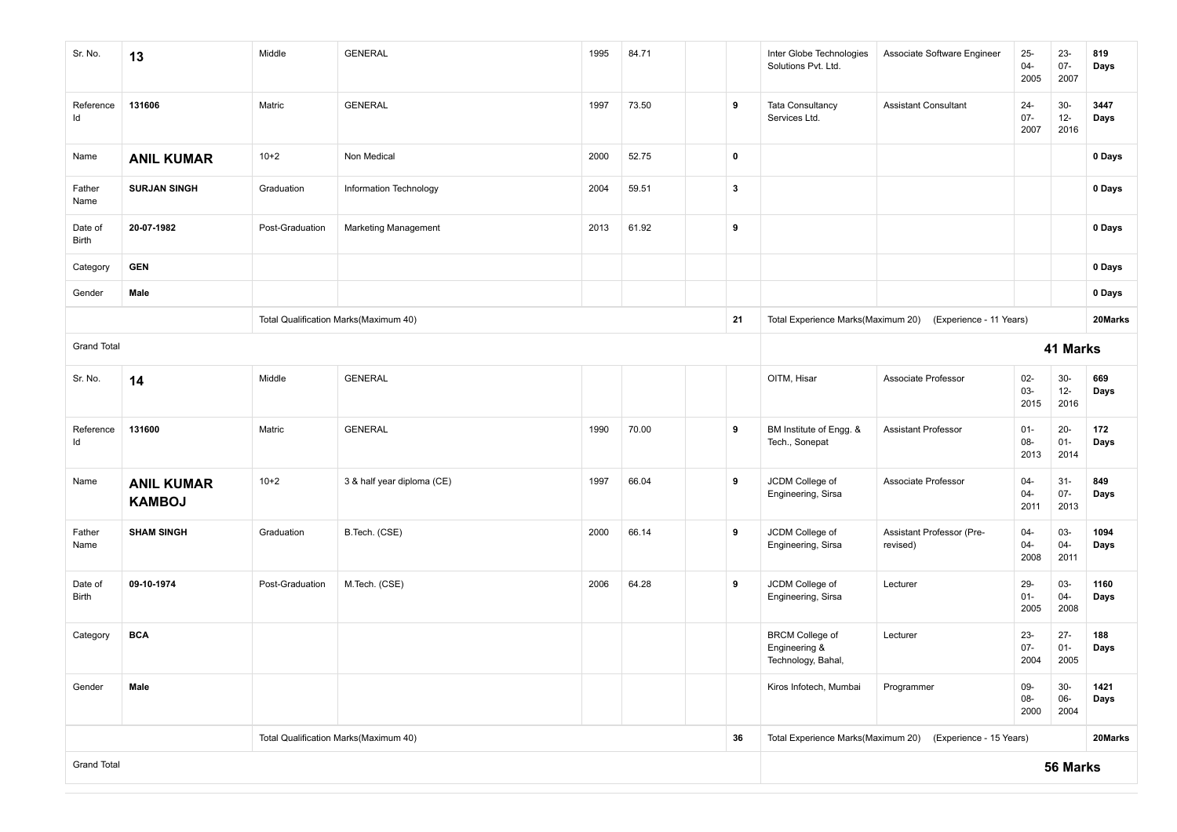| | | | | | | | | | | | | |
|---|---|---|---|---|---|---|---|---|---|---|---|---|
| Sr. No. | **13** | Middle | GENERAL | 1995 | 84.71 | | | Inter Globe Technologies Solutions Pvt. Ltd. | Associate Software Engineer | 25-04-2005 | 23-07-2007 | **819 Days** |
| Reference Id | **131606** | Matric | GENERAL | 1997 | 73.50 | | **9** | Tata Consultancy Services Ltd. | Assistant Consultant | 24-07-2007 | 30-12-2016 | **3447 Days** |
| Name | **ANIL KUMAR** | 10+2 | Non Medical | 2000 | 52.75 | | **0** | | | | | **0 Days** |
| Father Name | **SURJAN SINGH** | Graduation | Information Technology | 2004 | 59.51 | | **3** | | | | | **0 Days** |
| Date of Birth | **20-07-1982** | Post-Graduation | Marketing Management | 2013 | 61.92 | | **9** | | | | | **0 Days** |
| Category | **GEN** | | | | | | | | | | | **0 Days** |
| Gender | **Male** | | | | | | | | | | | **0 Days** |
| | | Total Qualification Marks(Maximum 40) | | | | | **21** | Total Experience Marks(Maximum 20) | (Experience - 11 Years) | | | **20Marks** |
| Grand Total | | | | | | | | | | | **41 Marks** | |
| Sr. No. | **14** | Middle | GENERAL | | | | | OITM, Hisar | Associate Professor | 02-03-2015 | 30-12-2016 | **669 Days** |
| Reference Id | **131600** | Matric | GENERAL | 1990 | 70.00 | | **9** | BM Institute of Engg. & Tech., Sonepat | Assistant Professor | 01-08-2013 | 20-01-2014 | **172 Days** |
| Name | **ANIL KUMAR KAMBOJ** | 10+2 | 3 & half year diploma (CE) | 1997 | 66.04 | | **9** | JCDM College of Engineering, Sirsa | Associate Professor | 04-04-2011 | 31-07-2013 | **849 Days** |
| Father Name | **SHAM SINGH** | Graduation | B.Tech. (CSE) | 2000 | 66.14 | | **9** | JCDM College of Engineering, Sirsa | Assistant Professor (Pre-revised) | 04-04-2008 | 03-04-2011 | **1094 Days** |
| Date of Birth | **09-10-1974** | Post-Graduation | M.Tech. (CSE) | 2006 | 64.28 | | **9** | JCDM College of Engineering, Sirsa | Lecturer | 29-01-2005 | 03-04-2008 | **1160 Days** |
| Category | **BCA** | | | | | | | BRCM College of Engineering & Technology, Bahal, | Lecturer | 23-07-2004 | 27-01-2005 | **188 Days** |
| Gender | **Male** | | | | | | | Kiros Infotech, Mumbai | Programmer | 09-08-2000 | 30-06-2004 | **1421 Days** |
| | | Total Qualification Marks(Maximum 40) | | | | | **36** | Total Experience Marks(Maximum 20) | (Experience - 15 Years) | | | **20Marks** |
| Grand Total | | | | | | | | | | | **56 Marks** | |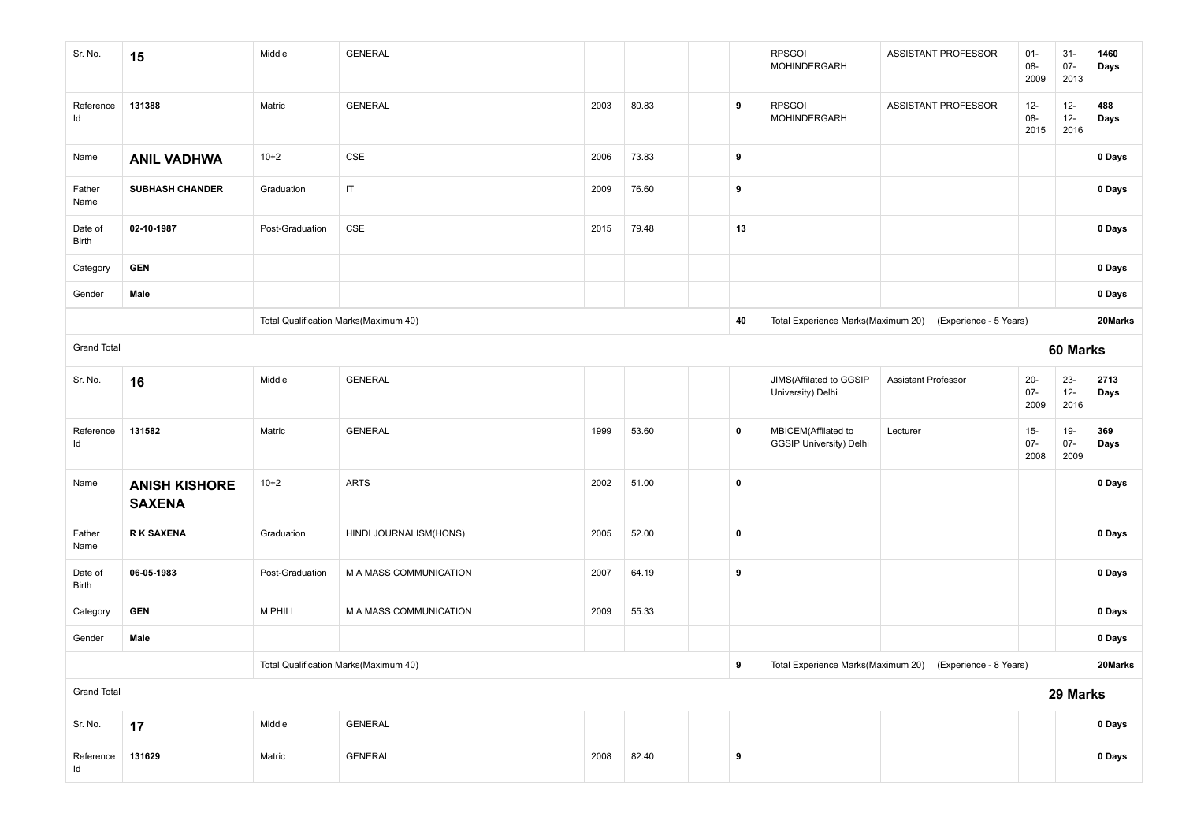| Sr. No. | 15 | Middle | GENERAL | | | | RPSGOI MOHINDERGARH | ASSISTANT PROFESSOR | 01-08-2009 | 31-07-2013 | 1460 Days |
|---|---|---|---|---|---|---|---|---|---|---|---|
| Reference Id | 131388 | Matric | GENERAL | 2003 | 80.83 | 9 | RPSGOI MOHINDERGARH | ASSISTANT PROFESSOR | 12-08-2015 | 12-12-2016 | 488 Days |
| Name | **ANIL VADHWA** | 10+2 | CSE | 2006 | 73.83 | 9 | | | | | 0 Days |
| Father Name | **SUBHASH CHANDER** | Graduation | IT | 2009 | 76.60 | 9 | | | | | 0 Days |
| Date of Birth | **02-10-1987** | Post-Graduation | CSE | 2015 | 79.48 | 13 | | | | | 0 Days |
| Category | **GEN** | | | | | | | | | | 0 Days |
| Gender | **Male** | | | | | | | | | | 0 Days |
| | | Total Qualification Marks(Maximum 40) | | | | 40 | Total Experience Marks(Maximum 20) | (Experience - 5 Years) | | | 20Marks |
| Grand Total | | | | | | | | | | | **60 Marks** |
| Sr. No. | 16 | Middle | GENERAL | | | | JIMS(Affilated to GGSIP University) Delhi | Assistant Professor | 20-07-2009 | 23-12-2016 | 2713 Days |
| Reference Id | 131582 | Matric | GENERAL | 1999 | 53.60 | 0 | MBICEM(Affilated to GGSIP University) Delhi | Lecturer | 15-07-2008 | 19-07-2009 | 369 Days |
| Name | **ANISH KISHORE SAXENA** | 10+2 | ARTS | 2002 | 51.00 | 0 | | | | | 0 Days |
| Father Name | **R K SAXENA** | Graduation | HINDI JOURNALISM(HONS) | 2005 | 52.00 | 0 | | | | | 0 Days |
| Date of Birth | **06-05-1983** | Post-Graduation | M A MASS COMMUNICATION | 2007 | 64.19 | 9 | | | | | 0 Days |
| Category | **GEN** | M PHILL | M A MASS COMMUNICATION | 2009 | 55.33 | | | | | | 0 Days |
| Gender | **Male** | | | | | | | | | | 0 Days |
| | | Total Qualification Marks(Maximum 40) | | | | 9 | Total Experience Marks(Maximum 20) | (Experience - 8 Years) | | | 20Marks |
| Grand Total | | | | | | | | | | | **29 Marks** |
| Sr. No. | 17 | Middle | GENERAL | | | | | | | | 0 Days |
| Reference Id | 131629 | Matric | GENERAL | 2008 | 82.40 | 9 | | | | | 0 Days |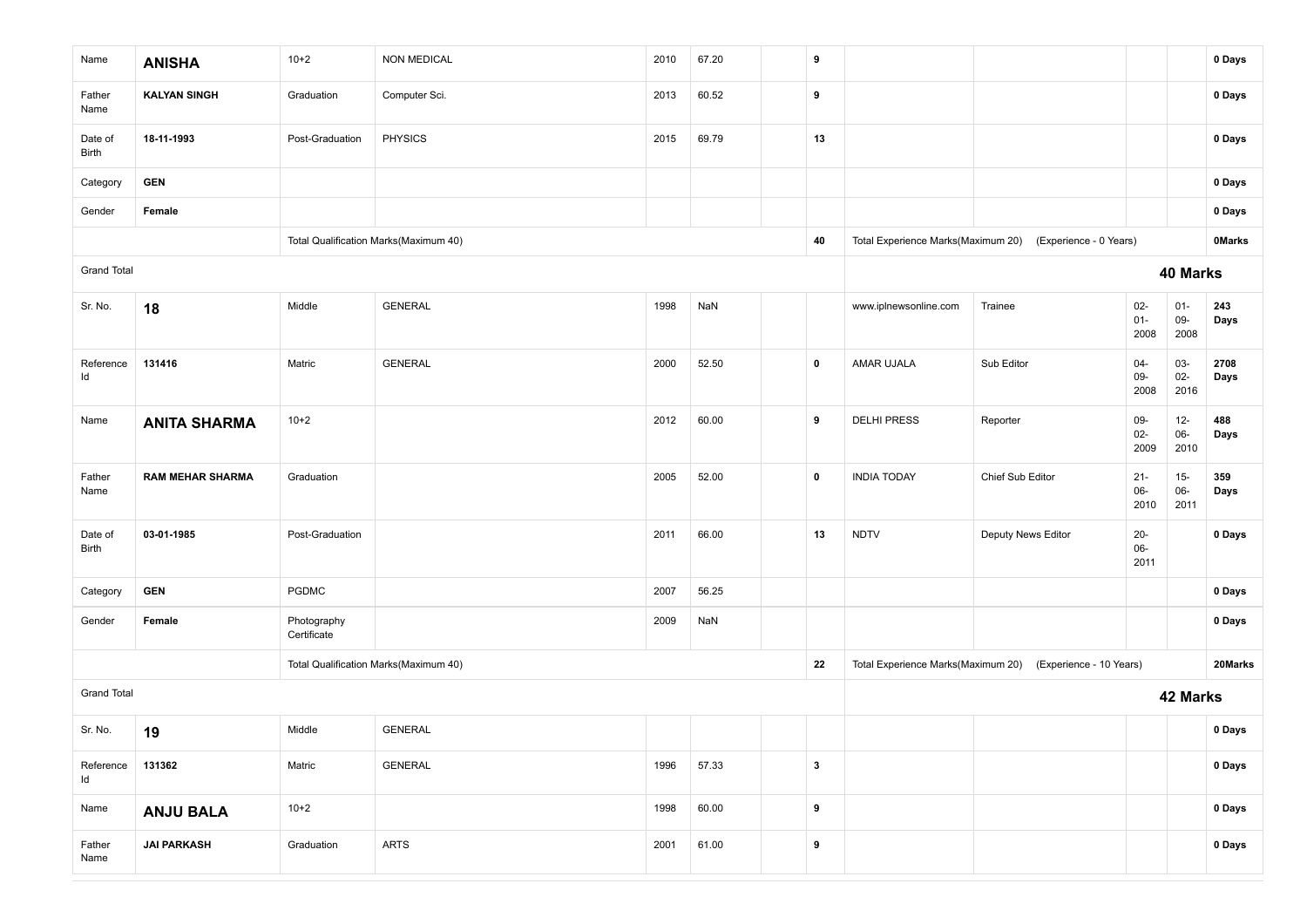| | | | | | | | | | | | | |
|---|---|---|---|---|---|---|---|---|---|---|---|---|
| Name | **ANISHA** | 10+2 | NON MEDICAL | 2010 | 67.20 | | **9** | | | | | **0 Days** |
| Father Name | **KALYAN SINGH** | Graduation | Computer Sci. | 2013 | 60.52 | | **9** | | | | | **0 Days** |
| Date of Birth | **18-11-1993** | Post-Graduation | PHYSICS | 2015 | 69.79 | | **13** | | | | | **0 Days** |
| Category | **GEN** | | | | | | | | | | | **0 Days** |
| Gender | **Female** | | | | | | | | | | | **0 Days** |
| | | Total Qualification Marks(Maximum 40) | | | | | **40** | Total Experience Marks(Maximum 20) | (Experience - 0 Years) | | | **0Marks** |
| Grand Total | | | | | | | | | | | **40 Marks** | |
| Sr. No. | **18** | Middle | GENERAL | 1998 | NaN | | | www.iplnewsonline.com | Trainee | 02-01-2008 | 01-09-2008 | **243 Days** |
| Reference Id | **131416** | Matric | GENERAL | 2000 | 52.50 | | **0** | AMAR UJALA | Sub Editor | 04-09-2008 | 03-02-2016 | **2708 Days** |
| Name | **ANITA SHARMA** | 10+2 | | 2012 | 60.00 | | **9** | DELHI PRESS | Reporter | 09-02-2009 | 12-06-2010 | **488 Days** |
| Father Name | **RAM MEHAR SHARMA** | Graduation | | 2005 | 52.00 | | **0** | INDIA TODAY | Chief Sub Editor | 21-06-2010 | 15-06-2011 | **359 Days** |
| Date of Birth | **03-01-1985** | Post-Graduation | | 2011 | 66.00 | | **13** | NDTV | Deputy News Editor | 20-06-2011 | | **0 Days** |
| Category | **GEN** | PGDMC | | 2007 | 56.25 | | | | | | | **0 Days** |
| Gender | **Female** | Photography Certificate | | 2009 | NaN | | | | | | | **0 Days** |
| | | Total Qualification Marks(Maximum 40) | | | | | **22** | Total Experience Marks(Maximum 20) | (Experience - 10 Years) | | | **20Marks** |
| Grand Total | | | | | | | | | | | **42 Marks** | |
| Sr. No. | **19** | Middle | GENERAL | | | | | | | | | **0 Days** |
| Reference Id | **131362** | Matric | GENERAL | 1996 | 57.33 | | **3** | | | | | **0 Days** |
| Name | **ANJU BALA** | 10+2 | | 1998 | 60.00 | | **9** | | | | | **0 Days** |
| Father Name | **JAI PARKASH** | Graduation | ARTS | 2001 | 61.00 | | **9** | | | | | **0 Days** |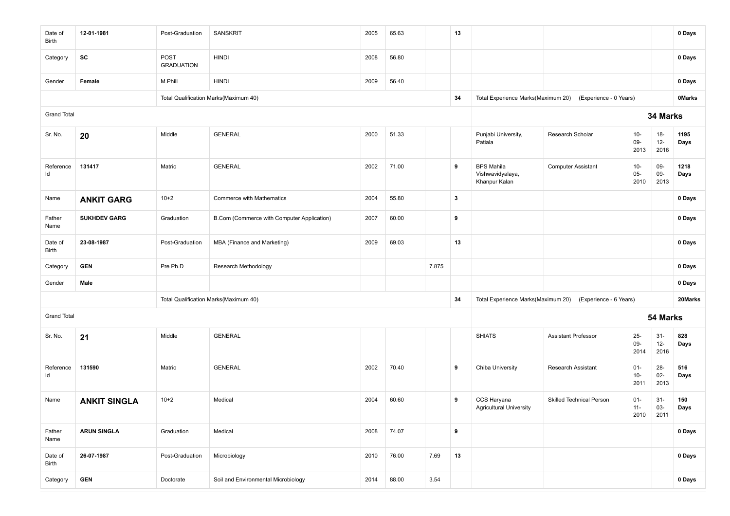| | | | | | | | | | | | | |
|---|---|---|---|---|---|---|---|---|---|---|---|---|
| Date of Birth | **12-01-1981** | Post-Graduation | SANSKRIT | 2005 | 65.63 | | **13** | | | | | **0 Days** |
| Category | **SC** | POST GRADUATION | HINDI | 2008 | 56.80 | | | | | | | **0 Days** |
| Gender | **Female** | M.Phill | HINDI | 2009 | 56.40 | | | | | | | **0 Days** |
| | | Total Qualification Marks(Maximum 40) | | | | | **34** | Total Experience Marks(Maximum 20) | (Experience - 0 Years) | | | **0Marks** |
| Grand Total | | | | | | | | | | | | **34 Marks** |
| Sr. No. | **20** | Middle | GENERAL | 2000 | 51.33 | | | Punjabi University, Patiala | Research Scholar | 10-09-2013 | 18-12-2016 | **1195 Days** |
| Reference Id | **131417** | Matric | GENERAL | 2002 | 71.00 | | **9** | BPS Mahila Vishwavidyalaya, Khanpur Kalan | Computer Assistant | 10-05-2010 | 09-09-2013 | **1218 Days** |
| Name | **ANKIT GARG** | 10+2 | Commerce with Mathematics | 2004 | 55.80 | | **3** | | | | | **0 Days** |
| Father Name | **SUKHDEV GARG** | Graduation | B.Com (Commerce with Computer Application) | 2007 | 60.00 | | **9** | | | | | **0 Days** |
| Date of Birth | **23-08-1987** | Post-Graduation | MBA (Finance and Marketing) | 2009 | 69.03 | | **13** | | | | | **0 Days** |
| Category | **GEN** | Pre Ph.D | Research Methodology | | | 7.875 | | | | | | **0 Days** |
| Gender | **Male** | | | | | | | | | | | **0 Days** |
| | | Total Qualification Marks(Maximum 40) | | | | | **34** | Total Experience Marks(Maximum 20) | (Experience - 6 Years) | | | **20Marks** |
| Grand Total | | | | | | | | | | | | **54 Marks** |
| Sr. No. | **21** | Middle | GENERAL | | | | | SHIATS | Assistant Professor | 25-09-2014 | 31-12-2016 | **828 Days** |
| Reference Id | **131590** | Matric | GENERAL | 2002 | 70.40 | | **9** | Chiba University | Research Assistant | 01-10-2011 | 28-02-2013 | **516 Days** |
| Name | **ANKIT SINGLA** | 10+2 | Medical | 2004 | 60.60 | | **9** | CCS Haryana Agricultural University | Skilled Technical Person | 01-11-2010 | 31-03-2011 | **150 Days** |
| Father Name | **ARUN SINGLA** | Graduation | Medical | 2008 | 74.07 | | **9** | | | | | **0 Days** |
| Date of Birth | **26-07-1987** | Post-Graduation | Microbiology | 2010 | 76.00 | 7.69 | **13** | | | | | **0 Days** |
| Category | **GEN** | Doctorate | Soil and Environmental Microbiology | 2014 | 88.00 | 3.54 | | | | | | **0 Days** |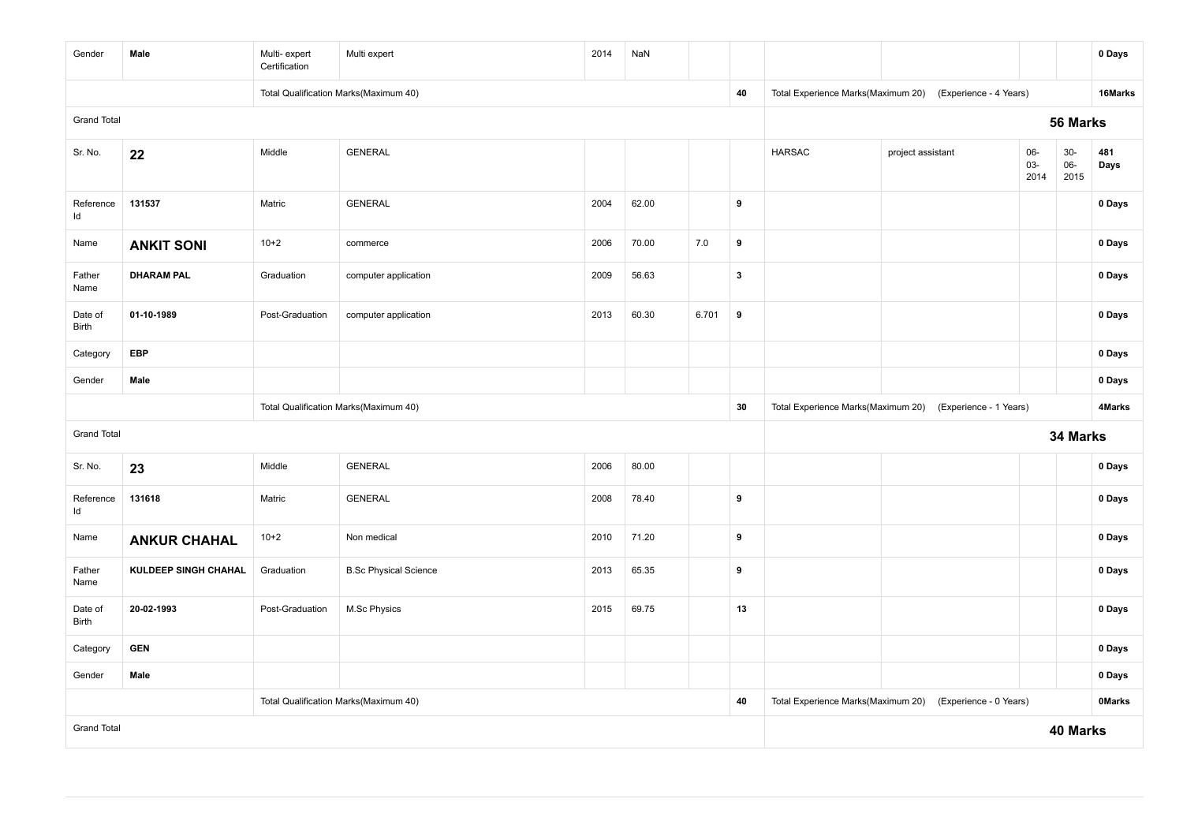| | | | | | | | | | | | | |
|---|---|---|---|---|---|---|---|---|---|---|---|---|
| Gender | **Male** | Multi- expert Certification | Multi expert | 2014 | NaN | | | | | | | **0 Days** |
| | | Total Qualification Marks(Maximum 40) | | | | | **40** | Total Experience Marks(Maximum 20) | (Experience - 4 Years) | | | **16Marks** |
| Grand Total | | | | | | | | | | | **56 Marks** | |
| Sr. No. | **22** | Middle | GENERAL | | | | | HARSAC | project assistant | 06-03-2014 | 30-06-2015 | **481 Days** |
| Reference Id | **131537** | Matric | GENERAL | 2004 | 62.00 | | **9** | | | | | **0 Days** |
| Name | **ANKIT SONI** | 10+2 | commerce | 2006 | 70.00 | 7.0 | **9** | | | | | **0 Days** |
| Father Name | **DHARAM PAL** | Graduation | computer application | 2009 | 56.63 | | **3** | | | | | **0 Days** |
| Date of Birth | **01-10-1989** | Post-Graduation | computer application | 2013 | 60.30 | 6.701 | **9** | | | | | **0 Days** |
| Category | **EBP** | | | | | | | | | | | **0 Days** |
| Gender | **Male** | | | | | | | | | | | **0 Days** |
| | | Total Qualification Marks(Maximum 40) | | | | | **30** | Total Experience Marks(Maximum 20) | (Experience - 1 Years) | | | **4Marks** |
| Grand Total | | | | | | | | | | | **34 Marks** | |
| Sr. No. | **23** | Middle | GENERAL | 2006 | 80.00 | | | | | | | **0 Days** |
| Reference Id | **131618** | Matric | GENERAL | 2008 | 78.40 | | **9** | | | | | **0 Days** |
| Name | **ANKUR CHAHAL** | 10+2 | Non medical | 2010 | 71.20 | | **9** | | | | | **0 Days** |
| Father Name | **KULDEEP SINGH CHAHAL** | Graduation | B.Sc Physical Science | 2013 | 65.35 | | **9** | | | | | **0 Days** |
| Date of Birth | **20-02-1993** | Post-Graduation | M.Sc Physics | 2015 | 69.75 | | **13** | | | | | **0 Days** |
| Category | **GEN** | | | | | | | | | | | **0 Days** |
| Gender | **Male** | | | | | | | | | | | **0 Days** |
| | | Total Qualification Marks(Maximum 40) | | | | | **40** | Total Experience Marks(Maximum 20) | (Experience - 0 Years) | | | **0Marks** |
| Grand Total | | | | | | | | | | | **40 Marks** | |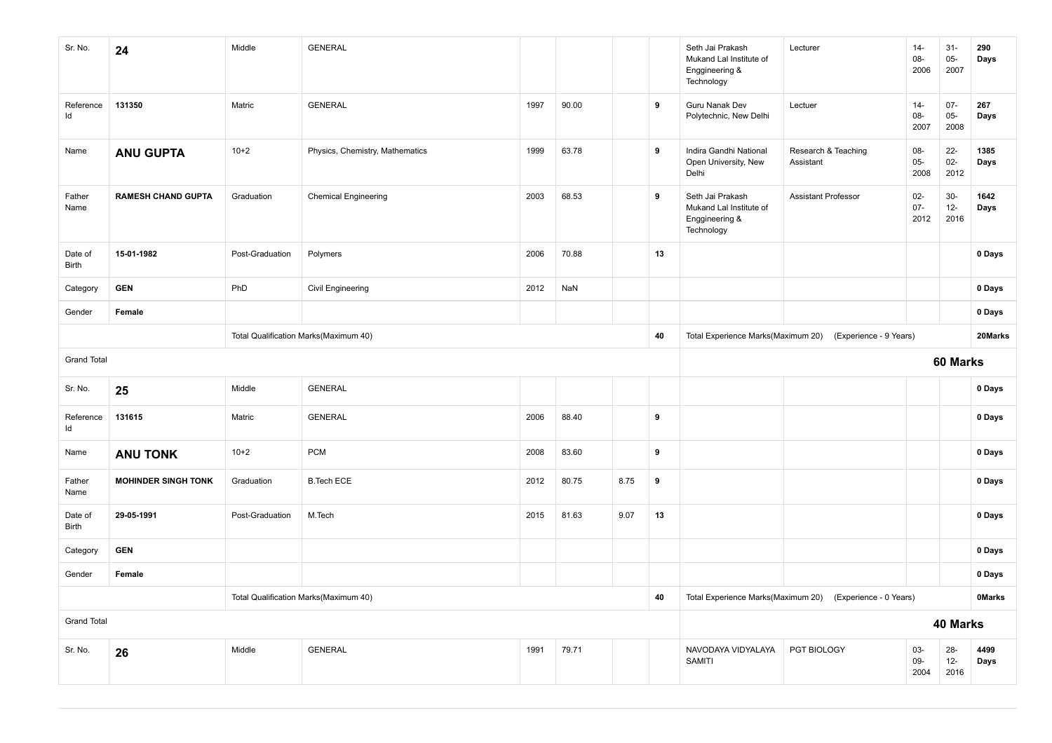| | | | | | | | | | | | | |
|---|---|---|---|---|---|---|---|---|---|---|---|---|
| Sr. No. | **24** | Middle | GENERAL | | | | | Seth Jai Prakash Mukand Lal Institute of Enggineering & Technology | Lecturer | 14-08-2006 | 31-05-2007 | **290 Days** |
| Reference Id | **131350** | Matric | GENERAL | 1997 | 90.00 | | **9** | Guru Nanak Dev Polytechnic, New Delhi | Lectuer | 14-08-2007 | 07-05-2008 | **267 Days** |
| Name | **ANU GUPTA** | 10+2 | Physics, Chemistry, Mathematics | 1999 | 63.78 | | **9** | Indira Gandhi National Open University, New Delhi | Research & Teaching Assistant | 08-05-2008 | 22-02-2012 | **1385 Days** |
| Father Name | **RAMESH CHAND GUPTA** | Graduation | Chemical Engineering | 2003 | 68.53 | | **9** | Seth Jai Prakash Mukand Lal Institute of Enggineering & Technology | Assistant Professor | 02-07-2012 | 30-12-2016 | **1642 Days** |
| Date of Birth | **15-01-1982** | Post-Graduation | Polymers | 2006 | 70.88 | | **13** | | | | | **0 Days** |
| Category | **GEN** | PhD | Civil Engineering | 2012 | NaN | | | | | | | **0 Days** |
| Gender | **Female** | | | | | | | | | | | **0 Days** |
| | | Total Qualification Marks(Maximum 40) | | | | | **40** | Total Experience Marks(Maximum 20) | (Experience - 9 Years) | | | **20Marks** |
| Grand Total | | | | | | | | | | | **60 Marks** | |
| Sr. No. | **25** | Middle | GENERAL | | | | | | | | | **0 Days** |
| Reference Id | **131615** | Matric | GENERAL | 2006 | 88.40 | | **9** | | | | | **0 Days** |
| Name | **ANU TONK** | 10+2 | PCM | 2008 | 83.60 | | **9** | | | | | **0 Days** |
| Father Name | **MOHINDER SINGH TONK** | Graduation | B.Tech ECE | 2012 | 80.75 | 8.75 | **9** | | | | | **0 Days** |
| Date of Birth | **29-05-1991** | Post-Graduation | M.Tech | 2015 | 81.63 | 9.07 | **13** | | | | | **0 Days** |
| Category | **GEN** | | | | | | | | | | | **0 Days** |
| Gender | **Female** | | | | | | | | | | | **0 Days** |
| | | Total Qualification Marks(Maximum 40) | | | | | **40** | Total Experience Marks(Maximum 20) | (Experience - 0 Years) | | | **0Marks** |
| Grand Total | | | | | | | | | | | **40 Marks** | |
| Sr. No. | **26** | Middle | GENERAL | 1991 | 79.71 | | | NAVODAYA VIDYALAYA SAMITI | PGT BIOLOGY | 03-09-2004 | 28-12-2016 | **4499 Days** |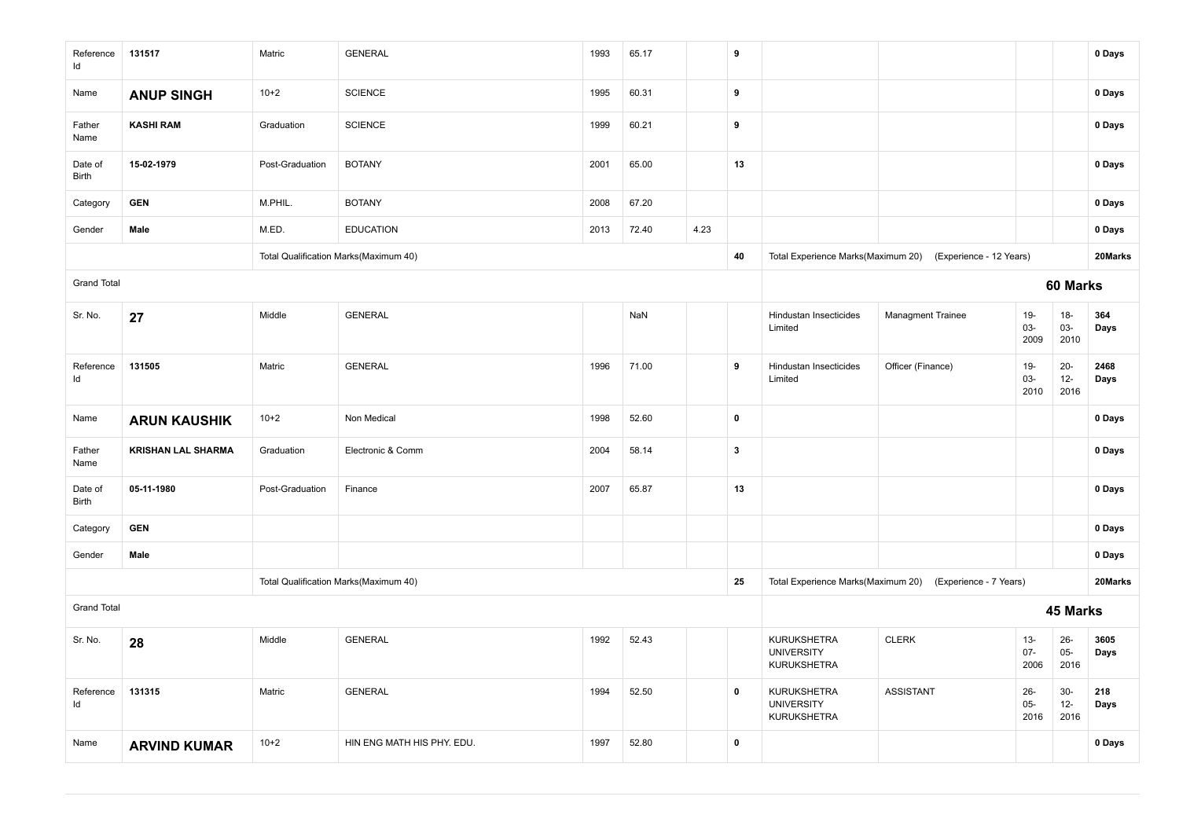| | | | | | | | | | | | | |
|---|---|---|---|---|---|---|---|---|---|---|---|---|
| Reference Id | 131517 | Matric | GENERAL | 1993 | 65.17 | | 9 | | | | | 0 Days |
| Name | **ANUP SINGH** | 10+2 | SCIENCE | 1995 | 60.31 | | 9 | | | | | 0 Days |
| Father Name | **KASHI RAM** | Graduation | SCIENCE | 1999 | 60.21 | | 9 | | | | | 0 Days |
| Date of Birth | **15-02-1979** | Post-Graduation | BOTANY | 2001 | 65.00 | | 13 | | | | | 0 Days |
| Category | **GEN** | M.PHIL. | BOTANY | 2008 | 67.20 | | | | | | | 0 Days |
| Gender | **Male** | M.ED. | EDUCATION | 2013 | 72.40 | 4.23 | | | | | | 0 Days |
| | | Total Qualification Marks(Maximum 40) | | | | | 40 | Total Experience Marks(Maximum 20) | (Experience - 12 Years) | | | 20Marks |
| Grand Total | | | | | | | | | | | | **60 Marks** |
| Sr. No. | **27** | Middle | GENERAL | | NaN | | | Hindustan Insecticides Limited | Managment Trainee | 19-03-2009 | 18-03-2010 | 364 Days |
| Reference Id | 131505 | Matric | GENERAL | 1996 | 71.00 | | 9 | Hindustan Insecticides Limited | Officer (Finance) | 19-03-2010 | 20-12-2016 | 2468 Days |
| Name | **ARUN KAUSHIK** | 10+2 | Non Medical | 1998 | 52.60 | | 0 | | | | | 0 Days |
| Father Name | **KRISHAN LAL SHARMA** | Graduation | Electronic & Comm | 2004 | 58.14 | | 3 | | | | | 0 Days |
| Date of Birth | **05-11-1980** | Post-Graduation | Finance | 2007 | 65.87 | | 13 | | | | | 0 Days |
| Category | **GEN** | | | | | | | | | | | 0 Days |
| Gender | **Male** | | | | | | | | | | | 0 Days |
| | | Total Qualification Marks(Maximum 40) | | | | | 25 | Total Experience Marks(Maximum 20) | (Experience - 7 Years) | | | 20Marks |
| Grand Total | | | | | | | | | | | | **45 Marks** |
| Sr. No. | **28** | Middle | GENERAL | 1992 | 52.43 | | | KURUKSHETRA UNIVERSITY KURUKSHETRA | CLERK | 13-07-2006 | 26-05-2016 | 3605 Days |
| Reference Id | 131315 | Matric | GENERAL | 1994 | 52.50 | | 0 | KURUKSHETRA UNIVERSITY KURUKSHETRA | ASSISTANT | 26-05-2016 | 30-12-2016 | 218 Days |
| Name | **ARVIND KUMAR** | 10+2 | HIN ENG MATH HIS PHY. EDU. | 1997 | 52.80 | | 0 | | | | | 0 Days |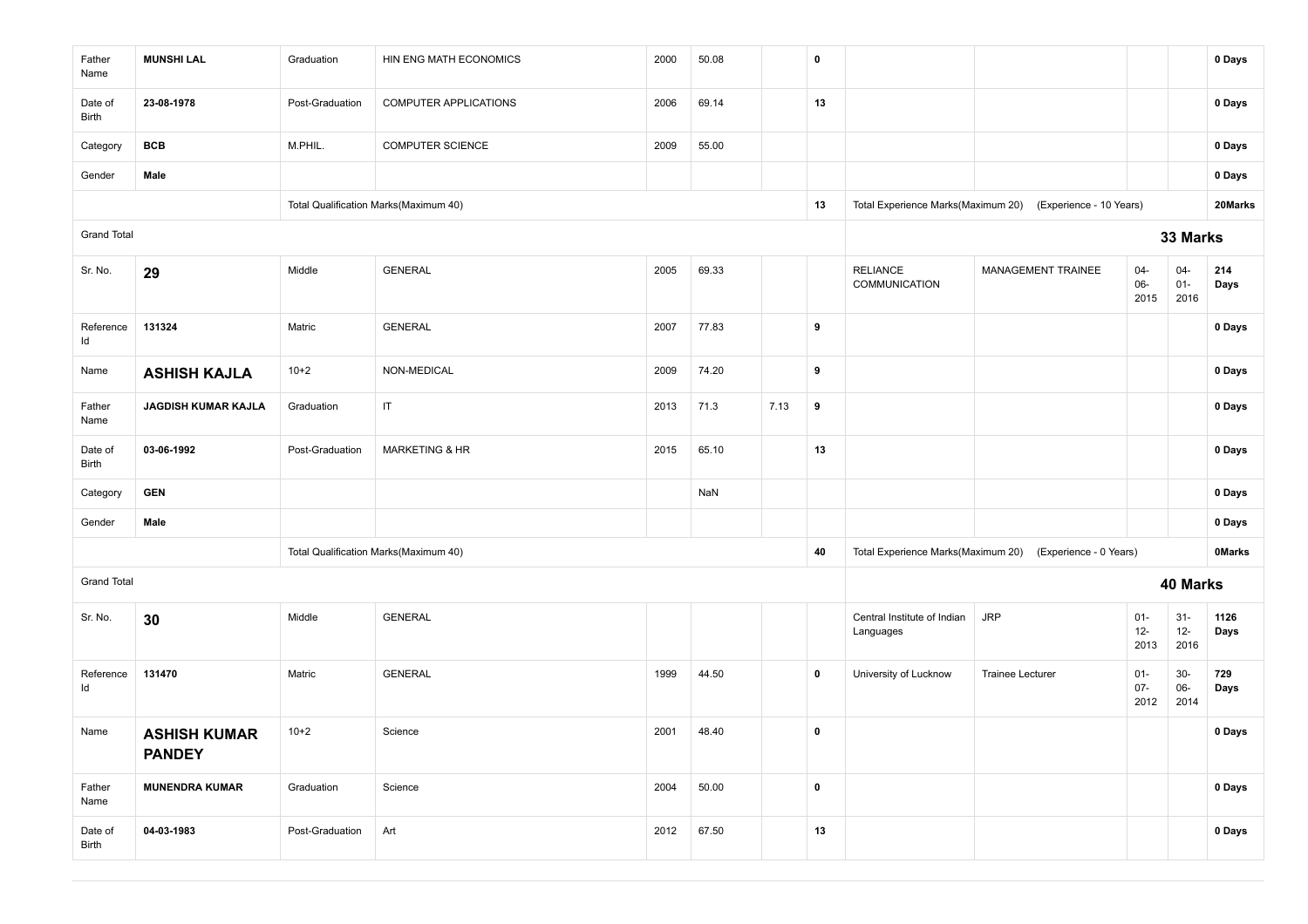| | | | | | | | | | | | | |
|---|---|---|---|---|---|---|---|---|---|---|---|---|
| Father Name | **MUNSHI LAL** | Graduation | HIN ENG MATH ECONOMICS | 2000 | 50.08 | | **0** | | | | | **0 Days** |
| Date of Birth | **23-08-1978** | Post-Graduation | COMPUTER APPLICATIONS | 2006 | 69.14 | | **13** | | | | | **0 Days** |
| Category | **BCB** | M.PHIL. | COMPUTER SCIENCE | 2009 | 55.00 | | | | | | | **0 Days** |
| Gender | **Male** | | | | | | | | | | | **0 Days** |
| | | Total Qualification Marks(Maximum 40) | | | | | **13** | Total Experience Marks(Maximum 20) | (Experience - 10 Years) | | | **20Marks** |
| Grand Total | | | | | | | | | | | **33 Marks** | |
| Sr. No. | **29** | Middle | GENERAL | 2005 | 69.33 | | | RELIANCE COMMUNICATION | MANAGEMENT TRAINEE | 04-06-2015 | 04-01-2016 | **214 Days** |
| Reference Id | **131324** | Matric | GENERAL | 2007 | 77.83 | | **9** | | | | | **0 Days** |
| Name | **ASHISH KAJLA** | 10+2 | NON-MEDICAL | 2009 | 74.20 | | **9** | | | | | **0 Days** |
| Father Name | **JAGDISH KUMAR KAJLA** | Graduation | IT | 2013 | 71.3 | 7.13 | **9** | | | | | **0 Days** |
| Date of Birth | **03-06-1992** | Post-Graduation | MARKETING & HR | 2015 | 65.10 | | **13** | | | | | **0 Days** |
| Category | **GEN** | | | | NaN | | | | | | | **0 Days** |
| Gender | **Male** | | | | | | | | | | | **0 Days** |
| | | Total Qualification Marks(Maximum 40) | | | | | **40** | Total Experience Marks(Maximum 20) | (Experience - 0 Years) | | | **0Marks** |
| Grand Total | | | | | | | | | | | **40 Marks** | |
| Sr. No. | **30** | Middle | GENERAL | | | | | Central Institute of Indian Languages | JRP | 01-12-2013 | 31-12-2016 | **1126 Days** |
| Reference Id | **131470** | Matric | GENERAL | 1999 | 44.50 | | **0** | University of Lucknow | Trainee Lecturer | 01-07-2012 | 30-06-2014 | **729 Days** |
| Name | **ASHISH KUMAR PANDEY** | 10+2 | Science | 2001 | 48.40 | | **0** | | | | | **0 Days** |
| Father Name | **MUNENDRA KUMAR** | Graduation | Science | 2004 | 50.00 | | **0** | | | | | **0 Days** |
| Date of Birth | **04-03-1983** | Post-Graduation | Art | 2012 | 67.50 | | **13** | | | | | **0 Days** |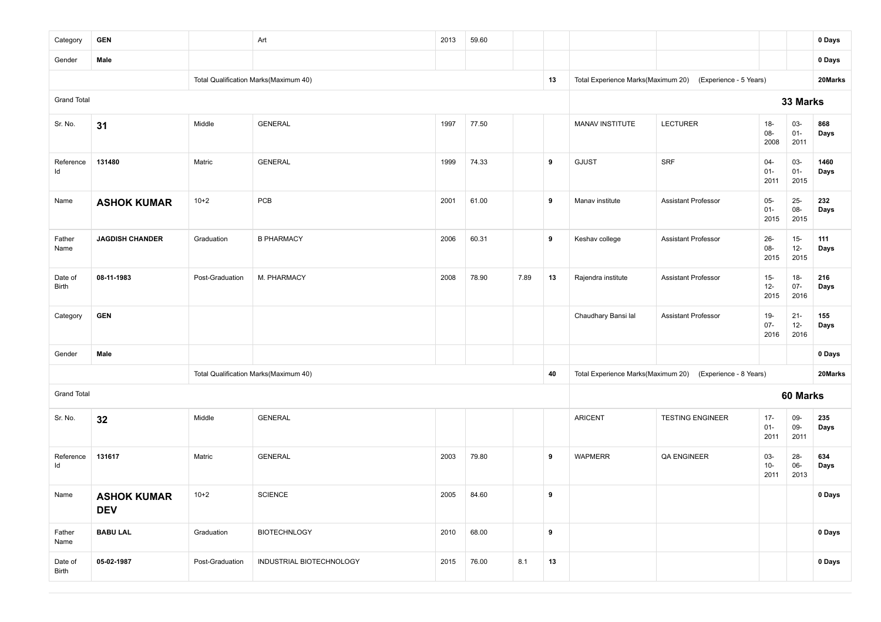| | | | | | | | | | | | | |
|---|---|---|---|---|---|---|---|---|---|---|---|---|
| Category | **GEN** | | Art | 2013 | 59.60 | | | | | | | **0 Days** |
| Gender | **Male** | | | | | | | | | | | **0 Days** |
| | | Total Qualification Marks(Maximum 40) | | | | | **13** | Total Experience Marks(Maximum 20) | (Experience - 5 Years) | | | **20Marks** |
| Grand Total | | | | | | | | | | | | **33 Marks** |
| Sr. No. | **31** | Middle | GENERAL | 1997 | 77.50 | | | MANAV INSTITUTE | LECTURER | 18-08-2008 | 03-01-2011 | **868 Days** |
| Reference Id | **131480** | Matric | GENERAL | 1999 | 74.33 | | **9** | GJUST | SRF | 04-01-2011 | 03-01-2015 | **1460 Days** |
| Name | **ASHOK KUMAR** | 10+2 | PCB | 2001 | 61.00 | | **9** | Manav institute | Assistant Professor | 05-01-2015 | 25-08-2015 | **232 Days** |
| Father Name | **JAGDISH CHANDER** | Graduation | B PHARMACY | 2006 | 60.31 | | **9** | Keshav college | Assistant Professor | 26-08-2015 | 15-12-2015 | **111 Days** |
| Date of Birth | **08-11-1983** | Post-Graduation | M. PHARMACY | 2008 | 78.90 | 7.89 | **13** | Rajendra institute | Assistant Professor | 15-12-2015 | 18-07-2016 | **216 Days** |
| Category | **GEN** | | | | | | | Chaudhary Bansi lal | Assistant Professor | 19-07-2016 | 21-12-2016 | **155 Days** |
| Gender | **Male** | | | | | | | | | | | **0 Days** |
| | | Total Qualification Marks(Maximum 40) | | | | | **40** | Total Experience Marks(Maximum 20) | (Experience - 8 Years) | | | **20Marks** |
| Grand Total | | | | | | | | | | | | **60 Marks** |
| Sr. No. | **32** | Middle | GENERAL | | | | | ARICENT | TESTING ENGINEER | 17-01-2011 | 09-09-2011 | **235 Days** |
| Reference Id | **131617** | Matric | GENERAL | 2003 | 79.80 | | **9** | WAPMERR | QA ENGINEER | 03-10-2011 | 28-06-2013 | **634 Days** |
| Name | **ASHOK KUMAR DEV** | 10+2 | SCIENCE | 2005 | 84.60 | | **9** | | | | | **0 Days** |
| Father Name | **BABU LAL** | Graduation | BIOTECHNLOGY | 2010 | 68.00 | | **9** | | | | | **0 Days** |
| Date of Birth | **05-02-1987** | Post-Graduation | INDUSTRIAL BIOTECHNOLOGY | 2015 | 76.00 | 8.1 | **13** | | | | | **0 Days** |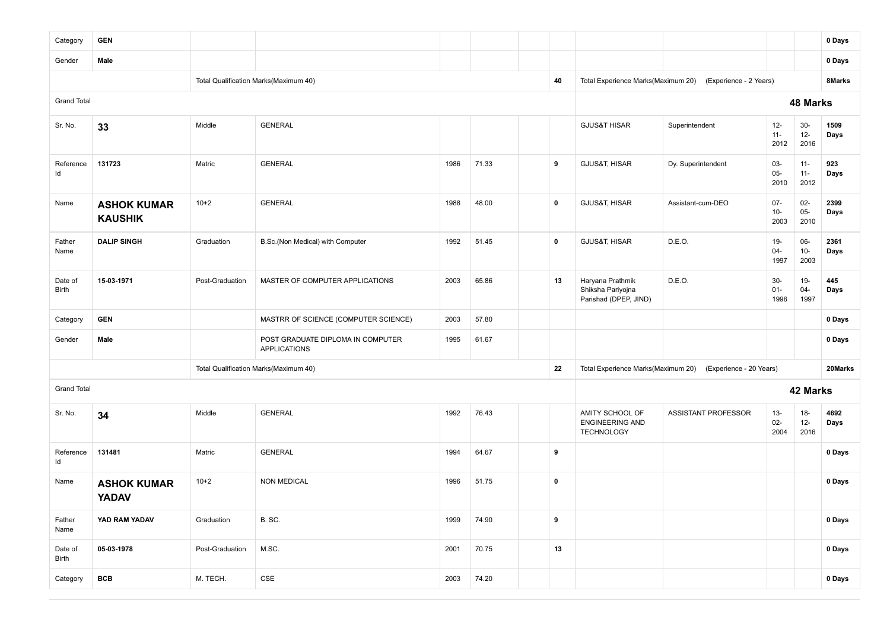| | | | | | | | | | | | | |
|---|---|---|---|---|---|---|---|---|---|---|---|---|
| Category | **GEN** | | | | | | | | | | | **0 Days** |
| Gender | **Male** | | | | | | | | | | | **0 Days** |
| | | Total Qualification Marks(Maximum 40) | | | | | **40** | Total Experience Marks(Maximum 20) | (Experience - 2 Years) | | | **8Marks** |
| Grand Total | | | | | | | | | | | | **48 Marks** |
| Sr. No. | **33** | Middle | GENERAL | | | | | GJUS&T HISAR | Superintendent | 12-11-2012 | 30-12-2016 | **1509 Days** |
| Reference Id | **131723** | Matric | GENERAL | 1986 | 71.33 | | **9** | GJUS&T, HISAR | Dy. Superintendent | 03-05-2010 | 11-11-2012 | **923 Days** |
| Name | **ASHOK KUMAR KAUSHIK** | 10+2 | GENERAL | 1988 | 48.00 | | **0** | GJUS&T, HISAR | Assistant-cum-DEO | 07-10-2003 | 02-05-2010 | **2399 Days** |
| Father Name | **DALIP SINGH** | Graduation | B.Sc.(Non Medical) with Computer | 1992 | 51.45 | | **0** | GJUS&T, HISAR | D.E.O. | 19-04-1997 | 06-10-2003 | **2361 Days** |
| Date of Birth | **15-03-1971** | Post-Graduation | MASTER OF COMPUTER APPLICATIONS | 2003 | 65.86 | | **13** | Haryana Prathmik Shiksha Pariyojna Parishad (DPEP, JIND) | D.E.O. | 30-01-1996 | 19-04-1997 | **445 Days** |
| Category | **GEN** | | MASTRR OF SCIENCE (COMPUTER SCIENCE) | 2003 | 57.80 | | | | | | | **0 Days** |
| Gender | **Male** | | POST GRADUATE DIPLOMA IN COMPUTER APPLICATIONS | 1995 | 61.67 | | | | | | | **0 Days** |
| | | Total Qualification Marks(Maximum 40) | | | | | **22** | Total Experience Marks(Maximum 20) | (Experience - 20 Years) | | | **20Marks** |
| Grand Total | | | | | | | | | | | | **42 Marks** |
| Sr. No. | **34** | Middle | GENERAL | 1992 | 76.43 | | | AMITY SCHOOL OF ENGINEERING AND TECHNOLOGY | ASSISTANT PROFESSOR | 13-02-2004 | 18-12-2016 | **4692 Days** |
| Reference Id | **131481** | Matric | GENERAL | 1994 | 64.67 | | **9** | | | | | **0 Days** |
| Name | **ASHOK KUMAR YADAV** | 10+2 | NON MEDICAL | 1996 | 51.75 | | **0** | | | | | **0 Days** |
| Father Name | **YAD RAM YADAV** | Graduation | B. SC. | 1999 | 74.90 | | **9** | | | | | **0 Days** |
| Date of Birth | **05-03-1978** | Post-Graduation | M.SC. | 2001 | 70.75 | | **13** | | | | | **0 Days** |
| Category | **BCB** | M. TECH. | CSE | 2003 | 74.20 | | | | | | | **0 Days** |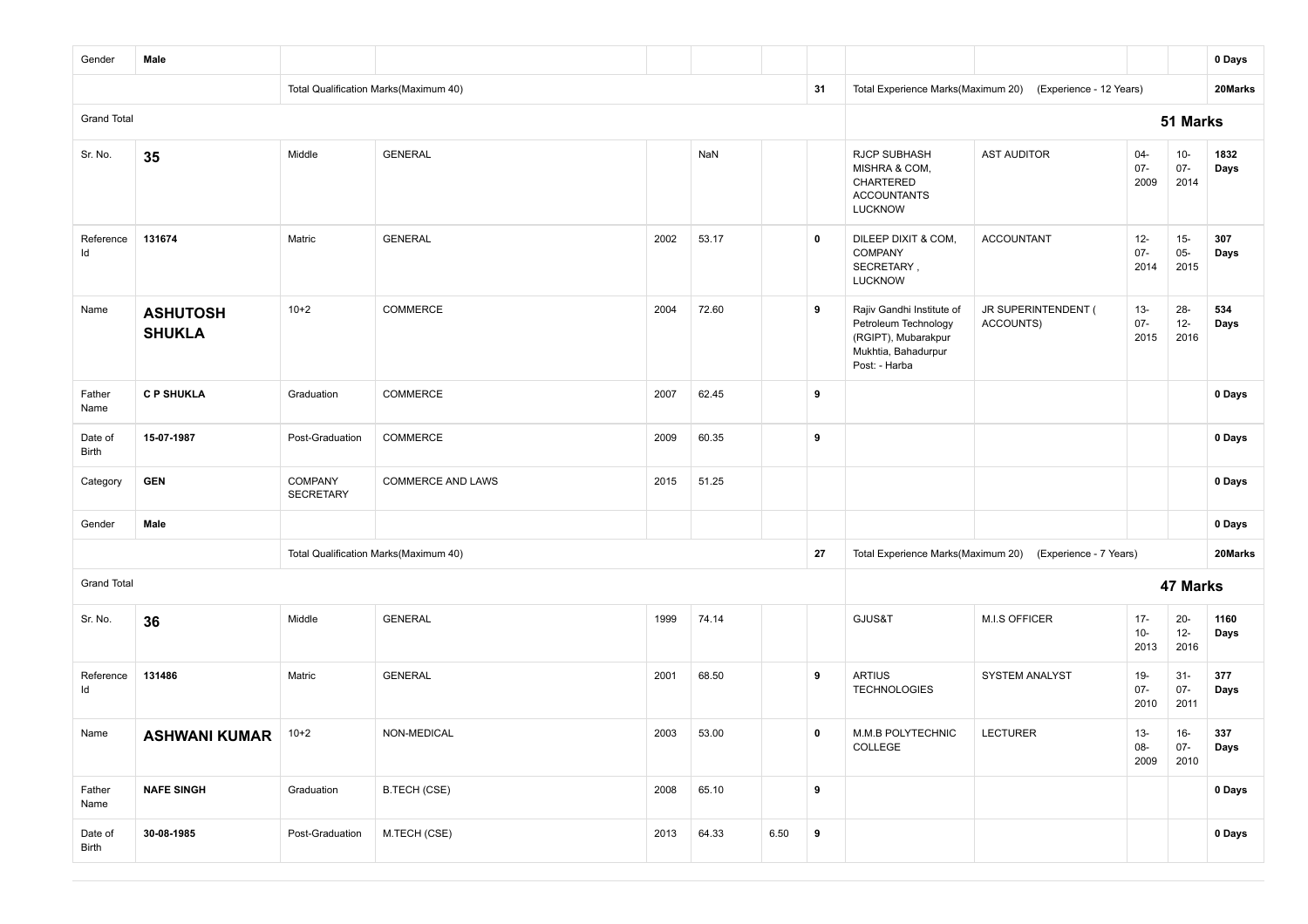| Gender | Male | | | | | | | | | | | 0 Days |
|---|---|---|---|---|---|---|---|---|---|---|---|---|
| | | Total Qualification Marks(Maximum 40) | | | | | 31 | Total Experience Marks(Maximum 20) | (Experience - 12 Years) | | | 20Marks |
| Grand Total | | | | | | | | | | 51 Marks | | |
| Sr. No. | 35 | Middle | GENERAL | | NaN | | | RJCP SUBHASH MISHRA & COM, CHARTERED ACCOUNTANTS LUCKNOW | AST AUDITOR | 04-07-2009 | 10-07-2014 | 1832 Days |
| Reference Id | 131674 | Matric | GENERAL | 2002 | 53.17 | | 0 | DILEEP DIXIT & COM, COMPANY SECRETARY , LUCKNOW | ACCOUNTANT | 12-07-2014 | 15-05-2015 | 307 Days |
| Name | ASHUTOSH SHUKLA | 10+2 | COMMERCE | 2004 | 72.60 | | 9 | Rajiv Gandhi Institute of Petroleum Technology (RGIPT), Mubarakpur Mukhtia, Bahadurpur Post: - Harba | JR SUPERINTENDENT ( ACCOUNTS) | 13-07-2015 | 28-12-2016 | 534 Days |
| Father Name | C P SHUKLA | Graduation | COMMERCE | 2007 | 62.45 | | 9 | | | | | 0 Days |
| Date of Birth | 15-07-1987 | Post-Graduation | COMMERCE | 2009 | 60.35 | | 9 | | | | | 0 Days |
| Category | GEN | COMPANY SECRETARY | COMMERCE AND LAWS | 2015 | 51.25 | | | | | | | 0 Days |
| Gender | Male | | | | | | | | | | | 0 Days |
| | | Total Qualification Marks(Maximum 40) | | | | | 27 | Total Experience Marks(Maximum 20) | (Experience - 7 Years) | | | 20Marks |
| Grand Total | | | | | | | | | | 47 Marks | | |
| Sr. No. | 36 | Middle | GENERAL | 1999 | 74.14 | | | GJUS&T | M.I.S OFFICER | 17-10-2013 | 20-12-2016 | 1160 Days |
| Reference Id | 131486 | Matric | GENERAL | 2001 | 68.50 | | 9 | ARTIUS TECHNOLOGIES | SYSTEM ANALYST | 19-07-2010 | 31-07-2011 | 377 Days |
| Name | ASHWANI KUMAR | 10+2 | NON-MEDICAL | 2003 | 53.00 | | 0 | M.M.B POLYTECHNIC COLLEGE | LECTURER | 13-08-2009 | 16-07-2010 | 337 Days |
| Father Name | NAFE SINGH | Graduation | B.TECH (CSE) | 2008 | 65.10 | | 9 | | | | | 0 Days |
| Date of Birth | 30-08-1985 | Post-Graduation | M.TECH (CSE) | 2013 | 64.33 | 6.50 | 9 | | | | | 0 Days |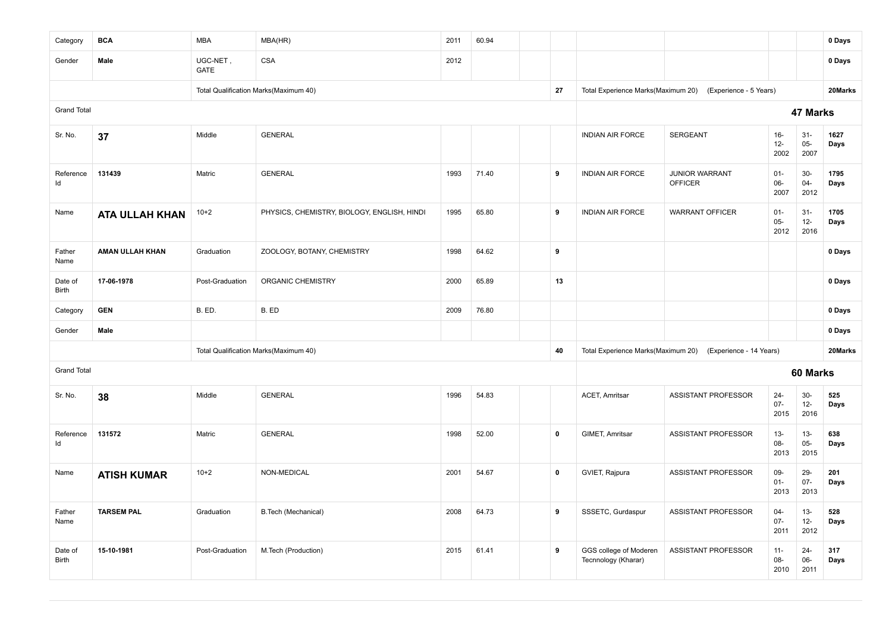| | | | | | | | | | | | | |
|---|---|---|---|---|---|---|---|---|---|---|---|---|
| Category | **BCA** | MBA | MBA(HR) | 2011 | 60.94 | | | | | | | **0 Days** |
| Gender | **Male** | UGC-NET , GATE | CSA | 2012 | | | | | | | | **0 Days** |
| | | Total Qualification Marks(Maximum 40) | | | | | **27** | Total Experience Marks(Maximum 20) | (Experience - 5 Years) | | | **20Marks** |
| Grand Total | | | | | | | | | | **47 Marks** | | |
| Sr. No. | **37** | Middle | GENERAL | | | | | INDIAN AIR FORCE | SERGEANT | 16-12-2002 | 31-05-2007 | **1627 Days** |
| Reference Id | **131439** | Matric | GENERAL | 1993 | 71.40 | | **9** | INDIAN AIR FORCE | JUNIOR WARRANT OFFICER | 01-06-2007 | 30-04-2012 | **1795 Days** |
| Name | **ATA ULLAH KHAN** | 10+2 | PHYSICS, CHEMISTRY, BIOLOGY, ENGLISH, HINDI | 1995 | 65.80 | | **9** | INDIAN AIR FORCE | WARRANT OFFICER | 01-05-2012 | 31-12-2016 | **1705 Days** |
| Father Name | **AMAN ULLAH KHAN** | Graduation | ZOOLOGY, BOTANY, CHEMISTRY | 1998 | 64.62 | | **9** | | | | | **0 Days** |
| Date of Birth | **17-06-1978** | Post-Graduation | ORGANIC CHEMISTRY | 2000 | 65.89 | | **13** | | | | | **0 Days** |
| Category | **GEN** | B. ED. | B. ED | 2009 | 76.80 | | | | | | | **0 Days** |
| Gender | **Male** | | | | | | | | | | | **0 Days** |
| | | Total Qualification Marks(Maximum 40) | | | | | **40** | Total Experience Marks(Maximum 20) | (Experience - 14 Years) | | | **20Marks** |
| Grand Total | | | | | | | | | | **60 Marks** | | |
| Sr. No. | **38** | Middle | GENERAL | 1996 | 54.83 | | | ACET, Amritsar | ASSISTANT PROFESSOR | 24-07-2015 | 30-12-2016 | **525 Days** |
| Reference Id | **131572** | Matric | GENERAL | 1998 | 52.00 | | **0** | GIMET, Amritsar | ASSISTANT PROFESSOR | 13-08-2013 | 13-05-2015 | **638 Days** |
| Name | **ATISH KUMAR** | 10+2 | NON-MEDICAL | 2001 | 54.67 | | **0** | GVIET, Rajpura | ASSISTANT PROFESSOR | 09-01-2013 | 29-07-2013 | **201 Days** |
| Father Name | **TARSEM PAL** | Graduation | B.Tech (Mechanical) | 2008 | 64.73 | | **9** | SSSETC, Gurdaspur | ASSISTANT PROFESSOR | 04-07-2011 | 13-12-2012 | **528 Days** |
| Date of Birth | **15-10-1981** | Post-Graduation | M.Tech (Production) | 2015 | 61.41 | | **9** | GGS college of Moderen Tecnnology (Kharar) | ASSISTANT PROFESSOR | 11-08-2010 | 24-06-2011 | **317 Days** |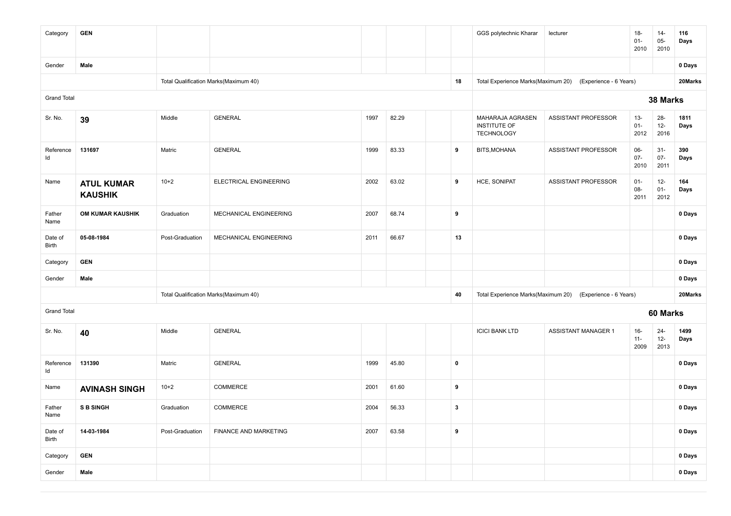| | | | | | | | | | | | | |
|---|---|---|---|---|---|---|---|---|---|---|---|---|
| Category | **GEN** | | | | | | | GGS polytechnic Kharar | lecturer | 18-01-2010 | 14-05-2010 | **116 Days** |
| Gender | **Male** | | | | | | | | | | | **0 Days** |
| | | Total Qualification Marks(Maximum 40) | | | | | **18** | Total Experience Marks(Maximum 20) | (Experience - 6 Years) | | | **20Marks** |
| Grand Total | | | | | | | | **38 Marks** | | | | |
| Sr. No. | **39** | Middle | GENERAL | 1997 | 82.29 | | | MAHARAJA AGRASEN INSTITUTE OF TECHNOLOGY | ASSISTANT PROFESSOR | 13-01-2012 | 28-12-2016 | **1811 Days** |
| Reference Id | **131697** | Matric | GENERAL | 1999 | 83.33 | | **9** | BITS,MOHANA | ASSISTANT PROFESSOR | 06-07-2010 | 31-07-2011 | **390 Days** |
| Name | **ATUL KUMAR KAUSHIK** | 10+2 | ELECTRICAL ENGINEERING | 2002 | 63.02 | | **9** | HCE, SONIPAT | ASSISTANT PROFESSOR | 01-08-2011 | 12-01-2012 | **164 Days** |
| Father Name | **OM KUMAR KAUSHIK** | Graduation | MECHANICAL ENGINEERING | 2007 | 68.74 | | **9** | | | | | **0 Days** |
| Date of Birth | **05-08-1984** | Post-Graduation | MECHANICAL ENGINEERING | 2011 | 66.67 | | **13** | | | | | **0 Days** |
| Category | **GEN** | | | | | | | | | | | **0 Days** |
| Gender | **Male** | | | | | | | | | | | **0 Days** |
| | | Total Qualification Marks(Maximum 40) | | | | | **40** | Total Experience Marks(Maximum 20) | (Experience - 6 Years) | | | **20Marks** |
| Grand Total | | | | | | | | **60 Marks** | | | | |
| Sr. No. | **40** | Middle | GENERAL | | | | | ICICI BANK LTD | ASSISTANT MANAGER 1 | 16-11-2009 | 24-12-2013 | **1499 Days** |
| Reference Id | **131390** | Matric | GENERAL | 1999 | 45.80 | | **0** | | | | | **0 Days** |
| Name | **AVINASH SINGH** | 10+2 | COMMERCE | 2001 | 61.60 | | **9** | | | | | **0 Days** |
| Father Name | **S B SINGH** | Graduation | COMMERCE | 2004 | 56.33 | | **3** | | | | | **0 Days** |
| Date of Birth | **14-03-1984** | Post-Graduation | FINANCE AND MARKETING | 2007 | 63.58 | | **9** | | | | | **0 Days** |
| Category | **GEN** | | | | | | | | | | | **0 Days** |
| Gender | **Male** | | | | | | | | | | | **0 Days** |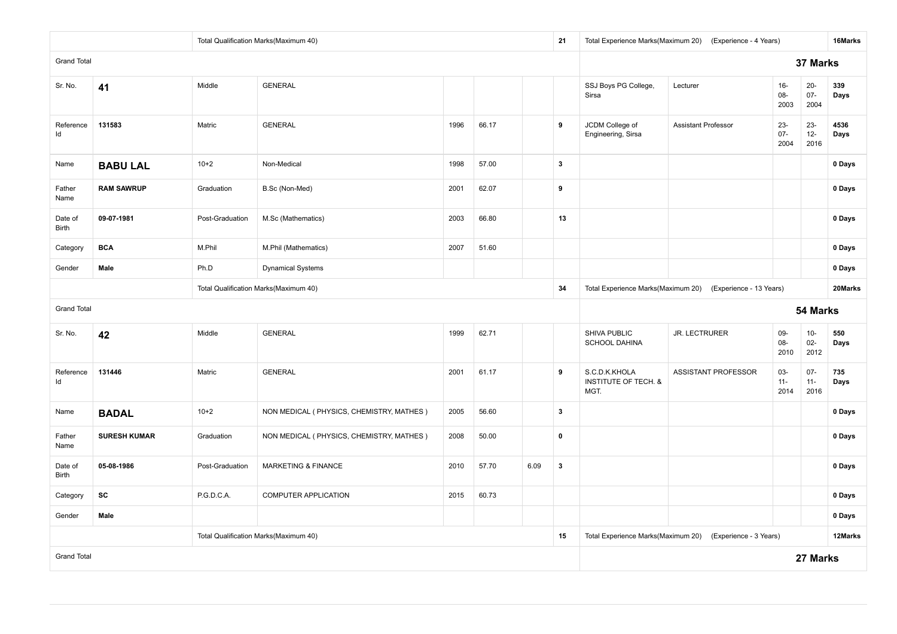| | | | | | | | | | | | | |
|---|---|---|---|---|---|---|---|---|---|---|---|---|
| | | Total Qualification Marks(Maximum 40) | | | | | 21 | Total Experience Marks(Maximum 20) | (Experience - 4 Years) | | | 16Marks |
| Grand Total | | | | | | | | | | | | **37 Marks** |
| Sr. No. | **41** | Middle | GENERAL | | | | | SSJ Boys PG College, Sirsa | Lecturer | 16-08-2003 | 20-07-2004 | **339 Days** |
| Reference Id | **131583** | Matric | GENERAL | 1996 | 66.17 | | 9 | JCDM College of Engineering, Sirsa | Assistant Professor | 23-07-2004 | 23-12-2016 | **4536 Days** |
| Name | **BABU LAL** | 10+2 | Non-Medical | 1998 | 57.00 | | 3 | | | | | **0 Days** |
| Father Name | **RAM SAWRUP** | Graduation | B.Sc (Non-Med) | 2001 | 62.07 | | 9 | | | | | **0 Days** |
| Date of Birth | **09-07-1981** | Post-Graduation | M.Sc (Mathematics) | 2003 | 66.80 | | 13 | | | | | **0 Days** |
| Category | **BCA** | M.Phil | M.Phil (Mathematics) | 2007 | 51.60 | | | | | | | **0 Days** |
| Gender | **Male** | Ph.D | Dynamical Systems | | | | | | | | | **0 Days** |
| | | Total Qualification Marks(Maximum 40) | | | | | 34 | Total Experience Marks(Maximum 20) | (Experience - 13 Years) | | | 20Marks |
| Grand Total | | | | | | | | | | | | **54 Marks** |
| Sr. No. | **42** | Middle | GENERAL | 1999 | 62.71 | | | SHIVA PUBLIC SCHOOL DAHINA | JR. LECTRURER | 09-08-2010 | 10-02-2012 | **550 Days** |
| Reference Id | **131446** | Matric | GENERAL | 2001 | 61.17 | | 9 | S.C.D.K.KHOLA INSTITUTE OF TECH. & MGT. | ASSISTANT PROFESSOR | 03-11-2014 | 07-11-2016 | **735 Days** |
| Name | **BADAL** | 10+2 | NON MEDICAL ( PHYSICS, CHEMISTRY, MATHES ) | 2005 | 56.60 | | 3 | | | | | **0 Days** |
| Father Name | **SURESH KUMAR** | Graduation | NON MEDICAL ( PHYSICS, CHEMISTRY, MATHES ) | 2008 | 50.00 | | 0 | | | | | **0 Days** |
| Date of Birth | **05-08-1986** | Post-Graduation | MARKETING & FINANCE | 2010 | 57.70 | 6.09 | 3 | | | | | **0 Days** |
| Category | **SC** | P.G.D.C.A. | COMPUTER APPLICATION | 2015 | 60.73 | | | | | | | **0 Days** |
| Gender | **Male** | | | | | | | | | | | **0 Days** |
| | | Total Qualification Marks(Maximum 40) | | | | | 15 | Total Experience Marks(Maximum 20) | (Experience - 3 Years) | | | 12Marks |
| Grand Total | | | | | | | | | | | | **27 Marks** |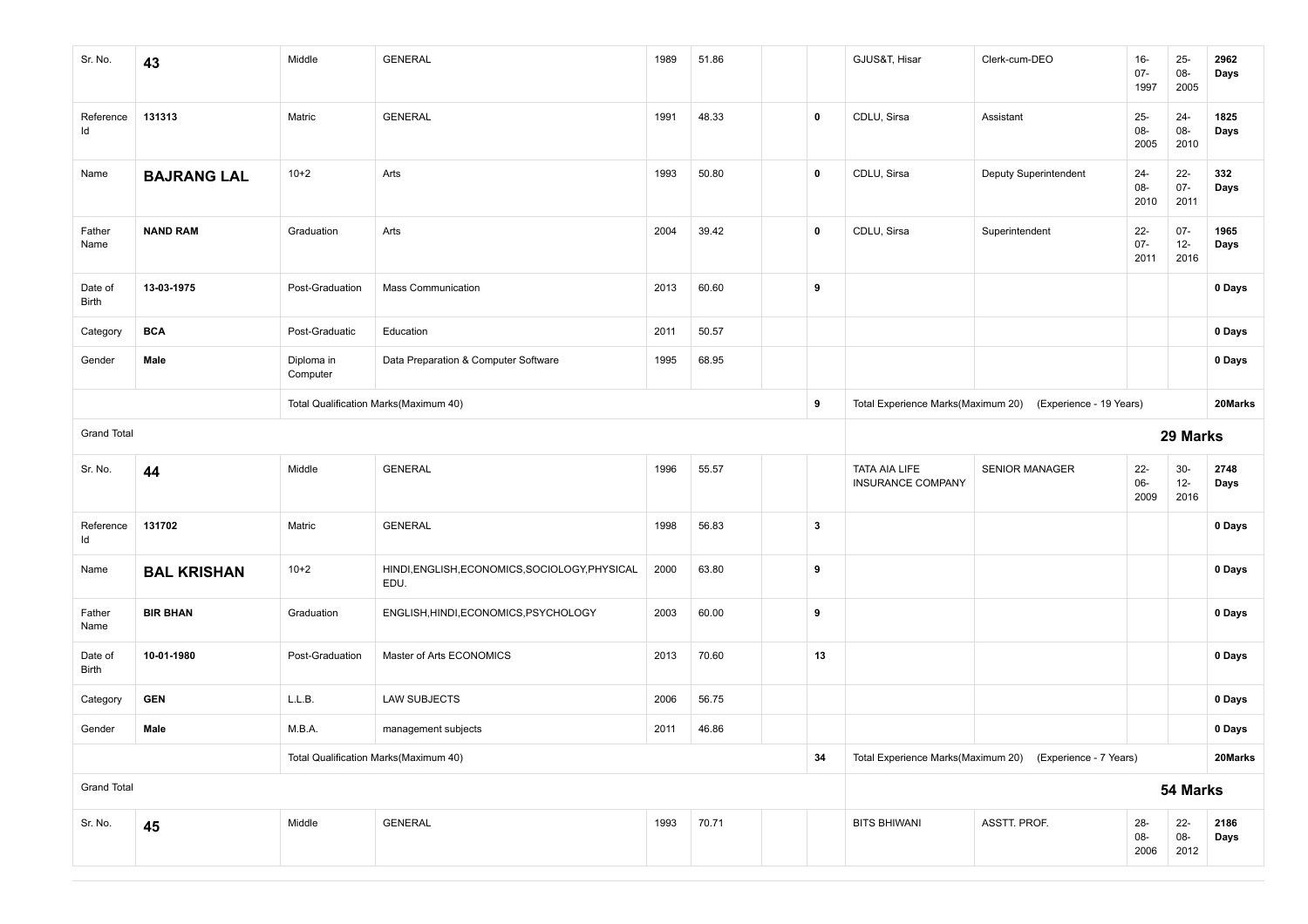| Sr. No. | 43 | Middle | GENERAL | 1989 | 51.86 | | | GJUS&T, Hisar | Clerk-cum-DEO | 16-07-1997 | 25-08-2005 | 2962 Days |
|---|---|---|---|---|---|---|---|---|---|---|---|---|
| Reference Id | 131313 | Matric | GENERAL | 1991 | 48.33 | | 0 | CDLU, Sirsa | Assistant | 25-08-2005 | 24-08-2010 | 1825 Days |
| Name | **BAJRANG LAL** | 10+2 | Arts | 1993 | 50.80 | | 0 | CDLU, Sirsa | Deputy Superintendent | 24-08-2010 | 22-07-2011 | 332 Days |
| Father Name | **NAND RAM** | Graduation | Arts | 2004 | 39.42 | | 0 | CDLU, Sirsa | Superintendent | 22-07-2011 | 07-12-2016 | 1965 Days |
| Date of Birth | **13-03-1975** | Post-Graduation | Mass Communication | 2013 | 60.60 | | 9 | | | | | 0 Days |
| Category | **BCA** | Post-Graduatic | Education | 2011 | 50.57 | | | | | | | 0 Days |
| Gender | **Male** | Diploma in Computer | Data Preparation & Computer Software | 1995 | 68.95 | | | | | | | 0 Days |
| | | Total Qualification Marks(Maximum 40) | | | | | 9 | Total Experience Marks(Maximum 20) | (Experience - 19 Years) | | | 20Marks |
| Grand Total | | | | | | | | | | | | **29 Marks** |
| Sr. No. | 44 | Middle | GENERAL | 1996 | 55.57 | | | TATA AIA LIFE INSURANCE COMPANY | SENIOR MANAGER | 22-06-2009 | 30-12-2016 | 2748 Days |
| Reference Id | 131702 | Matric | GENERAL | 1998 | 56.83 | | 3 | | | | | 0 Days |
| Name | **BAL KRISHAN** | 10+2 | HINDI,ENGLISH,ECONOMICS,SOCIOLOGY,PHYSICAL EDU. | 2000 | 63.80 | | 9 | | | | | 0 Days |
| Father Name | **BIR BHAN** | Graduation | ENGLISH,HINDI,ECONOMICS,PSYCHOLOGY | 2003 | 60.00 | | 9 | | | | | 0 Days |
| Date of Birth | **10-01-1980** | Post-Graduation | Master of Arts ECONOMICS | 2013 | 70.60 | | 13 | | | | | 0 Days |
| Category | **GEN** | L.L.B. | LAW SUBJECTS | 2006 | 56.75 | | | | | | | 0 Days |
| Gender | **Male** | M.B.A. | management subjects | 2011 | 46.86 | | | | | | | 0 Days |
| | | Total Qualification Marks(Maximum 40) | | | | | 34 | Total Experience Marks(Maximum 20) | (Experience - 7 Years) | | | 20Marks |
| Grand Total | | | | | | | | | | | | **54 Marks** |
| Sr. No. | 45 | Middle | GENERAL | 1993 | 70.71 | | | BITS BHIWANI | ASSTT. PROF. | 28-08-2006 | 22-08-2012 | 2186 Days |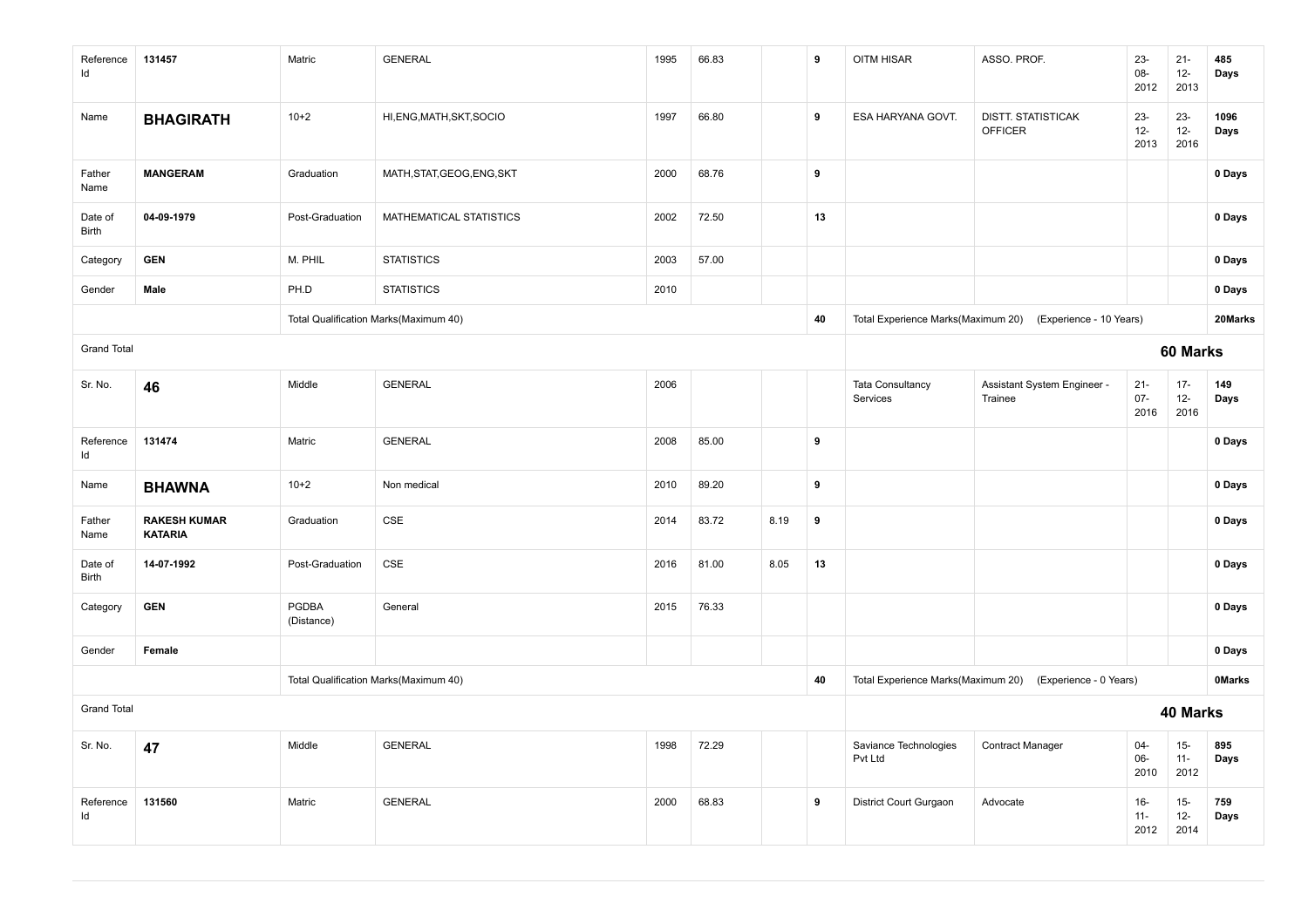| | | | | | | | | | | | | |
|---|---|---|---|---|---|---|---|---|---|---|---|---|
| Reference Id | **131457** | Matric | GENERAL | 1995 | 66.83 | | **9** | OITM HISAR | ASSO. PROF. | 23-08-2012 | 21-12-2013 | **485 Days** |
| Name | **BHAGIRATH** | 10+2 | HI,ENG,MATH,SKT,SOCIO | 1997 | 66.80 | | **9** | ESA HARYANA GOVT. | DISTT. STATISTICAK OFFICER | 23-12-2013 | 23-12-2016 | **1096 Days** |
| Father Name | **MANGERAM** | Graduation | MATH,STAT,GEOG,ENG,SKT | 2000 | 68.76 | | **9** | | | | | **0 Days** |
| Date of Birth | **04-09-1979** | Post-Graduation | MATHEMATICAL STATISTICS | 2002 | 72.50 | | **13** | | | | | **0 Days** |
| Category | **GEN** | M. PHIL | STATISTICS | 2003 | 57.00 | | | | | | | **0 Days** |
| Gender | **Male** | PH.D | STATISTICS | 2010 | | | | | | | | **0 Days** |
| | | Total Qualification Marks(Maximum 40) | | | | | **40** | Total Experience Marks(Maximum 20) | (Experience - 10 Years) | | | **20Marks** |
| Grand Total | | | | | | | | **60 Marks** | | | | |
| Sr. No. | **46** | Middle | GENERAL | 2006 | | | | Tata Consultancy Services | Assistant System Engineer - Trainee | 21-07-2016 | 17-12-2016 | **149 Days** |
| Reference Id | **131474** | Matric | GENERAL | 2008 | 85.00 | | **9** | | | | | **0 Days** |
| Name | **BHAWNA** | 10+2 | Non medical | 2010 | 89.20 | | **9** | | | | | **0 Days** |
| Father Name | **RAKESH KUMAR KATARIA** | Graduation | CSE | 2014 | 83.72 | 8.19 | **9** | | | | | **0 Days** |
| Date of Birth | **14-07-1992** | Post-Graduation | CSE | 2016 | 81.00 | 8.05 | **13** | | | | | **0 Days** |
| Category | **GEN** | PGDBA (Distance) | General | 2015 | 76.33 | | | | | | | **0 Days** |
| Gender | **Female** | | | | | | | | | | | **0 Days** |
| | | Total Qualification Marks(Maximum 40) | | | | | **40** | Total Experience Marks(Maximum 20) | (Experience - 0 Years) | | | **0Marks** |
| Grand Total | | | | | | | | **40 Marks** | | | | |
| Sr. No. | **47** | Middle | GENERAL | 1998 | 72.29 | | | Saviance Technologies Pvt Ltd | Contract Manager | 04-06-2010 | 15-11-2012 | **895 Days** |
| Reference Id | **131560** | Matric | GENERAL | 2000 | 68.83 | | **9** | District Court Gurgaon | Advocate | 16-11-2012 | 15-12-2014 | **759 Days** |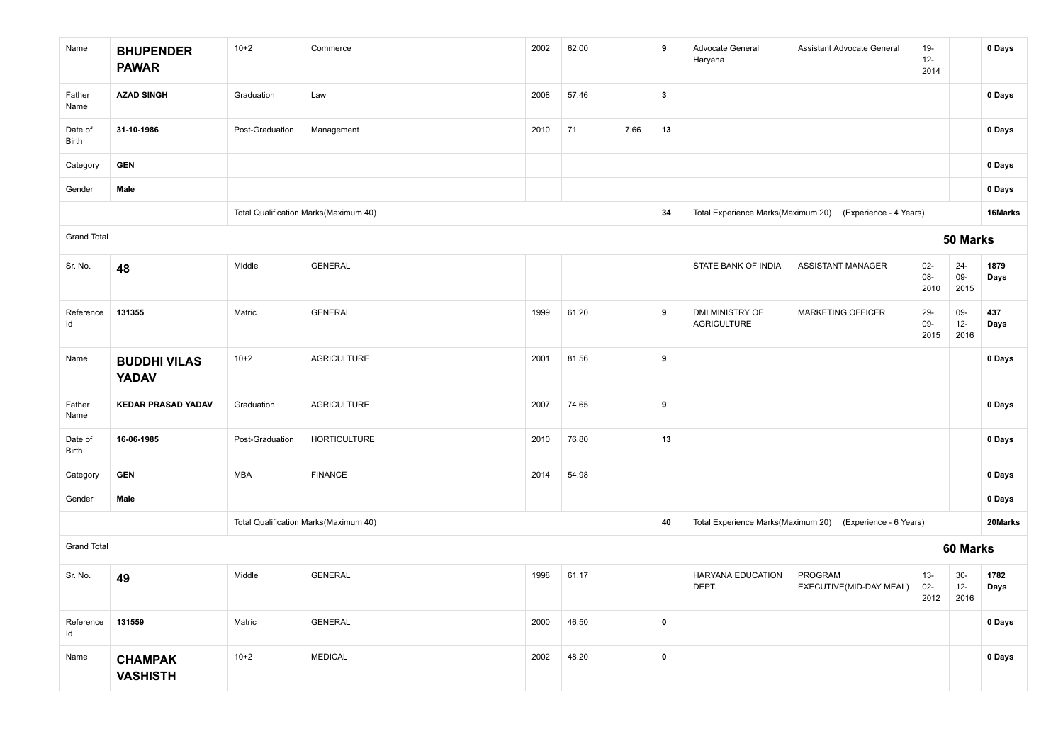| | | | | | | | | | | | | |
|---|---|---|---|---|---|---|---|---|---|---|---|---|
| Name | **BHUPENDER PAWAR** | 10+2 | Commerce | 2002 | 62.00 | | **9** | Advocate General Haryana | Assistant Advocate General | 19-12-2014 | | **0 Days** |
| Father Name | **AZAD SINGH** | Graduation | Law | 2008 | 57.46 | | **3** | | | | | **0 Days** |
| Date of Birth | **31-10-1986** | Post-Graduation | Management | 2010 | 71 | 7.66 | **13** | | | | | **0 Days** |
| Category | **GEN** | | | | | | | | | | | **0 Days** |
| Gender | **Male** | | | | | | | | | | | **0 Days** |
| | | Total Qualification Marks(Maximum 40) | | | | | **34** | Total Experience Marks(Maximum 20) | (Experience - 4 Years) | | | **16Marks** |
| Grand Total | | | | | | | | | | | | **50 Marks** |
| Sr. No. | **48** | Middle | GENERAL | | | | | STATE BANK OF INDIA | ASSISTANT MANAGER | 02-08-2010 | 24-09-2015 | **1879 Days** |
| Reference Id | **131355** | Matric | GENERAL | 1999 | 61.20 | | **9** | DMI MINISTRY OF AGRICULTURE | MARKETING OFFICER | 29-09-2015 | 09-12-2016 | **437 Days** |
| Name | **BUDDHI VILAS YADAV** | 10+2 | AGRICULTURE | 2001 | 81.56 | | **9** | | | | | **0 Days** |
| Father Name | **KEDAR PRASAD YADAV** | Graduation | AGRICULTURE | 2007 | 74.65 | | **9** | | | | | **0 Days** |
| Date of Birth | **16-06-1985** | Post-Graduation | HORTICULTURE | 2010 | 76.80 | | **13** | | | | | **0 Days** |
| Category | **GEN** | MBA | FINANCE | 2014 | 54.98 | | | | | | | **0 Days** |
| Gender | **Male** | | | | | | | | | | | **0 Days** |
| | | Total Qualification Marks(Maximum 40) | | | | | **40** | Total Experience Marks(Maximum 20) | (Experience - 6 Years) | | | **20Marks** |
| Grand Total | | | | | | | | | | | | **60 Marks** |
| Sr. No. | **49** | Middle | GENERAL | 1998 | 61.17 | | | HARYANA EDUCATION DEPT. | PROGRAM EXECUTIVE(MID-DAY MEAL) | 13-02-2012 | 30-12-2016 | **1782 Days** |
| Reference Id | **131559** | Matric | GENERAL | 2000 | 46.50 | | **0** | | | | | **0 Days** |
| Name | **CHAMPAK VASHISTH** | 10+2 | MEDICAL | 2002 | 48.20 | | **0** | | | | | **0 Days** |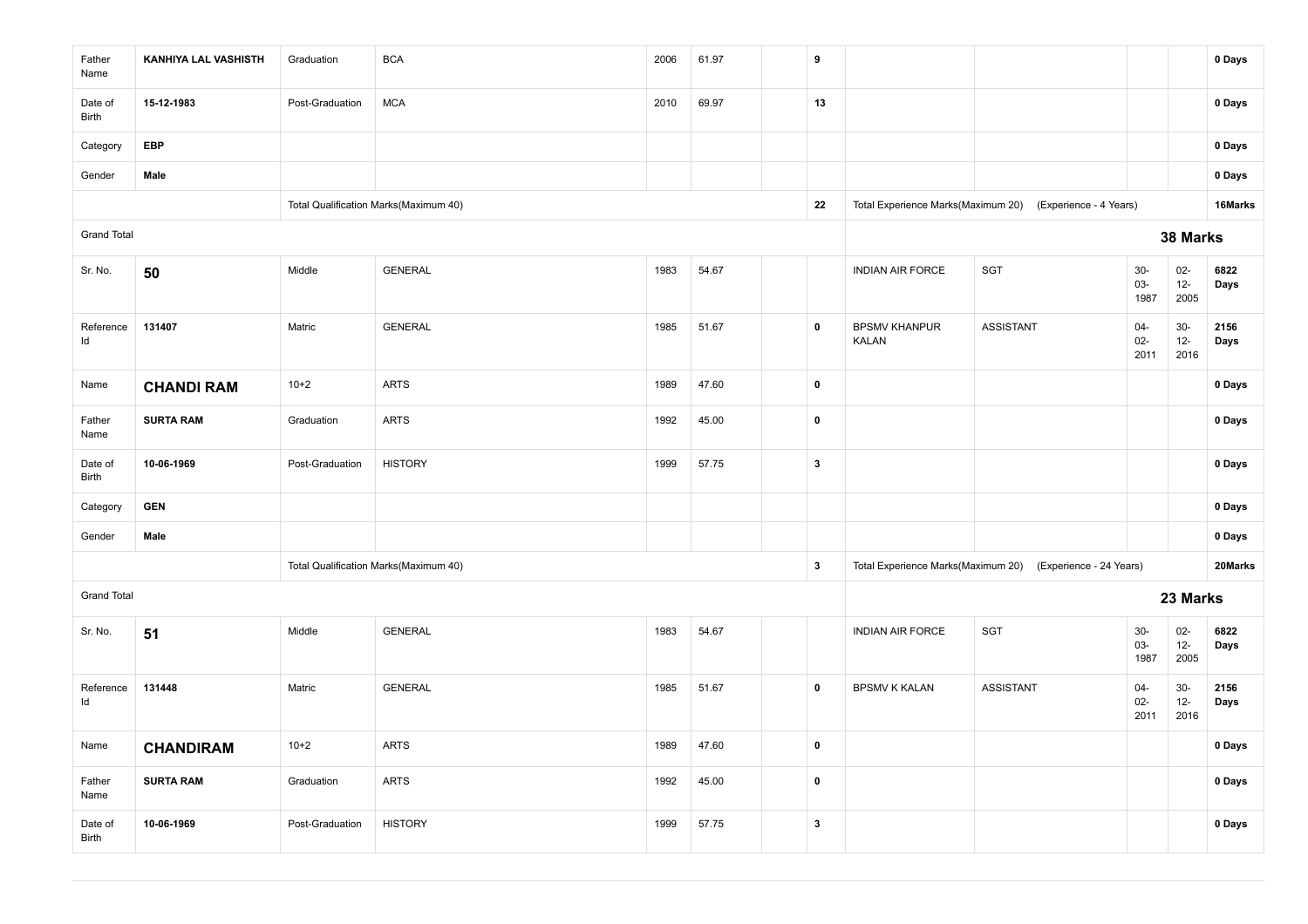| | | | | | | | | | | | | |
|---|---|---|---|---|---|---|---|---|---|---|---|---|
| Father Name | **KANHIYA LAL VASHISTH** | Graduation | BCA | 2006 | 61.97 | | **9** | | | | | **0 Days** |
| Date of Birth | **15-12-1983** | Post-Graduation | MCA | 2010 | 69.97 | | **13** | | | | | **0 Days** |
| Category | **EBP** | | | | | | | | | | | **0 Days** |
| Gender | **Male** | | | | | | | | | | | **0 Days** |
| | | Total Qualification Marks(Maximum 40) | | | | | **22** | Total Experience Marks(Maximum 20) | (Experience - 4 Years) | | | **16Marks** |
| Grand Total | | | | | | | | | | | | **38 Marks** |
| Sr. No. | **50** | Middle | GENERAL | 1983 | 54.67 | | | INDIAN AIR FORCE | SGT | 30-03-1987 | 02-12-2005 | **6822 Days** |
| Reference Id | **131407** | Matric | GENERAL | 1985 | 51.67 | | **0** | BPSMV KHANPUR KALAN | ASSISTANT | 04-02-2011 | 30-12-2016 | **2156 Days** |
| Name | **CHANDI RAM** | 10+2 | ARTS | 1989 | 47.60 | | **0** | | | | | **0 Days** |
| Father Name | **SURTA RAM** | Graduation | ARTS | 1992 | 45.00 | | **0** | | | | | **0 Days** |
| Date of Birth | **10-06-1969** | Post-Graduation | HISTORY | 1999 | 57.75 | | **3** | | | | | **0 Days** |
| Category | **GEN** | | | | | | | | | | | **0 Days** |
| Gender | **Male** | | | | | | | | | | | **0 Days** |
| | | Total Qualification Marks(Maximum 40) | | | | | **3** | Total Experience Marks(Maximum 20) | (Experience - 24 Years) | | | **20Marks** |
| Grand Total | | | | | | | | | | | | **23 Marks** |
| Sr. No. | **51** | Middle | GENERAL | 1983 | 54.67 | | | INDIAN AIR FORCE | SGT | 30-03-1987 | 02-12-2005 | **6822 Days** |
| Reference Id | **131448** | Matric | GENERAL | 1985 | 51.67 | | **0** | BPSMV K KALAN | ASSISTANT | 04-02-2011 | 30-12-2016 | **2156 Days** |
| Name | **CHANDIRAM** | 10+2 | ARTS | 1989 | 47.60 | | **0** | | | | | **0 Days** |
| Father Name | **SURTA RAM** | Graduation | ARTS | 1992 | 45.00 | | **0** | | | | | **0 Days** |
| Date of Birth | **10-06-1969** | Post-Graduation | HISTORY | 1999 | 57.75 | | **3** | | | | | **0 Days** |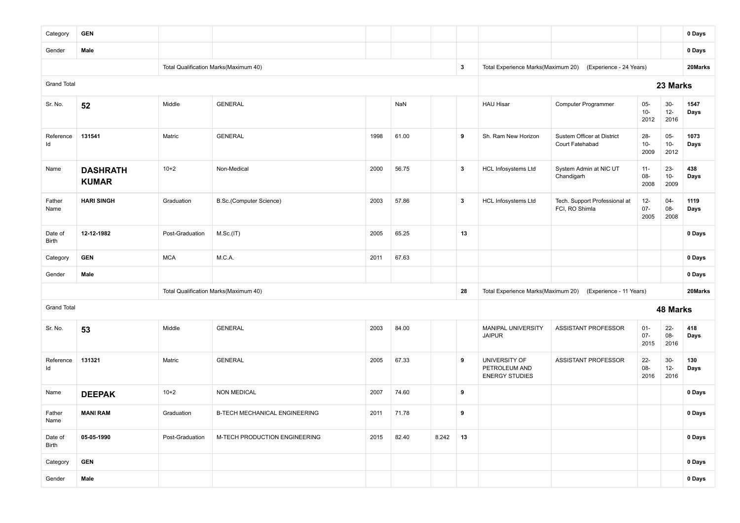| | | | | | | | | | | | | |
|---|---|---|---|---|---|---|---|---|---|---|---|---|
| Category | **GEN** | | | | | | | | | | | **0 Days** |
| Gender | **Male** | | | | | | | | | | | **0 Days** |
| | | Total Qualification Marks(Maximum 40) | | | | | **3** | Total Experience Marks(Maximum 20) | (Experience - 24 Years) | | | **20Marks** |
| Grand Total | | | | | | | | | | **23 Marks** | | |
| Sr. No. | **52** | Middle | GENERAL | | NaN | | | HAU Hisar | Computer Programmer | 05-10-2012 | 30-12-2016 | **1547 Days** |
| Reference Id | **131541** | Matric | GENERAL | 1998 | 61.00 | | **9** | Sh. Ram New Horizon | Sustem Officer at District Court Fatehabad | 28-10-2009 | 05-10-2012 | **1073 Days** |
| Name | **DASHRATH KUMAR** | 10+2 | Non-Medical | 2000 | 56.75 | | **3** | HCL Infosystems Ltd | System Admin at NIC UT Chandigarh | 11-08-2008 | 23-10-2009 | **438 Days** |
| Father Name | **HARI SINGH** | Graduation | B.Sc.(Computer Science) | 2003 | 57.86 | | **3** | HCL Infosystems Ltd | Tech. Support Professional at FCI, RO Shimla | 12-07-2005 | 04-08-2008 | **1119 Days** |
| Date of Birth | **12-12-1982** | Post-Graduation | M.Sc.(IT) | 2005 | 65.25 | | **13** | | | | | **0 Days** |
| Category | **GEN** | MCA | M.C.A. | 2011 | 67.63 | | | | | | | **0 Days** |
| Gender | **Male** | | | | | | | | | | | **0 Days** |
| | | Total Qualification Marks(Maximum 40) | | | | | **28** | Total Experience Marks(Maximum 20) | (Experience - 11 Years) | | | **20Marks** |
| Grand Total | | | | | | | | | | **48 Marks** | | |
| Sr. No. | **53** | Middle | GENERAL | 2003 | 84.00 | | | MANIPAL UNIVERSITY JAIPUR | ASSISTANT PROFESSOR | 01-07-2015 | 22-08-2016 | **418 Days** |
| Reference Id | **131321** | Matric | GENERAL | 2005 | 67.33 | | **9** | UNIVERSITY OF PETROLEUM AND ENERGY STUDIES | ASSISTANT PROFESSOR | 22-08-2016 | 30-12-2016 | **130 Days** |
| Name | **DEEPAK** | 10+2 | NON MEDICAL | 2007 | 74.60 | | **9** | | | | | **0 Days** |
| Father Name | **MANI RAM** | Graduation | B-TECH MECHANICAL ENGINEERING | 2011 | 71.78 | | **9** | | | | | **0 Days** |
| Date of Birth | **05-05-1990** | Post-Graduation | M-TECH PRODUCTION ENGINEERING | 2015 | 82.40 | 8.242 | **13** | | | | | **0 Days** |
| Category | **GEN** | | | | | | | | | | | **0 Days** |
| Gender | **Male** | | | | | | | | | | | **0 Days** |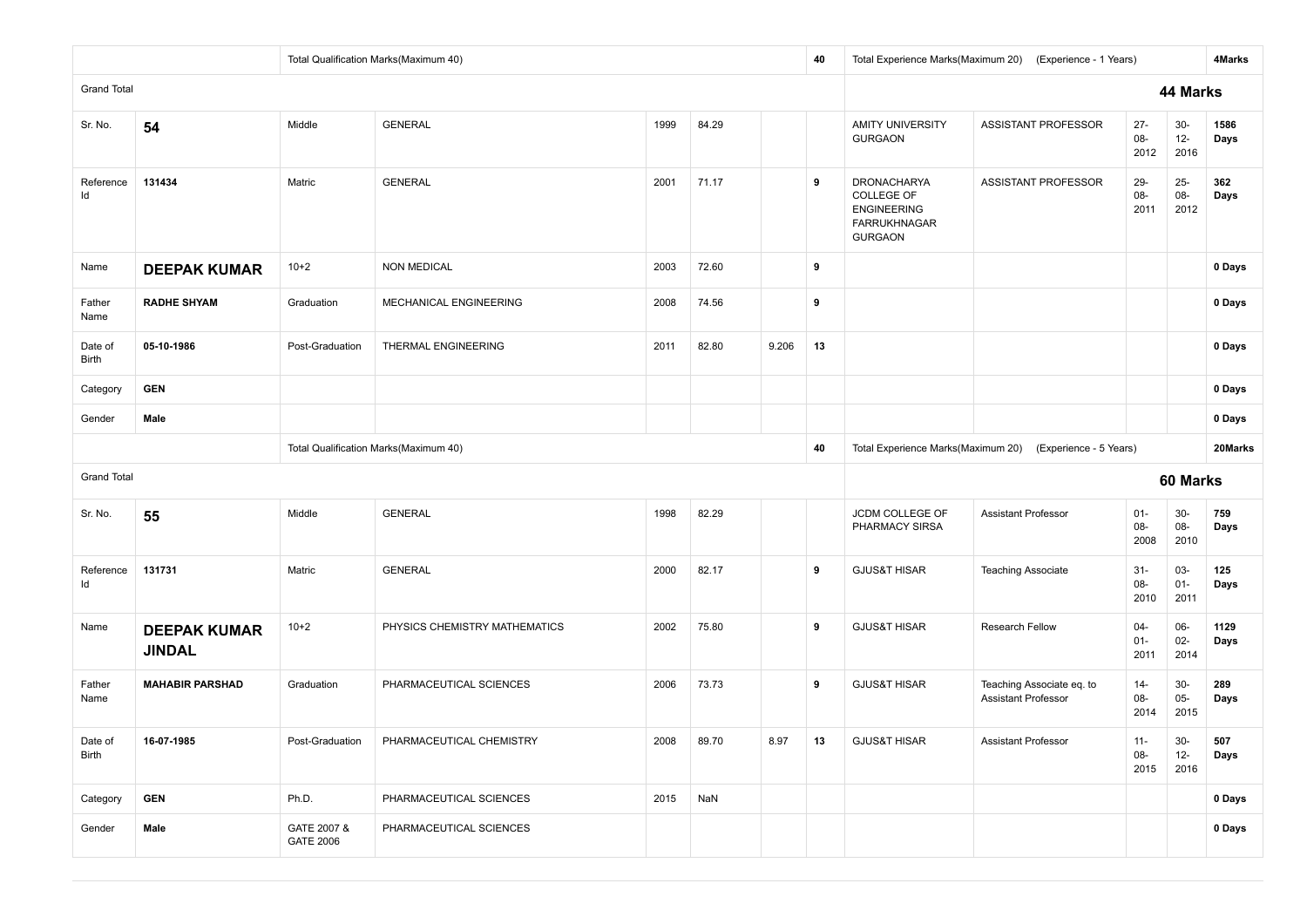| | | Total Qualification Marks(Maximum 40) | | | | | 40 | Total Experience Marks(Maximum 20) | (Experience - 1 Years) | | | 4Marks |
|---|---|---|---|---|---|---|---|---|---|---|---|---|
| Grand Total | | | | | | | | | | | | **44 Marks** |
| Sr. No. | **54** | Middle | GENERAL | 1999 | 84.29 | | | AMITY UNIVERSITY GURGAON | ASSISTANT PROFESSOR | 27-08-2012 | 30-12-2016 | **1586 Days** |
| Reference Id | **131434** | Matric | GENERAL | 2001 | 71.17 | | **9** | DRONACHARYA COLLEGE OF ENGINEERING FARRUKHNAGAR GURGAON | ASSISTANT PROFESSOR | 29-08-2011 | 25-08-2012 | **362 Days** |
| Name | **DEEPAK KUMAR** | 10+2 | NON MEDICAL | 2003 | 72.60 | | **9** | | | | | **0 Days** |
| Father Name | **RADHE SHYAM** | Graduation | MECHANICAL ENGINEERING | 2008 | 74.56 | | **9** | | | | | **0 Days** |
| Date of Birth | **05-10-1986** | Post-Graduation | THERMAL ENGINEERING | 2011 | 82.80 | 9.206 | **13** | | | | | **0 Days** |
| Category | **GEN** | | | | | | | | | | | **0 Days** |
| Gender | **Male** | | | | | | | | | | | **0 Days** |
| | | Total Qualification Marks(Maximum 40) | | | | | **40** | Total Experience Marks(Maximum 20) | (Experience - 5 Years) | | | **20Marks** |
| Grand Total | | | | | | | | | | | | **60 Marks** |
| Sr. No. | **55** | Middle | GENERAL | 1998 | 82.29 | | | JCDM COLLEGE OF PHARMACY SIRSA | Assistant Professor | 01-08-2008 | 30-08-2010 | **759 Days** |
| Reference Id | **131731** | Matric | GENERAL | 2000 | 82.17 | | **9** | GJUS&T HISAR | Teaching Associate | 31-08-2010 | 03-01-2011 | **125 Days** |
| Name | **DEEPAK KUMAR JINDAL** | 10+2 | PHYSICS CHEMISTRY MATHEMATICS | 2002 | 75.80 | | **9** | GJUS&T HISAR | Research Fellow | 04-01-2011 | 06-02-2014 | **1129 Days** |
| Father Name | **MAHABIR PARSHAD** | Graduation | PHARMACEUTICAL SCIENCES | 2006 | 73.73 | | **9** | GJUS&T HISAR | Teaching Associate eq. to Assistant Professor | 14-08-2014 | 30-05-2015 | **289 Days** |
| Date of Birth | **16-07-1985** | Post-Graduation | PHARMACEUTICAL CHEMISTRY | 2008 | 89.70 | 8.97 | **13** | GJUS&T HISAR | Assistant Professor | 11-08-2015 | 30-12-2016 | **507 Days** |
| Category | **GEN** | Ph.D. | PHARMACEUTICAL SCIENCES | 2015 | NaN | | | | | | | **0 Days** |
| Gender | **Male** | GATE 2007 & GATE 2006 | PHARMACEUTICAL SCIENCES | | | | | | | | | **0 Days** |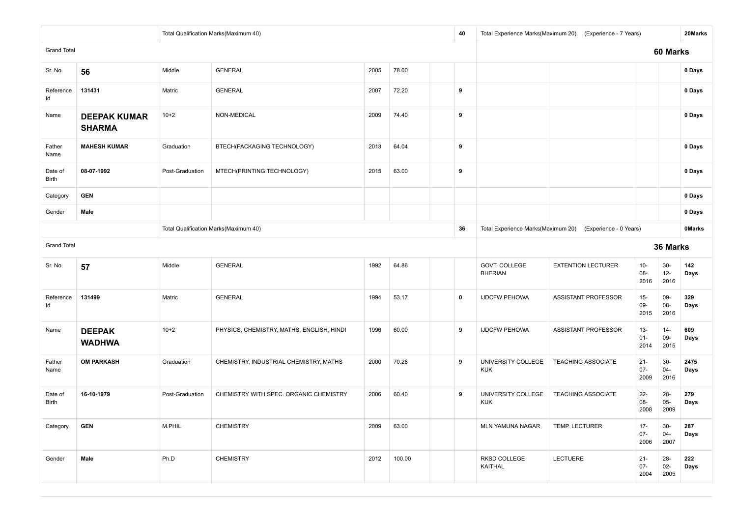| | | | | | | | | | | | | |
|---|---|---|---|---|---|---|---|---|---|---|---|---|
| | | Total Qualification Marks(Maximum 40) | | | | | 40 | Total Experience Marks(Maximum 20) (Experience - 7 Years) | | | | 20Marks |
| Grand Total | | | | | | | | **60 Marks** | | | | |
| Sr. No. | **56** | Middle | GENERAL | 2005 | 78.00 | | | | | | | **0 Days** |
| Reference Id | **131431** | Matric | GENERAL | 2007 | 72.20 | | **9** | | | | | **0 Days** |
| Name | **DEEPAK KUMAR SHARMA** | 10+2 | NON-MEDICAL | 2009 | 74.40 | | **9** | | | | | **0 Days** |
| Father Name | **MAHESH KUMAR** | Graduation | BTECH(PACKAGING TECHNOLOGY) | 2013 | 64.04 | | **9** | | | | | **0 Days** |
| Date of Birth | **08-07-1992** | Post-Graduation | MTECH(PRINTING TECHNOLOGY) | 2015 | 63.00 | | **9** | | | | | **0 Days** |
| Category | **GEN** | | | | | | | | | | | **0 Days** |
| Gender | **Male** | | | | | | | | | | | **0 Days** |
| | | Total Qualification Marks(Maximum 40) | | | | | 36 | Total Experience Marks(Maximum 20) (Experience - 0 Years) | | | | 0Marks |
| Grand Total | | | | | | | | **36 Marks** | | | | |
| Sr. No. | **57** | Middle | GENERAL | 1992 | 64.86 | | | GOVT. COLLEGE BHERIAN | EXTENTION LECTURER | 10-08-2016 | 30-12-2016 | **142 Days** |
| Reference Id | **131499** | Matric | GENERAL | 1994 | 53.17 | | **0** | IJDCFW PEHOWA | ASSISTANT PROFESSOR | 15-09-2015 | 09-08-2016 | **329 Days** |
| Name | **DEEPAK WADHWA** | 10+2 | PHYSICS, CHEMISTRY, MATHS, ENGLISH, HINDI | 1996 | 60.00 | | **9** | IJDCFW PEHOWA | ASSISTANT PROFESSOR | 13-01-2014 | 14-09-2015 | **609 Days** |
| Father Name | **OM PARKASH** | Graduation | CHEMISTRY, INDUSTRIAL CHEMISTRY, MATHS | 2000 | 70.28 | | **9** | UNIVERSITY COLLEGE KUK | TEACHING ASSOCIATE | 21-07-2009 | 30-04-2016 | **2475 Days** |
| Date of Birth | **16-10-1979** | Post-Graduation | CHEMISTRY WITH SPEC. ORGANIC CHEMISTRY | 2006 | 60.40 | | **9** | UNIVERSITY COLLEGE KUK | TEACHING ASSOCIATE | 22-08-2008 | 28-05-2009 | **279 Days** |
| Category | **GEN** | M.PHIL | CHEMISTRY | 2009 | 63.00 | | | MLN YAMUNA NAGAR | TEMP. LECTURER | 17-07-2006 | 30-04-2007 | **287 Days** |
| Gender | **Male** | Ph.D | CHEMISTRY | 2012 | 100.00 | | | RKSD COLLEGE KAITHAL | LECTUERE | 21-07-2004 | 28-02-2005 | **222 Days** |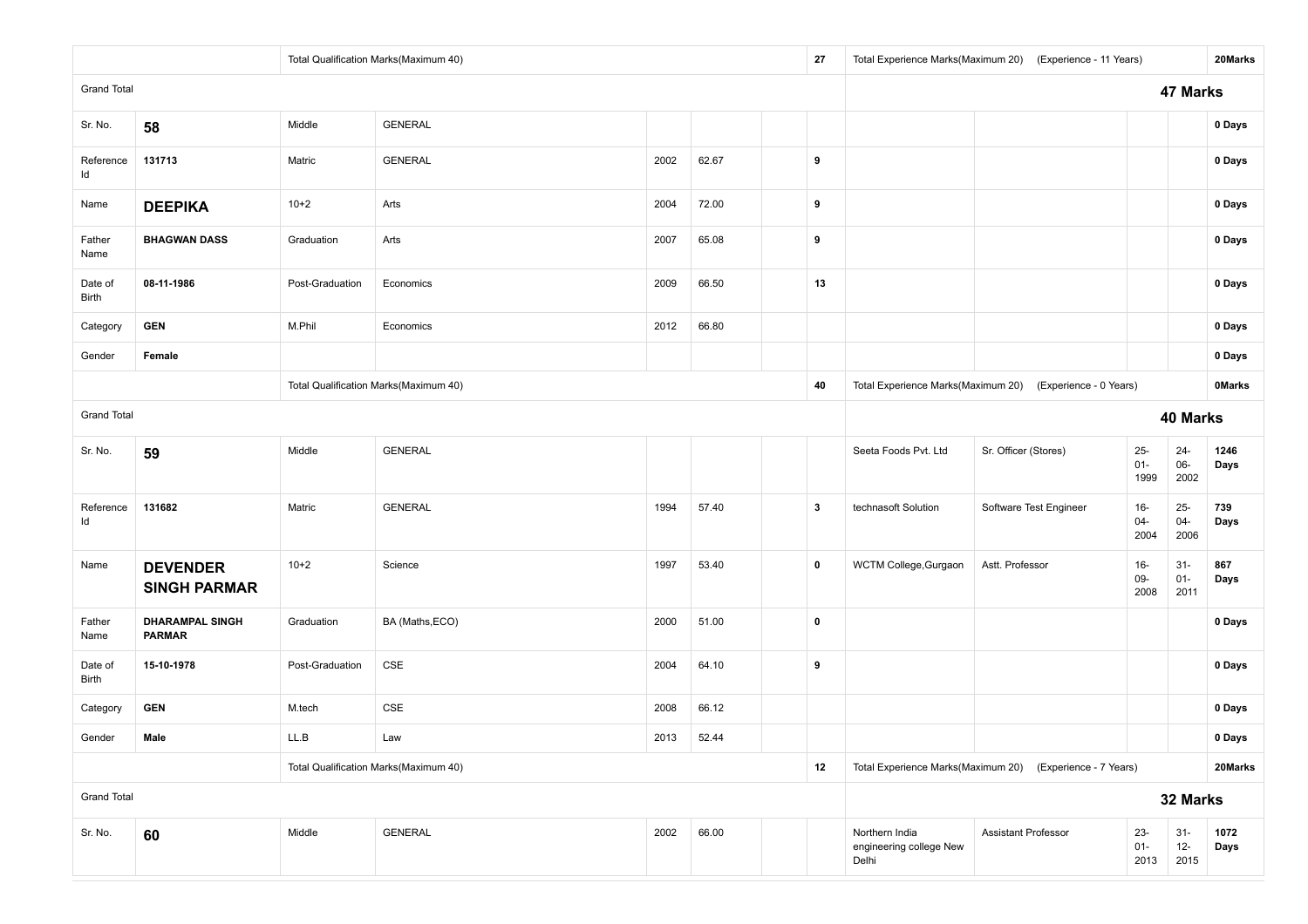| | | | | | | | | | | | | |
|---|---|---|---|---|---|---|---|---|---|---|---|---|
| | | Total Qualification Marks(Maximum 40) | | | | | 27 | Total Experience Marks(Maximum 20) (Experience - 11 Years) | | | | 20Marks |
| Grand Total | | | | | | | | **47 Marks** | | | | |
| Sr. No. | **58** | Middle | GENERAL | | | | | | | | | 0 Days |
| Reference Id | **131713** | Matric | GENERAL | 2002 | 62.67 | | 9 | | | | | 0 Days |
| Name | **DEEPIKA** | 10+2 | Arts | 2004 | 72.00 | | 9 | | | | | 0 Days |
| Father Name | **BHAGWAN DASS** | Graduation | Arts | 2007 | 65.08 | | 9 | | | | | 0 Days |
| Date of Birth | **08-11-1986** | Post-Graduation | Economics | 2009 | 66.50 | | 13 | | | | | 0 Days |
| Category | **GEN** | M.Phil | Economics | 2012 | 66.80 | | | | | | | 0 Days |
| Gender | **Female** | | | | | | | | | | | 0 Days |
| | | Total Qualification Marks(Maximum 40) | | | | | 40 | Total Experience Marks(Maximum 20) (Experience - 0 Years) | | | | 0Marks |
| Grand Total | | | | | | | | **40 Marks** | | | | |
| Sr. No. | **59** | Middle | GENERAL | | | | | Seeta Foods Pvt. Ltd | Sr. Officer (Stores) | 25-01-1999 | 24-06-2002 | 1246 Days |
| Reference Id | **131682** | Matric | GENERAL | 1994 | 57.40 | | 3 | technasoft Solution | Software Test Engineer | 16-04-2004 | 25-04-2006 | 739 Days |
| Name | **DEVENDER SINGH PARMAR** | 10+2 | Science | 1997 | 53.40 | | 0 | WCTM College,Gurgaon | Astt. Professor | 16-09-2008 | 31-01-2011 | 867 Days |
| Father Name | **DHARAMPAL SINGH PARMAR** | Graduation | BA (Maths,ECO) | 2000 | 51.00 | | 0 | | | | | 0 Days |
| Date of Birth | **15-10-1978** | Post-Graduation | CSE | 2004 | 64.10 | | 9 | | | | | 0 Days |
| Category | **GEN** | M.tech | CSE | 2008 | 66.12 | | | | | | | 0 Days |
| Gender | **Male** | LL.B | Law | 2013 | 52.44 | | | | | | | 0 Days |
| | | Total Qualification Marks(Maximum 40) | | | | | 12 | Total Experience Marks(Maximum 20) (Experience - 7 Years) | | | | 20Marks |
| Grand Total | | | | | | | | **32 Marks** | | | | |
| Sr. No. | **60** | Middle | GENERAL | 2002 | 66.00 | | | Northern India engineering college New Delhi | Assistant Professor | 23-01-2013 | 31-12-2015 | 1072 Days |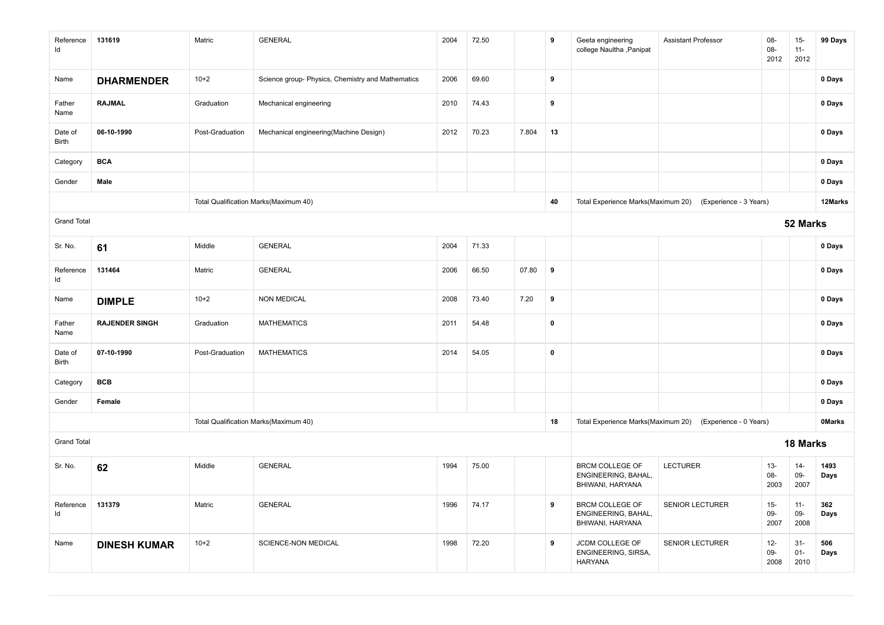| | | | | | | | | | | | | |
|---|---|---|---|---|---|---|---|---|---|---|---|---|
| Reference Id | **131619** | Matric | GENERAL | 2004 | 72.50 | | **9** | Geeta engineering college Naultha ,Panipat | Assistant Professor | 08-08-2012 | 15-11-2012 | **99 Days** |
| Name | **DHARMENDER** | 10+2 | Science group- Physics, Chemistry and Mathematics | 2006 | 69.60 | | **9** | | | | | **0 Days** |
| Father Name | **RAJMAL** | Graduation | Mechanical engineering | 2010 | 74.43 | | **9** | | | | | **0 Days** |
| Date of Birth | **06-10-1990** | Post-Graduation | Mechanical engineering(Machine Design) | 2012 | 70.23 | 7.804 | **13** | | | | | **0 Days** |
| Category | **BCA** | | | | | | | | | | | **0 Days** |
| Gender | **Male** | | | | | | | | | | | **0 Days** |
| | | Total Qualification Marks(Maximum 40) | | | | | **40** | Total Experience Marks(Maximum 20) | (Experience - 3 Years) | | | **12Marks** |
| Grand Total | | | | | | | | | | **52 Marks** | | |
| Sr. No. | **61** | Middle | GENERAL | 2004 | 71.33 | | | | | | | **0 Days** |
| Reference Id | **131464** | Matric | GENERAL | 2006 | 66.50 | 07.80 | **9** | | | | | **0 Days** |
| Name | **DIMPLE** | 10+2 | NON MEDICAL | 2008 | 73.40 | 7.20 | **9** | | | | | **0 Days** |
| Father Name | **RAJENDER SINGH** | Graduation | MATHEMATICS | 2011 | 54.48 | | **0** | | | | | **0 Days** |
| Date of Birth | **07-10-1990** | Post-Graduation | MATHEMATICS | 2014 | 54.05 | | **0** | | | | | **0 Days** |
| Category | **BCB** | | | | | | | | | | | **0 Days** |
| Gender | **Female** | | | | | | | | | | | **0 Days** |
| | | Total Qualification Marks(Maximum 40) | | | | | **18** | Total Experience Marks(Maximum 20) | (Experience - 0 Years) | | | **0Marks** |
| Grand Total | | | | | | | | | | **18 Marks** | | |
| Sr. No. | **62** | Middle | GENERAL | 1994 | 75.00 | | | BRCM COLLEGE OF ENGINEERING, BAHAL, BHIWANI, HARYANA | LECTURER | 13-08-2003 | 14-09-2007 | **1493 Days** |
| Reference Id | **131379** | Matric | GENERAL | 1996 | 74.17 | | **9** | BRCM COLLEGE OF ENGINEERING, BAHAL, BHIWANI, HARYANA | SENIOR LECTURER | 15-09-2007 | 11-09-2008 | **362 Days** |
| Name | **DINESH KUMAR** | 10+2 | SCIENCE-NON MEDICAL | 1998 | 72.20 | | **9** | JCDM COLLEGE OF ENGINEERING, SIRSA, HARYANA | SENIOR LECTURER | 12-09-2008 | 31-01-2010 | **506 Days** |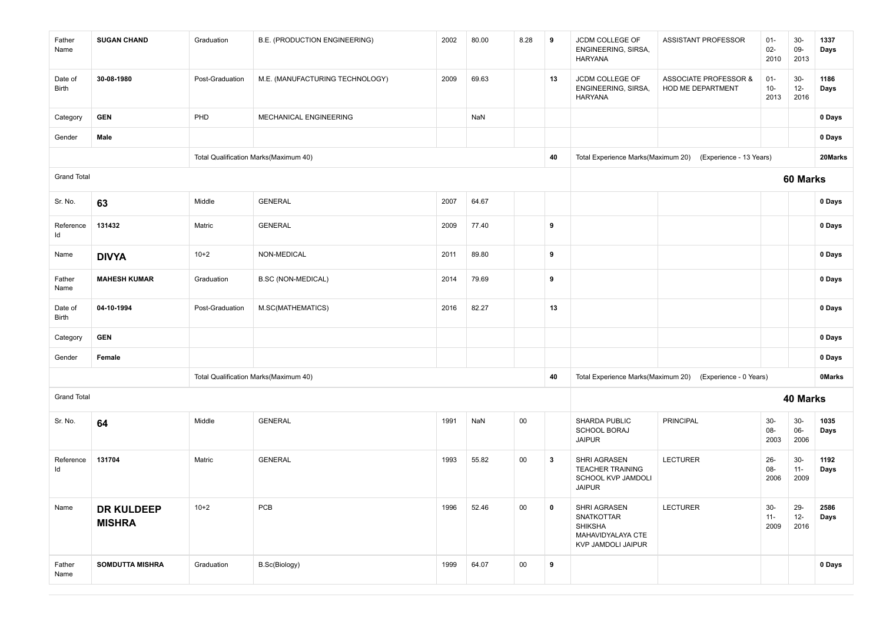| | | | | | | | | | | | | |
|---|---|---|---|---|---|---|---|---|---|---|---|---|
| Father Name | **SUGAN CHAND** | Graduation | B.E. (PRODUCTION ENGINEERING) | 2002 | 80.00 | 8.28 | **9** | JCDM COLLEGE OF ENGINEERING, SIRSA, HARYANA | ASSISTANT PROFESSOR | 01-02-2010 | 30-09-2013 | **1337 Days** |
| Date of Birth | **30-08-1980** | Post-Graduation | M.E. (MANUFACTURING TECHNOLOGY) | 2009 | 69.63 | | **13** | JCDM COLLEGE OF ENGINEERING, SIRSA, HARYANA | ASSOCIATE PROFESSOR & HOD ME DEPARTMENT | 01-10-2013 | 30-12-2016 | **1186 Days** |
| Category | **GEN** | PHD | MECHANICAL ENGINEERING | | NaN | | | | | | | **0 Days** |
| Gender | **Male** | | | | | | | | | | | **0 Days** |
| | | Total Qualification Marks(Maximum 40) | | | | | **40** | Total Experience Marks(Maximum 20) | (Experience - 13 Years) | | | **20Marks** |
| Grand Total | | | | | | | | | | **60 Marks** | | |
| Sr. No. | **63** | Middle | GENERAL | 2007 | 64.67 | | | | | | | **0 Days** |
| Reference Id | **131432** | Matric | GENERAL | 2009 | 77.40 | | **9** | | | | | **0 Days** |
| Name | **DIVYA** | 10+2 | NON-MEDICAL | 2011 | 89.80 | | **9** | | | | | **0 Days** |
| Father Name | **MAHESH KUMAR** | Graduation | B.SC (NON-MEDICAL) | 2014 | 79.69 | | **9** | | | | | **0 Days** |
| Date of Birth | **04-10-1994** | Post-Graduation | M.SC(MATHEMATICS) | 2016 | 82.27 | | **13** | | | | | **0 Days** |
| Category | **GEN** | | | | | | | | | | | **0 Days** |
| Gender | **Female** | | | | | | | | | | | **0 Days** |
| | | Total Qualification Marks(Maximum 40) | | | | | **40** | Total Experience Marks(Maximum 20) | (Experience - 0 Years) | | | **0Marks** |
| Grand Total | | | | | | | | | | **40 Marks** | | |
| Sr. No. | **64** | Middle | GENERAL | 1991 | NaN | 00 | | SHARDA PUBLIC SCHOOL BORAJ JAIPUR | PRINCIPAL | 30-08-2003 | 30-06-2006 | **1035 Days** |
| Reference Id | **131704** | Matric | GENERAL | 1993 | 55.82 | 00 | **3** | SHRI AGRASEN TEACHER TRAINING SCHOOL KVP JAMDOLI JAIPUR | LECTURER | 26-08-2006 | 30-11-2009 | **1192 Days** |
| Name | **DR KULDEEP MISHRA** | 10+2 | PCB | 1996 | 52.46 | 00 | **0** | SHRI AGRASEN SNATKOTTAR SHIKSHA MAHAVIDYALAYA CTE KVP JAMDOLI JAIPUR | LECTURER | 30-11-2009 | 29-12-2016 | **2586 Days** |
| Father Name | **SOMDUTTA MISHRA** | Graduation | B.Sc(Biology) | 1999 | 64.07 | 00 | **9** | | | | | **0 Days** |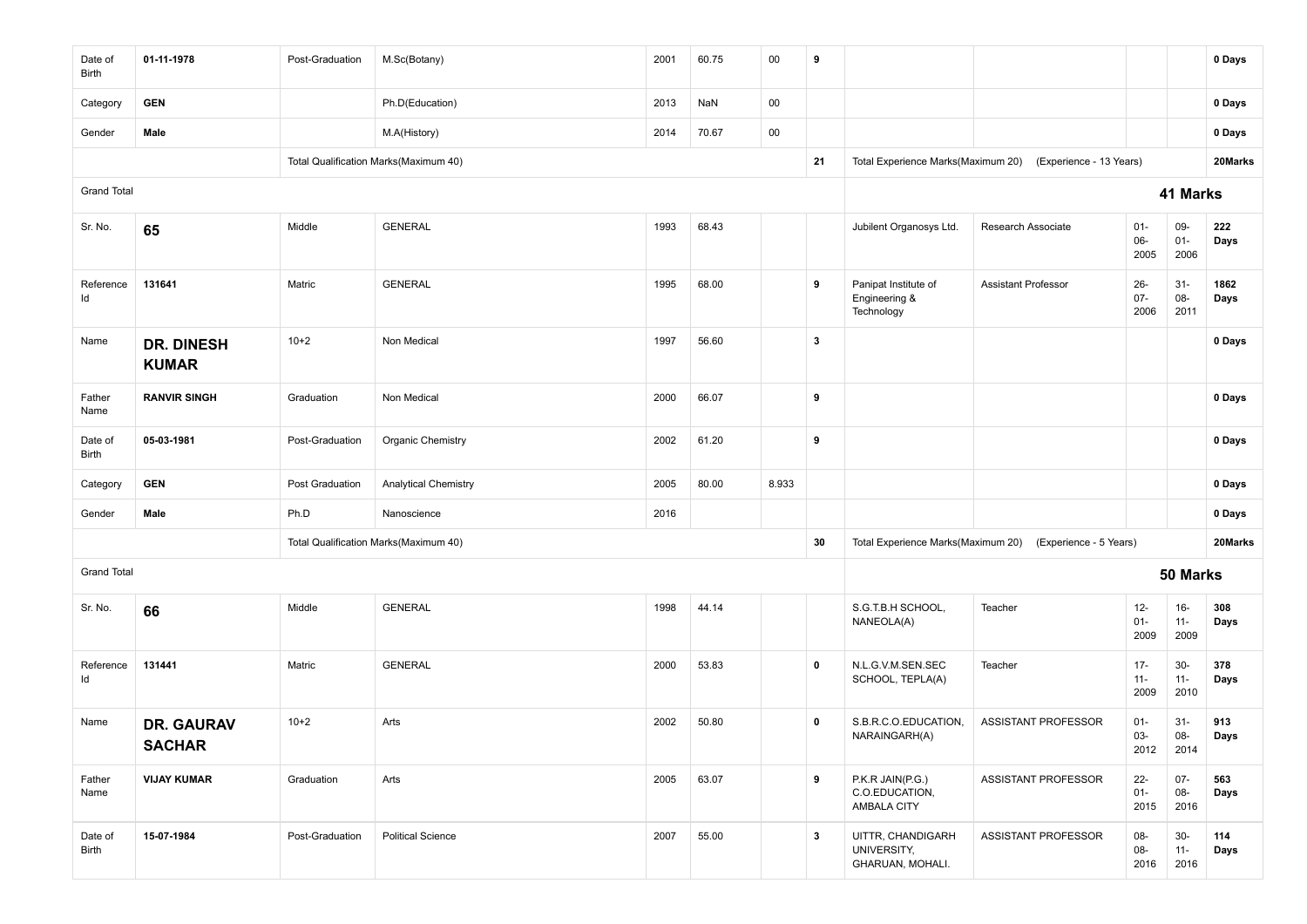| | | | | | | | | | | | | |
|---|---|---|---|---|---|---|---|---|---|---|---|---|
| Date of Birth | **01-11-1978** | Post-Graduation | M.Sc(Botany) | 2001 | 60.75 | 00 | **9** | | | | | **0 Days** |
| Category | **GEN** | | Ph.D(Education) | 2013 | NaN | 00 | | | | | | **0 Days** |
| Gender | **Male** | | M.A(History) | 2014 | 70.67 | 00 | | | | | | **0 Days** |
| | | Total Qualification Marks(Maximum 40) | | | | | **21** | Total Experience Marks(Maximum 20) | (Experience - 13 Years) | | | **20Marks** |
| Grand Total | | | | | | | | | | | **41 Marks** | |
| Sr. No. | **65** | Middle | GENERAL | 1993 | 68.43 | | | Jubilent Organosys Ltd. | Research Associate | 01-06-2005 | 09-01-2006 | **222 Days** |
| Reference Id | **131641** | Matric | GENERAL | 1995 | 68.00 | | **9** | Panipat Institute of Engineering & Technology | Assistant Professor | 26-07-2006 | 31-08-2011 | **1862 Days** |
| Name | **DR. DINESH KUMAR** | 10+2 | Non Medical | 1997 | 56.60 | | **3** | | | | | **0 Days** |
| Father Name | **RANVIR SINGH** | Graduation | Non Medical | 2000 | 66.07 | | **9** | | | | | **0 Days** |
| Date of Birth | **05-03-1981** | Post-Graduation | Organic Chemistry | 2002 | 61.20 | | **9** | | | | | **0 Days** |
| Category | **GEN** | Post Graduation | Analytical Chemistry | 2005 | 80.00 | 8.933 | | | | | | **0 Days** |
| Gender | **Male** | Ph.D | Nanoscience | 2016 | | | | | | | | **0 Days** |
| | | Total Qualification Marks(Maximum 40) | | | | | **30** | Total Experience Marks(Maximum 20) | (Experience - 5 Years) | | | **20Marks** |
| Grand Total | | | | | | | | | | | **50 Marks** | |
| Sr. No. | **66** | Middle | GENERAL | 1998 | 44.14 | | | S.G.T.B.H SCHOOL, NANEOLA(A) | Teacher | 12-01-2009 | 16-11-2009 | **308 Days** |
| Reference Id | **131441** | Matric | GENERAL | 2000 | 53.83 | | **0** | N.L.G.V.M.SEN.SEC SCHOOL, TEPLA(A) | Teacher | 17-11-2009 | 30-11-2010 | **378 Days** |
| Name | **DR. GAURAV SACHAR** | 10+2 | Arts | 2002 | 50.80 | | **0** | S.B.R.C.O.EDUCATION, NARAINGARH(A) | ASSISTANT PROFESSOR | 01-03-2012 | 31-08-2014 | **913 Days** |
| Father Name | **VIJAY KUMAR** | Graduation | Arts | 2005 | 63.07 | | **9** | P.K.R JAIN(P.G.) C.O.EDUCATION, AMBALA CITY | ASSISTANT PROFESSOR | 22-01-2015 | 07-08-2016 | **563 Days** |
| Date of Birth | **15-07-1984** | Post-Graduation | Political Science | 2007 | 55.00 | | **3** | UITTR, CHANDIGARH UNIVERSITY, GHARUAN, MOHALI. | ASSISTANT PROFESSOR | 08-08-2016 | 30-11-2016 | **114 Days** |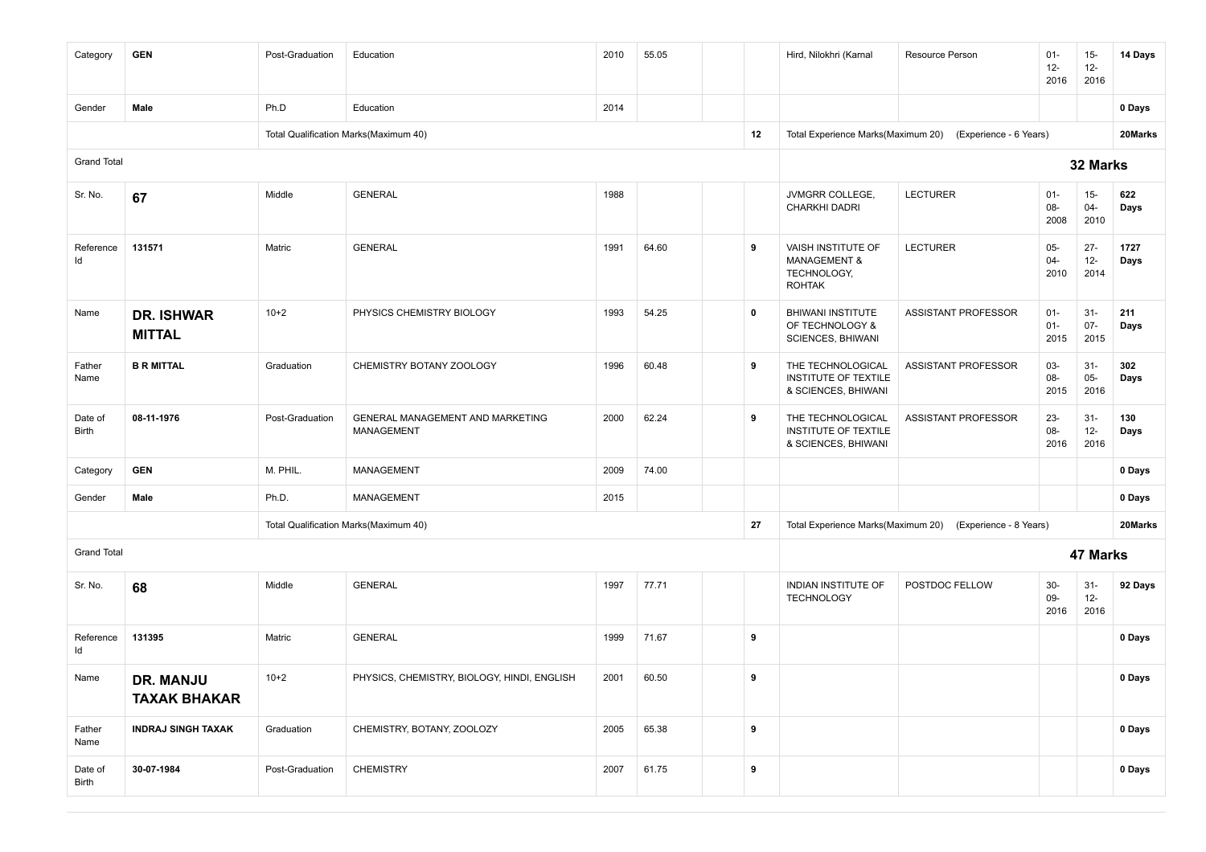| | | | | | | | | | | | | |
|---|---|---|---|---|---|---|---|---|---|---|---|---|
| Category | **GEN** | Post-Graduation | Education | 2010 | 55.05 | | | Hird, Nilokhri (Karnal | Resource Person | 01-12-2016 | 15-12-2016 | **14 Days** |
| Gender | **Male** | Ph.D | Education | 2014 | | | | | | | | **0 Days** |
| | | Total Qualification Marks(Maximum 40) | | | | | **12** | Total Experience Marks(Maximum 20) | (Experience - 6 Years) | | | **20Marks** |
| Grand Total | | | | | | | | | | **32 Marks** | | |
| Sr. No. | **67** | Middle | GENERAL | 1988 | | | | JVMGRR COLLEGE, CHARKHI DADRI | LECTURER | 01-08-2008 | 15-04-2010 | **622 Days** |
| Reference Id | **131571** | Matric | GENERAL | 1991 | 64.60 | | **9** | VAISH INSTITUTE OF MANAGEMENT & TECHNOLOGY, ROHTAK | LECTURER | 05-04-2010 | 27-12-2014 | **1727 Days** |
| Name | **DR. ISHWAR MITTAL** | 10+2 | PHYSICS CHEMISTRY BIOLOGY | 1993 | 54.25 | | **0** | BHIWANI INSTITUTE OF TECHNOLOGY & SCIENCES, BHIWANI | ASSISTANT PROFESSOR | 01-01-2015 | 31-07-2015 | **211 Days** |
| Father Name | **B R MITTAL** | Graduation | CHEMISTRY BOTANY ZOOLOGY | 1996 | 60.48 | | **9** | THE TECHNOLOGICAL INSTITUTE OF TEXTILE & SCIENCES, BHIWANI | ASSISTANT PROFESSOR | 03-08-2015 | 31-05-2016 | **302 Days** |
| Date of Birth | **08-11-1976** | Post-Graduation | GENERAL MANAGEMENT AND MARKETING MANAGEMENT | 2000 | 62.24 | | **9** | THE TECHNOLOGICAL INSTITUTE OF TEXTILE & SCIENCES, BHIWANI | ASSISTANT PROFESSOR | 23-08-2016 | 31-12-2016 | **130 Days** |
| Category | **GEN** | M. PHIL. | MANAGEMENT | 2009 | 74.00 | | | | | | | **0 Days** |
| Gender | **Male** | Ph.D. | MANAGEMENT | 2015 | | | | | | | | **0 Days** |
| | | Total Qualification Marks(Maximum 40) | | | | | **27** | Total Experience Marks(Maximum 20) | (Experience - 8 Years) | | | **20Marks** |
| Grand Total | | | | | | | | | | **47 Marks** | | |
| Sr. No. | **68** | Middle | GENERAL | 1997 | 77.71 | | | INDIAN INSTITUTE OF TECHNOLOGY | POSTDOC FELLOW | 30-09-2016 | 31-12-2016 | **92 Days** |
| Reference Id | **131395** | Matric | GENERAL | 1999 | 71.67 | | **9** | | | | | **0 Days** |
| Name | **DR. MANJU TAXAK BHAKAR** | 10+2 | PHYSICS, CHEMISTRY, BIOLOGY, HINDI, ENGLISH | 2001 | 60.50 | | **9** | | | | | **0 Days** |
| Father Name | **INDRAJ SINGH TAXAK** | Graduation | CHEMISTRY, BOTANY, ZOOLOZY | 2005 | 65.38 | | **9** | | | | | **0 Days** |
| Date of Birth | **30-07-1984** | Post-Graduation | CHEMISTRY | 2007 | 61.75 | | **9** | | | | | **0 Days** |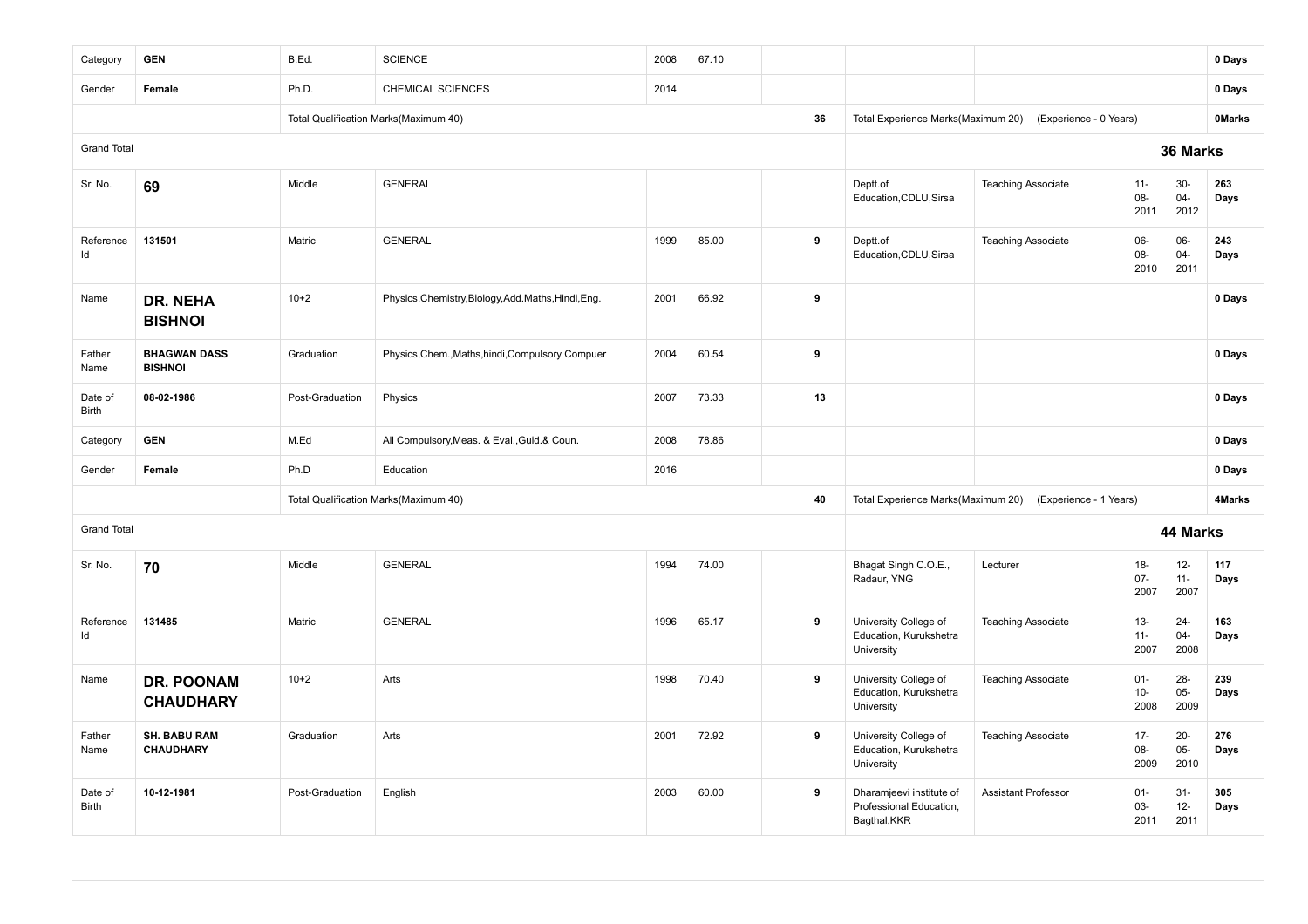| | | | | | | | | | | | | |
|---|---|---|---|---|---|---|---|---|---|---|---|---|
| Category | **GEN** | B.Ed. | SCIENCE | 2008 | 67.10 | | | | | | | **0 Days** |
| Gender | **Female** | Ph.D. | CHEMICAL SCIENCES | 2014 | | | | | | | | **0 Days** |
| | | Total Qualification Marks(Maximum 40) | | | | | **36** | Total Experience Marks(Maximum 20) | (Experience - 0 Years) | | | **0Marks** |
| Grand Total | | | | | | | | | | **36 Marks** | | |
| Sr. No. | **69** | Middle | GENERAL | | | | | Deptt.of Education,CDLU,Sirsa | Teaching Associate | 11-08-2011 | 30-04-2012 | **263 Days** |
| Reference Id | **131501** | Matric | GENERAL | 1999 | 85.00 | | **9** | Deptt.of Education,CDLU,Sirsa | Teaching Associate | 06-08-2010 | 06-04-2011 | **243 Days** |
| Name | **DR. NEHA BISHNOI** | 10+2 | Physics,Chemistry,Biology,Add.Maths,Hindi,Eng. | 2001 | 66.92 | | **9** | | | | | **0 Days** |
| Father Name | **BHAGWAN DASS BISHNOI** | Graduation | Physics,Chem.,Maths,hindi,Compulsory Compuer | 2004 | 60.54 | | **9** | | | | | **0 Days** |
| Date of Birth | **08-02-1986** | Post-Graduation | Physics | 2007 | 73.33 | | **13** | | | | | **0 Days** |
| Category | **GEN** | M.Ed | All Compulsory,Meas. & Eval.,Guid.& Coun. | 2008 | 78.86 | | | | | | | **0 Days** |
| Gender | **Female** | Ph.D | Education | 2016 | | | | | | | | **0 Days** |
| | | Total Qualification Marks(Maximum 40) | | | | | **40** | Total Experience Marks(Maximum 20) | (Experience - 1 Years) | | | **4Marks** |
| Grand Total | | | | | | | | | | **44 Marks** | | |
| Sr. No. | **70** | Middle | GENERAL | 1994 | 74.00 | | | Bhagat Singh C.O.E., Radaur, YNG | Lecturer | 18-07-2007 | 12-11-2007 | **117 Days** |
| Reference Id | **131485** | Matric | GENERAL | 1996 | 65.17 | | **9** | University College of Education, Kurukshetra University | Teaching Associate | 13-11-2007 | 24-04-2008 | **163 Days** |
| Name | **DR. POONAM CHAUDHARY** | 10+2 | Arts | 1998 | 70.40 | | **9** | University College of Education, Kurukshetra University | Teaching Associate | 01-10-2008 | 28-05-2009 | **239 Days** |
| Father Name | **SH. BABU RAM CHAUDHARY** | Graduation | Arts | 2001 | 72.92 | | **9** | University College of Education, Kurukshetra University | Teaching Associate | 17-08-2009 | 20-05-2010 | **276 Days** |
| Date of Birth | **10-12-1981** | Post-Graduation | English | 2003 | 60.00 | | **9** | Dharamjeevi institute of Professional Education, Bagthal,KKR | Assistant Professor | 01-03-2011 | 31-12-2011 | **305 Days** |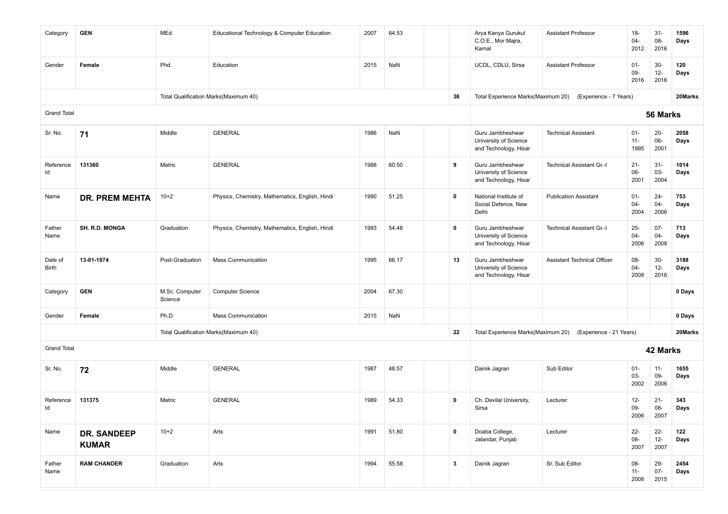| Category | **GEN** | MEd. | Educational Technology & Computer Education | 2007 | 64.53 | | | Arya Kanya Gurukul C.O.E., Mor Majra, Karnal | Assistant Professor | 18-04-2012 | 31-08-2016 | **1596 Days** |
|---|---|---|---|---|---|---|---|---|---|---|---|---|
| Gender | **Female** | Phd. | Education | 2015 | NaN | | | UCDL, CDLU, Sirsa | Assistant Professor | 01-09-2016 | 30-12-2016 | **120 Days** |
| | | Total Qualification Marks(Maximum 40) | | | | | **36** | Total Experience Marks(Maximum 20) | (Experience - 7 Years) | | | **20Marks** |
| Grand Total | | | | | | | | | | | | **56 Marks** |
| Sr. No. | **71** | Middle | GENERAL | 1986 | NaN | | | Guru Jambheshwar University of Science and Technology, Hisar | Technical Assistant | 01-11-1995 | 20-06-2001 | **2058 Days** |
| Reference Id | **131360** | Matric | GENERAL | 1988 | 60.50 | | **9** | Guru Jambheshwar University of Science and Technology, Hisar | Technical Assistant Gr.-I | 21-06-2001 | 31-03-2004 | **1014 Days** |
| Name | **DR. PREM MEHTA** | 10+2 | Physics, Chemistry, Mathematics, English, Hindi | 1990 | 51.25 | | **0** | National Institute of Social Defence, New Delhi | Publication Assistant | 01-04-2004 | 24-04-2006 | **753 Days** |
| Father Name | **SH. R.D. MONGA** | Graduation | Physics, Chemistry, Mathematics, English, Hindi | 1993 | 54.48 | | **0** | Guru Jambheshwar University of Science and Technology, Hisar | Technical Assistant Gr.-I | 25-04-2006 | 07-04-2008 | **713 Days** |
| Date of Birth | **13-01-1974** | Post-Graduation | Mass Communication | 1995 | 66.17 | | **13** | Guru Jambheshwar University of Science and Technology, Hisar | Assistant Technical Officer | 08-04-2008 | 30-12-2016 | **3188 Days** |
| Category | **GEN** | M.Sc. Computer Science | Computer Science | 2004 | 67.30 | | | | | | | **0 Days** |
| Gender | **Female** | Ph.D | Mass Communication | 2015 | NaN | | | | | | | **0 Days** |
| | | Total Qualification Marks(Maximum 40) | | | | | **22** | Total Experience Marks(Maximum 20) | (Experience - 21 Years) | | | **20Marks** |
| Grand Total | | | | | | | | | | | | **42 Marks** |
| Sr. No. | **72** | Middle | GENERAL | 1987 | 48.57 | | | Dainik Jagran | Sub Editor | 01-03-2002 | 11-09-2006 | **1655 Days** |
| Reference Id | **131375** | Matric | GENERAL | 1989 | 54.33 | | **0** | Ch. Devilal University, Sirsa | Lecturer | 12-09-2006 | 21-08-2007 | **343 Days** |
| Name | **DR. SANDEEP KUMAR** | 10+2 | Arts | 1991 | 51.80 | | **0** | Doaba College, Jalandar, Punjab | Lecturer | 22-08-2007 | 22-12-2007 | **122 Days** |
| Father Name | **RAM CHANDER** | Graduation | Arts | 1994 | 55.58 | | **3** | Dainik Jagran | Sr. Sub Editor | 08-11-2008 | 29-07-2015 | **2454 Days** |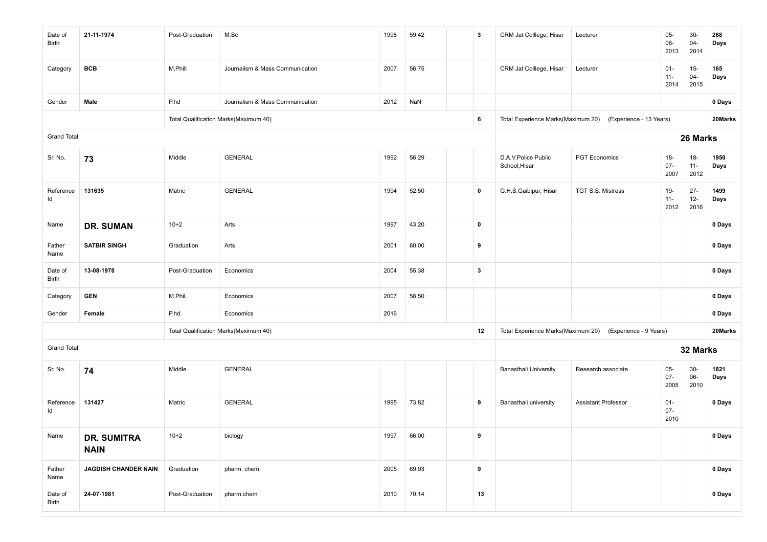| | | | | | | | | | | | | |
|---|---|---|---|---|---|---|---|---|---|---|---|---|
| Date of Birth | **21-11-1974** | Post-Graduation | M.Sc | 1998 | 59.42 | | **3** | CRM Jat Colllege, Hisar | Lecturer | 05-08-2013 | 30-04-2014 | **268 Days** |
| Category | **BCB** | M.Phill | Journalism & Mass Communication | 2007 | 56.75 | | | CRM Jat Colllege, Hisar | Lecturer | 01-11-2014 | 15-04-2015 | **165 Days** |
| Gender | **Male** | P.hd | Journalism & Mass Communication | 2012 | NaN | | | | | | | **0 Days** |
| | | Total Qualification Marks(Maximum 40) | | | | | **6** | Total Experience Marks(Maximum 20) (Experience - 13 Years) | | | | **20Marks** |
| Grand Total | | | | | | | | **26 Marks** | | | | |
| Sr. No. | **73** | Middle | GENERAL | 1992 | 56.29 | | | D.A.V.Police Public School,Hisar | PGT Economics | 18-07-2007 | 18-11-2012 | **1950 Days** |
| Reference Id | **131635** | Matric | GENERAL | 1994 | 52.50 | | **0** | G.H.S.Gaibipur, Hisar | TGT S.S. Mistress | 19-11-2012 | 27-12-2016 | **1499 Days** |
| Name | **DR. SUMAN** | 10+2 | Arts | 1997 | 43.20 | | **0** | | | | | **0 Days** |
| Father Name | **SATBIR SINGH** | Graduation | Arts | 2001 | 60.00 | | **9** | | | | | **0 Days** |
| Date of Birth | **13-08-1978** | Post-Graduation | Economics | 2004 | 55.38 | | **3** | | | | | **0 Days** |
| Category | **GEN** | M.Phil. | Economics | 2007 | 58.50 | | | | | | | **0 Days** |
| Gender | **Female** | P.hd. | Economics | 2016 | | | | | | | | **0 Days** |
| | | Total Qualification Marks(Maximum 40) | | | | | **12** | Total Experience Marks(Maximum 20) (Experience - 9 Years) | | | | **20Marks** |
| Grand Total | | | | | | | | **32 Marks** | | | | |
| Sr. No. | **74** | Middle | GENERAL | | | | | Banasthali University | Research associate | 05-07-2005 | 30-06-2010 | **1821 Days** |
| Reference Id | **131427** | Matric | GENERAL | 1995 | 73.82 | | **9** | Banasthali university | Assistant Professor | 01-07-2010 | | **0 Days** |
| Name | **DR. SUMITRA NAIN** | 10+2 | biology | 1997 | 66.00 | | **9** | | | | | **0 Days** |
| Father Name | **JAGDISH CHANDER NAIN** | Graduation | pharm. chem | 2005 | 69.93 | | **9** | | | | | **0 Days** |
| Date of Birth | **24-07-1981** | Post-Graduation | pharm.chem | 2010 | 70.14 | | **13** | | | | | **0 Days** |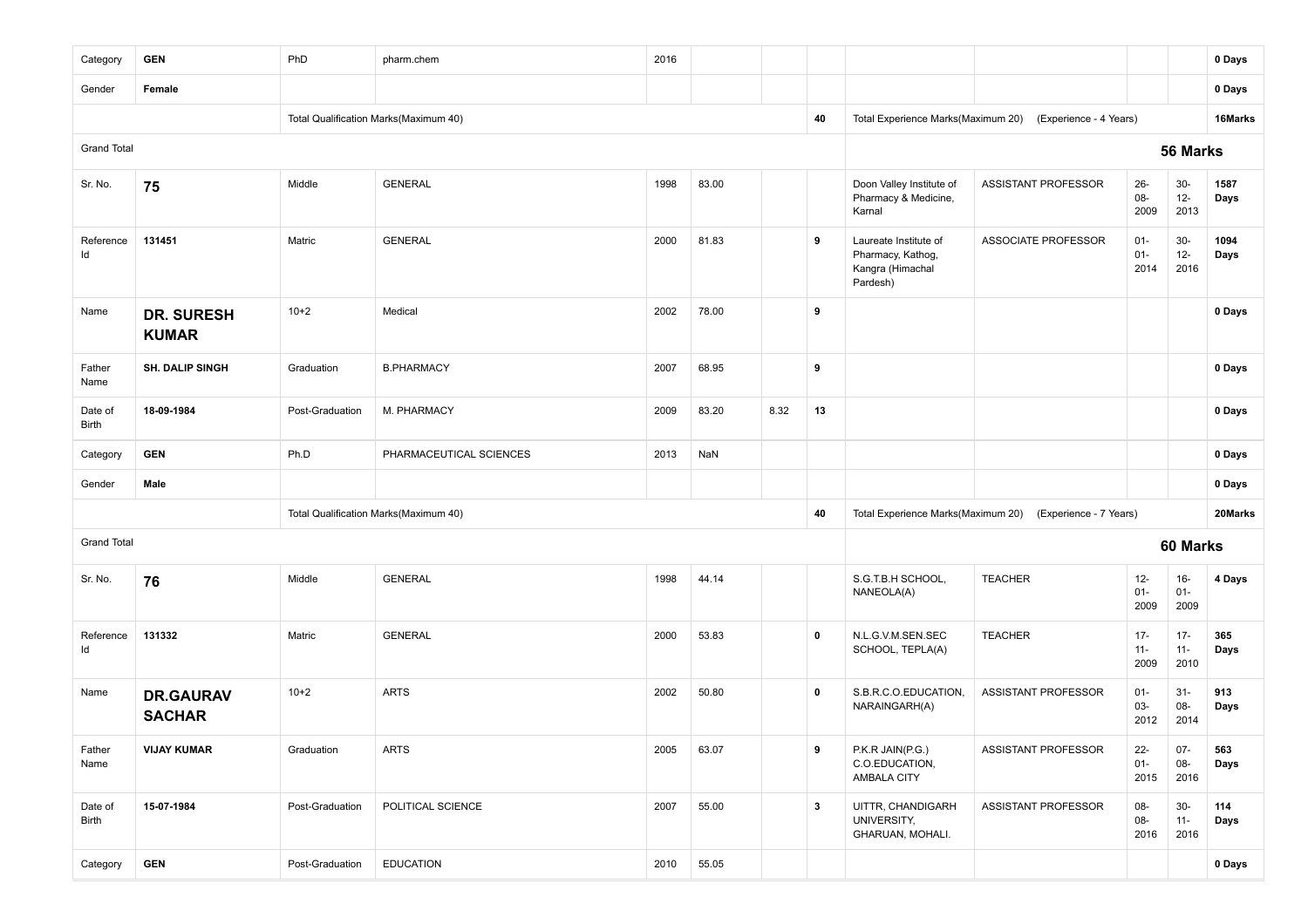| | | | | | | | | | | | | |
|---|---|---|---|---|---|---|---|---|---|---|---|---|
| Category | **GEN** | PhD | pharm.chem | 2016 | | | | | | | | **0 Days** |
| Gender | **Female** | | | | | | | | | | | **0 Days** |
| | | Total Qualification Marks(Maximum 40) | | | | | **40** | Total Experience Marks(Maximum 20) | (Experience - 4 Years) | | | **16Marks** |
| Grand Total | | | | | | | | | | **56 Marks** | | |
| Sr. No. | **75** | Middle | GENERAL | 1998 | 83.00 | | | Doon Valley Institute of Pharmacy & Medicine, Karnal | ASSISTANT PROFESSOR | 26-08-2009 | 30-12-2013 | **1587 Days** |
| Reference Id | **131451** | Matric | GENERAL | 2000 | 81.83 | | **9** | Laureate Institute of Pharmacy, Kathog, Kangra (Himachal Pardesh) | ASSOCIATE PROFESSOR | 01-01-2014 | 30-12-2016 | **1094 Days** |
| Name | **DR. SURESH KUMAR** | 10+2 | Medical | 2002 | 78.00 | | **9** | | | | | **0 Days** |
| Father Name | **SH. DALIP SINGH** | Graduation | B.PHARMACY | 2007 | 68.95 | | **9** | | | | | **0 Days** |
| Date of Birth | **18-09-1984** | Post-Graduation | M. PHARMACY | 2009 | 83.20 | 8.32 | **13** | | | | | **0 Days** |
| Category | **GEN** | Ph.D | PHARMACEUTICAL SCIENCES | 2013 | NaN | | | | | | | **0 Days** |
| Gender | **Male** | | | | | | | | | | | **0 Days** |
| | | Total Qualification Marks(Maximum 40) | | | | | **40** | Total Experience Marks(Maximum 20) | (Experience - 7 Years) | | | **20Marks** |
| Grand Total | | | | | | | | | | **60 Marks** | | |
| Sr. No. | **76** | Middle | GENERAL | 1998 | 44.14 | | | S.G.T.B.H SCHOOL, NANEOLA(A) | TEACHER | 12-01-2009 | 16-01-2009 | **4 Days** |
| Reference Id | **131332** | Matric | GENERAL | 2000 | 53.83 | | **0** | N.L.G.V.M.SEN.SEC SCHOOL, TEPLA(A) | TEACHER | 17-11-2009 | 17-11-2010 | **365 Days** |
| Name | **DR.GAURAV SACHAR** | 10+2 | ARTS | 2002 | 50.80 | | **0** | S.B.R.C.O.EDUCATION, NARAINGARH(A) | ASSISTANT PROFESSOR | 01-03-2012 | 31-08-2014 | **913 Days** |
| Father Name | **VIJAY KUMAR** | Graduation | ARTS | 2005 | 63.07 | | **9** | P.K.R JAIN(P.G.) C.O.EDUCATION, AMBALA CITY | ASSISTANT PROFESSOR | 22-01-2015 | 07-08-2016 | **563 Days** |
| Date of Birth | **15-07-1984** | Post-Graduation | POLITICAL SCIENCE | 2007 | 55.00 | | **3** | UITTR, CHANDIGARH UNIVERSITY, GHARUAN, MOHALI. | ASSISTANT PROFESSOR | 08-08-2016 | 30-11-2016 | **114 Days** |
| Category | **GEN** | Post-Graduation | EDUCATION | 2010 | 55.05 | | | | | | | **0 Days** |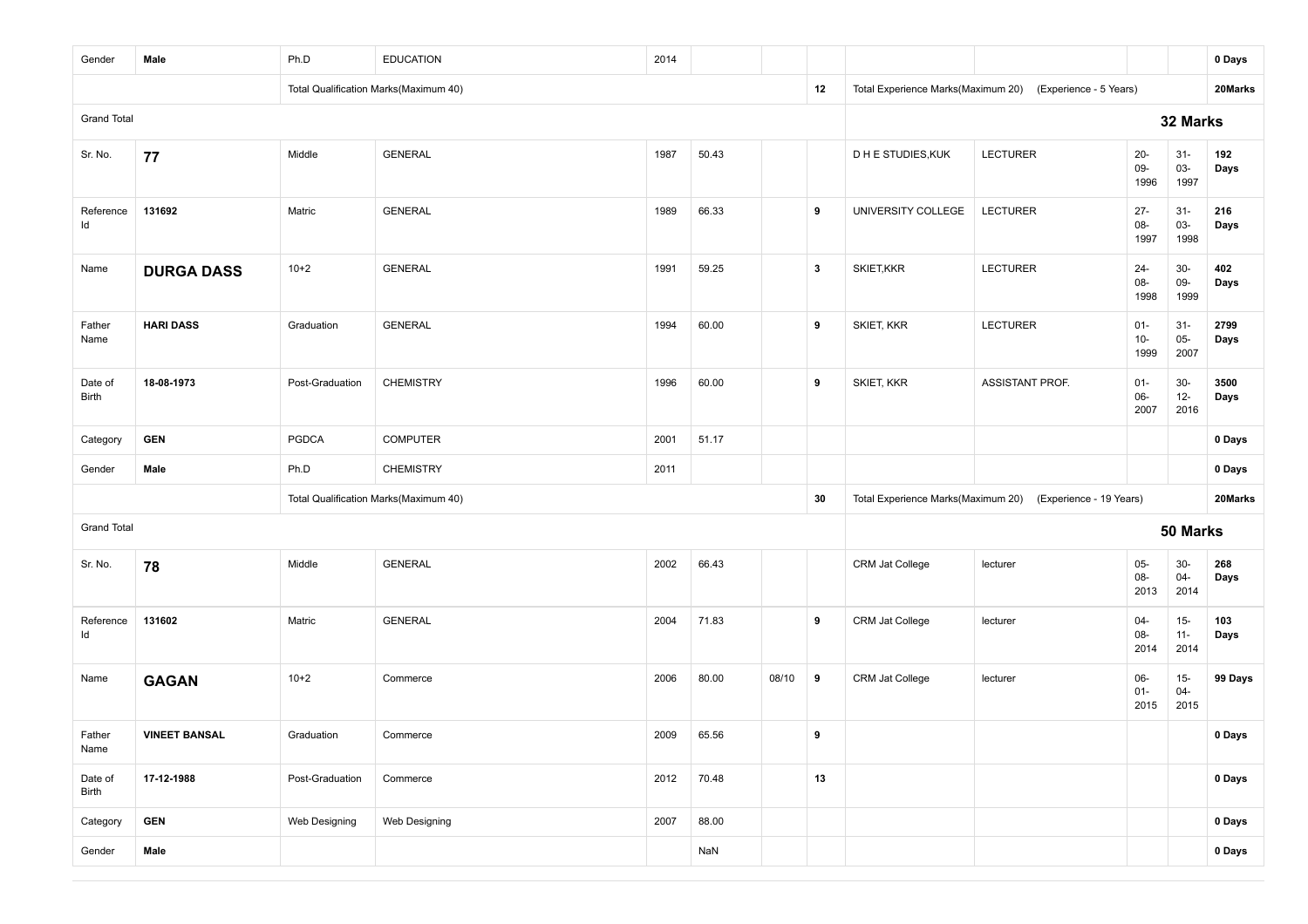| | | | | | | | | | | | | |
|---|---|---|---|---|---|---|---|---|---|---|---|---|
| Gender | **Male** | Ph.D | EDUCATION | 2014 | | | | | | | | **0 Days** |
| | | Total Qualification Marks(Maximum 40) | | | | | **12** | Total Experience Marks(Maximum 20) | (Experience - 5 Years) | | | **20Marks** |
| Grand Total | | | | | | | | | | | | **32 Marks** |
| Sr. No. | **77** | Middle | GENERAL | 1987 | 50.43 | | | D H E STUDIES,KUK | LECTURER | 20-09-1996 | 31-03-1997 | **192 Days** |
| Reference Id | **131692** | Matric | GENERAL | 1989 | 66.33 | | **9** | UNIVERSITY COLLEGE | LECTURER | 27-08-1997 | 31-03-1998 | **216 Days** |
| Name | **DURGA DASS** | 10+2 | GENERAL | 1991 | 59.25 | | **3** | SKIET,KKR | LECTURER | 24-08-1998 | 30-09-1999 | **402 Days** |
| Father Name | **HARI DASS** | Graduation | GENERAL | 1994 | 60.00 | | **9** | SKIET, KKR | LECTURER | 01-10-1999 | 31-05-2007 | **2799 Days** |
| Date of Birth | **18-08-1973** | Post-Graduation | CHEMISTRY | 1996 | 60.00 | | **9** | SKIET, KKR | ASSISTANT PROF. | 01-06-2007 | 30-12-2016 | **3500 Days** |
| Category | **GEN** | PGDCA | COMPUTER | 2001 | 51.17 | | | | | | | **0 Days** |
| Gender | **Male** | Ph.D | CHEMISTRY | 2011 | | | | | | | | **0 Days** |
| | | Total Qualification Marks(Maximum 40) | | | | | **30** | Total Experience Marks(Maximum 20) | (Experience - 19 Years) | | | **20Marks** |
| Grand Total | | | | | | | | | | | | **50 Marks** |
| Sr. No. | **78** | Middle | GENERAL | 2002 | 66.43 | | | CRM Jat College | lecturer | 05-08-2013 | 30-04-2014 | **268 Days** |
| Reference Id | **131602** | Matric | GENERAL | 2004 | 71.83 | | **9** | CRM Jat College | lecturer | 04-08-2014 | 15-11-2014 | **103 Days** |
| Name | **GAGAN** | 10+2 | Commerce | 2006 | 80.00 | 08/10 | **9** | CRM Jat College | lecturer | 06-01-2015 | 15-04-2015 | **99 Days** |
| Father Name | **VINEET BANSAL** | Graduation | Commerce | 2009 | 65.56 | | **9** | | | | | **0 Days** |
| Date of Birth | **17-12-1988** | Post-Graduation | Commerce | 2012 | 70.48 | | **13** | | | | | **0 Days** |
| Category | **GEN** | Web Designing | Web Designing | 2007 | 88.00 | | | | | | | **0 Days** |
| Gender | **Male** | | | | NaN | | | | | | | **0 Days** |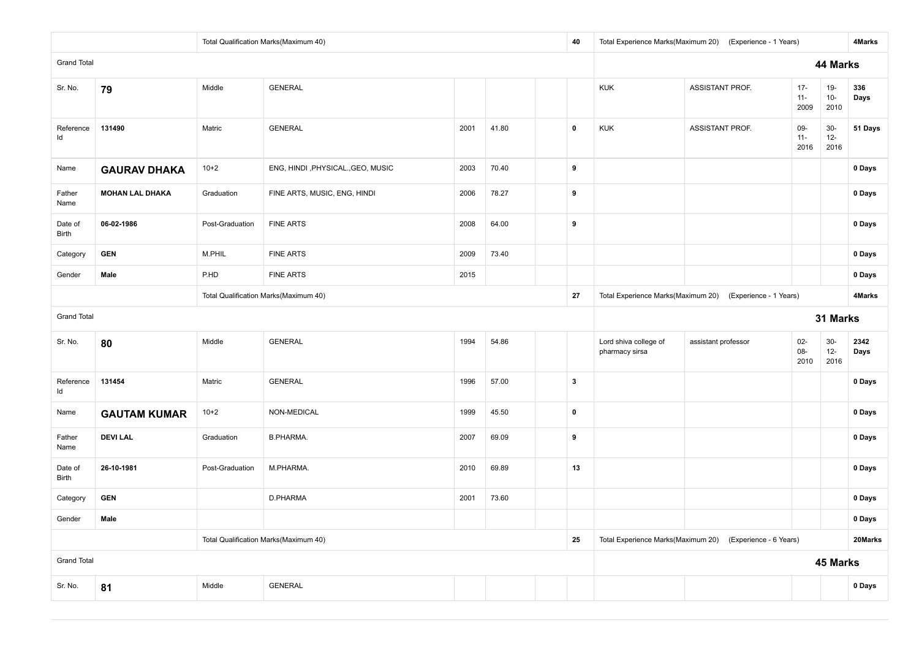| | | | | | | | | | | | | |
|---|---|---|---|---|---|---|---|---|---|---|---|---|
| | | Total Qualification Marks(Maximum 40) | | | | | 40 | Total Experience Marks(Maximum 20) | (Experience - 1 Years) | | | 4Marks |
| Grand Total | | | | | | | | | | | | **44 Marks** |
| Sr. No. | **79** | Middle | GENERAL | | | | | KUK | ASSISTANT PROF. | 17-11-2009 | 19-10-2010 | **336 Days** |
| Reference Id | **131490** | Matric | GENERAL | 2001 | 41.80 | | **0** | KUK | ASSISTANT PROF. | 09-11-2016 | 30-12-2016 | **51 Days** |
| Name | **GAURAV DHAKA** | 10+2 | ENG, HINDI ,PHYSICAL.,GEO, MUSIC | 2003 | 70.40 | | **9** | | | | | **0 Days** |
| Father Name | **MOHAN LAL DHAKA** | Graduation | FINE ARTS, MUSIC, ENG, HINDI | 2006 | 78.27 | | **9** | | | | | **0 Days** |
| Date of Birth | **06-02-1986** | Post-Graduation | FINE ARTS | 2008 | 64.00 | | **9** | | | | | **0 Days** |
| Category | **GEN** | M.PHIL | FINE ARTS | 2009 | 73.40 | | | | | | | **0 Days** |
| Gender | **Male** | P.HD | FINE ARTS | 2015 | | | | | | | | **0 Days** |
| | | Total Qualification Marks(Maximum 40) | | | | | 27 | Total Experience Marks(Maximum 20) | (Experience - 1 Years) | | | 4Marks |
| Grand Total | | | | | | | | | | | | **31 Marks** |
| Sr. No. | **80** | Middle | GENERAL | 1994 | 54.86 | | | Lord shiva college of pharmacy sirsa | assistant professor | 02-08-2010 | 30-12-2016 | **2342 Days** |
| Reference Id | **131454** | Matric | GENERAL | 1996 | 57.00 | | **3** | | | | | **0 Days** |
| Name | **GAUTAM KUMAR** | 10+2 | NON-MEDICAL | 1999 | 45.50 | | **0** | | | | | **0 Days** |
| Father Name | **DEVI LAL** | Graduation | B.PHARMA. | 2007 | 69.09 | | **9** | | | | | **0 Days** |
| Date of Birth | **26-10-1981** | Post-Graduation | M.PHARMA. | 2010 | 69.89 | | **13** | | | | | **0 Days** |
| Category | **GEN** | | D.PHARMA | 2001 | 73.60 | | | | | | | **0 Days** |
| Gender | **Male** | | | | | | | | | | | **0 Days** |
| | | Total Qualification Marks(Maximum 40) | | | | | 25 | Total Experience Marks(Maximum 20) | (Experience - 6 Years) | | | 20Marks |
| Grand Total | | | | | | | | | | | | **45 Marks** |
| Sr. No. | **81** | Middle | GENERAL | | | | | | | | | **0 Days** |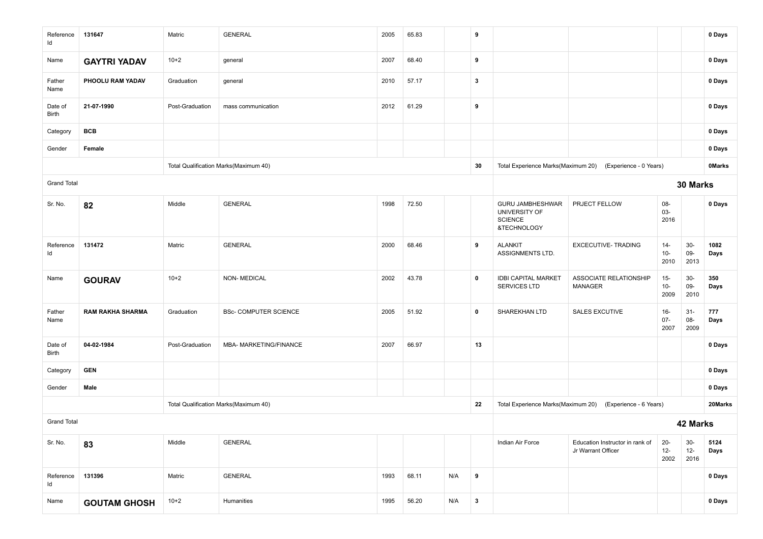| | | | | | | | | | | | | |
|---|---|---|---|---|---|---|---|---|---|---|---|---|
| Reference Id | 131647 | Matric | GENERAL | 2005 | 65.83 | | 9 | | | | | 0 Days |
| Name | **GAYTRI YADAV** | 10+2 | general | 2007 | 68.40 | | 9 | | | | | 0 Days |
| Father Name | **PHOOLU RAM YADAV** | Graduation | general | 2010 | 57.17 | | 3 | | | | | 0 Days |
| Date of Birth | **21-07-1990** | Post-Graduation | mass communication | 2012 | 61.29 | | 9 | | | | | 0 Days |
| Category | **BCB** | | | | | | | | | | | 0 Days |
| Gender | **Female** | | | | | | | | | | | 0 Days |
| | | Total Qualification Marks(Maximum 40) | | | | | 30 | Total Experience Marks(Maximum 20) | (Experience - 0 Years) | | | 0Marks |
| Grand Total | | | | | | | | | | **30 Marks** | | |
| Sr. No. | **82** | Middle | GENERAL | 1998 | 72.50 | | | GURU JAMBHESHWAR UNIVERSITY OF SCIENCE &TECHNOLOGY | PRJECT FELLOW | 08-03-2016 | | 0 Days |
| Reference Id | 131472 | Matric | GENERAL | 2000 | 68.46 | | 9 | ALANKIT ASSIGNMENTS LTD. | EXCECUTIVE- TRADING | 14-10-2010 | 30-09-2013 | 1082 Days |
| Name | **GOURAV** | 10+2 | NON- MEDICAL | 2002 | 43.78 | | 0 | IDBI CAPITAL MARKET SERVICES LTD | ASSOCIATE RELATIONSHIP MANAGER | 15-10-2009 | 30-09-2010 | 350 Days |
| Father Name | **RAM RAKHA SHARMA** | Graduation | BSc- COMPUTER SCIENCE | 2005 | 51.92 | | 0 | SHAREKHAN LTD | SALES EXCUTIVE | 16-07-2007 | 31-08-2009 | 777 Days |
| Date of Birth | **04-02-1984** | Post-Graduation | MBA- MARKETING/FINANCE | 2007 | 66.97 | | 13 | | | | | 0 Days |
| Category | **GEN** | | | | | | | | | | | 0 Days |
| Gender | **Male** | | | | | | | | | | | 0 Days |
| | | Total Qualification Marks(Maximum 40) | | | | | 22 | Total Experience Marks(Maximum 20) | (Experience - 6 Years) | | | 20Marks |
| Grand Total | | | | | | | | | | **42 Marks** | | |
| Sr. No. | **83** | Middle | GENERAL | | | | | Indian Air Force | Education Instructor in rank of Jr Warrant Officer | 20-12-2002 | 30-12-2016 | 5124 Days |
| Reference Id | 131396 | Matric | GENERAL | 1993 | 68.11 | N/A | 9 | | | | | 0 Days |
| Name | **GOUTAM GHOSH** | 10+2 | Humanities | 1995 | 56.20 | N/A | 3 | | | | | 0 Days |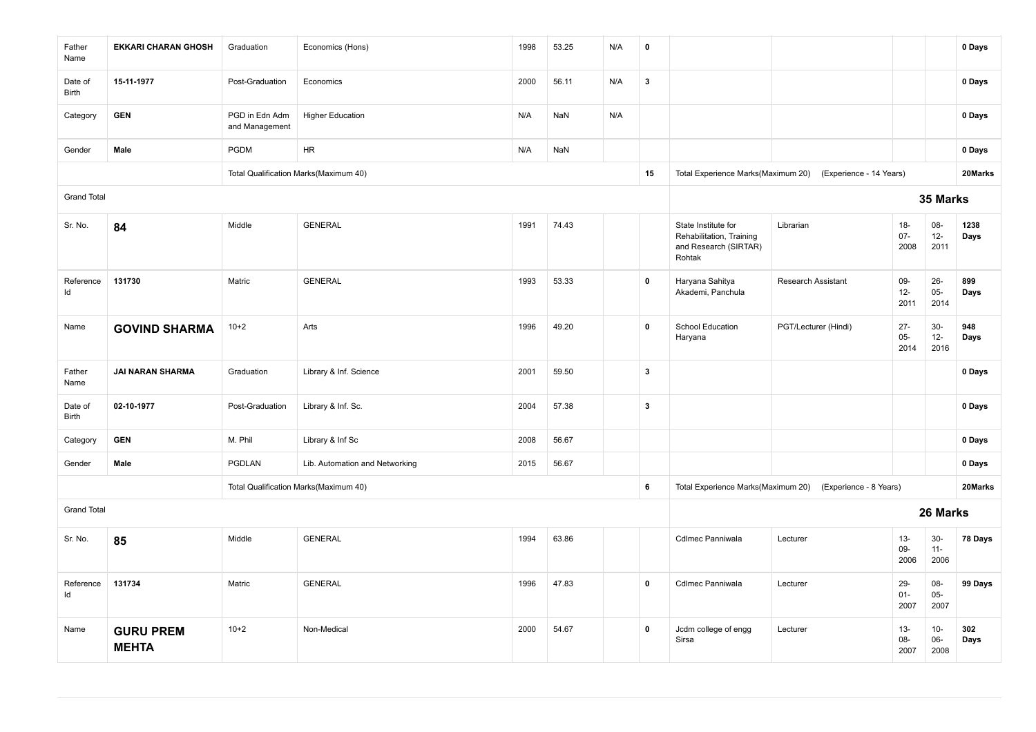| | | | | | | | | | | | | |
|---|---|---|---|---|---|---|---|---|---|---|---|---|
| Father Name | **EKKARI CHARAN GHOSH** | Graduation | Economics (Hons) | 1998 | 53.25 | N/A | **0** | | | | | **0 Days** |
| Date of Birth | **15-11-1977** | Post-Graduation | Economics | 2000 | 56.11 | N/A | **3** | | | | | **0 Days** |
| Category | **GEN** | PGD in Edn Adm and Management | Higher Education | N/A | NaN | N/A | | | | | | **0 Days** |
| Gender | **Male** | PGDM | HR | N/A | NaN | | | | | | | **0 Days** |
| | | Total Qualification Marks(Maximum 40) | | | | | **15** | Total Experience Marks(Maximum 20) | (Experience - 14 Years) | | | **20Marks** |
| Grand Total | | | | | | | | | | **35 Marks** | | |
| Sr. No. | **84** | Middle | GENERAL | 1991 | 74.43 | | | State Institute for Rehabilitation, Training and Research (SIRTAR) Rohtak | Librarian | 18-07-2008 | 08-12-2011 | **1238 Days** |
| Reference Id | **131730** | Matric | GENERAL | 1993 | 53.33 | | **0** | Haryana Sahitya Akademi, Panchula | Research Assistant | 09-12-2011 | 26-05-2014 | **899 Days** |
| Name | **GOVIND SHARMA** | 10+2 | Arts | 1996 | 49.20 | | **0** | School Education Haryana | PGT/Lecturer (Hindi) | 27-05-2014 | 30-12-2016 | **948 Days** |
| Father Name | **JAI NARAN SHARMA** | Graduation | Library & Inf. Science | 2001 | 59.50 | | **3** | | | | | **0 Days** |
| Date of Birth | **02-10-1977** | Post-Graduation | Library & Inf. Sc. | 2004 | 57.38 | | **3** | | | | | **0 Days** |
| Category | **GEN** | M. Phil | Library & Inf Sc | 2008 | 56.67 | | | | | | | **0 Days** |
| Gender | **Male** | PGDLAN | Lib. Automation and Networking | 2015 | 56.67 | | | | | | | **0 Days** |
| | | Total Qualification Marks(Maximum 40) | | | | | **6** | Total Experience Marks(Maximum 20) | (Experience - 8 Years) | | | **20Marks** |
| Grand Total | | | | | | | | | | **26 Marks** | | |
| Sr. No. | **85** | Middle | GENERAL | 1994 | 63.86 | | | Cdlmec Panniwala | Lecturer | 13-09-2006 | 30-11-2006 | **78 Days** |
| Reference Id | **131734** | Matric | GENERAL | 1996 | 47.83 | | **0** | Cdlmec Panniwala | Lecturer | 29-01-2007 | 08-05-2007 | **99 Days** |
| Name | **GURU PREM MEHTA** | 10+2 | Non-Medical | 2000 | 54.67 | | **0** | Jcdm college of engg Sirsa | Lecturer | 13-08-2007 | 10-06-2008 | **302 Days** |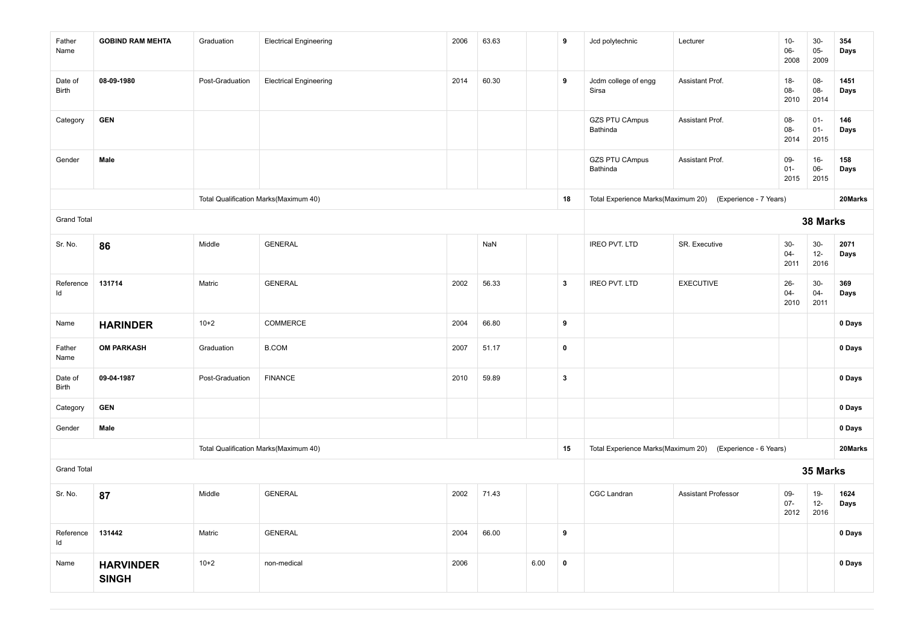| | | | | | | | | | | | | |
|---|---|---|---|---|---|---|---|---|---|---|---|---|
| Father Name | **GOBIND RAM MEHTA** | Graduation | Electrical Engineering | 2006 | 63.63 | | **9** | Jcd polytechnic | Lecturer | 10-06-2008 | 30-05-2009 | **354 Days** |
| Date of Birth | **08-09-1980** | Post-Graduation | Electrical Engineering | 2014 | 60.30 | | **9** | Jcdm college of engg Sirsa | Assistant Prof. | 18-08-2010 | 08-08-2014 | **1451 Days** |
| Category | **GEN** | | | | | | | GZS PTU CAmpus Bathinda | Assistant Prof. | 08-08-2014 | 01-01-2015 | **146 Days** |
| Gender | **Male** | | | | | | | GZS PTU CAmpus Bathinda | Assistant Prof. | 09-01-2015 | 16-06-2015 | **158 Days** |
| | | Total Qualification Marks(Maximum 40) | | | | | **18** | Total Experience Marks(Maximum 20) | (Experience - 7 Years) | | | **20Marks** |
| Grand Total | | | | | | | | | | **38 Marks** | | |
| Sr. No. | **86** | Middle | GENERAL | | NaN | | | IREO PVT. LTD | SR. Executive | 30-04-2011 | 30-12-2016 | **2071 Days** |
| Reference Id | **131714** | Matric | GENERAL | 2002 | 56.33 | | **3** | IREO PVT. LTD | EXECUTIVE | 26-04-2010 | 30-04-2011 | **369 Days** |
| Name | **HARINDER** | 10+2 | COMMERCE | 2004 | 66.80 | | **9** | | | | | **0 Days** |
| Father Name | **OM PARKASH** | Graduation | B.COM | 2007 | 51.17 | | **0** | | | | | **0 Days** |
| Date of Birth | **09-04-1987** | Post-Graduation | FINANCE | 2010 | 59.89 | | **3** | | | | | **0 Days** |
| Category | **GEN** | | | | | | | | | | | **0 Days** |
| Gender | **Male** | | | | | | | | | | | **0 Days** |
| | | Total Qualification Marks(Maximum 40) | | | | | **15** | Total Experience Marks(Maximum 20) | (Experience - 6 Years) | | | **20Marks** |
| Grand Total | | | | | | | | | | **35 Marks** | | |
| Sr. No. | **87** | Middle | GENERAL | 2002 | 71.43 | | | CGC Landran | Assistant Professor | 09-07-2012 | 19-12-2016 | **1624 Days** |
| Reference Id | **131442** | Matric | GENERAL | 2004 | 66.00 | | **9** | | | | | **0 Days** |
| Name | **HARVINDER SINGH** | 10+2 | non-medical | 2006 | | 6.00 | **0** | | | | | **0 Days** |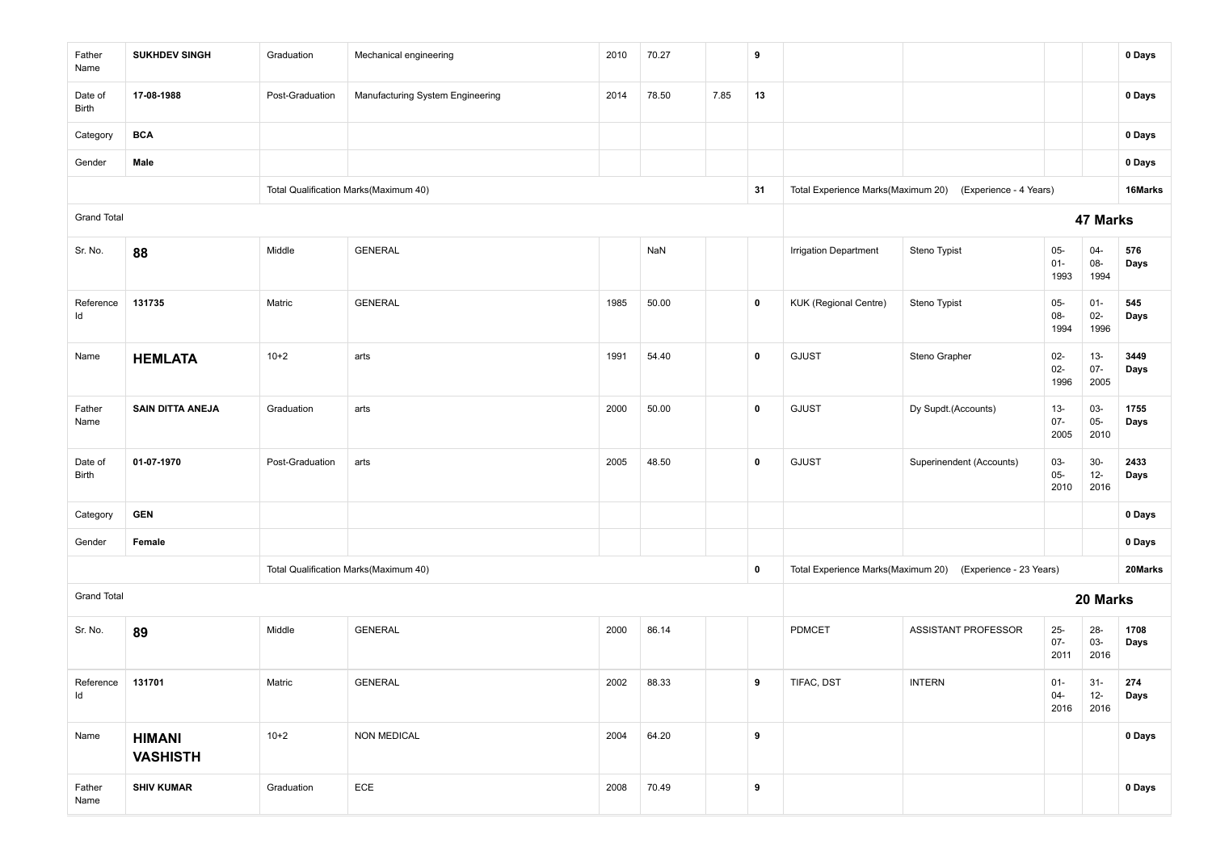| | | | | | | | | | | | | |
|---|---|---|---|---|---|---|---|---|---|---|---|---|
| Father Name | **SUKHDEV SINGH** | Graduation | Mechanical engineering | 2010 | 70.27 | | **9** | | | | | **0 Days** |
| Date of Birth | **17-08-1988** | Post-Graduation | Manufacturing System Engineering | 2014 | 78.50 | 7.85 | **13** | | | | | **0 Days** |
| Category | **BCA** | | | | | | | | | | | **0 Days** |
| Gender | **Male** | | | | | | | | | | | **0 Days** |
| | | Total Qualification Marks(Maximum 40) | | | | | **31** | Total Experience Marks(Maximum 20) | (Experience - 4 Years) | | | **16Marks** |
| Grand Total | | | | | | | | | | **47 Marks** | | |
| Sr. No. | **88** | Middle | GENERAL | | NaN | | | Irrigation Department | Steno Typist | 05-01-1993 | 04-08-1994 | **576 Days** |
| Reference Id | **131735** | Matric | GENERAL | 1985 | 50.00 | | **0** | KUK (Regional Centre) | Steno Typist | 05-08-1994 | 01-02-1996 | **545 Days** |
| Name | **HEMLATA** | 10+2 | arts | 1991 | 54.40 | | **0** | GJUST | Steno Grapher | 02-02-1996 | 13-07-2005 | **3449 Days** |
| Father Name | **SAIN DITTA ANEJA** | Graduation | arts | 2000 | 50.00 | | **0** | GJUST | Dy Supdt.(Accounts) | 13-07-2005 | 03-05-2010 | **1755 Days** |
| Date of Birth | **01-07-1970** | Post-Graduation | arts | 2005 | 48.50 | | **0** | GJUST | Superinendent (Accounts) | 03-05-2010 | 30-12-2016 | **2433 Days** |
| Category | **GEN** | | | | | | | | | | | **0 Days** |
| Gender | **Female** | | | | | | | | | | | **0 Days** |
| | | Total Qualification Marks(Maximum 40) | | | | | **0** | Total Experience Marks(Maximum 20) | (Experience - 23 Years) | | | **20Marks** |
| Grand Total | | | | | | | | | | **20 Marks** | | |
| Sr. No. | **89** | Middle | GENERAL | 2000 | 86.14 | | | PDMCET | ASSISTANT PROFESSOR | 25-07-2011 | 28-03-2016 | **1708 Days** |
| Reference Id | **131701** | Matric | GENERAL | 2002 | 88.33 | | **9** | TIFAC, DST | INTERN | 01-04-2016 | 31-12-2016 | **274 Days** |
| Name | **HIMANI VASHISTH** | 10+2 | NON MEDICAL | 2004 | 64.20 | | **9** | | | | | **0 Days** |
| Father Name | **SHIV KUMAR** | Graduation | ECE | 2008 | 70.49 | | **9** | | | | | **0 Days** |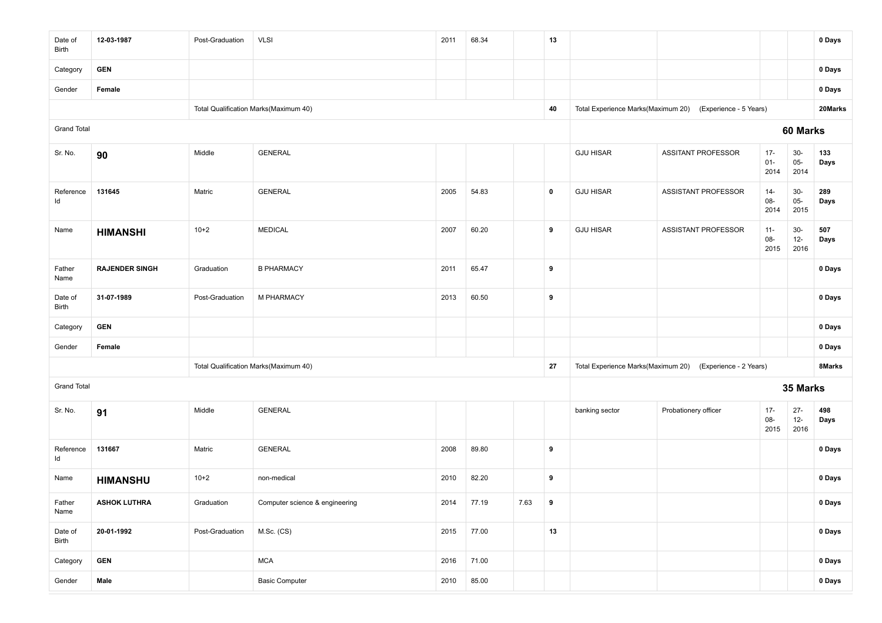| | | | | | | | | | | | | |
|---|---|---|---|---|---|---|---|---|---|---|---|---|
| Date of Birth | **12-03-1987** | Post-Graduation | VLSI | 2011 | 68.34 | | **13** | | | | | **0 Days** |
| Category | **GEN** | | | | | | | | | | | **0 Days** |
| Gender | **Female** | | | | | | | | | | | **0 Days** |
| | | Total Qualification Marks(Maximum 40) | | | | | **40** | Total Experience Marks(Maximum 20) | (Experience - 5 Years) | | | **20Marks** |
| Grand Total | | | | | | | | | | **60 Marks** | | |
| Sr. No. | **90** | Middle | GENERAL | | | | | GJU HISAR | ASSITANT PROFESSOR | 17-01-2014 | 30-05-2014 | **133 Days** |
| Reference Id | **131645** | Matric | GENERAL | 2005 | 54.83 | | **0** | GJU HISAR | ASSISTANT PROFESSOR | 14-08-2014 | 30-05-2015 | **289 Days** |
| Name | **HIMANSHI** | 10+2 | MEDICAL | 2007 | 60.20 | | **9** | GJU HISAR | ASSISTANT PROFESSOR | 11-08-2015 | 30-12-2016 | **507 Days** |
| Father Name | **RAJENDER SINGH** | Graduation | B PHARMACY | 2011 | 65.47 | | **9** | | | | | **0 Days** |
| Date of Birth | **31-07-1989** | Post-Graduation | M PHARMACY | 2013 | 60.50 | | **9** | | | | | **0 Days** |
| Category | **GEN** | | | | | | | | | | | **0 Days** |
| Gender | **Female** | | | | | | | | | | | **0 Days** |
| | | Total Qualification Marks(Maximum 40) | | | | | **27** | Total Experience Marks(Maximum 20) | (Experience - 2 Years) | | | **8Marks** |
| Grand Total | | | | | | | | | | **35 Marks** | | |
| Sr. No. | **91** | Middle | GENERAL | | | | | banking sector | Probationery officer | 17-08-2015 | 27-12-2016 | **498 Days** |
| Reference Id | **131667** | Matric | GENERAL | 2008 | 89.80 | | **9** | | | | | **0 Days** |
| Name | **HIMANSHU** | 10+2 | non-medical | 2010 | 82.20 | | **9** | | | | | **0 Days** |
| Father Name | **ASHOK LUTHRA** | Graduation | Computer science & engineering | 2014 | 77.19 | 7.63 | **9** | | | | | **0 Days** |
| Date of Birth | **20-01-1992** | Post-Graduation | M.Sc. (CS) | 2015 | 77.00 | | **13** | | | | | **0 Days** |
| Category | **GEN** | | MCA | 2016 | 71.00 | | | | | | | **0 Days** |
| Gender | **Male** | | Basic Computer | 2010 | 85.00 | | | | | | | **0 Days** |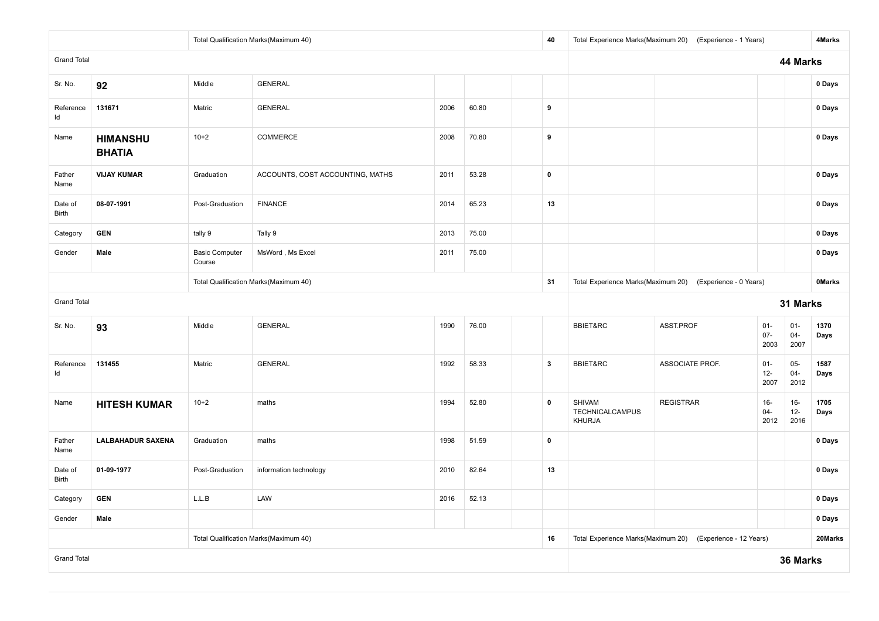| | | | | | | | | | | | | |
|---|---|---|---|---|---|---|---|---|---|---|---|---|
| | | Total Qualification Marks(Maximum 40) | | | | | 40 | Total Experience Marks(Maximum 20) (Experience - 1 Years) | | | | 4Marks |
| Grand Total | | | | | | | | **44 Marks** | | | | |
| Sr. No. | **92** | Middle | GENERAL | | | | | | | | | **0 Days** |
| Reference Id | **131671** | Matric | GENERAL | 2006 | 60.80 | | **9** | | | | | **0 Days** |
| Name | **HIMANSHU BHATIA** | 10+2 | COMMERCE | 2008 | 70.80 | | **9** | | | | | **0 Days** |
| Father Name | **VIJAY KUMAR** | Graduation | ACCOUNTS, COST ACCOUNTING, MATHS | 2011 | 53.28 | | **0** | | | | | **0 Days** |
| Date of Birth | **08-07-1991** | Post-Graduation | FINANCE | 2014 | 65.23 | | **13** | | | | | **0 Days** |
| Category | **GEN** | tally 9 | Tally 9 | 2013 | 75.00 | | | | | | | **0 Days** |
| Gender | **Male** | Basic Computer Course | MsWord , Ms Excel | 2011 | 75.00 | | | | | | | **0 Days** |
| | | Total Qualification Marks(Maximum 40) | | | | | 31 | Total Experience Marks(Maximum 20) (Experience - 0 Years) | | | | 0Marks |
| Grand Total | | | | | | | | **31 Marks** | | | | |
| Sr. No. | **93** | Middle | GENERAL | 1990 | 76.00 | | | BBIET&RC | ASST.PROF | 01-07-2003 | 01-04-2007 | **1370 Days** |
| Reference Id | **131455** | Matric | GENERAL | 1992 | 58.33 | | **3** | BBIET&RC | ASSOCIATE PROF. | 01-12-2007 | 05-04-2012 | **1587 Days** |
| Name | **HITESH KUMAR** | 10+2 | maths | 1994 | 52.80 | | **0** | SHIVAM TECHNICALCAMPUS KHURJA | REGISTRAR | 16-04-2012 | 16-12-2016 | **1705 Days** |
| Father Name | **LALBAHADUR SAXENA** | Graduation | maths | 1998 | 51.59 | | **0** | | | | | **0 Days** |
| Date of Birth | **01-09-1977** | Post-Graduation | information technology | 2010 | 82.64 | | **13** | | | | | **0 Days** |
| Category | **GEN** | L.L.B | LAW | 2016 | 52.13 | | | | | | | **0 Days** |
| Gender | **Male** | | | | | | | | | | | **0 Days** |
| | | Total Qualification Marks(Maximum 40) | | | | | 16 | Total Experience Marks(Maximum 20) (Experience - 12 Years) | | | | 20Marks |
| Grand Total | | | | | | | | **36 Marks** | | | | |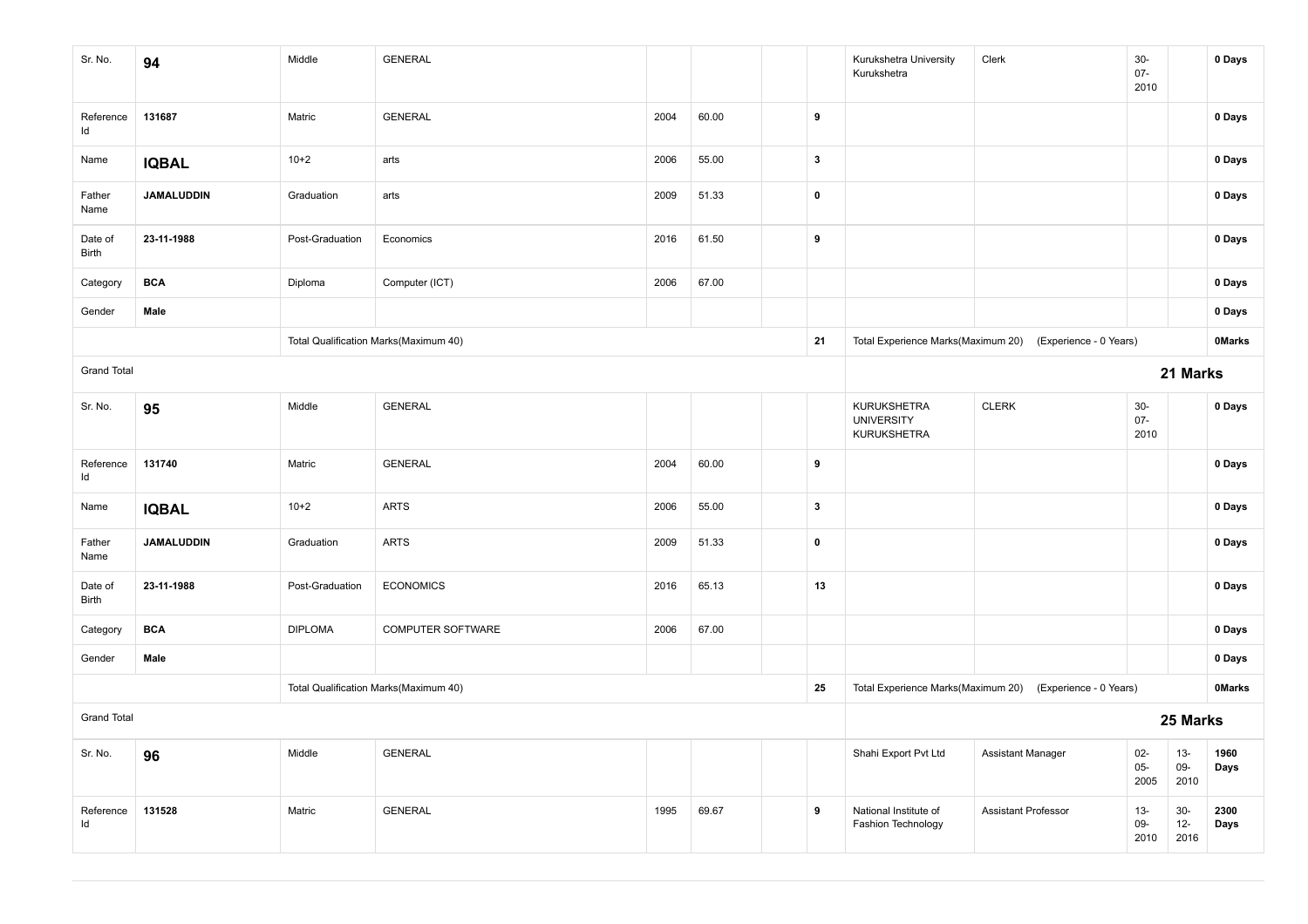| Sr. No. | 94 | Middle | GENERAL | | | | | Kurukshetra University Kurukshetra | Clerk | 30-07-2010 | | 0 Days |
|---|---|---|---|---|---|---|---|---|---|---|---|---|
| Reference Id | 131687 | Matric | GENERAL | 2004 | 60.00 | | 9 | | | | | 0 Days |
| Name | **IQBAL** | 10+2 | arts | 2006 | 55.00 | | 3 | | | | | 0 Days |
| Father Name | JAMALUDDIN | Graduation | arts | 2009 | 51.33 | | 0 | | | | | 0 Days |
| Date of Birth | 23-11-1988 | Post-Graduation | Economics | 2016 | 61.50 | | 9 | | | | | 0 Days |
| Category | BCA | Diploma | Computer (ICT) | 2006 | 67.00 | | | | | | | 0 Days |
| Gender | Male | | | | | | | | | | | 0 Days |
| | | Total Qualification Marks(Maximum 40) | | | | | 21 | Total Experience Marks(Maximum 20) | (Experience - 0 Years) | | | 0Marks |
| Grand Total | | | | | | | | | | | | **21 Marks** |
| Sr. No. | 95 | Middle | GENERAL | | | | | KURUKSHETRA UNIVERSITY KURUKSHETRA | CLERK | 30-07-2010 | | 0 Days |
| Reference Id | 131740 | Matric | GENERAL | 2004 | 60.00 | | 9 | | | | | 0 Days |
| Name | **IQBAL** | 10+2 | ARTS | 2006 | 55.00 | | 3 | | | | | 0 Days |
| Father Name | JAMALUDDIN | Graduation | ARTS | 2009 | 51.33 | | 0 | | | | | 0 Days |
| Date of Birth | 23-11-1988 | Post-Graduation | ECONOMICS | 2016 | 65.13 | | 13 | | | | | 0 Days |
| Category | BCA | DIPLOMA | COMPUTER SOFTWARE | 2006 | 67.00 | | | | | | | 0 Days |
| Gender | Male | | | | | | | | | | | 0 Days |
| | | Total Qualification Marks(Maximum 40) | | | | | 25 | Total Experience Marks(Maximum 20) | (Experience - 0 Years) | | | 0Marks |
| Grand Total | | | | | | | | | | | | **25 Marks** |
| Sr. No. | 96 | Middle | GENERAL | | | | | Shahi Export Pvt Ltd | Assistant Manager | 02-05-2005 | 13-09-2010 | 1960 Days |
| Reference Id | 131528 | Matric | GENERAL | 1995 | 69.67 | | 9 | National Institute of Fashion Technology | Assistant Professor | 13-09-2010 | 30-12-2016 | 2300 Days |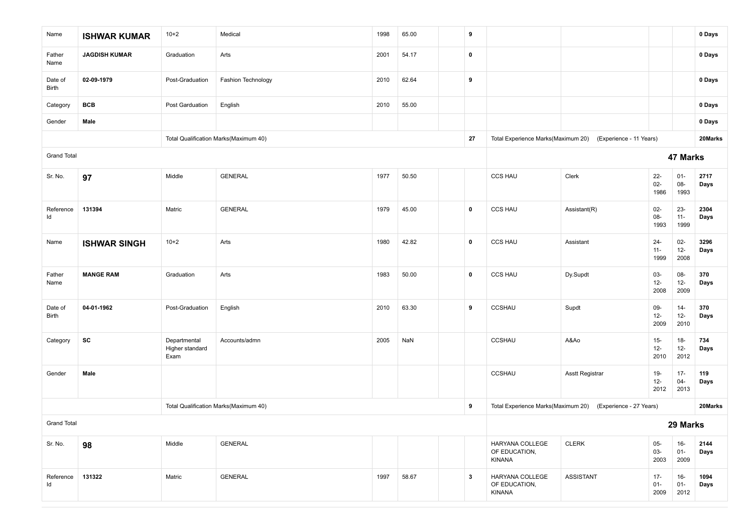| | | | | | | | | | | | | |
|---|---|---|---|---|---|---|---|---|---|---|---|---|
| Name | **ISHWAR KUMAR** | 10+2 | Medical | 1998 | 65.00 | | **9** | | | | | **0 Days** |
| Father Name | **JAGDISH KUMAR** | Graduation | Arts | 2001 | 54.17 | | **0** | | | | | **0 Days** |
| Date of Birth | **02-09-1979** | Post-Graduation | Fashion Technology | 2010 | 62.64 | | **9** | | | | | **0 Days** |
| Category | **BCB** | Post Garduation | English | 2010 | 55.00 | | | | | | | **0 Days** |
| Gender | **Male** | | | | | | | | | | | **0 Days** |
| | | Total Qualification Marks(Maximum 40) | | | | | **27** | Total Experience Marks(Maximum 20) | (Experience - 11 Years) | | | **20Marks** |
| Grand Total | | | | | | | | | | **47 Marks** | | |
| Sr. No. | **97** | Middle | GENERAL | 1977 | 50.50 | | | CCS HAU | Clerk | 22-02-1986 | 01-08-1993 | **2717 Days** |
| Reference Id | **131394** | Matric | GENERAL | 1979 | 45.00 | | **0** | CCS HAU | Assistant(R) | 02-08-1993 | 23-11-1999 | **2304 Days** |
| Name | **ISHWAR SINGH** | 10+2 | Arts | 1980 | 42.82 | | **0** | CCS HAU | Assistant | 24-11-1999 | 02-12-2008 | **3296 Days** |
| Father Name | **MANGE RAM** | Graduation | Arts | 1983 | 50.00 | | **0** | CCS HAU | Dy.Supdt | 03-12-2008 | 08-12-2009 | **370 Days** |
| Date of Birth | **04-01-1962** | Post-Graduation | English | 2010 | 63.30 | | **9** | CCSHAU | Supdt | 09-12-2009 | 14-12-2010 | **370 Days** |
| Category | **SC** | Departmental Higher standard Exam | Accounts/admn | 2005 | NaN | | | CCSHAU | A&Ao | 15-12-2010 | 18-12-2012 | **734 Days** |
| Gender | **Male** | | | | | | | CCSHAU | Asstt Registrar | 19-12-2012 | 17-04-2013 | **119 Days** |
| | | Total Qualification Marks(Maximum 40) | | | | | **9** | Total Experience Marks(Maximum 20) | (Experience - 27 Years) | | | **20Marks** |
| Grand Total | | | | | | | | | | **29 Marks** | | |
| Sr. No. | **98** | Middle | GENERAL | | | | | HARYANA COLLEGE OF EDUCATION, KINANA | CLERK | 05-03-2003 | 16-01-2009 | **2144 Days** |
| Reference Id | **131322** | Matric | GENERAL | 1997 | 58.67 | | **3** | HARYANA COLLEGE OF EDUCATION, KINANA | ASSISTANT | 17-01-2009 | 16-01-2012 | **1094 Days** |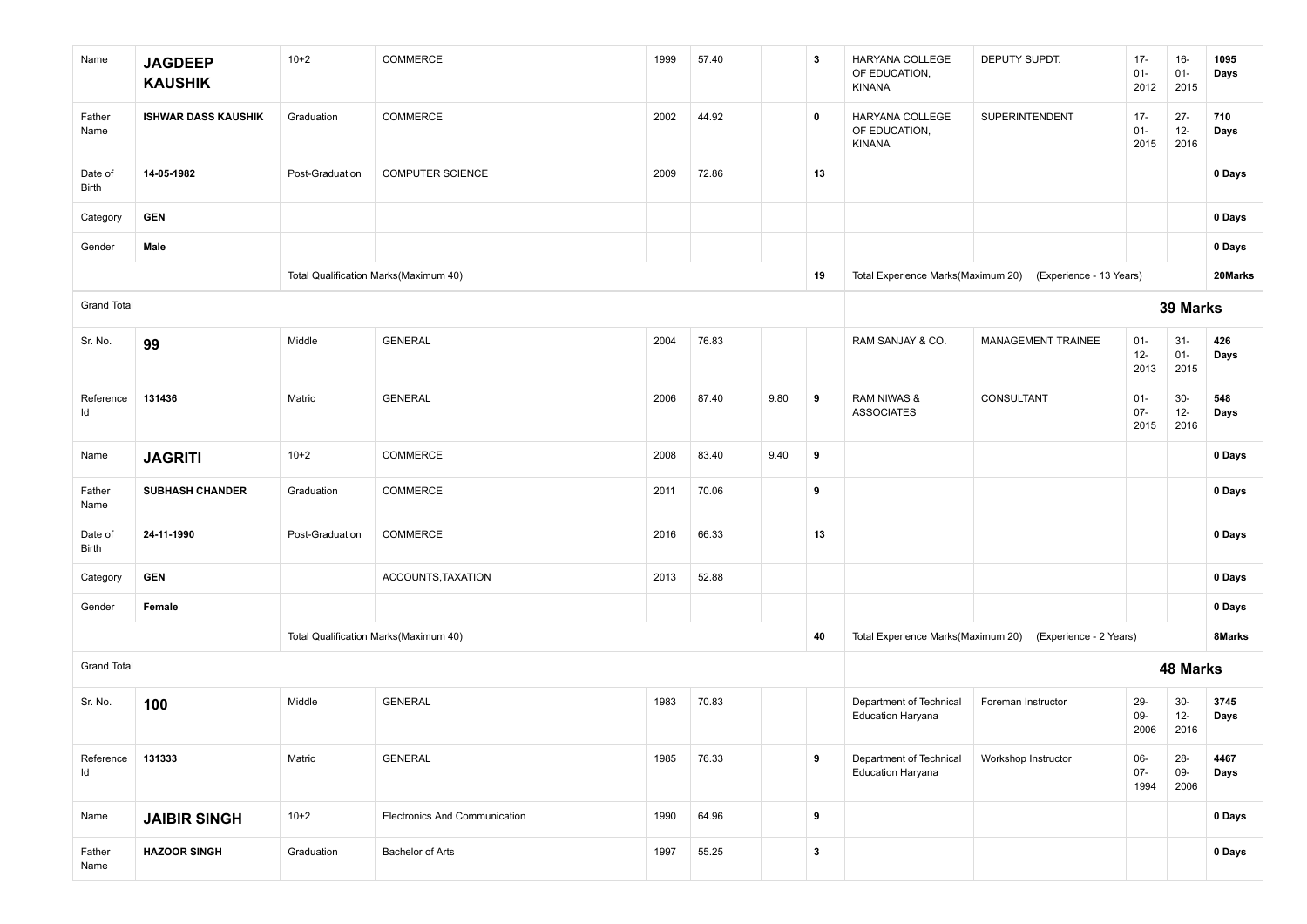| | | | | | | | | | | | | |
|---|---|---|---|---|---|---|---|---|---|---|---|---|
| Name | **JAGDEEP KAUSHIK** | 10+2 | COMMERCE | 1999 | 57.40 | | **3** | HARYANA COLLEGE OF EDUCATION, KINANA | DEPUTY SUPDT. | 17-01-2012 | 16-01-2015 | **1095 Days** |
| Father Name | **ISHWAR DASS KAUSHIK** | Graduation | COMMERCE | 2002 | 44.92 | | **0** | HARYANA COLLEGE OF EDUCATION, KINANA | SUPERINTENDENT | 17-01-2015 | 27-12-2016 | **710 Days** |
| Date of Birth | **14-05-1982** | Post-Graduation | COMPUTER SCIENCE | 2009 | 72.86 | | **13** | | | | | **0 Days** |
| Category | **GEN** | | | | | | | | | | | **0 Days** |
| Gender | **Male** | | | | | | | | | | | **0 Days** |
| | | Total Qualification Marks(Maximum 40) | | | | | **19** | Total Experience Marks(Maximum 20) | (Experience - 13 Years) | | | **20Marks** |
| Grand Total | | | | | | | | | | **39 Marks** | | |
| Sr. No. | **99** | Middle | GENERAL | 2004 | 76.83 | | | RAM SANJAY & CO. | MANAGEMENT TRAINEE | 01-12-2013 | 31-01-2015 | **426 Days** |
| Reference Id | **131436** | Matric | GENERAL | 2006 | 87.40 | 9.80 | **9** | RAM NIWAS & ASSOCIATES | CONSULTANT | 01-07-2015 | 30-12-2016 | **548 Days** |
| Name | **JAGRITI** | 10+2 | COMMERCE | 2008 | 83.40 | 9.40 | **9** | | | | | **0 Days** |
| Father Name | **SUBHASH CHANDER** | Graduation | COMMERCE | 2011 | 70.06 | | **9** | | | | | **0 Days** |
| Date of Birth | **24-11-1990** | Post-Graduation | COMMERCE | 2016 | 66.33 | | **13** | | | | | **0 Days** |
| Category | **GEN** | | ACCOUNTS,TAXATION | 2013 | 52.88 | | | | | | | **0 Days** |
| Gender | **Female** | | | | | | | | | | | **0 Days** |
| | | Total Qualification Marks(Maximum 40) | | | | | **40** | Total Experience Marks(Maximum 20) | (Experience - 2 Years) | | | **8Marks** |
| Grand Total | | | | | | | | | | **48 Marks** | | |
| Sr. No. | **100** | Middle | GENERAL | 1983 | 70.83 | | | Department of Technical Education Haryana | Foreman Instructor | 29-09-2006 | 30-12-2016 | **3745 Days** |
| Reference Id | **131333** | Matric | GENERAL | 1985 | 76.33 | | **9** | Department of Technical Education Haryana | Workshop Instructor | 06-07-1994 | 28-09-2006 | **4467 Days** |
| Name | **JAIBIR SINGH** | 10+2 | Electronics And Communication | 1990 | 64.96 | | **9** | | | | | **0 Days** |
| Father Name | **HAZOOR SINGH** | Graduation | Bachelor of Arts | 1997 | 55.25 | | **3** | | | | | **0 Days** |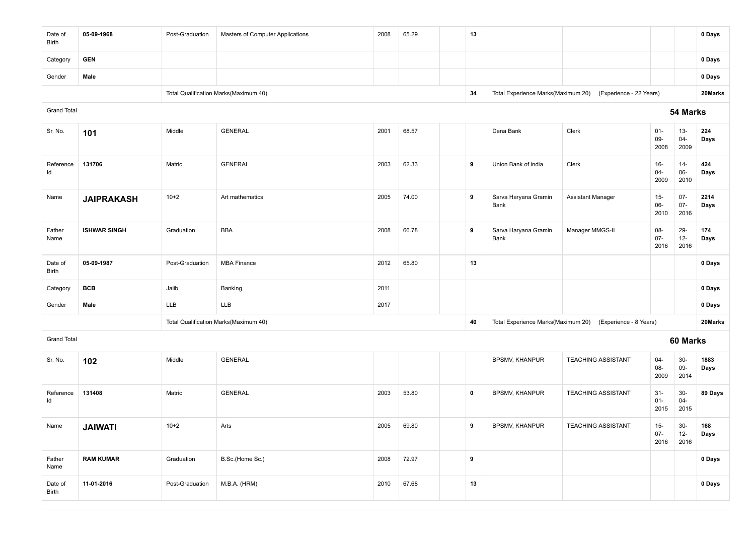| | | | | | | | | | | | | |
|---|---|---|---|---|---|---|---|---|---|---|---|---|
| Date of Birth | **05-09-1968** | Post-Graduation | Masters of Computer Applications | 2008 | 65.29 | | **13** | | | | | **0 Days** |
| Category | **GEN** | | | | | | | | | | | **0 Days** |
| Gender | **Male** | | | | | | | | | | | **0 Days** |
| | | Total Qualification Marks(Maximum 40) | | | | | **34** | Total Experience Marks(Maximum 20) | (Experience - 22 Years) | | | **20Marks** |
| Grand Total | | | | | | | | | | **54 Marks** | | |
| Sr. No. | **101** | Middle | GENERAL | 2001 | 68.57 | | | Dena Bank | Clerk | 01-09-2008 | 13-04-2009 | **224 Days** |
| Reference Id | **131706** | Matric | GENERAL | 2003 | 62.33 | | **9** | Union Bank of india | Clerk | 16-04-2009 | 14-06-2010 | **424 Days** |
| Name | **JAIPRAKASH** | 10+2 | Art mathematics | 2005 | 74.00 | | **9** | Sarva Haryana Gramin Bank | Assistant Manager | 15-06-2010 | 07-07-2016 | **2214 Days** |
| Father Name | **ISHWAR SINGH** | Graduation | BBA | 2008 | 66.78 | | **9** | Sarva Haryana Gramin Bank | Manager MMGS-II | 08-07-2016 | 29-12-2016 | **174 Days** |
| Date of Birth | **05-09-1987** | Post-Graduation | MBA Finance | 2012 | 65.80 | | **13** | | | | | **0 Days** |
| Category | **BCB** | Jaiib | Banking | 2011 | | | | | | | | **0 Days** |
| Gender | **Male** | LLB | LLB | 2017 | | | | | | | | **0 Days** |
| | | Total Qualification Marks(Maximum 40) | | | | | **40** | Total Experience Marks(Maximum 20) | (Experience - 8 Years) | | | **20Marks** |
| Grand Total | | | | | | | | | | **60 Marks** | | |
| Sr. No. | **102** | Middle | GENERAL | | | | | BPSMV, KHANPUR | TEACHING ASSISTANT | 04-08-2009 | 30-09-2014 | **1883 Days** |
| Reference Id | **131408** | Matric | GENERAL | 2003 | 53.80 | | **0** | BPSMV, KHANPUR | TEACHING ASSISTANT | 31-01-2015 | 30-04-2015 | **89 Days** |
| Name | **JAIWATI** | 10+2 | Arts | 2005 | 69.80 | | **9** | BPSMV, KHANPUR | TEACHING ASSISTANT | 15-07-2016 | 30-12-2016 | **168 Days** |
| Father Name | **RAM KUMAR** | Graduation | B.Sc.(Home Sc.) | 2008 | 72.97 | | **9** | | | | | **0 Days** |
| Date of Birth | **11-01-2016** | Post-Graduation | M.B.A. (HRM) | 2010 | 67.68 | | **13** | | | | | **0 Days** |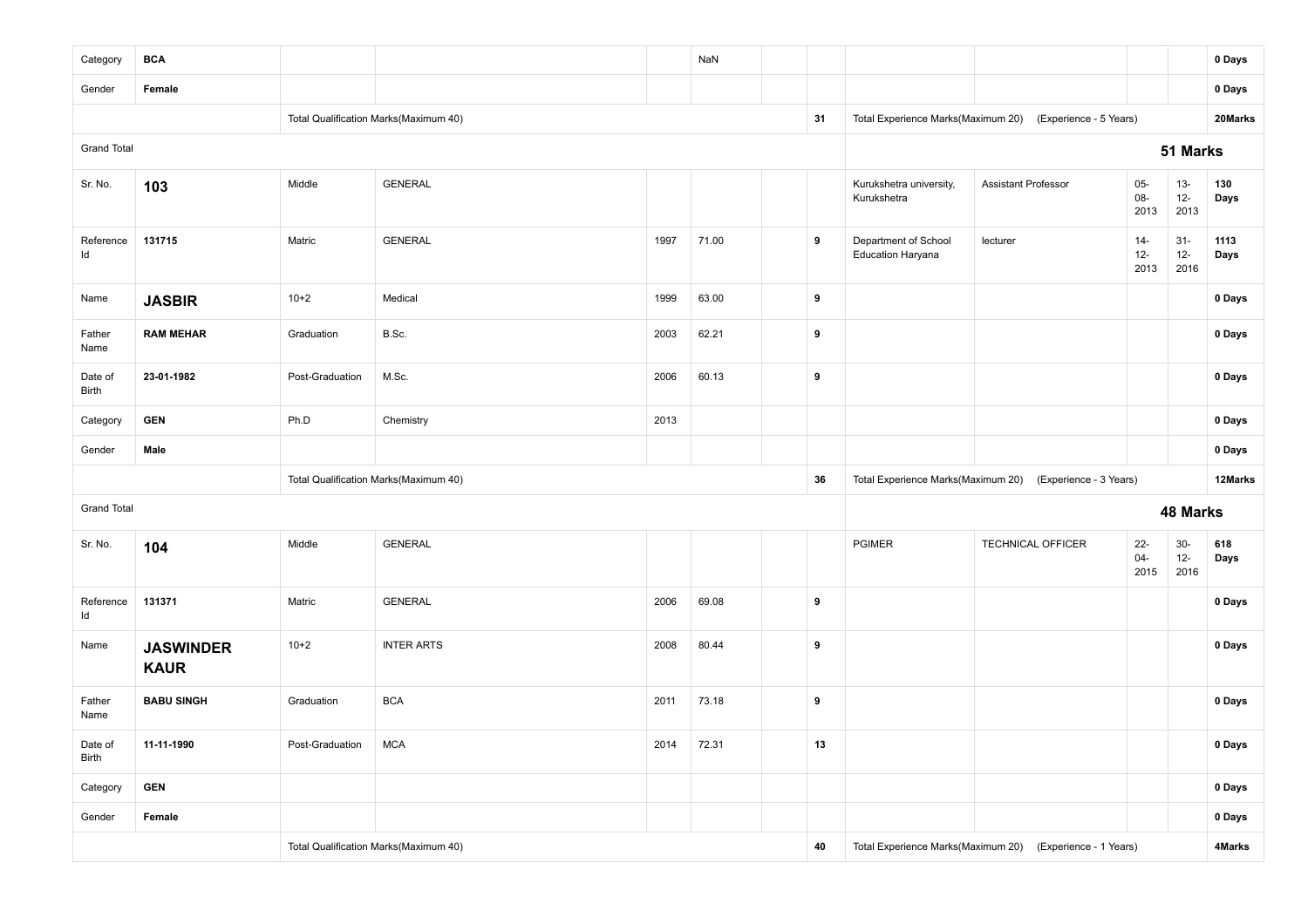| | | | | | | | | | | | | |
|---|---|---|---|---|---|---|---|---|---|---|---|---|
| Category | **BCA** | | | | NaN | | | | | | | **0 Days** |
| Gender | **Female** | | | | | | | | | | | **0 Days** |
| | | Total Qualification Marks(Maximum 40) | | | | | **31** | Total Experience Marks(Maximum 20) | (Experience - 5 Years) | | | **20Marks** |
| Grand Total | | | | | | | | | | **51 Marks** | | |
| Sr. No. | **103** | Middle | GENERAL | | | | | Kurukshetra university, Kurukshetra | Assistant Professor | 05-08-2013 | 13-12-2013 | **130 Days** |
| Reference Id | **131715** | Matric | GENERAL | 1997 | 71.00 | | **9** | Department of School Education Haryana | lecturer | 14-12-2013 | 31-12-2016 | **1113 Days** |
| Name | **JASBIR** | 10+2 | Medical | 1999 | 63.00 | | **9** | | | | | **0 Days** |
| Father Name | **RAM MEHAR** | Graduation | B.Sc. | 2003 | 62.21 | | **9** | | | | | **0 Days** |
| Date of Birth | **23-01-1982** | Post-Graduation | M.Sc. | 2006 | 60.13 | | **9** | | | | | **0 Days** |
| Category | **GEN** | Ph.D | Chemistry | 2013 | | | | | | | | **0 Days** |
| Gender | **Male** | | | | | | | | | | | **0 Days** |
| | | Total Qualification Marks(Maximum 40) | | | | | **36** | Total Experience Marks(Maximum 20) | (Experience - 3 Years) | | | **12Marks** |
| Grand Total | | | | | | | | | | **48 Marks** | | |
| Sr. No. | **104** | Middle | GENERAL | | | | | PGIMER | TECHNICAL OFFICER | 22-04-2015 | 30-12-2016 | **618 Days** |
| Reference Id | **131371** | Matric | GENERAL | 2006 | 69.08 | | **9** | | | | | **0 Days** |
| Name | **JASWINDER KAUR** | 10+2 | INTER ARTS | 2008 | 80.44 | | **9** | | | | | **0 Days** |
| Father Name | **BABU SINGH** | Graduation | BCA | 2011 | 73.18 | | **9** | | | | | **0 Days** |
| Date of Birth | **11-11-1990** | Post-Graduation | MCA | 2014 | 72.31 | | **13** | | | | | **0 Days** |
| Category | **GEN** | | | | | | | | | | | **0 Days** |
| Gender | **Female** | | | | | | | | | | | **0 Days** |
| | | Total Qualification Marks(Maximum 40) | | | | | **40** | Total Experience Marks(Maximum 20) | (Experience - 1 Years) | | | **4Marks** |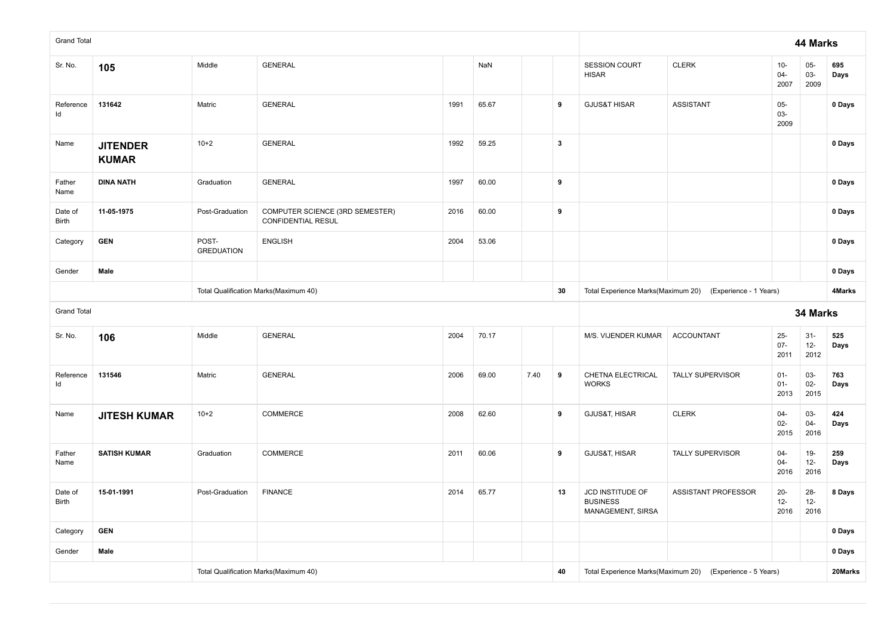| Grand Total | | | | | | | | | | | | 44 Marks |
|---|---|---|---|---|---|---|---|---|---|---|---|---|
| Sr. No. | **105** | Middle | GENERAL | | NaN | | | SESSION COURT HISAR | CLERK | 10-04-2007 | 05-03-2009 | **695 Days** |
| Reference Id | **131642** | Matric | GENERAL | 1991 | 65.67 | | **9** | GJUS&T HISAR | ASSISTANT | 05-03-2009 | | **0 Days** |
| Name | **JITENDER KUMAR** | 10+2 | GENERAL | 1992 | 59.25 | | **3** | | | | | **0 Days** |
| Father Name | **DINA NATH** | Graduation | GENERAL | 1997 | 60.00 | | **9** | | | | | **0 Days** |
| Date of Birth | **11-05-1975** | Post-Graduation | COMPUTER SCIENCE (3RD SEMESTER) CONFIDENTIAL RESUL | 2016 | 60.00 | | **9** | | | | | **0 Days** |
| Category | **GEN** | POST-GREDUATION | ENGLISH | 2004 | 53.06 | | | | | | | **0 Days** |
| Gender | **Male** | | | | | | | | | | | **0 Days** |
| | | Total Qualification Marks(Maximum 40) | | | | | **30** | Total Experience Marks(Maximum 20) | (Experience - 1 Years) | | | **4Marks** |

| Grand Total | | | | | | | | | | | | 34 Marks |
|---|---|---|---|---|---|---|---|---|---|---|---|---|
| Sr. No. | **106** | Middle | GENERAL | 2004 | 70.17 | | | M/S. VIJENDER KUMAR | ACCOUNTANT | 25-07-2011 | 31-12-2012 | **525 Days** |
| Reference Id | **131546** | Matric | GENERAL | 2006 | 69.00 | 7.40 | **9** | CHETNA ELECTRICAL WORKS | TALLY SUPERVISOR | 01-01-2013 | 03-02-2015 | **763 Days** |
| Name | **JITESH KUMAR** | 10+2 | COMMERCE | 2008 | 62.60 | | **9** | GJUS&T, HISAR | CLERK | 04-02-2015 | 03-04-2016 | **424 Days** |
| Father Name | **SATISH KUMAR** | Graduation | COMMERCE | 2011 | 60.06 | | **9** | GJUS&T, HISAR | TALLY SUPERVISOR | 04-04-2016 | 19-12-2016 | **259 Days** |
| Date of Birth | **15-01-1991** | Post-Graduation | FINANCE | 2014 | 65.77 | | **13** | JCD INSTITUDE OF BUSINESS MANAGEMENT, SIRSA | ASSISTANT PROFESSOR | 20-12-2016 | 28-12-2016 | **8 Days** |
| Category | **GEN** | | | | | | | | | | | **0 Days** |
| Gender | **Male** | | | | | | | | | | | **0 Days** |
| | | Total Qualification Marks(Maximum 40) | | | | | **40** | Total Experience Marks(Maximum 20) | (Experience - 5 Years) | | | **20Marks** |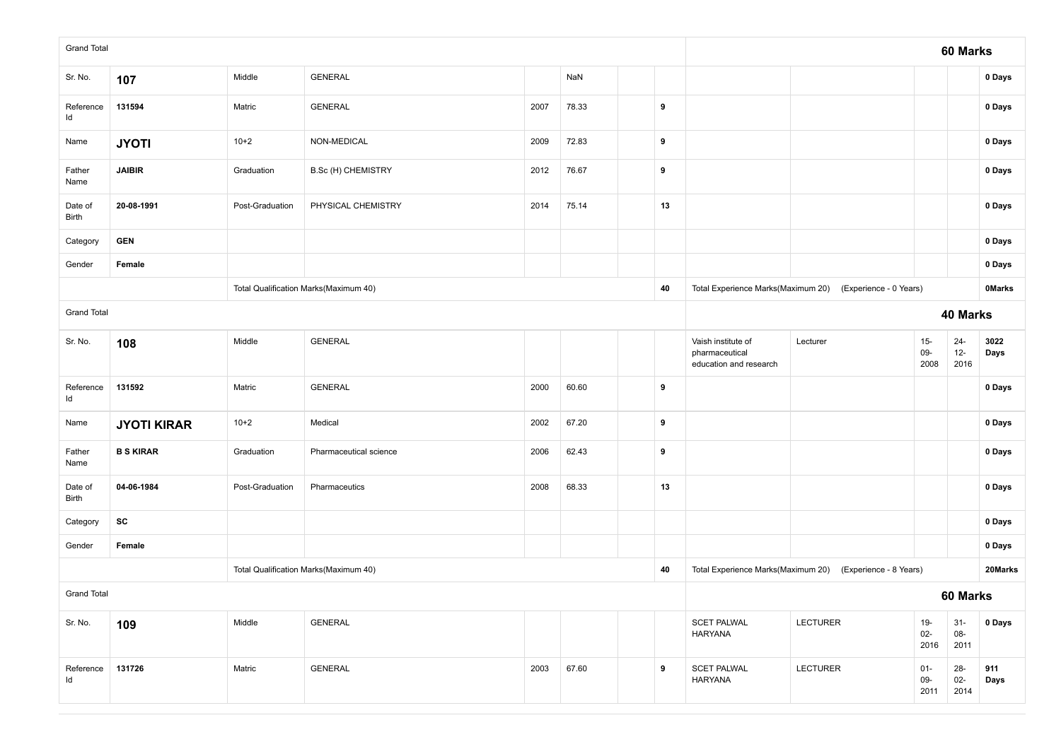| | | | | | | | | | | | | |
|---|---|---|---|---|---|---|---|---|---|---|---|---|
| Grand Total | | | | | | | | | | | | **60 Marks** |
| Sr. No. | **107** | Middle | GENERAL | | NaN | | | | | | | **0 Days** |
| Reference Id | **131594** | Matric | GENERAL | 2007 | 78.33 | | **9** | | | | | **0 Days** |
| Name | **JYOTI** | 10+2 | NON-MEDICAL | 2009 | 72.83 | | **9** | | | | | **0 Days** |
| Father Name | **JAIBIR** | Graduation | B.Sc (H) CHEMISTRY | 2012 | 76.67 | | **9** | | | | | **0 Days** |
| Date of Birth | **20-08-1991** | Post-Graduation | PHYSICAL CHEMISTRY | 2014 | 75.14 | | **13** | | | | | **0 Days** |
| Category | **GEN** | | | | | | | | | | | **0 Days** |
| Gender | **Female** | | | | | | | | | | | **0 Days** |
| | | Total Qualification Marks(Maximum 40) | | | | | **40** | Total Experience Marks(Maximum 20) | (Experience - 0 Years) | | | **0Marks** |
| Grand Total | | | | | | | | | | | | **40 Marks** |
| Sr. No. | **108** | Middle | GENERAL | | | | | Vaish institute of pharmaceutical education and research | Lecturer | 15-09-2008 | 24-12-2016 | **3022 Days** |
| Reference Id | **131592** | Matric | GENERAL | 2000 | 60.60 | | **9** | | | | | **0 Days** |
| Name | **JYOTI KIRAR** | 10+2 | Medical | 2002 | 67.20 | | **9** | | | | | **0 Days** |
| Father Name | **B S KIRAR** | Graduation | Pharmaceutical science | 2006 | 62.43 | | **9** | | | | | **0 Days** |
| Date of Birth | **04-06-1984** | Post-Graduation | Pharmaceutics | 2008 | 68.33 | | **13** | | | | | **0 Days** |
| Category | **SC** | | | | | | | | | | | **0 Days** |
| Gender | **Female** | | | | | | | | | | | **0 Days** |
| | | Total Qualification Marks(Maximum 40) | | | | | **40** | Total Experience Marks(Maximum 20) | (Experience - 8 Years) | | | **20Marks** |
| Grand Total | | | | | | | | | | | | **60 Marks** |
| Sr. No. | **109** | Middle | GENERAL | | | | | SCET PALWAL HARYANA | LECTURER | 19-02-2016 | 31-08-2011 | **0 Days** |
| Reference Id | **131726** | Matric | GENERAL | 2003 | 67.60 | | **9** | SCET PALWAL HARYANA | LECTURER | 01-09-2011 | 28-02-2014 | **911 Days** |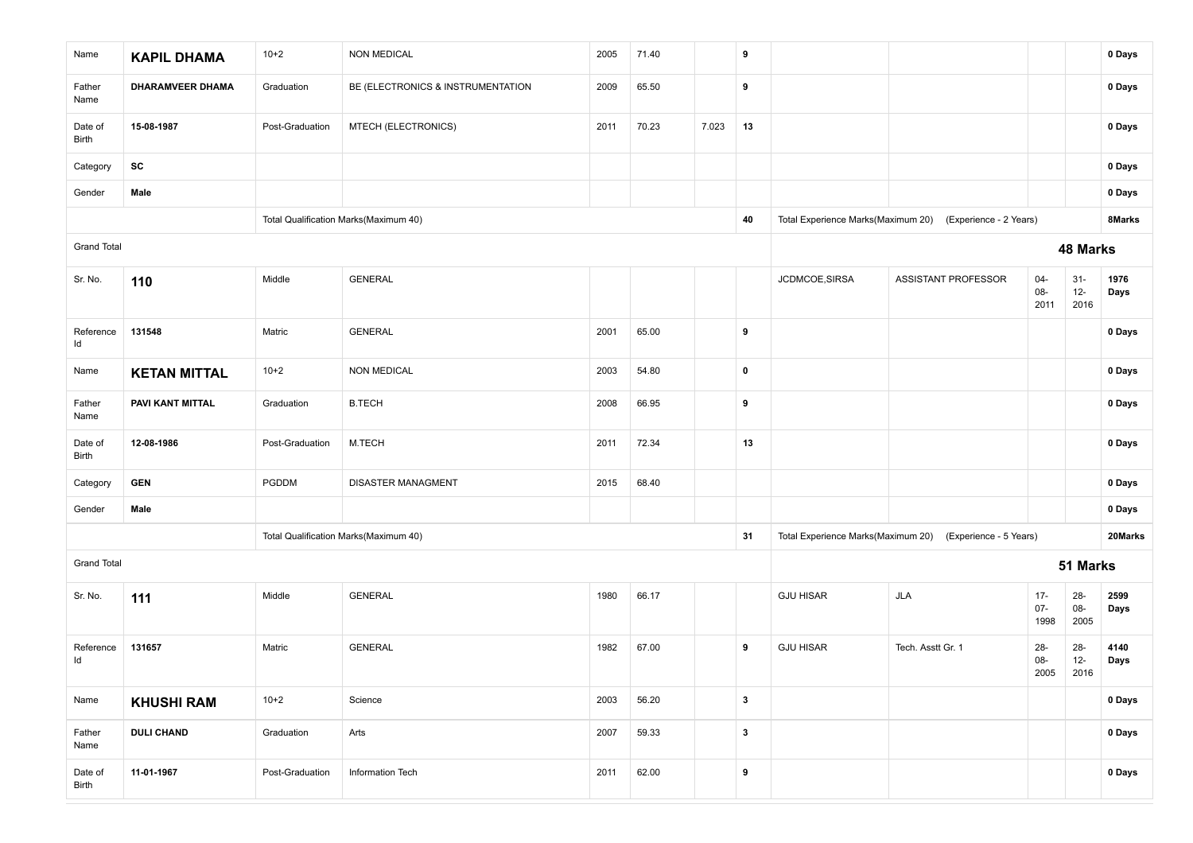| | | | | | | | | | | | | |
|---|---|---|---|---|---|---|---|---|---|---|---|---|
| Name | **KAPIL DHAMA** | 10+2 | NON MEDICAL | 2005 | 71.40 | | **9** | | | | | **0 Days** |
| Father Name | **DHARAMVEER DHAMA** | Graduation | BE (ELECTRONICS & INSTRUMENTATION | 2009 | 65.50 | | **9** | | | | | **0 Days** |
| Date of Birth | **15-08-1987** | Post-Graduation | MTECH (ELECTRONICS) | 2011 | 70.23 | 7.023 | **13** | | | | | **0 Days** |
| Category | **SC** | | | | | | | | | | | **0 Days** |
| Gender | **Male** | | | | | | | | | | | **0 Days** |
| | | Total Qualification Marks(Maximum 40) | | | | | **40** | Total Experience Marks(Maximum 20) | (Experience - 2 Years) | | | **8Marks** |
| Grand Total | | | | | | | | | | **48 Marks** | | |
| Sr. No. | **110** | Middle | GENERAL | | | | | JCDMCOE,SIRSA | ASSISTANT PROFESSOR | 04-08-2011 | 31-12-2016 | **1976 Days** |
| Reference Id | **131548** | Matric | GENERAL | 2001 | 65.00 | | **9** | | | | | **0 Days** |
| Name | **KETAN MITTAL** | 10+2 | NON MEDICAL | 2003 | 54.80 | | **0** | | | | | **0 Days** |
| Father Name | **PAVI KANT MITTAL** | Graduation | B.TECH | 2008 | 66.95 | | **9** | | | | | **0 Days** |
| Date of Birth | **12-08-1986** | Post-Graduation | M.TECH | 2011 | 72.34 | | **13** | | | | | **0 Days** |
| Category | **GEN** | PGDDM | DISASTER MANAGMENT | 2015 | 68.40 | | | | | | | **0 Days** |
| Gender | **Male** | | | | | | | | | | | **0 Days** |
| | | Total Qualification Marks(Maximum 40) | | | | | **31** | Total Experience Marks(Maximum 20) | (Experience - 5 Years) | | | **20Marks** |
| Grand Total | | | | | | | | | | **51 Marks** | | |
| Sr. No. | **111** | Middle | GENERAL | 1980 | 66.17 | | | GJU HISAR | JLA | 17-07-1998 | 28-08-2005 | **2599 Days** |
| Reference Id | **131657** | Matric | GENERAL | 1982 | 67.00 | | **9** | GJU HISAR | Tech. Asstt Gr. 1 | 28-08-2005 | 28-12-2016 | **4140 Days** |
| Name | **KHUSHI RAM** | 10+2 | Science | 2003 | 56.20 | | **3** | | | | | **0 Days** |
| Father Name | **DULI CHAND** | Graduation | Arts | 2007 | 59.33 | | **3** | | | | | **0 Days** |
| Date of Birth | **11-01-1967** | Post-Graduation | Information Tech | 2011 | 62.00 | | **9** | | | | | **0 Days** |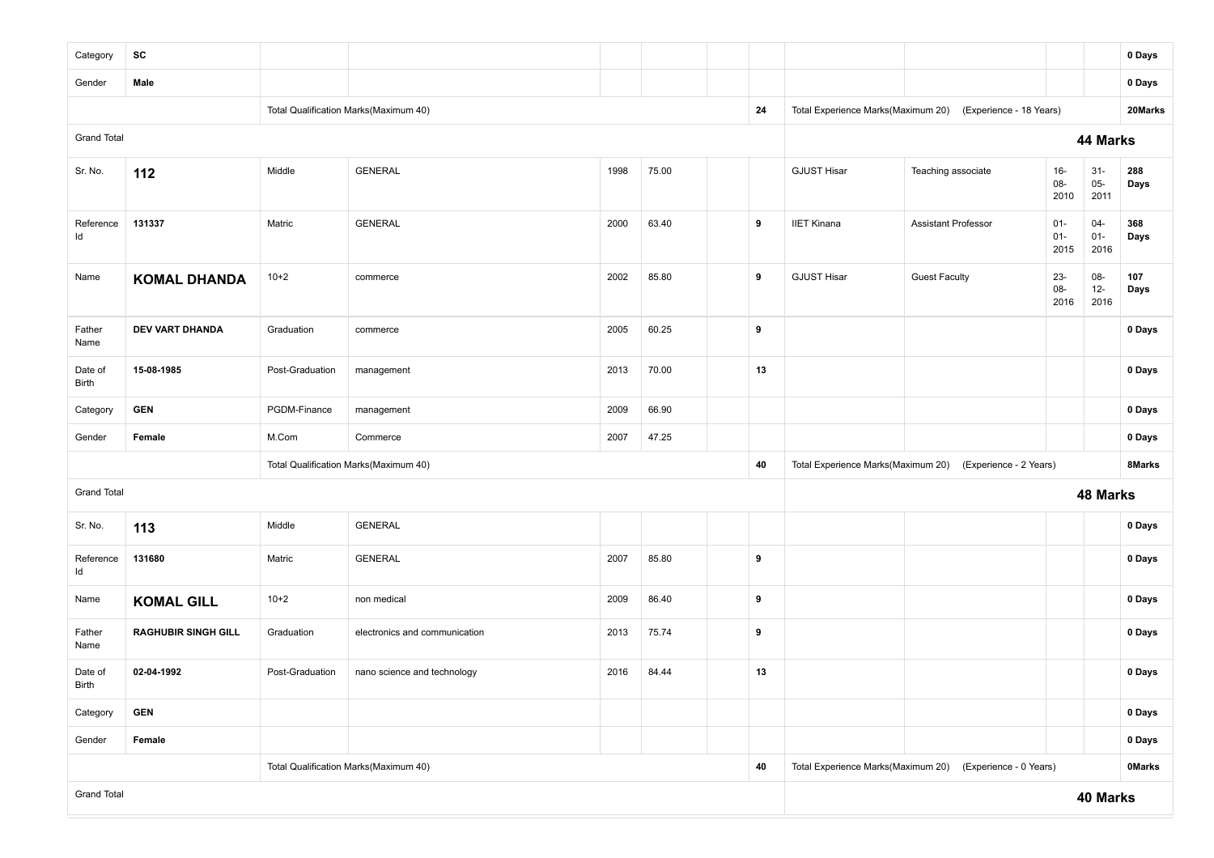| | | | | | | | | | | | | |
|---|---|---|---|---|---|---|---|---|---|---|---|---|
| Category | **SC** | | | | | | | | | | | **0 Days** |
| Gender | **Male** | | | | | | | | | | | **0 Days** |
| | | Total Qualification Marks(Maximum 40) | | | | | **24** | Total Experience Marks(Maximum 20) | (Experience - 18 Years) | | | **20Marks** |
| Grand Total | | | | | | | | **44 Marks** | | | | |
| Sr. No. | **112** | Middle | GENERAL | 1998 | 75.00 | | | GJUST Hisar | Teaching associate | 16-08-2010 | 31-05-2011 | **288 Days** |
| Reference Id | **131337** | Matric | GENERAL | 2000 | 63.40 | | **9** | IIET Kinana | Assistant Professor | 01-01-2015 | 04-01-2016 | **368 Days** |
| Name | **KOMAL DHANDA** | 10+2 | commerce | 2002 | 85.80 | | **9** | GJUST Hisar | Guest Faculty | 23-08-2016 | 08-12-2016 | **107 Days** |
| Father Name | **DEV VART DHANDA** | Graduation | commerce | 2005 | 60.25 | | **9** | | | | | **0 Days** |
| Date of Birth | **15-08-1985** | Post-Graduation | management | 2013 | 70.00 | | **13** | | | | | **0 Days** |
| Category | **GEN** | PGDM-Finance | management | 2009 | 66.90 | | | | | | | **0 Days** |
| Gender | **Female** | M.Com | Commerce | 2007 | 47.25 | | | | | | | **0 Days** |
| | | Total Qualification Marks(Maximum 40) | | | | | **40** | Total Experience Marks(Maximum 20) | (Experience - 2 Years) | | | **8Marks** |
| Grand Total | | | | | | | | **48 Marks** | | | | |
| Sr. No. | **113** | Middle | GENERAL | | | | | | | | | **0 Days** |
| Reference Id | **131680** | Matric | GENERAL | 2007 | 85.80 | | **9** | | | | | **0 Days** |
| Name | **KOMAL GILL** | 10+2 | non medical | 2009 | 86.40 | | **9** | | | | | **0 Days** |
| Father Name | **RAGHUBIR SINGH GILL** | Graduation | electronics and communication | 2013 | 75.74 | | **9** | | | | | **0 Days** |
| Date of Birth | **02-04-1992** | Post-Graduation | nano science and technology | 2016 | 84.44 | | **13** | | | | | **0 Days** |
| Category | **GEN** | | | | | | | | | | | **0 Days** |
| Gender | **Female** | | | | | | | | | | | **0 Days** |
| | | Total Qualification Marks(Maximum 40) | | | | | **40** | Total Experience Marks(Maximum 20) | (Experience - 0 Years) | | | **0Marks** |
| Grand Total | | | | | | | | **40 Marks** | | | | |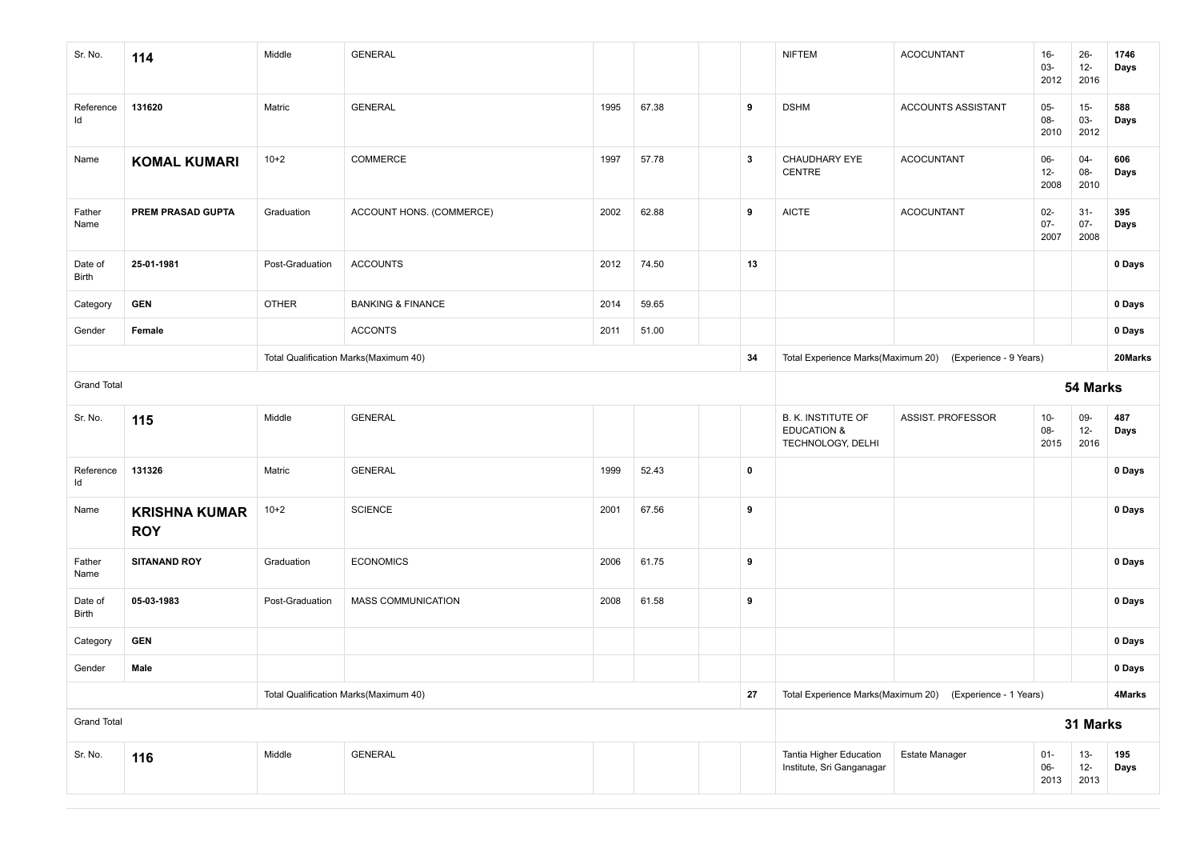| Sr. No. | **114** | Middle | GENERAL | | | | | NIFTEM | ACOCUNTANT | 16-03-2012 | 26-12-2016 | **1746 Days** |
|---|---|---|---|---|---|---|---|---|---|---|---|---|
| Reference Id | **131620** | Matric | GENERAL | 1995 | 67.38 | | **9** | DSHM | ACCOUNTS ASSISTANT | 05-08-2010 | 15-03-2012 | **588 Days** |
| Name | **KOMAL KUMARI** | 10+2 | COMMERCE | 1997 | 57.78 | | **3** | CHAUDHARY EYE CENTRE | ACOCUNTANT | 06-12-2008 | 04-08-2010 | **606 Days** |
| Father Name | **PREM PRASAD GUPTA** | Graduation | ACCOUNT HONS. (COMMERCE) | 2002 | 62.88 | | **9** | AICTE | ACOCUNTANT | 02-07-2007 | 31-07-2008 | **395 Days** |
| Date of Birth | **25-01-1981** | Post-Graduation | ACCOUNTS | 2012 | 74.50 | | **13** | | | | | **0 Days** |
| Category | **GEN** | OTHER | BANKING & FINANCE | 2014 | 59.65 | | | | | | | **0 Days** |
| Gender | **Female** | | ACCONTS | 2011 | 51.00 | | | | | | | **0 Days** |
| | | Total Qualification Marks(Maximum 40) | | | | | **34** | Total Experience Marks(Maximum 20) | (Experience - 9 Years) | | | **20Marks** |
| Grand Total | | | | | | | | | | **54 Marks** | | |
| Sr. No. | **115** | Middle | GENERAL | | | | | B. K. INSTITUTE OF EDUCATION & TECHNOLOGY, DELHI | ASSIST. PROFESSOR | 10-08-2015 | 09-12-2016 | **487 Days** |
| Reference Id | **131326** | Matric | GENERAL | 1999 | 52.43 | | **0** | | | | | **0 Days** |
| Name | **KRISHNA KUMAR ROY** | 10+2 | SCIENCE | 2001 | 67.56 | | **9** | | | | | **0 Days** |
| Father Name | **SITANAND ROY** | Graduation | ECONOMICS | 2006 | 61.75 | | **9** | | | | | **0 Days** |
| Date of Birth | **05-03-1983** | Post-Graduation | MASS COMMUNICATION | 2008 | 61.58 | | **9** | | | | | **0 Days** |
| Category | **GEN** | | | | | | | | | | | **0 Days** |
| Gender | **Male** | | | | | | | | | | | **0 Days** |
| | | Total Qualification Marks(Maximum 40) | | | | | **27** | Total Experience Marks(Maximum 20) | (Experience - 1 Years) | | | **4Marks** |
| Grand Total | | | | | | | | | | **31 Marks** | | |
| Sr. No. | **116** | Middle | GENERAL | | | | | Tantia Higher Education Institute, Sri Ganganagar | Estate Manager | 01-06-2013 | 13-12-2013 | **195 Days** |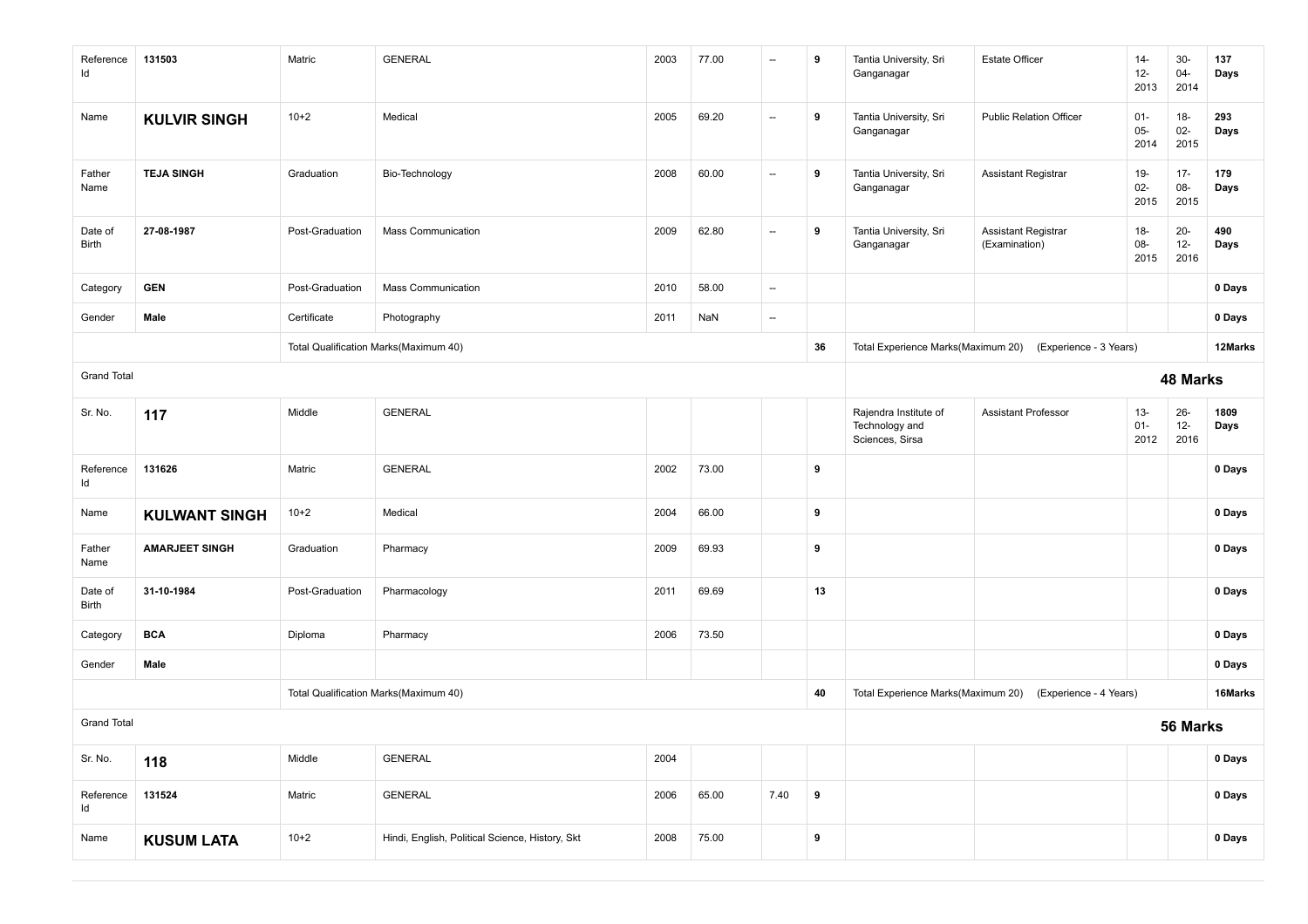| | | | | | | | | | | | | |
|---|---|---|---|---|---|---|---|---|---|---|---|---|
| Reference Id | 131503 | Matric | GENERAL | 2003 | 77.00 | -- | 9 | Tantia University, Sri Ganganagar | Estate Officer | 14-12-2013 | 30-04-2014 | **137 Days** |
| Name | **KULVIR SINGH** | 10+2 | Medical | 2005 | 69.20 | -- | 9 | Tantia University, Sri Ganganagar | Public Relation Officer | 01-05-2014 | 18-02-2015 | **293 Days** |
| Father Name | **TEJA SINGH** | Graduation | Bio-Technology | 2008 | 60.00 | -- | 9 | Tantia University, Sri Ganganagar | Assistant Registrar | 19-02-2015 | 17-08-2015 | **179 Days** |
| Date of Birth | **27-08-1987** | Post-Graduation | Mass Communication | 2009 | 62.80 | -- | 9 | Tantia University, Sri Ganganagar | Assistant Registrar (Examination) | 18-08-2015 | 20-12-2016 | **490 Days** |
| Category | **GEN** | Post-Graduation | Mass Communication | 2010 | 58.00 | -- | | | | | | **0 Days** |
| Gender | **Male** | Certificate | Photography | 2011 | NaN | -- | | | | | | **0 Days** |
| | | Total Qualification Marks(Maximum 40) | | | | | **36** | Total Experience Marks(Maximum 20) | (Experience - 3 Years) | | | **12Marks** |
| Grand Total | | | | | | | | | | | | **48 Marks** |
| Sr. No. | **117** | Middle | GENERAL | | | | | Rajendra Institute of Technology and Sciences, Sirsa | Assistant Professor | 13-01-2012 | 26-12-2016 | **1809 Days** |
| Reference Id | **131626** | Matric | GENERAL | 2002 | 73.00 | | 9 | | | | | **0 Days** |
| Name | **KULWANT SINGH** | 10+2 | Medical | 2004 | 66.00 | | 9 | | | | | **0 Days** |
| Father Name | **AMARJEET SINGH** | Graduation | Pharmacy | 2009 | 69.93 | | 9 | | | | | **0 Days** |
| Date of Birth | **31-10-1984** | Post-Graduation | Pharmacology | 2011 | 69.69 | | 13 | | | | | **0 Days** |
| Category | **BCA** | Diploma | Pharmacy | 2006 | 73.50 | | | | | | | **0 Days** |
| Gender | **Male** | | | | | | | | | | | **0 Days** |
| | | Total Qualification Marks(Maximum 40) | | | | | **40** | Total Experience Marks(Maximum 20) | (Experience - 4 Years) | | | **16Marks** |
| Grand Total | | | | | | | | | | | | **56 Marks** |
| Sr. No. | **118** | Middle | GENERAL | 2004 | | | | | | | | **0 Days** |
| Reference Id | **131524** | Matric | GENERAL | 2006 | 65.00 | 7.40 | 9 | | | | | **0 Days** |
| Name | **KUSUM LATA** | 10+2 | Hindi, English, Political Science, History, Skt | 2008 | 75.00 | | 9 | | | | | **0 Days** |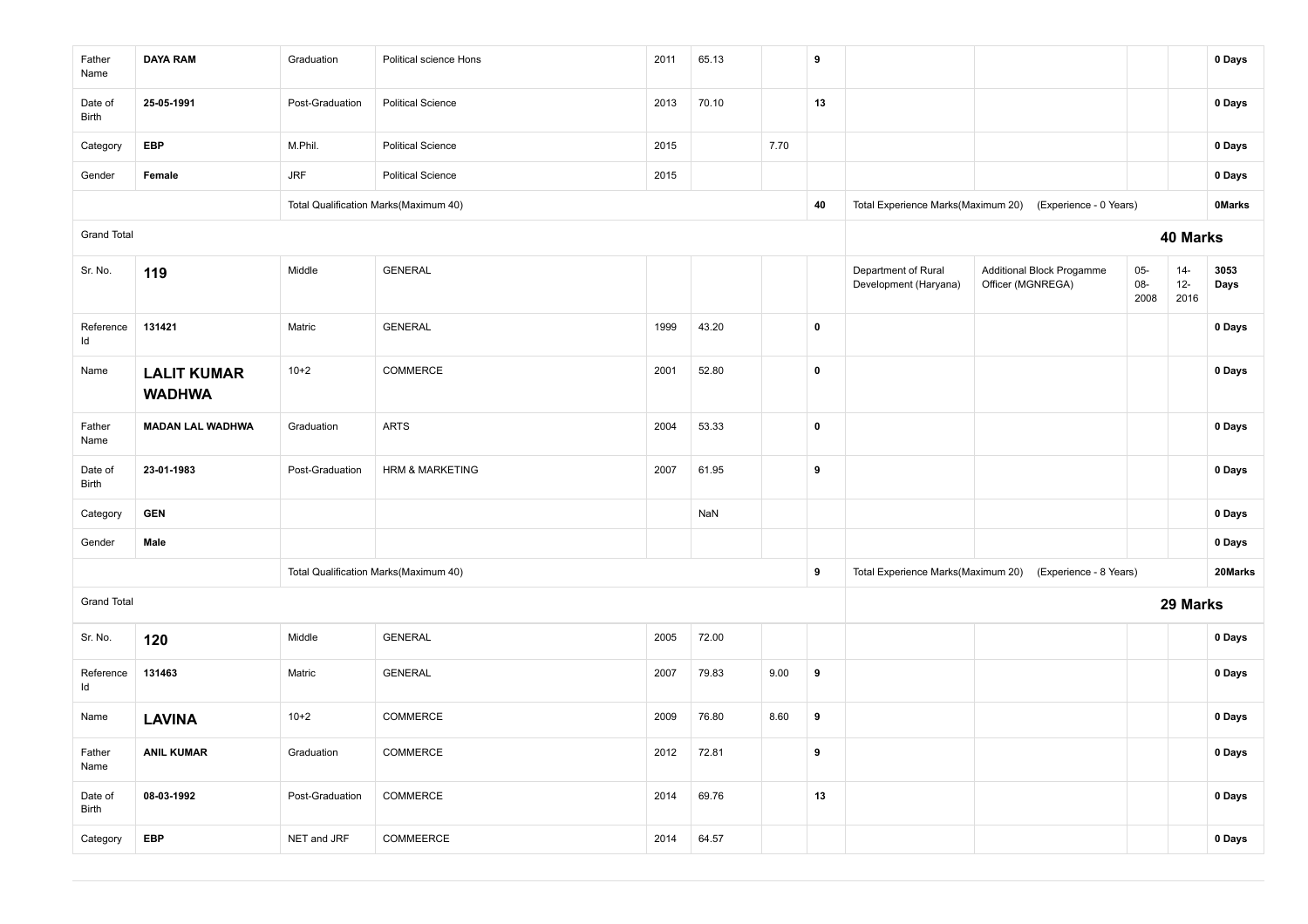| | | | | | | | | | | | | |
|---|---|---|---|---|---|---|---|---|---|---|---|---|
| Father Name | **DAYA RAM** | Graduation | Political science Hons | 2011 | 65.13 | | **9** | | | | | **0 Days** |
| Date of Birth | **25-05-1991** | Post-Graduation | Political Science | 2013 | 70.10 | | **13** | | | | | **0 Days** |
| Category | **EBP** | M.Phil. | Political Science | 2015 | | 7.70 | | | | | | **0 Days** |
| Gender | **Female** | JRF | Political Science | 2015 | | | | | | | | **0 Days** |
| | | Total Qualification Marks(Maximum 40) | | | | | **40** | Total Experience Marks(Maximum 20) | (Experience - 0 Years) | | | **0Marks** |
| Grand Total | | | | | | | | | | **40 Marks** | | |
| Sr. No. | **119** | Middle | GENERAL | | | | | Department of Rural Development (Haryana) | Additional Block Progamme Officer (MGNREGA) | 05-08-2008 | 14-12-2016 | **3053 Days** |
| Reference Id | **131421** | Matric | GENERAL | 1999 | 43.20 | | **0** | | | | | **0 Days** |
| Name | **LALIT KUMAR WADHWA** | 10+2 | COMMERCE | 2001 | 52.80 | | **0** | | | | | **0 Days** |
| Father Name | **MADAN LAL WADHWA** | Graduation | ARTS | 2004 | 53.33 | | **0** | | | | | **0 Days** |
| Date of Birth | **23-01-1983** | Post-Graduation | HRM & MARKETING | 2007 | 61.95 | | **9** | | | | | **0 Days** |
| Category | **GEN** | | | | NaN | | | | | | | **0 Days** |
| Gender | **Male** | | | | | | | | | | | **0 Days** |
| | | Total Qualification Marks(Maximum 40) | | | | | **9** | Total Experience Marks(Maximum 20) | (Experience - 8 Years) | | | **20Marks** |
| Grand Total | | | | | | | | | | **29 Marks** | | |
| Sr. No. | **120** | Middle | GENERAL | 2005 | 72.00 | | | | | | | **0 Days** |
| Reference Id | **131463** | Matric | GENERAL | 2007 | 79.83 | 9.00 | **9** | | | | | **0 Days** |
| Name | **LAVINA** | 10+2 | COMMERCE | 2009 | 76.80 | 8.60 | **9** | | | | | **0 Days** |
| Father Name | **ANIL KUMAR** | Graduation | COMMERCE | 2012 | 72.81 | | **9** | | | | | **0 Days** |
| Date of Birth | **08-03-1992** | Post-Graduation | COMMERCE | 2014 | 69.76 | | **13** | | | | | **0 Days** |
| Category | **EBP** | NET and JRF | COMMEERCE | 2014 | 64.57 | | | | | | | **0 Days** |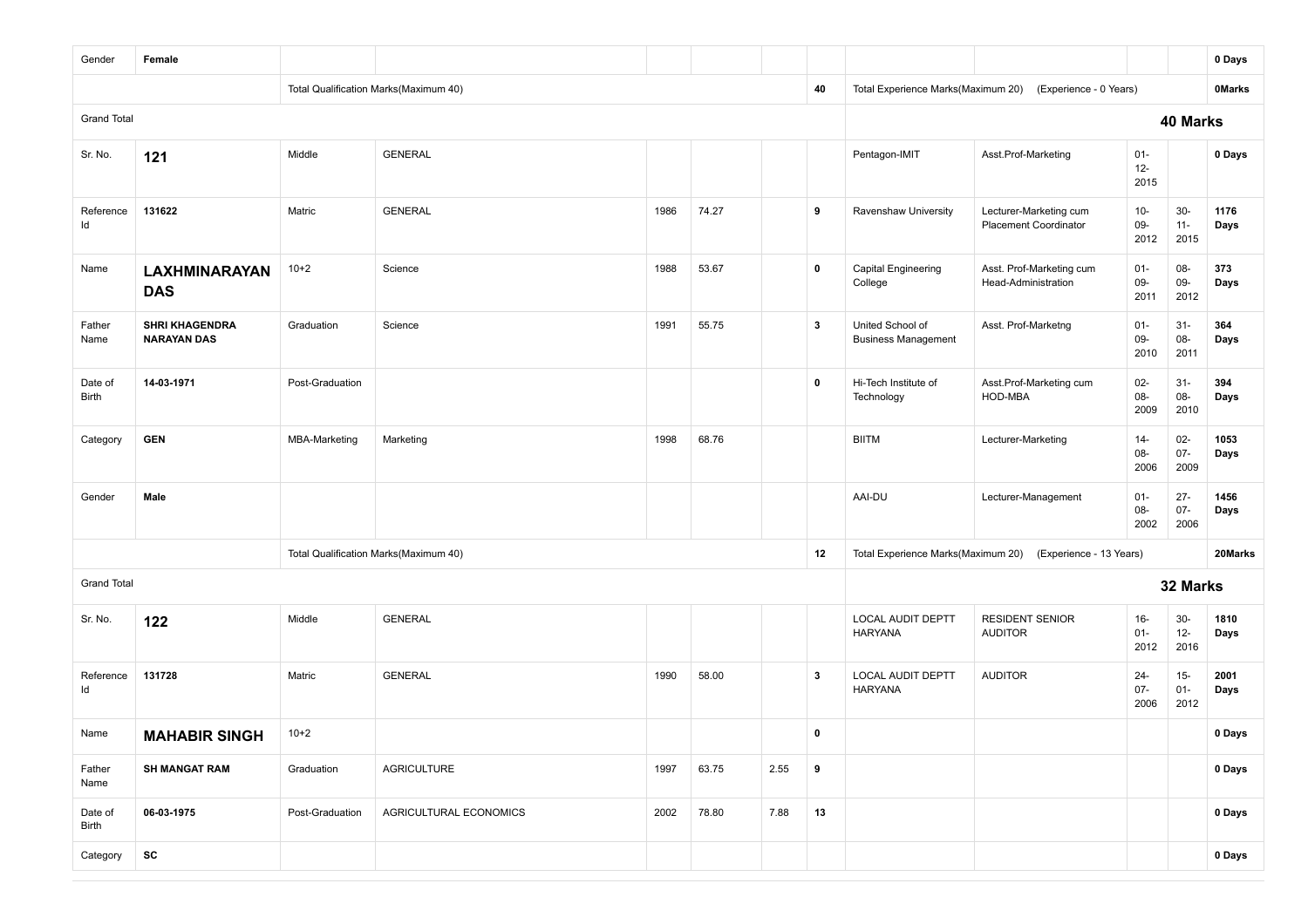| | | | | | | | | | | | | |
|---|---|---|---|---|---|---|---|---|---|---|---|---|
| Gender | **Female** | | | | | | | | | | | **0 Days** |
| | | Total Qualification Marks(Maximum 40) | | | | | **40** | Total Experience Marks(Maximum 20) (Experience - 0 Years) | | | | **0Marks** |
| Grand Total | | | | | | | | | | **40 Marks** | | |
| Sr. No. | **121** | Middle | GENERAL | | | | | Pentagon-IMIT | Asst.Prof-Marketing | 01-12-2015 | | **0 Days** |
| Reference Id | **131622** | Matric | GENERAL | 1986 | 74.27 | | **9** | Ravenshaw University | Lecturer-Marketing cum Placement Coordinator | 10-09-2012 | 30-11-2015 | **1176 Days** |
| Name | **LAXHMINARAYAN DAS** | 10+2 | Science | 1988 | 53.67 | | **0** | Capital Engineering College | Asst. Prof-Marketing cum Head-Administration | 01-09-2011 | 08-09-2012 | **373 Days** |
| Father Name | **SHRI KHAGENDRA NARAYAN DAS** | Graduation | Science | 1991 | 55.75 | | **3** | United School of Business Management | Asst. Prof-Marketng | 01-09-2010 | 31-08-2011 | **364 Days** |
| Date of Birth | **14-03-1971** | Post-Graduation | | | | | **0** | Hi-Tech Institute of Technology | Asst.Prof-Marketing cum HOD-MBA | 02-08-2009 | 31-08-2010 | **394 Days** |
| Category | **GEN** | MBA-Marketing | Marketing | 1998 | 68.76 | | | BIITM | Lecturer-Marketing | 14-08-2006 | 02-07-2009 | **1053 Days** |
| Gender | **Male** | | | | | | | AAI-DU | Lecturer-Management | 01-08-2002 | 27-07-2006 | **1456 Days** |
| | | Total Qualification Marks(Maximum 40) | | | | | **12** | Total Experience Marks(Maximum 20) (Experience - 13 Years) | | | | **20Marks** |
| Grand Total | | | | | | | | | | **32 Marks** | | |
| Sr. No. | **122** | Middle | GENERAL | | | | | LOCAL AUDIT DEPTT HARYANA | RESIDENT SENIOR AUDITOR | 16-01-2012 | 30-12-2016 | **1810 Days** |
| Reference Id | **131728** | Matric | GENERAL | 1990 | 58.00 | | **3** | LOCAL AUDIT DEPTT HARYANA | AUDITOR | 24-07-2006 | 15-01-2012 | **2001 Days** |
| Name | **MAHABIR SINGH** | 10+2 | | | | | **0** | | | | | **0 Days** |
| Father Name | **SH MANGAT RAM** | Graduation | AGRICULTURE | 1997 | 63.75 | 2.55 | **9** | | | | | **0 Days** |
| Date of Birth | **06-03-1975** | Post-Graduation | AGRICULTURAL ECONOMICS | 2002 | 78.80 | 7.88 | **13** | | | | | **0 Days** |
| Category | **SC** | | | | | | | | | | | **0 Days** |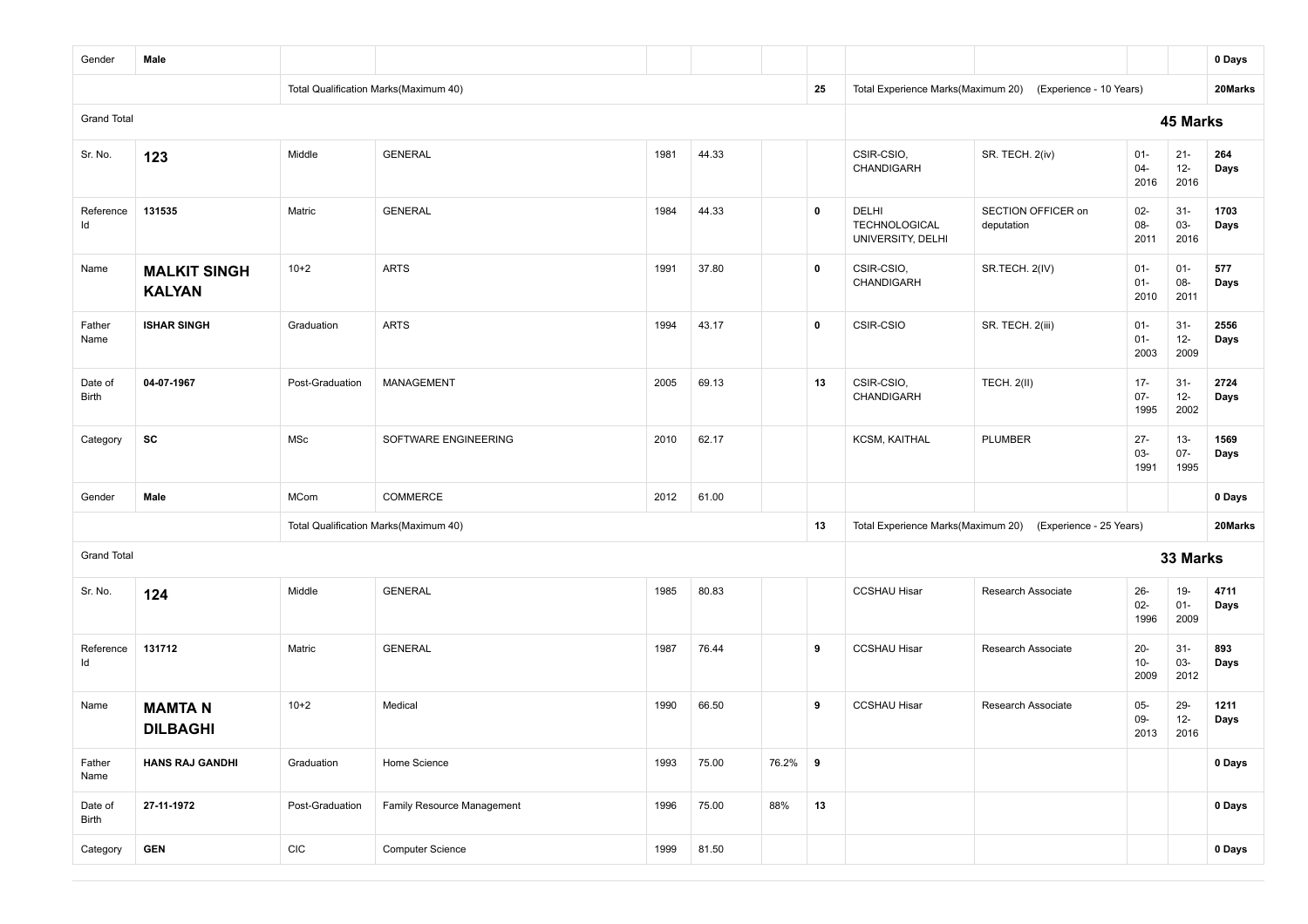| | | | | | | | | | | | | |
|---|---|---|---|---|---|---|---|---|---|---|---|---|
| Gender | **Male** | | | | | | | | | | | **0 Days** |
| | | Total Qualification Marks(Maximum 40) | | | | | **25** | Total Experience Marks(Maximum 20) | (Experience - 10 Years) | | | **20Marks** |
| Grand Total | | | | | | | | | | **45 Marks** | | |
| Sr. No. | **123** | Middle | GENERAL | 1981 | 44.33 | | | CSIR-CSIO, CHANDIGARH | SR. TECH. 2(iv) | 01-04-2016 | 21-12-2016 | **264 Days** |
| Reference Id | **131535** | Matric | GENERAL | 1984 | 44.33 | | **0** | DELHI TECHNOLOGICAL UNIVERSITY, DELHI | SECTION OFFICER on deputation | 02-08-2011 | 31-03-2016 | **1703 Days** |
| Name | **MALKIT SINGH KALYAN** | 10+2 | ARTS | 1991 | 37.80 | | **0** | CSIR-CSIO, CHANDIGARH | SR.TECH. 2(IV) | 01-01-2010 | 01-08-2011 | **577 Days** |
| Father Name | **ISHAR SINGH** | Graduation | ARTS | 1994 | 43.17 | | **0** | CSIR-CSIO | SR. TECH. 2(iii) | 01-01-2003 | 31-12-2009 | **2556 Days** |
| Date of Birth | **04-07-1967** | Post-Graduation | MANAGEMENT | 2005 | 69.13 | | **13** | CSIR-CSIO, CHANDIGARH | TECH. 2(II) | 17-07-1995 | 31-12-2002 | **2724 Days** |
| Category | **SC** | MSc | SOFTWARE ENGINEERING | 2010 | 62.17 | | | KCSM, KAITHAL | PLUMBER | 27-03-1991 | 13-07-1995 | **1569 Days** |
| Gender | **Male** | MCom | COMMERCE | 2012 | 61.00 | | | | | | | **0 Days** |
| | | Total Qualification Marks(Maximum 40) | | | | | **13** | Total Experience Marks(Maximum 20) | (Experience - 25 Years) | | | **20Marks** |
| Grand Total | | | | | | | | | | **33 Marks** | | |
| Sr. No. | **124** | Middle | GENERAL | 1985 | 80.83 | | | CCSHAU Hisar | Research Associate | 26-02-1996 | 19-01-2009 | **4711 Days** |
| Reference Id | **131712** | Matric | GENERAL | 1987 | 76.44 | | **9** | CCSHAU Hisar | Research Associate | 20-10-2009 | 31-03-2012 | **893 Days** |
| Name | **MAMTA N DILBAGHI** | 10+2 | Medical | 1990 | 66.50 | | **9** | CCSHAU Hisar | Research Associate | 05-09-2013 | 29-12-2016 | **1211 Days** |
| Father Name | **HANS RAJ GANDHI** | Graduation | Home Science | 1993 | 75.00 | 76.2% | **9** | | | | | **0 Days** |
| Date of Birth | **27-11-1972** | Post-Graduation | Family Resource Management | 1996 | 75.00 | 88% | **13** | | | | | **0 Days** |
| Category | **GEN** | CIC | Computer Science | 1999 | 81.50 | | | | | | | **0 Days** |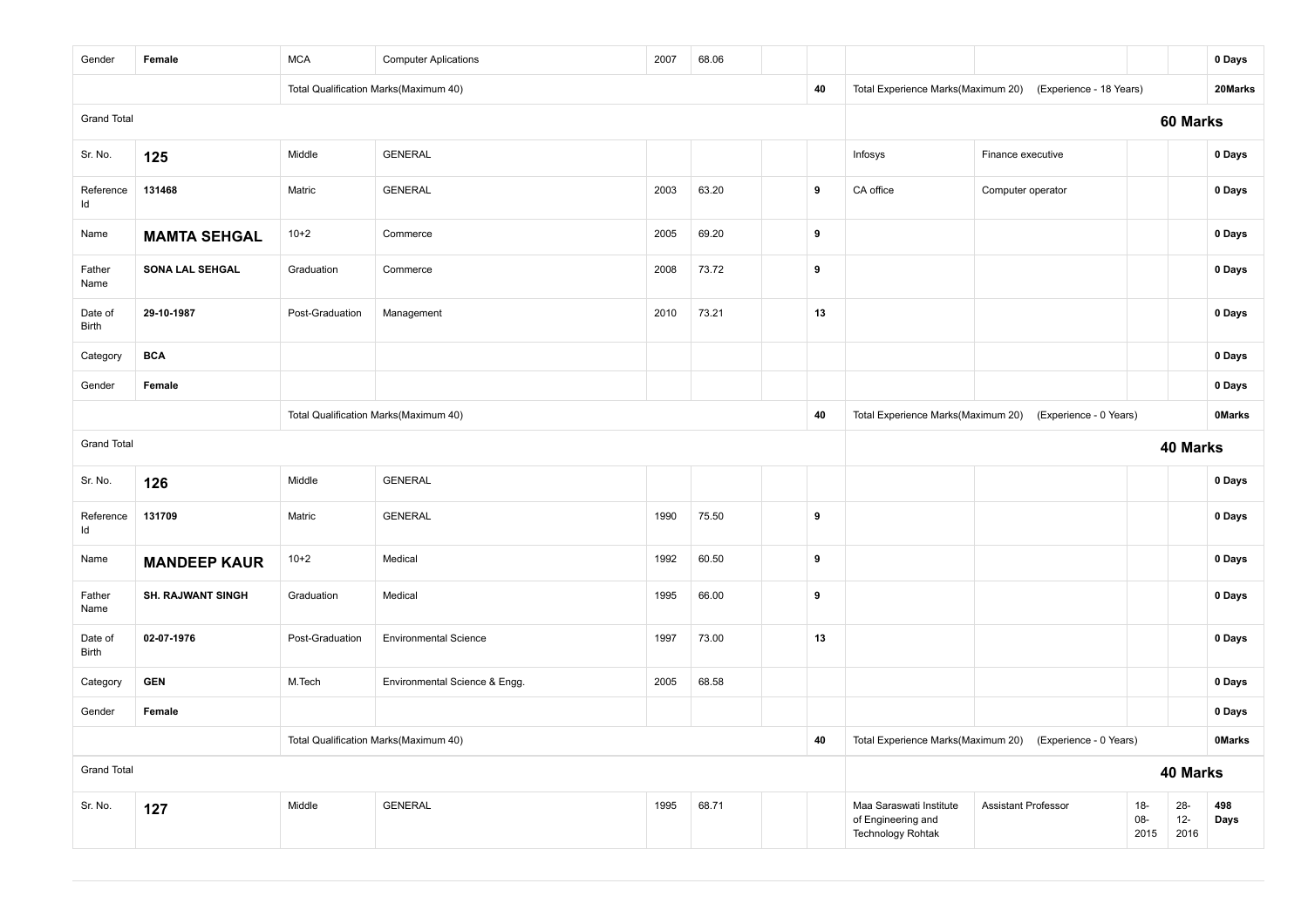| | | | | | | | | | | | | |
|---|---|---|---|---|---|---|---|---|---|---|---|---|
| Gender | **Female** | MCA | Computer Aplications | 2007 | 68.06 | | | | | | | **0 Days** |
| | | Total Qualification Marks(Maximum 40) | | | | | **40** | Total Experience Marks(Maximum 20) | (Experience - 18 Years) | | | **20Marks** |
| Grand Total | | | | | | | | | | | | **60 Marks** |
| Sr. No. | **125** | Middle | GENERAL | | | | | Infosys | Finance executive | | | **0 Days** |
| Reference Id | **131468** | Matric | GENERAL | 2003 | 63.20 | | **9** | CA office | Computer operator | | | **0 Days** |
| Name | **MAMTA SEHGAL** | 10+2 | Commerce | 2005 | 69.20 | | **9** | | | | | **0 Days** |
| Father Name | **SONA LAL SEHGAL** | Graduation | Commerce | 2008 | 73.72 | | **9** | | | | | **0 Days** |
| Date of Birth | **29-10-1987** | Post-Graduation | Management | 2010 | 73.21 | | **13** | | | | | **0 Days** |
| Category | **BCA** | | | | | | | | | | | **0 Days** |
| Gender | **Female** | | | | | | | | | | | **0 Days** |
| | | Total Qualification Marks(Maximum 40) | | | | | **40** | Total Experience Marks(Maximum 20) | (Experience - 0 Years) | | | **0Marks** |
| Grand Total | | | | | | | | | | | | **40 Marks** |
| Sr. No. | **126** | Middle | GENERAL | | | | | | | | | **0 Days** |
| Reference Id | **131709** | Matric | GENERAL | 1990 | 75.50 | | **9** | | | | | **0 Days** |
| Name | **MANDEEP KAUR** | 10+2 | Medical | 1992 | 60.50 | | **9** | | | | | **0 Days** |
| Father Name | **SH. RAJWANT SINGH** | Graduation | Medical | 1995 | 66.00 | | **9** | | | | | **0 Days** |
| Date of Birth | **02-07-1976** | Post-Graduation | Environmental Science | 1997 | 73.00 | | **13** | | | | | **0 Days** |
| Category | **GEN** | M.Tech | Environmental Science & Engg. | 2005 | 68.58 | | | | | | | **0 Days** |
| Gender | **Female** | | | | | | | | | | | **0 Days** |
| | | Total Qualification Marks(Maximum 40) | | | | | **40** | Total Experience Marks(Maximum 20) | (Experience - 0 Years) | | | **0Marks** |
| Grand Total | | | | | | | | | | | | **40 Marks** |
| Sr. No. | **127** | Middle | GENERAL | 1995 | 68.71 | | | Maa Saraswati Institute of Engineering and Technology Rohtak | Assistant Professor | 18-08-2015 | 28-12-2016 | **498 Days** |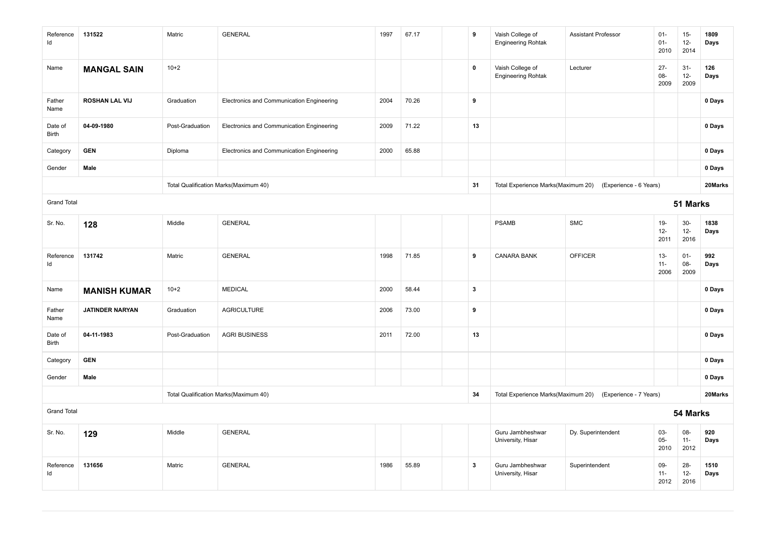| | | | | | | | | | | | | |
|---|---|---|---|---|---|---|---|---|---|---|---|---|
| Reference Id | **131522** | Matric | GENERAL | 1997 | 67.17 | | **9** | Vaish College of Engineering Rohtak | Assistant Professor | 01-01-2010 | 15-12-2014 | **1809 Days** |
| Name | **MANGAL SAIN** | 10+2 | | | | | **0** | Vaish College of Engineering Rohtak | Lecturer | 27-08-2009 | 31-12-2009 | **126 Days** |
| Father Name | **ROSHAN LAL VIJ** | Graduation | Electronics and Communication Engineering | 2004 | 70.26 | | **9** | | | | | **0 Days** |
| Date of Birth | **04-09-1980** | Post-Graduation | Electronics and Communication Engineering | 2009 | 71.22 | | **13** | | | | | **0 Days** |
| Category | **GEN** | Diploma | Electronics and Communication Engineering | 2000 | 65.88 | | | | | | | **0 Days** |
| Gender | **Male** | | | | | | | | | | | **0 Days** |
| | | Total Qualification Marks(Maximum 40) | | | | | **31** | Total Experience Marks(Maximum 20) | (Experience - 6 Years) | | | **20Marks** |
| Grand Total | | | | | | | | **51 Marks** | | | | |
| Sr. No. | **128** | Middle | GENERAL | | | | | PSAMB | SMC | 19-12-2011 | 30-12-2016 | **1838 Days** |
| Reference Id | **131742** | Matric | GENERAL | 1998 | 71.85 | | **9** | CANARA BANK | OFFICER | 13-11-2006 | 01-08-2009 | **992 Days** |
| Name | **MANISH KUMAR** | 10+2 | MEDICAL | 2000 | 58.44 | | **3** | | | | | **0 Days** |
| Father Name | **JATINDER NARYAN** | Graduation | AGRICULTURE | 2006 | 73.00 | | **9** | | | | | **0 Days** |
| Date of Birth | **04-11-1983** | Post-Graduation | AGRI BUSINESS | 2011 | 72.00 | | **13** | | | | | **0 Days** |
| Category | **GEN** | | | | | | | | | | | **0 Days** |
| Gender | **Male** | | | | | | | | | | | **0 Days** |
| | | Total Qualification Marks(Maximum 40) | | | | | **34** | Total Experience Marks(Maximum 20) | (Experience - 7 Years) | | | **20Marks** |
| Grand Total | | | | | | | | **54 Marks** | | | | |
| Sr. No. | **129** | Middle | GENERAL | | | | | Guru Jambheshwar University, Hisar | Dy. Superintendent | 03-05-2010 | 08-11-2012 | **920 Days** |
| Reference Id | **131656** | Matric | GENERAL | 1986 | 55.89 | | **3** | Guru Jambheshwar University, Hisar | Superintendent | 09-11-2012 | 28-12-2016 | **1510 Days** |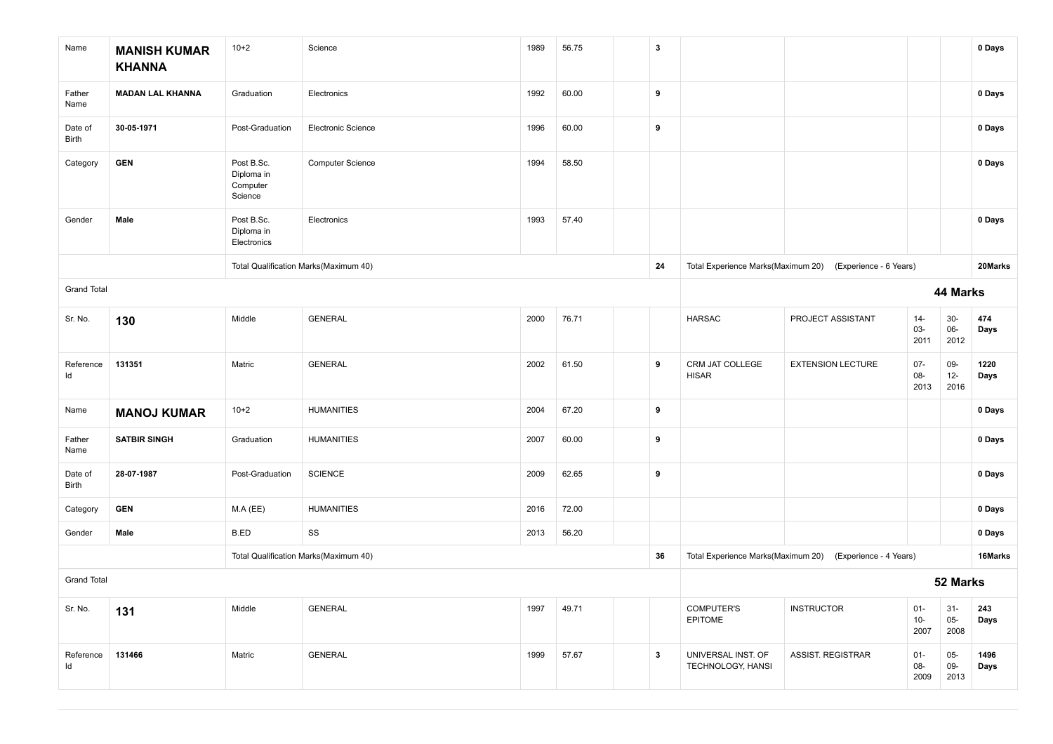| | | | | | | | | | | | | |
|---|---|---|---|---|---|---|---|---|---|---|---|---|
| Name | **MANISH KUMAR KHANNA** | 10+2 | Science | 1989 | 56.75 | | **3** | | | | | **0 Days** |
| Father Name | **MADAN LAL KHANNA** | Graduation | Electronics | 1992 | 60.00 | | **9** | | | | | **0 Days** |
| Date of Birth | **30-05-1971** | Post-Graduation | Electronic Science | 1996 | 60.00 | | **9** | | | | | **0 Days** |
| Category | **GEN** | Post B.Sc. Diploma in Computer Science | Computer Science | 1994 | 58.50 | | | | | | | **0 Days** |
| Gender | **Male** | Post B.Sc. Diploma in Electronics | Electronics | 1993 | 57.40 | | | | | | | **0 Days** |
| | | Total Qualification Marks(Maximum 40) | | | | | **24** | Total Experience Marks(Maximum 20) | (Experience - 6 Years) | | | **20Marks** |
| Grand Total | | | | | | | | | | **44 Marks** | | |
| Sr. No. | **130** | Middle | GENERAL | 2000 | 76.71 | | | HARSAC | PROJECT ASSISTANT | 14-03-2011 | 30-06-2012 | **474 Days** |
| Reference Id | **131351** | Matric | GENERAL | 2002 | 61.50 | | **9** | CRM JAT COLLEGE HISAR | EXTENSION LECTURE | 07-08-2013 | 09-12-2016 | **1220 Days** |
| Name | **MANOJ KUMAR** | 10+2 | HUMANITIES | 2004 | 67.20 | | **9** | | | | | **0 Days** |
| Father Name | **SATBIR SINGH** | Graduation | HUMANITIES | 2007 | 60.00 | | **9** | | | | | **0 Days** |
| Date of Birth | **28-07-1987** | Post-Graduation | SCIENCE | 2009 | 62.65 | | **9** | | | | | **0 Days** |
| Category | **GEN** | M.A (EE) | HUMANITIES | 2016 | 72.00 | | | | | | | **0 Days** |
| Gender | **Male** | B.ED | SS | 2013 | 56.20 | | | | | | | **0 Days** |
| | | Total Qualification Marks(Maximum 40) | | | | | **36** | Total Experience Marks(Maximum 20) | (Experience - 4 Years) | | | **16Marks** |
| Grand Total | | | | | | | | | | **52 Marks** | | |
| Sr. No. | **131** | Middle | GENERAL | 1997 | 49.71 | | | COMPUTER'S EPITOME | INSTRUCTOR | 01-10-2007 | 31-05-2008 | **243 Days** |
| Reference Id | **131466** | Matric | GENERAL | 1999 | 57.67 | | **3** | UNIVERSAL INST. OF TECHNOLOGY, HANSI | ASSIST. REGISTRAR | 01-08-2009 | 05-09-2013 | **1496 Days** |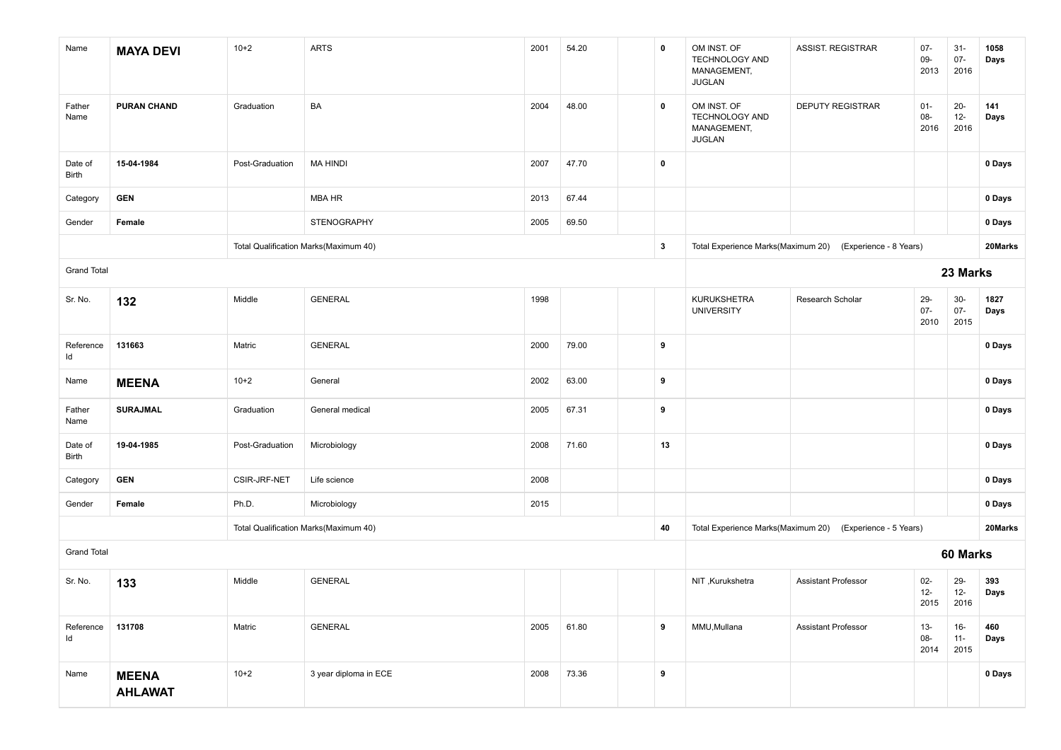| | | | | | | | | | | | | |
|---|---|---|---|---|---|---|---|---|---|---|---|---|
| Name | **MAYA DEVI** | 10+2 | ARTS | 2001 | 54.20 | | **0** | OM INST. OF TECHNOLOGY AND MANAGEMENT, JUGLAN | ASSIST. REGISTRAR | 07-09-2013 | 31-07-2016 | **1058 Days** |
| Father Name | **PURAN CHAND** | Graduation | BA | 2004 | 48.00 | | **0** | OM INST. OF TECHNOLOGY AND MANAGEMENT, JUGLAN | DEPUTY REGISTRAR | 01-08-2016 | 20-12-2016 | **141 Days** |
| Date of Birth | **15-04-1984** | Post-Graduation | MA HINDI | 2007 | 47.70 | | **0** | | | | | **0 Days** |
| Category | **GEN** | | MBA HR | 2013 | 67.44 | | | | | | | **0 Days** |
| Gender | **Female** | | STENOGRAPHY | 2005 | 69.50 | | | | | | | **0 Days** |
| | | Total Qualification Marks(Maximum 40) | | | | | **3** | Total Experience Marks(Maximum 20) | (Experience - 8 Years) | | | **20Marks** |
| Grand Total | | | | | | | | | | **23 Marks** | | |
| Sr. No. | **132** | Middle | GENERAL | 1998 | | | | KURUKSHETRA UNIVERSITY | Research Scholar | 29-07-2010 | 30-07-2015 | **1827 Days** |
| Reference Id | **131663** | Matric | GENERAL | 2000 | 79.00 | | **9** | | | | | **0 Days** |
| Name | **MEENA** | 10+2 | General | 2002 | 63.00 | | **9** | | | | | **0 Days** |
| Father Name | **SURAJMAL** | Graduation | General medical | 2005 | 67.31 | | **9** | | | | | **0 Days** |
| Date of Birth | **19-04-1985** | Post-Graduation | Microbiology | 2008 | 71.60 | | **13** | | | | | **0 Days** |
| Category | **GEN** | CSIR-JRF-NET | Life science | 2008 | | | | | | | | **0 Days** |
| Gender | **Female** | Ph.D. | Microbiology | 2015 | | | | | | | | **0 Days** |
| | | Total Qualification Marks(Maximum 40) | | | | | **40** | Total Experience Marks(Maximum 20) | (Experience - 5 Years) | | | **20Marks** |
| Grand Total | | | | | | | | | | **60 Marks** | | |
| Sr. No. | **133** | Middle | GENERAL | | | | | NIT ,Kurukshetra | Assistant Professor | 02-12-2015 | 29-12-2016 | **393 Days** |
| Reference Id | **131708** | Matric | GENERAL | 2005 | 61.80 | | **9** | MMU,Mullana | Assistant Professor | 13-08-2014 | 16-11-2015 | **460 Days** |
| Name | **MEENA AHLAWAT** | 10+2 | 3 year diploma in ECE | 2008 | 73.36 | | **9** | | | | | **0 Days** |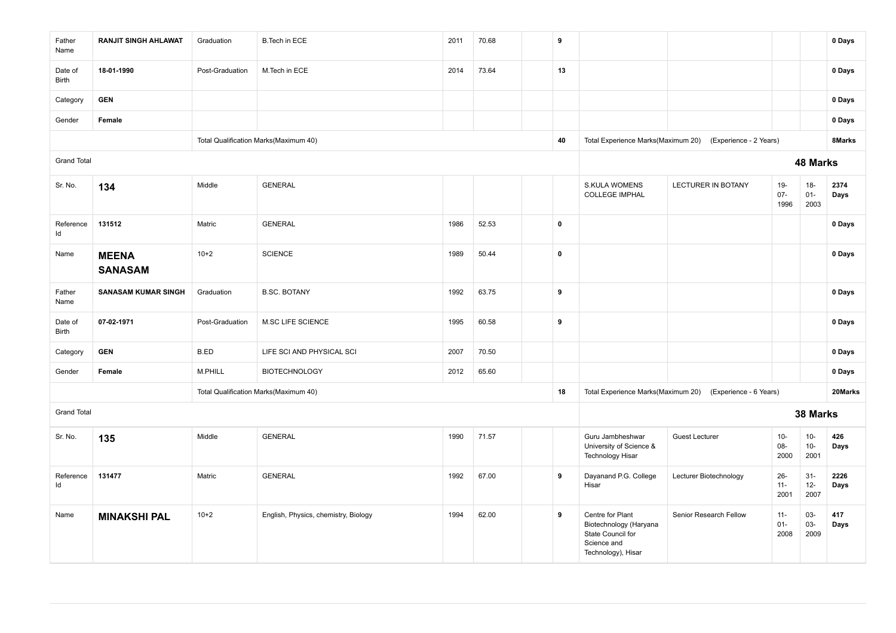| | | | | | | | | | | | | |
|---|---|---|---|---|---|---|---|---|---|---|---|---|
| Father Name | **RANJIT SINGH AHLAWAT** | Graduation | B.Tech in ECE | 2011 | 70.68 | | **9** | | | | | **0 Days** |
| Date of Birth | **18-01-1990** | Post-Graduation | M.Tech in ECE | 2014 | 73.64 | | **13** | | | | | **0 Days** |
| Category | **GEN** | | | | | | | | | | | **0 Days** |
| Gender | **Female** | | | | | | | | | | | **0 Days** |
| | | Total Qualification Marks(Maximum 40) | | | | | **40** | Total Experience Marks(Maximum 20) | (Experience - 2 Years) | | | **8Marks** |
| Grand Total | | | | | | | | **48 Marks** | | | | |
| Sr. No. | **134** | Middle | GENERAL | | | | | S.KULA WOMENS COLLEGE IMPHAL | LECTURER IN BOTANY | 19-07-1996 | 18-01-2003 | **2374 Days** |
| Reference Id | **131512** | Matric | GENERAL | 1986 | 52.53 | | **0** | | | | | **0 Days** |
| Name | **MEENA SANASAM** | 10+2 | SCIENCE | 1989 | 50.44 | | **0** | | | | | **0 Days** |
| Father Name | **SANASAM KUMAR SINGH** | Graduation | B.SC. BOTANY | 1992 | 63.75 | | **9** | | | | | **0 Days** |
| Date of Birth | **07-02-1971** | Post-Graduation | M.SC LIFE SCIENCE | 1995 | 60.58 | | **9** | | | | | **0 Days** |
| Category | **GEN** | B.ED | LIFE SCI AND PHYSICAL SCI | 2007 | 70.50 | | | | | | | **0 Days** |
| Gender | **Female** | M.PHILL | BIOTECHNOLOGY | 2012 | 65.60 | | | | | | | **0 Days** |
| | | Total Qualification Marks(Maximum 40) | | | | | **18** | Total Experience Marks(Maximum 20) | (Experience - 6 Years) | | | **20Marks** |
| Grand Total | | | | | | | | **38 Marks** | | | | |
| Sr. No. | **135** | Middle | GENERAL | 1990 | 71.57 | | | Guru Jambheshwar University of Science & Technology Hisar | Guest Lecturer | 10-08-2000 | 10-10-2001 | **426 Days** |
| Reference Id | **131477** | Matric | GENERAL | 1992 | 67.00 | | **9** | Dayanand P.G. College Hisar | Lecturer Biotechnology | 26-11-2001 | 31-12-2007 | **2226 Days** |
| Name | **MINAKSHI PAL** | 10+2 | English, Physics, chemistry, Biology | 1994 | 62.00 | | **9** | Centre for Plant Biotechnology (Haryana State Council for Science and Technology), Hisar | Senior Research Fellow | 11-01-2008 | 03-03-2009 | **417 Days** |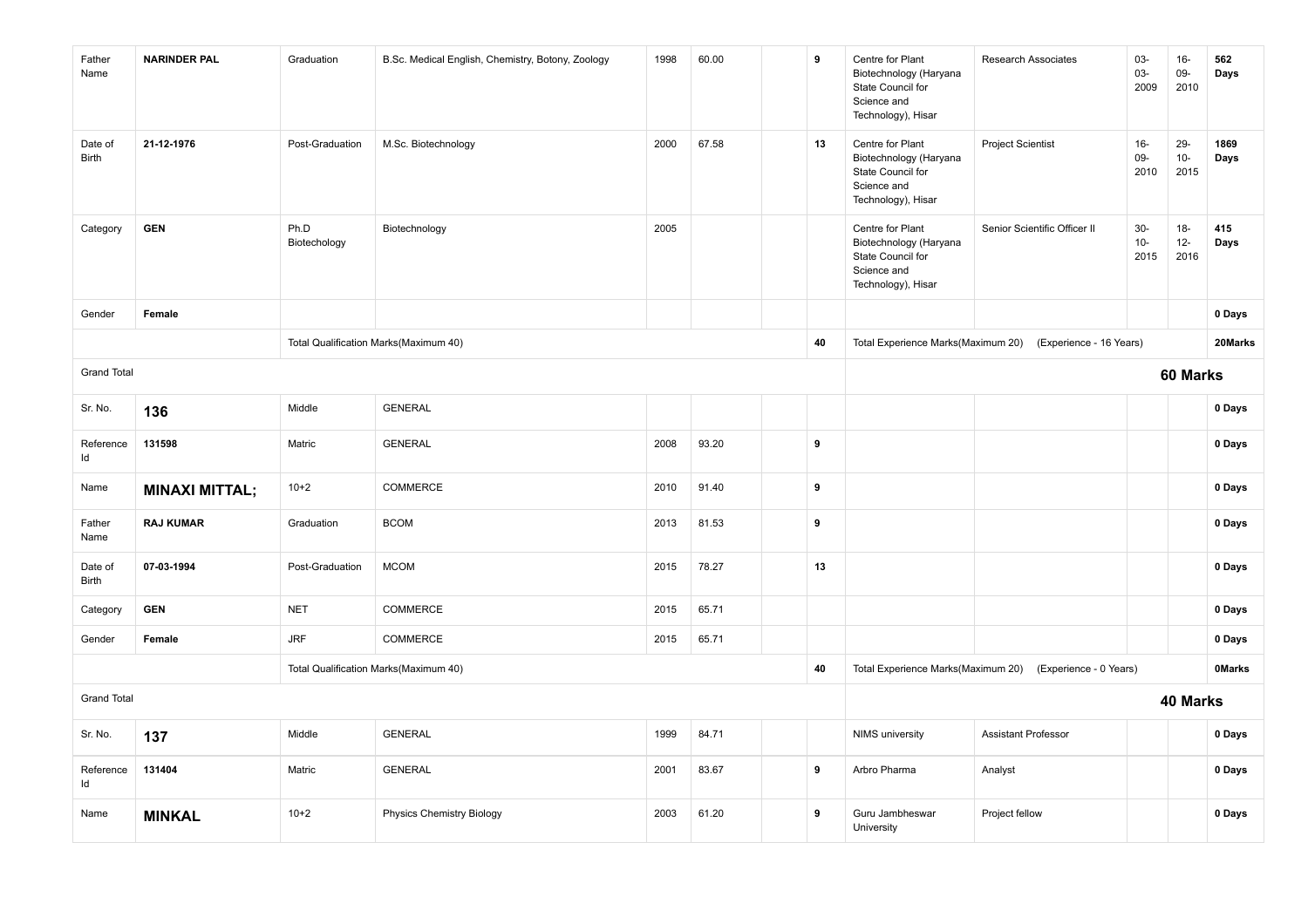| | | | | | | | | | | | | |
|---|---|---|---|---|---|---|---|---|---|---|---|---|
| Father Name | **NARINDER PAL** | Graduation | B.Sc. Medical English, Chemistry, Botony, Zoology | 1998 | 60.00 | | **9** | Centre for Plant Biotechnology (Haryana State Council for Science and Technology), Hisar | Research Associates | 03-03-2009 | 16-09-2010 | **562 Days** |
| Date of Birth | **21-12-1976** | Post-Graduation | M.Sc. Biotechnology | 2000 | 67.58 | | **13** | Centre for Plant Biotechnology (Haryana State Council for Science and Technology), Hisar | Project Scientist | 16-09-2010 | 29-10-2015 | **1869 Days** |
| Category | **GEN** | Ph.D Biotechology | Biotechnology | 2005 | | | | Centre for Plant Biotechnology (Haryana State Council for Science and Technology), Hisar | Senior Scientific Officer II | 30-10-2015 | 18-12-2016 | **415 Days** |
| Gender | **Female** | | | | | | | | | | | **0 Days** |
| | | Total Qualification Marks(Maximum 40) | | | | | **40** | Total Experience Marks(Maximum 20) | (Experience - 16 Years) | | | **20Marks** |
| Grand Total | | | | | | | | | | | **60 Marks** | |
| Sr. No. | **136** | Middle | GENERAL | | | | | | | | | **0 Days** |
| Reference Id | **131598** | Matric | GENERAL | 2008 | 93.20 | | **9** | | | | | **0 Days** |
| Name | **MINAXI MITTAL;** | 10+2 | COMMERCE | 2010 | 91.40 | | **9** | | | | | **0 Days** |
| Father Name | **RAJ KUMAR** | Graduation | BCOM | 2013 | 81.53 | | **9** | | | | | **0 Days** |
| Date of Birth | **07-03-1994** | Post-Graduation | MCOM | 2015 | 78.27 | | **13** | | | | | **0 Days** |
| Category | **GEN** | NET | COMMERCE | 2015 | 65.71 | | | | | | | **0 Days** |
| Gender | **Female** | JRF | COMMERCE | 2015 | 65.71 | | | | | | | **0 Days** |
| | | Total Qualification Marks(Maximum 40) | | | | | **40** | Total Experience Marks(Maximum 20) | (Experience - 0 Years) | | | **0Marks** |
| Grand Total | | | | | | | | | | | **40 Marks** | |
| Sr. No. | **137** | Middle | GENERAL | 1999 | 84.71 | | | NIMS university | Assistant Professor | | | **0 Days** |
| Reference Id | **131404** | Matric | GENERAL | 2001 | 83.67 | | **9** | Arbro Pharma | Analyst | | | **0 Days** |
| Name | **MINKAL** | 10+2 | Physics Chemistry Biology | 2003 | 61.20 | | **9** | Guru Jambheswar University | Project fellow | | | **0 Days** |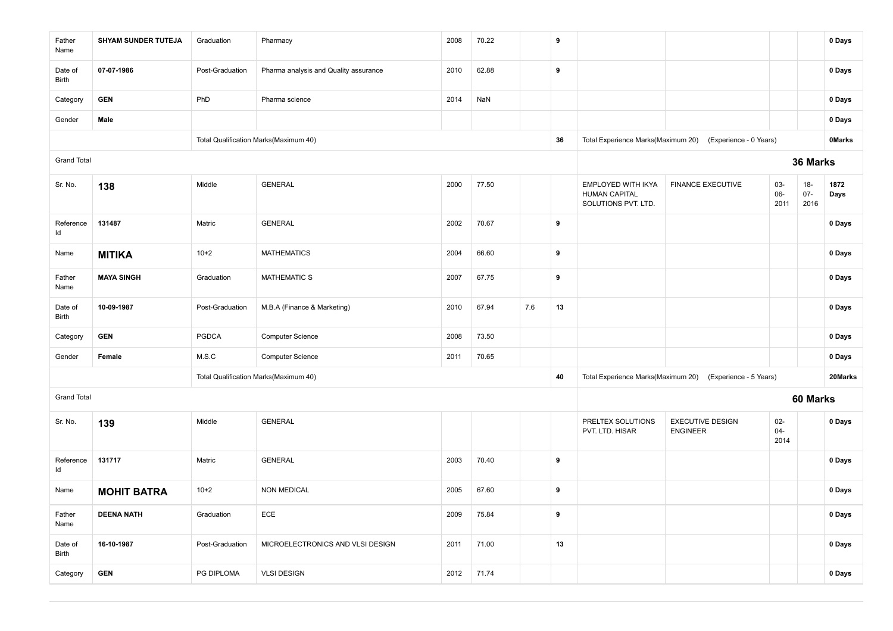| | | | | | | | | | | | | |
|---|---|---|---|---|---|---|---|---|---|---|---|---|
| Father Name | **SHYAM SUNDER TUTEJA** | Graduation | Pharmacy | 2008 | 70.22 | | **9** | | | | | **0 Days** |
| Date of Birth | **07-07-1986** | Post-Graduation | Pharma analysis and Quality assurance | 2010 | 62.88 | | **9** | | | | | **0 Days** |
| Category | **GEN** | PhD | Pharma science | 2014 | NaN | | | | | | | **0 Days** |
| Gender | **Male** | | | | | | | | | | | **0 Days** |
| | | Total Qualification Marks(Maximum 40) | | | | | **36** | Total Experience Marks(Maximum 20) | (Experience - 0 Years) | | | **0Marks** |
| Grand Total | | | | | | | | | | **36 Marks** | | |
| Sr. No. | **138** | Middle | GENERAL | 2000 | 77.50 | | | EMPLOYED WITH IKYA HUMAN CAPITAL SOLUTIONS PVT. LTD. | FINANCE EXECUTIVE | 03-06-2011 | 18-07-2016 | **1872 Days** |
| Reference Id | **131487** | Matric | GENERAL | 2002 | 70.67 | | **9** | | | | | **0 Days** |
| Name | **MITIKA** | 10+2 | MATHEMATICS | 2004 | 66.60 | | **9** | | | | | **0 Days** |
| Father Name | **MAYA SINGH** | Graduation | MATHEMATIC S | 2007 | 67.75 | | **9** | | | | | **0 Days** |
| Date of Birth | **10-09-1987** | Post-Graduation | M.B.A (Finance & Marketing) | 2010 | 67.94 | 7.6 | **13** | | | | | **0 Days** |
| Category | **GEN** | PGDCA | Computer Science | 2008 | 73.50 | | | | | | | **0 Days** |
| Gender | **Female** | M.S.C | Computer Science | 2011 | 70.65 | | | | | | | **0 Days** |
| | | Total Qualification Marks(Maximum 40) | | | | | **40** | Total Experience Marks(Maximum 20) | (Experience - 5 Years) | | | **20Marks** |
| Grand Total | | | | | | | | | | **60 Marks** | | |
| Sr. No. | **139** | Middle | GENERAL | | | | | PRELTEX SOLUTIONS PVT. LTD. HISAR | EXECUTIVE DESIGN ENGINEER | 02-04-2014 | | **0 Days** |
| Reference Id | **131717** | Matric | GENERAL | 2003 | 70.40 | | **9** | | | | | **0 Days** |
| Name | **MOHIT BATRA** | 10+2 | NON MEDICAL | 2005 | 67.60 | | **9** | | | | | **0 Days** |
| Father Name | **DEENA NATH** | Graduation | ECE | 2009 | 75.84 | | **9** | | | | | **0 Days** |
| Date of Birth | **16-10-1987** | Post-Graduation | MICROELECTRONICS AND VLSI DESIGN | 2011 | 71.00 | | **13** | | | | | **0 Days** |
| Category | **GEN** | PG DIPLOMA | VLSI DESIGN | 2012 | 71.74 | | | | | | | **0 Days** |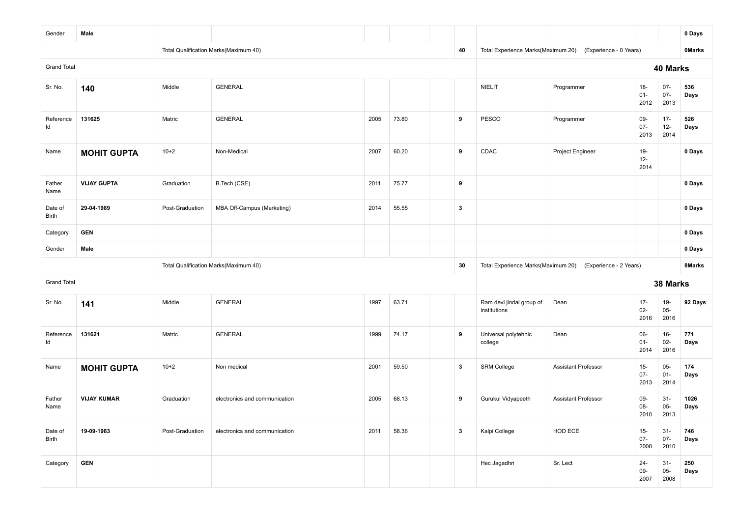| | | | | | | | | | | | | |
|---|---|---|---|---|---|---|---|---|---|---|---|---|
| Gender | **Male** | | | | | | | | | | | **0 Days** |
| | | Total Qualification Marks(Maximum 40) | | | | | **40** | Total Experience Marks(Maximum 20) | (Experience - 0 Years) | | | **0Marks** |
| Grand Total | | | | | | | | | | | **40 Marks** | |
| Sr. No. | **140** | Middle | GENERAL | | | | | NIELIT | Programmer | 18-01-2012 | 07-07-2013 | **536 Days** |
| Reference Id | **131625** | Matric | GENERAL | 2005 | 73.80 | | **9** | PESCO | Programmer | 09-07-2013 | 17-12-2014 | **526 Days** |
| Name | **MOHIT GUPTA** | 10+2 | Non-Medical | 2007 | 60.20 | | **9** | CDAC | Project Engineer | 19-12-2014 | | **0 Days** |
| Father Name | **VIJAY GUPTA** | Graduation | B.Tech (CSE) | 2011 | 75.77 | | **9** | | | | | **0 Days** |
| Date of Birth | **29-04-1989** | Post-Graduation | MBA Off-Campus (Marketing) | 2014 | 55.55 | | **3** | | | | | **0 Days** |
| Category | **GEN** | | | | | | | | | | | **0 Days** |
| Gender | **Male** | | | | | | | | | | | **0 Days** |
| | | Total Qualification Marks(Maximum 40) | | | | | **30** | Total Experience Marks(Maximum 20) | (Experience - 2 Years) | | | **8Marks** |
| Grand Total | | | | | | | | | | | **38 Marks** | |
| Sr. No. | **141** | Middle | GENERAL | 1997 | 63.71 | | | Ram devi jindal group of institutions | Dean | 17-02-2016 | 19-05-2016 | **92 Days** |
| Reference Id | **131621** | Matric | GENERAL | 1999 | 74.17 | | **9** | Universal polytehnic college | Dean | 06-01-2014 | 16-02-2016 | **771 Days** |
| Name | **MOHIT GUPTA** | 10+2 | Non medical | 2001 | 59.50 | | **3** | SRM College | Assistant Professor | 15-07-2013 | 05-01-2014 | **174 Days** |
| Father Name | **VIJAY KUMAR** | Graduation | electronics and communication | 2005 | 68.13 | | **9** | Gurukul Vidyapeeth | Assistant Professor | 09-08-2010 | 31-05-2013 | **1026 Days** |
| Date of Birth | **19-09-1983** | Post-Graduation | electronics and communication | 2011 | 58.36 | | **3** | Kalpi College | HOD ECE | 15-07-2008 | 31-07-2010 | **746 Days** |
| Category | **GEN** | | | | | | | Hec Jagadhri | Sr. Lect | 24-09-2007 | 31-05-2008 | **250 Days** |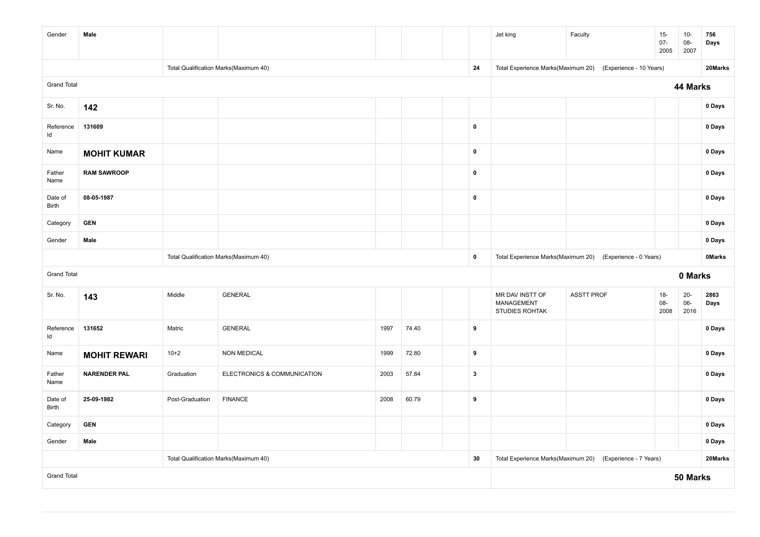| | | | | | | | | | | | | |
|---|---|---|---|---|---|---|---|---|---|---|---|---|
| Gender | **Male** | | | | | | | Jet king | Faculty | 15-07-2005 | 10-08-2007 | **756 Days** |
| | | Total Qualification Marks(Maximum 40) | | | | | **24** | Total Experience Marks(Maximum 20) | (Experience - 10 Years) | | | **20Marks** |
| Grand Total | | | | | | | | | | **44 Marks** | | |
| Sr. No. | **142** | | | | | | | | | | | **0 Days** |
| Reference Id | **131609** | | | | | | **0** | | | | | **0 Days** |
| Name | **MOHIT KUMAR** | | | | | | **0** | | | | | **0 Days** |
| Father Name | **RAM SAWROOP** | | | | | | **0** | | | | | **0 Days** |
| Date of Birth | **08-05-1987** | | | | | | **0** | | | | | **0 Days** |
| Category | **GEN** | | | | | | | | | | | **0 Days** |
| Gender | **Male** | | | | | | | | | | | **0 Days** |
| | | Total Qualification Marks(Maximum 40) | | | | | **0** | Total Experience Marks(Maximum 20) | (Experience - 0 Years) | | | **0Marks** |
| Grand Total | | | | | | | | | | **0 Marks** | | |
| Sr. No. | **143** | Middle | GENERAL | | | | | MR DAV INSTT OF MANAGEMENT STUDIES ROHTAK | ASSTT PROF | 18-08-2008 | 20-06-2016 | **2863 Days** |
| Reference Id | **131652** | Matric | GENERAL | 1997 | 74.40 | | **9** | | | | | **0 Days** |
| Name | **MOHIT REWARI** | 10+2 | NON MEDICAL | 1999 | 72.80 | | **9** | | | | | **0 Days** |
| Father Name | **NARENDER PAL** | Graduation | ELECTRONICS & COMMUNICATION | 2003 | 57.84 | | **3** | | | | | **0 Days** |
| Date of Birth | **25-09-1982** | Post-Graduation | FINANCE | 2008 | 60.79 | | **9** | | | | | **0 Days** |
| Category | **GEN** | | | | | | | | | | | **0 Days** |
| Gender | **Male** | | | | | | | | | | | **0 Days** |
| | | Total Qualification Marks(Maximum 40) | | | | | **30** | Total Experience Marks(Maximum 20) | (Experience - 7 Years) | | | **20Marks** |
| Grand Total | | | | | | | | | | **50 Marks** | | |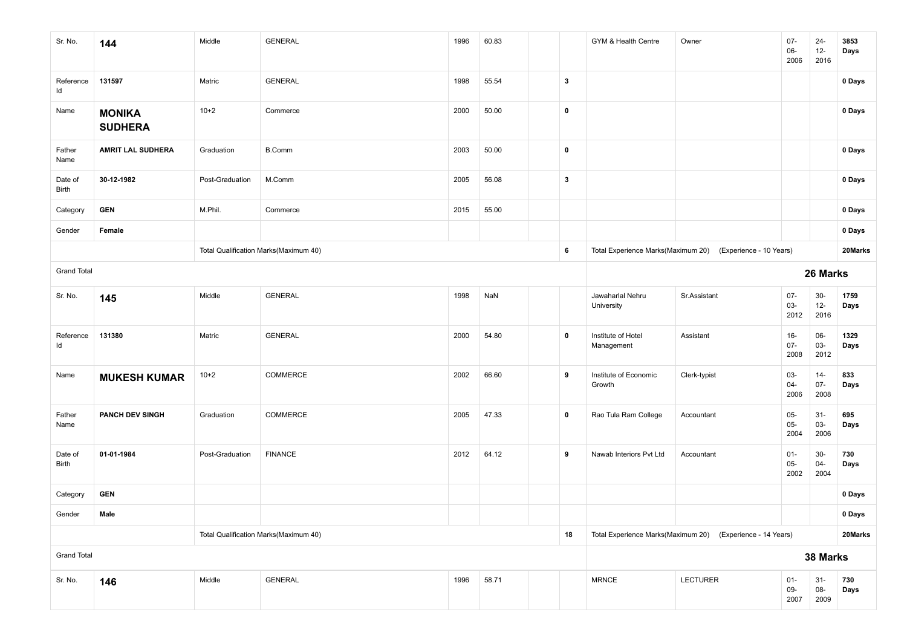| | | | | | | | | | | | | |
|---|---|---|---|---|---|---|---|---|---|---|---|---|
| Sr. No. | **144** | Middle | GENERAL | 1996 | 60.83 | | | GYM & Health Centre | Owner | 07-06-2006 | 24-12-2016 | **3853 Days** |
| Reference Id | **131597** | Matric | GENERAL | 1998 | 55.54 | | **3** | | | | | **0 Days** |
| Name | **MONIKA SUDHERA** | 10+2 | Commerce | 2000 | 50.00 | | **0** | | | | | **0 Days** |
| Father Name | **AMRIT LAL SUDHERA** | Graduation | B.Comm | 2003 | 50.00 | | **0** | | | | | **0 Days** |
| Date of Birth | **30-12-1982** | Post-Graduation | M.Comm | 2005 | 56.08 | | **3** | | | | | **0 Days** |
| Category | **GEN** | M.Phil. | Commerce | 2015 | 55.00 | | | | | | | **0 Days** |
| Gender | **Female** | | | | | | | | | | | **0 Days** |
| | | Total Qualification Marks(Maximum 40) | | | | | **6** | Total Experience Marks(Maximum 20) | (Experience - 10 Years) | | | **20Marks** |
| Grand Total | | | | | | | | **26 Marks** | | | | |
| Sr. No. | **145** | Middle | GENERAL | 1998 | NaN | | | Jawaharlal Nehru University | Sr.Assistant | 07-03-2012 | 30-12-2016 | **1759 Days** |
| Reference Id | **131380** | Matric | GENERAL | 2000 | 54.80 | | **0** | Institute of Hotel Management | Assistant | 16-07-2008 | 06-03-2012 | **1329 Days** |
| Name | **MUKESH KUMAR** | 10+2 | COMMERCE | 2002 | 66.60 | | **9** | Institute of Economic Growth | Clerk-typist | 03-04-2006 | 14-07-2008 | **833 Days** |
| Father Name | **PANCH DEV SINGH** | Graduation | COMMERCE | 2005 | 47.33 | | **0** | Rao Tula Ram College | Accountant | 05-05-2004 | 31-03-2006 | **695 Days** |
| Date of Birth | **01-01-1984** | Post-Graduation | FINANCE | 2012 | 64.12 | | **9** | Nawab Interiors Pvt Ltd | Accountant | 01-05-2002 | 30-04-2004 | **730 Days** |
| Category | **GEN** | | | | | | | | | | | **0 Days** |
| Gender | **Male** | | | | | | | | | | | **0 Days** |
| | | Total Qualification Marks(Maximum 40) | | | | | **18** | Total Experience Marks(Maximum 20) | (Experience - 14 Years) | | | **20Marks** |
| Grand Total | | | | | | | | **38 Marks** | | | | |
| Sr. No. | **146** | Middle | GENERAL | 1996 | 58.71 | | | MRNCE | LECTURER | 01-09-2007 | 31-08-2009 | **730 Days** |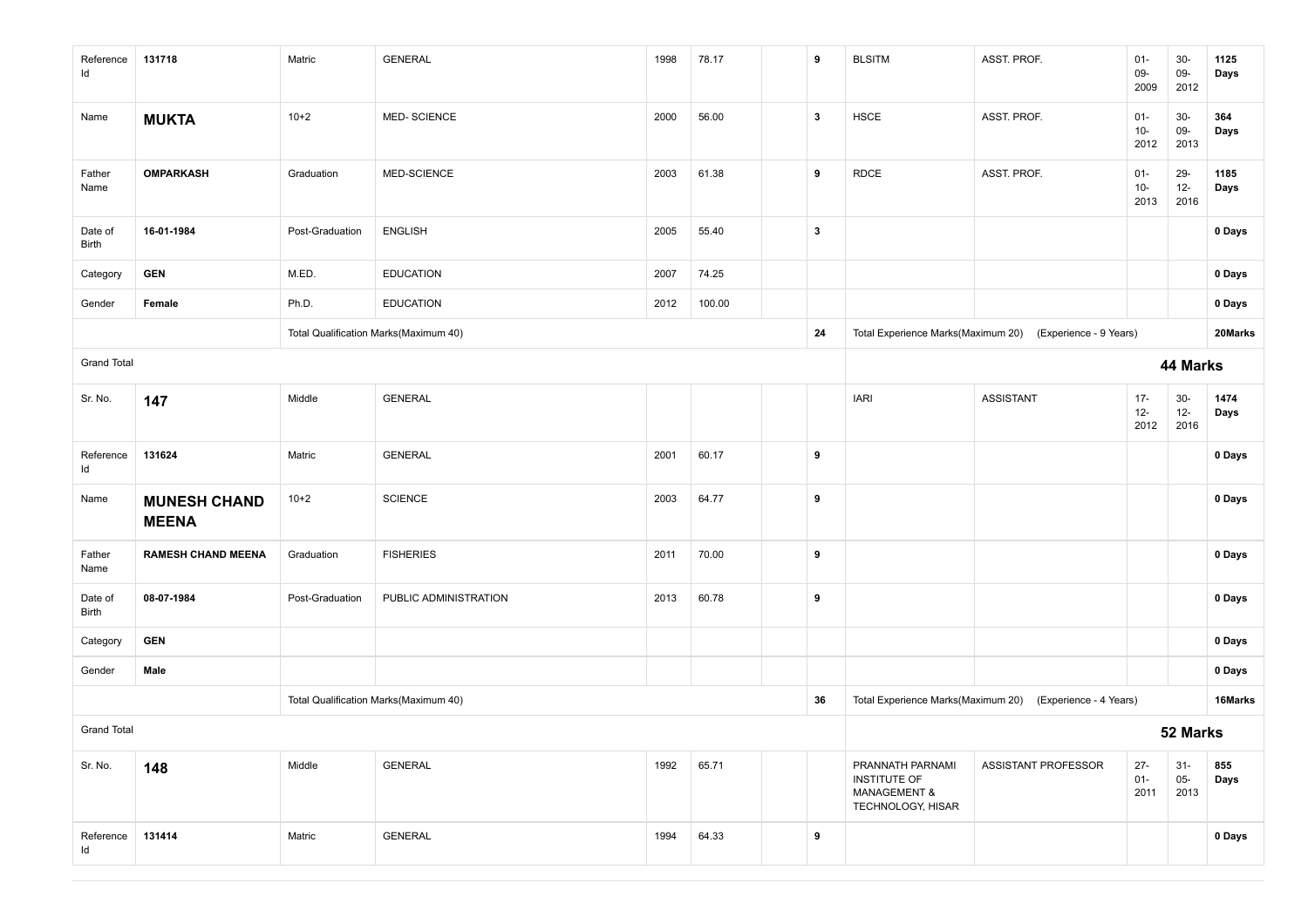| Reference Id | 131718 | Matric | GENERAL | 1998 | 78.17 | | 9 | BLSITM | ASST. PROF. | 01-09-2009 | 30-09-2012 | 1125 Days |
|---|---|---|---|---|---|---|---|---|---|---|---|---|
| Name | **MUKTA** | 10+2 | MED- SCIENCE | 2000 | 56.00 | | 3 | HSCE | ASST. PROF. | 01-10-2012 | 30-09-2013 | 364 Days |
| Father Name | **OMPARKASH** | Graduation | MED-SCIENCE | 2003 | 61.38 | | 9 | RDCE | ASST. PROF. | 01-10-2013 | 29-12-2016 | 1185 Days |
| Date of Birth | **16-01-1984** | Post-Graduation | ENGLISH | 2005 | 55.40 | | 3 | | | | | 0 Days |
| Category | **GEN** | M.ED. | EDUCATION | 2007 | 74.25 | | | | | | | 0 Days |
| Gender | **Female** | Ph.D. | EDUCATION | 2012 | 100.00 | | | | | | | 0 Days |
| | | Total Qualification Marks(Maximum 40) | | | | | 24 | Total Experience Marks(Maximum 20) | (Experience - 9 Years) | | | 20Marks |
| Grand Total | | | | | | | | | | | | **44 Marks** |
| Sr. No. | **147** | Middle | GENERAL | | | | | IARI | ASSISTANT | 17-12-2012 | 30-12-2016 | 1474 Days |
| Reference Id | 131624 | Matric | GENERAL | 2001 | 60.17 | | 9 | | | | | 0 Days |
| Name | **MUNESH CHAND MEENA** | 10+2 | SCIENCE | 2003 | 64.77 | | 9 | | | | | 0 Days |
| Father Name | **RAMESH CHAND MEENA** | Graduation | FISHERIES | 2011 | 70.00 | | 9 | | | | | 0 Days |
| Date of Birth | **08-07-1984** | Post-Graduation | PUBLIC ADMINISTRATION | 2013 | 60.78 | | 9 | | | | | 0 Days |
| Category | **GEN** | | | | | | | | | | | 0 Days |
| Gender | **Male** | | | | | | | | | | | 0 Days |
| | | Total Qualification Marks(Maximum 40) | | | | | 36 | Total Experience Marks(Maximum 20) | (Experience - 4 Years) | | | 16Marks |
| Grand Total | | | | | | | | | | | | **52 Marks** |
| Sr. No. | **148** | Middle | GENERAL | 1992 | 65.71 | | | PRANNATH PARNAMI INSTITUTE OF MANAGEMENT & TECHNOLOGY, HISAR | ASSISTANT PROFESSOR | 27-01-2011 | 31-05-2013 | 855 Days |
| Reference Id | 131414 | Matric | GENERAL | 1994 | 64.33 | | 9 | | | | | 0 Days |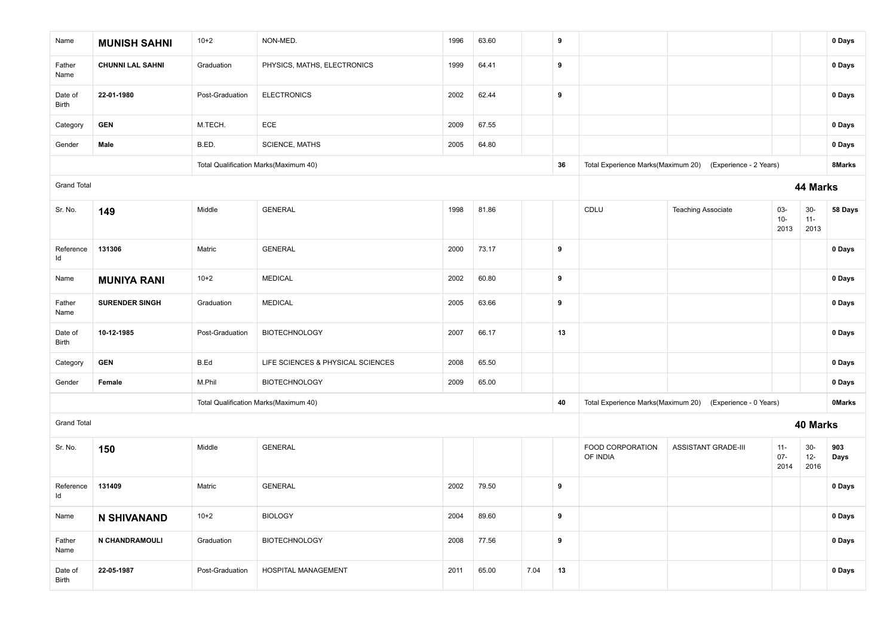| | | | | | | | | | | | | |
|---|---|---|---|---|---|---|---|---|---|---|---|---|
| Name | **MUNISH SAHNI** | 10+2 | NON-MED. | 1996 | 63.60 | | **9** | | | | | **0 Days** |
| Father Name | **CHUNNI LAL SAHNI** | Graduation | PHYSICS, MATHS, ELECTRONICS | 1999 | 64.41 | | **9** | | | | | **0 Days** |
| Date of Birth | **22-01-1980** | Post-Graduation | ELECTRONICS | 2002 | 62.44 | | **9** | | | | | **0 Days** |
| Category | **GEN** | M.TECH. | ECE | 2009 | 67.55 | | | | | | | **0 Days** |
| Gender | **Male** | B.ED. | SCIENCE, MATHS | 2005 | 64.80 | | | | | | | **0 Days** |
| | | Total Qualification Marks(Maximum 40) | | | | | **36** | Total Experience Marks(Maximum 20) | (Experience - 2 Years) | | | **8Marks** |
| Grand Total | | | | | | | | | | | | **44 Marks** |
| Sr. No. | **149** | Middle | GENERAL | 1998 | 81.86 | | | CDLU | Teaching Associate | 03-10-2013 | 30-11-2013 | **58 Days** |
| Reference Id | **131306** | Matric | GENERAL | 2000 | 73.17 | | **9** | | | | | **0 Days** |
| Name | **MUNIYA RANI** | 10+2 | MEDICAL | 2002 | 60.80 | | **9** | | | | | **0 Days** |
| Father Name | **SURENDER SINGH** | Graduation | MEDICAL | 2005 | 63.66 | | **9** | | | | | **0 Days** |
| Date of Birth | **10-12-1985** | Post-Graduation | BIOTECHNOLOGY | 2007 | 66.17 | | **13** | | | | | **0 Days** |
| Category | **GEN** | B.Ed | LIFE SCIENCES & PHYSICAL SCIENCES | 2008 | 65.50 | | | | | | | **0 Days** |
| Gender | **Female** | M.Phil | BIOTECHNOLOGY | 2009 | 65.00 | | | | | | | **0 Days** |
| | | Total Qualification Marks(Maximum 40) | | | | | **40** | Total Experience Marks(Maximum 20) | (Experience - 0 Years) | | | **0Marks** |
| Grand Total | | | | | | | | | | | | **40 Marks** |
| Sr. No. | **150** | Middle | GENERAL | | | | | FOOD CORPORATION OF INDIA | ASSISTANT GRADE-III | 11-07-2014 | 30-12-2016 | **903 Days** |
| Reference Id | **131409** | Matric | GENERAL | 2002 | 79.50 | | **9** | | | | | **0 Days** |
| Name | **N SHIVANAND** | 10+2 | BIOLOGY | 2004 | 89.60 | | **9** | | | | | **0 Days** |
| Father Name | **N CHANDRAMOULI** | Graduation | BIOTECHNOLOGY | 2008 | 77.56 | | **9** | | | | | **0 Days** |
| Date of Birth | **22-05-1987** | Post-Graduation | HOSPITAL MANAGEMENT | 2011 | 65.00 | 7.04 | **13** | | | | | **0 Days** |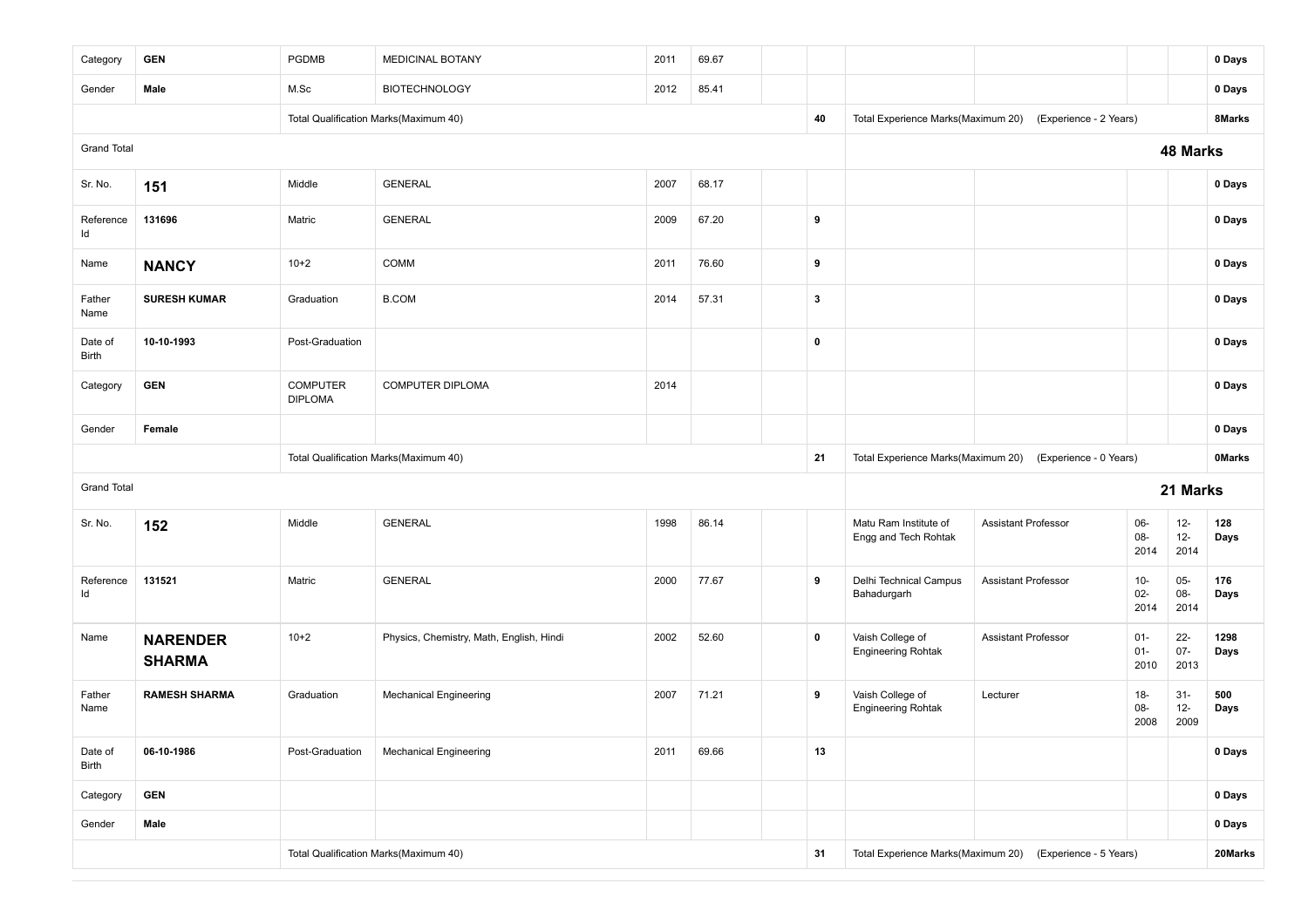| | | | | | | | | | | | | |
|---|---|---|---|---|---|---|---|---|---|---|---|---|
| Category | **GEN** | PGDMB | MEDICINAL BOTANY | 2011 | 69.67 | | | | | | | **0 Days** |
| Gender | **Male** | M.Sc | BIOTECHNOLOGY | 2012 | 85.41 | | | | | | | **0 Days** |
| | | Total Qualification Marks(Maximum 40) | | | | | **40** | Total Experience Marks(Maximum 20) | (Experience - 2 Years) | | | **8Marks** |
| Grand Total | | | | | | | | | | **48 Marks** | | |
| Sr. No. | **151** | Middle | GENERAL | 2007 | 68.17 | | | | | | | **0 Days** |
| Reference Id | **131696** | Matric | GENERAL | 2009 | 67.20 | | **9** | | | | | **0 Days** |
| Name | **NANCY** | 10+2 | COMM | 2011 | 76.60 | | **9** | | | | | **0 Days** |
| Father Name | **SURESH KUMAR** | Graduation | B.COM | 2014 | 57.31 | | **3** | | | | | **0 Days** |
| Date of Birth | **10-10-1993** | Post-Graduation | | | | | **0** | | | | | **0 Days** |
| Category | **GEN** | COMPUTER DIPLOMA | COMPUTER DIPLOMA | 2014 | | | | | | | | **0 Days** |
| Gender | **Female** | | | | | | | | | | | **0 Days** |
| | | Total Qualification Marks(Maximum 40) | | | | | **21** | Total Experience Marks(Maximum 20) | (Experience - 0 Years) | | | **0Marks** |
| Grand Total | | | | | | | | | | **21 Marks** | | |
| Sr. No. | **152** | Middle | GENERAL | 1998 | 86.14 | | | Matu Ram Institute of Engg and Tech Rohtak | Assistant Professor | 06-08-2014 | 12-12-2014 | **128 Days** |
| Reference Id | **131521** | Matric | GENERAL | 2000 | 77.67 | | **9** | Delhi Technical Campus Bahadurgarh | Assistant Professor | 10-02-2014 | 05-08-2014 | **176 Days** |
| Name | **NARENDER SHARMA** | 10+2 | Physics, Chemistry, Math, English, Hindi | 2002 | 52.60 | | **0** | Vaish College of Engineering Rohtak | Assistant Professor | 01-01-2010 | 22-07-2013 | **1298 Days** |
| Father Name | **RAMESH SHARMA** | Graduation | Mechanical Engineering | 2007 | 71.21 | | **9** | Vaish College of Engineering Rohtak | Lecturer | 18-08-2008 | 31-12-2009 | **500 Days** |
| Date of Birth | **06-10-1986** | Post-Graduation | Mechanical Engineering | 2011 | 69.66 | | **13** | | | | | **0 Days** |
| Category | **GEN** | | | | | | | | | | | **0 Days** |
| Gender | **Male** | | | | | | | | | | | **0 Days** |
| | | Total Qualification Marks(Maximum 40) | | | | | **31** | Total Experience Marks(Maximum 20) | (Experience - 5 Years) | | | **20Marks** |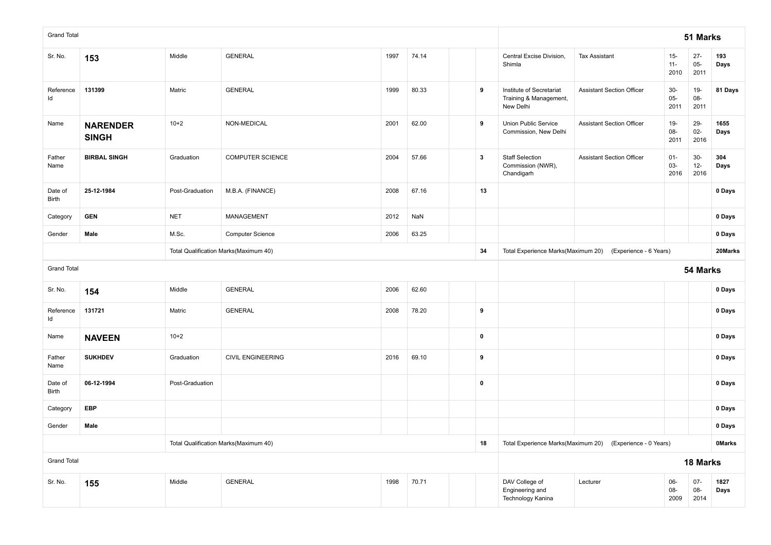| Grand Total | | | | | | | | | | | | | 51 Marks |
|---|---|---|---|---|---|---|---|---|---|---|---|---|---|
| Sr. No. | **153** | Middle | GENERAL | 1997 | 74.14 | | | Central Excise Division, Shimla | Tax Assistant | 15-11-2010 | 27-05-2011 | | **193 Days** |
| Reference Id | **131399** | Matric | GENERAL | 1999 | 80.33 | | **9** | Institute of Secretariat Training & Management, New Delhi | Assistant Section Officer | 30-05-2011 | 19-08-2011 | | **81 Days** |
| Name | **NARENDER SINGH** | 10+2 | NON-MEDICAL | 2001 | 62.00 | | **9** | Union Public Service Commission, New Delhi | Assistant Section Officer | 19-08-2011 | 29-02-2016 | | **1655 Days** |
| Father Name | **BIRBAL SINGH** | Graduation | COMPUTER SCIENCE | 2004 | 57.66 | | **3** | Staff Selection Commission (NWR), Chandigarh | Assistant Section Officer | 01-03-2016 | 30-12-2016 | | **304 Days** |
| Date of Birth | **25-12-1984** | Post-Graduation | M.B.A. (FINANCE) | 2008 | 67.16 | | **13** | | | | | | **0 Days** |
| Category | **GEN** | NET | MANAGEMENT | 2012 | NaN | | | | | | | | **0 Days** |
| Gender | **Male** | M.Sc. | Computer Science | 2006 | 63.25 | | | | | | | | **0 Days** |
| | | Total Qualification Marks(Maximum 40) | | | | | **34** | Total Experience Marks(Maximum 20) | (Experience - 6 Years) | | | | **20Marks** |
| Grand Total | | | | | | | | | | | | | **54 Marks** |
| Sr. No. | **154** | Middle | GENERAL | 2006 | 62.60 | | | | | | | | **0 Days** |
| Reference Id | **131721** | Matric | GENERAL | 2008 | 78.20 | | **9** | | | | | | **0 Days** |
| Name | **NAVEEN** | 10+2 | | | | | **0** | | | | | | **0 Days** |
| Father Name | **SUKHDEV** | Graduation | CIVIL ENGINEERING | 2016 | 69.10 | | **9** | | | | | | **0 Days** |
| Date of Birth | **06-12-1994** | Post-Graduation | | | | | **0** | | | | | | **0 Days** |
| Category | **EBP** | | | | | | | | | | | | **0 Days** |
| Gender | **Male** | | | | | | | | | | | | **0 Days** |
| | | Total Qualification Marks(Maximum 40) | | | | | **18** | Total Experience Marks(Maximum 20) | (Experience - 0 Years) | | | | **0Marks** |
| Grand Total | | | | | | | | | | | | | **18 Marks** |
| Sr. No. | **155** | Middle | GENERAL | 1998 | 70.71 | | | DAV College of Engineering and Technology Kanina | Lecturer | 06-08-2009 | 07-08-2014 | | **1827 Days** |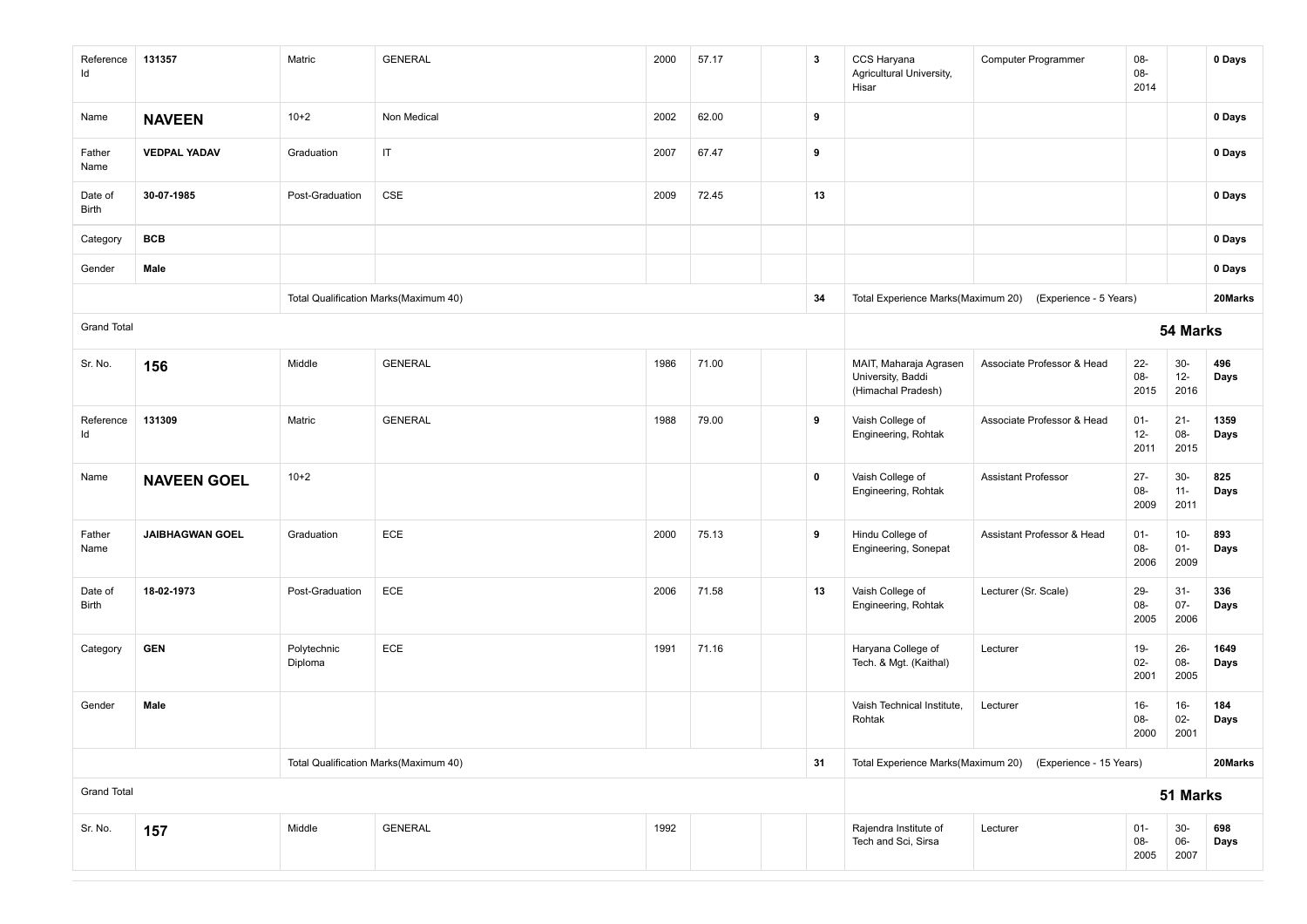| | | | | | | | | | | | | |
|---|---|---|---|---|---|---|---|---|---|---|---|---|
| Reference Id | **131357** | Matric | GENERAL | 2000 | 57.17 | | **3** | CCS Haryana Agricultural University, Hisar | Computer Programmer | 08-08-2014 | | **0 Days** |
| Name | **NAVEEN** | 10+2 | Non Medical | 2002 | 62.00 | | **9** | | | | | **0 Days** |
| Father Name | **VEDPAL YADAV** | Graduation | IT | 2007 | 67.47 | | **9** | | | | | **0 Days** |
| Date of Birth | **30-07-1985** | Post-Graduation | CSE | 2009 | 72.45 | | **13** | | | | | **0 Days** |
| Category | **BCB** | | | | | | | | | | | **0 Days** |
| Gender | **Male** | | | | | | | | | | | **0 Days** |
| | | Total Qualification Marks(Maximum 40) | | | | | **34** | Total Experience Marks(Maximum 20) | (Experience - 5 Years) | | | **20Marks** |
| Grand Total | | | | | | | | | | | | **54 Marks** |
| Sr. No. | **156** | Middle | GENERAL | 1986 | 71.00 | | | MAIT, Maharaja Agrasen University, Baddi (Himachal Pradesh) | Associate Professor & Head | 22-08-2015 | 30-12-2016 | **496 Days** |
| Reference Id | **131309** | Matric | GENERAL | 1988 | 79.00 | | **9** | Vaish College of Engineering, Rohtak | Associate Professor & Head | 01-12-2011 | 21-08-2015 | **1359 Days** |
| Name | **NAVEEN GOEL** | 10+2 | | | | | **0** | Vaish College of Engineering, Rohtak | Assistant Professor | 27-08-2009 | 30-11-2011 | **825 Days** |
| Father Name | **JAIBHAGWAN GOEL** | Graduation | ECE | 2000 | 75.13 | | **9** | Hindu College of Engineering, Sonepat | Assistant Professor & Head | 01-08-2006 | 10-01-2009 | **893 Days** |
| Date of Birth | **18-02-1973** | Post-Graduation | ECE | 2006 | 71.58 | | **13** | Vaish College of Engineering, Rohtak | Lecturer (Sr. Scale) | 29-08-2005 | 31-07-2006 | **336 Days** |
| Category | **GEN** | Polytechnic Diploma | ECE | 1991 | 71.16 | | | Haryana College of Tech. & Mgt. (Kaithal) | Lecturer | 19-02-2001 | 26-08-2005 | **1649 Days** |
| Gender | **Male** | | | | | | | Vaish Technical Institute, Rohtak | Lecturer | 16-08-2000 | 16-02-2001 | **184 Days** |
| | | Total Qualification Marks(Maximum 40) | | | | | **31** | Total Experience Marks(Maximum 20) | (Experience - 15 Years) | | | **20Marks** |
| Grand Total | | | | | | | | | | | | **51 Marks** |
| Sr. No. | **157** | Middle | GENERAL | 1992 | | | | Rajendra Institute of Tech and Sci, Sirsa | Lecturer | 01-08-2005 | 30-06-2007 | **698 Days** |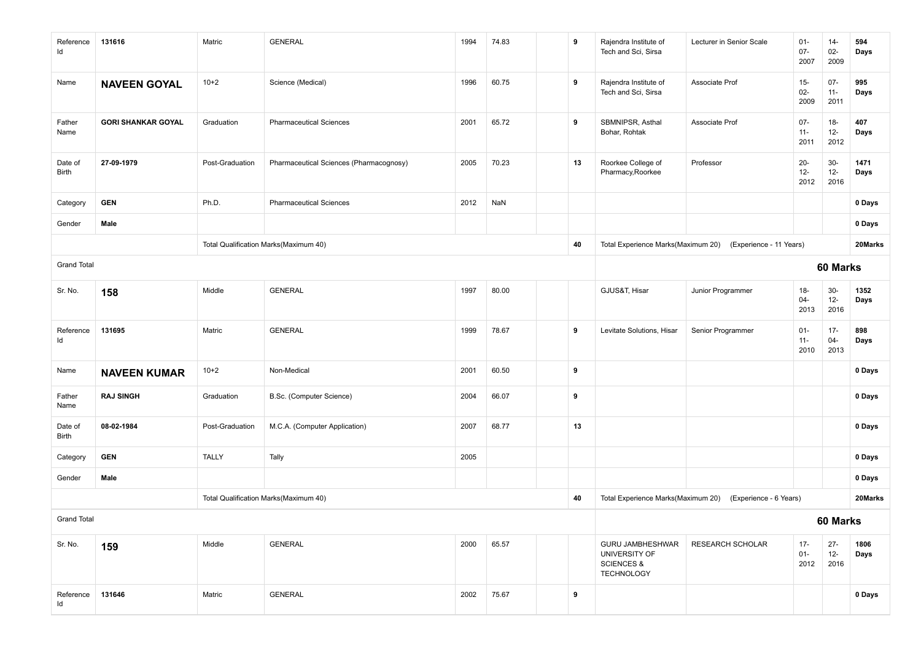| | | | | | | | | | | | | |
|---|---|---|---|---|---|---|---|---|---|---|---|---|
| Reference Id | **131616** | Matric | GENERAL | 1994 | 74.83 | | **9** | Rajendra Institute of Tech and Sci, Sirsa | Lecturer in Senior Scale | 01-07-2007 | 14-02-2009 | **594 Days** |
| Name | **NAVEEN GOYAL** | 10+2 | Science (Medical) | 1996 | 60.75 | | **9** | Rajendra Institute of Tech and Sci, Sirsa | Associate Prof | 15-02-2009 | 07-11-2011 | **995 Days** |
| Father Name | **GORI SHANKAR GOYAL** | Graduation | Pharmaceutical Sciences | 2001 | 65.72 | | **9** | SBMNIPSR, Asthal Bohar, Rohtak | Associate Prof | 07-11-2011 | 18-12-2012 | **407 Days** |
| Date of Birth | **27-09-1979** | Post-Graduation | Pharmaceutical Sciences (Pharmacognosy) | 2005 | 70.23 | | **13** | Roorkee College of Pharmacy,Roorkee | Professor | 20-12-2012 | 30-12-2016 | **1471 Days** |
| Category | **GEN** | Ph.D. | Pharmaceutical Sciences | 2012 | NaN | | | | | | | **0 Days** |
| Gender | **Male** | | | | | | | | | | | **0 Days** |
| | | Total Qualification Marks(Maximum 40) | | | | | **40** | Total Experience Marks(Maximum 20) | (Experience - 11 Years) | | | **20Marks** |
| Grand Total | | | | | | | | | | **60 Marks** | | |
| Sr. No. | **158** | Middle | GENERAL | 1997 | 80.00 | | | GJUS&T, Hisar | Junior Programmer | 18-04-2013 | 30-12-2016 | **1352 Days** |
| Reference Id | **131695** | Matric | GENERAL | 1999 | 78.67 | | **9** | Levitate Solutions, Hisar | Senior Programmer | 01-11-2010 | 17-04-2013 | **898 Days** |
| Name | **NAVEEN KUMAR** | 10+2 | Non-Medical | 2001 | 60.50 | | **9** | | | | | **0 Days** |
| Father Name | **RAJ SINGH** | Graduation | B.Sc. (Computer Science) | 2004 | 66.07 | | **9** | | | | | **0 Days** |
| Date of Birth | **08-02-1984** | Post-Graduation | M.C.A. (Computer Application) | 2007 | 68.77 | | **13** | | | | | **0 Days** |
| Category | **GEN** | TALLY | Tally | 2005 | | | | | | | | **0 Days** |
| Gender | **Male** | | | | | | | | | | | **0 Days** |
| | | Total Qualification Marks(Maximum 40) | | | | | **40** | Total Experience Marks(Maximum 20) | (Experience - 6 Years) | | | **20Marks** |
| Grand Total | | | | | | | | | | **60 Marks** | | |
| Sr. No. | **159** | Middle | GENERAL | 2000 | 65.57 | | | GURU JAMBHESHWAR UNIVERSITY OF SCIENCES & TECHNOLOGY | RESEARCH SCHOLAR | 17-01-2012 | 27-12-2016 | **1806 Days** |
| Reference Id | **131646** | Matric | GENERAL | 2002 | 75.67 | | **9** | | | | | **0 Days** |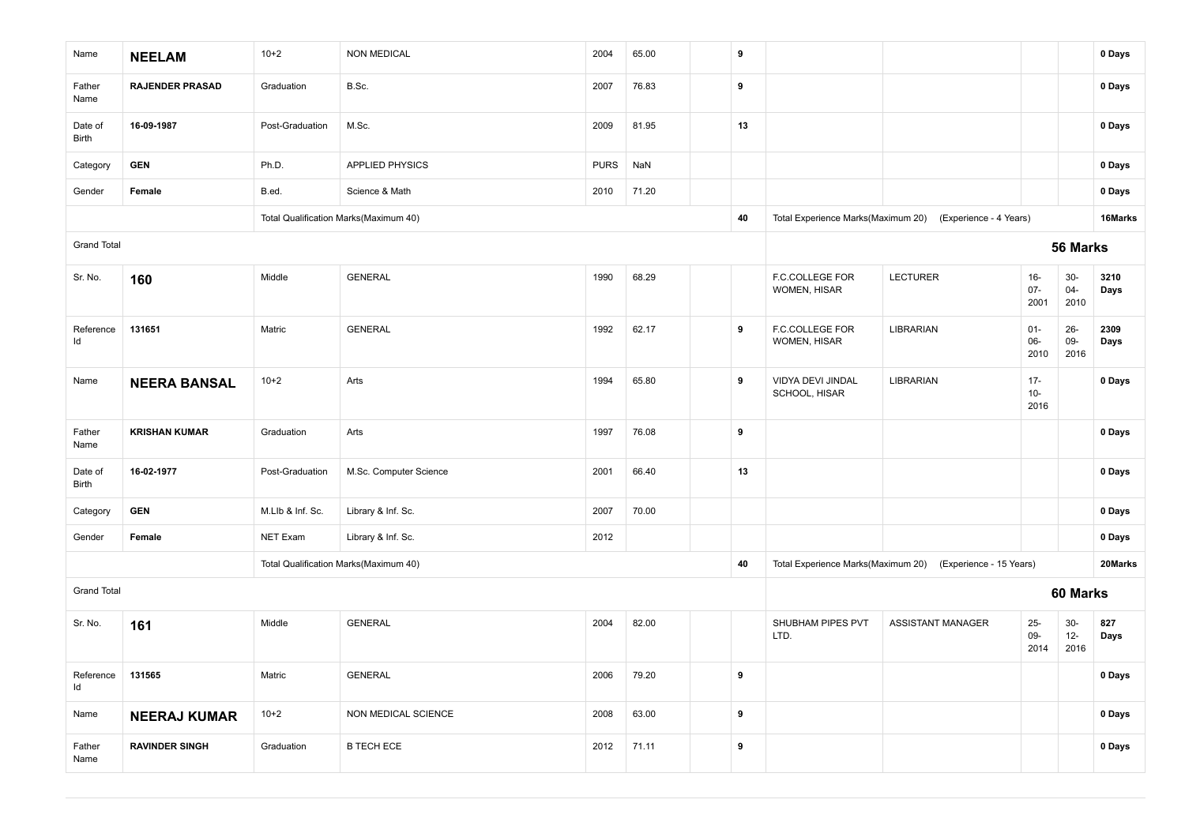| | | | | | | | | | | | | |
|---|---|---|---|---|---|---|---|---|---|---|---|---|
| Name | **NEELAM** | 10+2 | NON MEDICAL | 2004 | 65.00 | | **9** | | | | | **0 Days** |
| Father Name | **RAJENDER PRASAD** | Graduation | B.Sc. | 2007 | 76.83 | | **9** | | | | | **0 Days** |
| Date of Birth | **16-09-1987** | Post-Graduation | M.Sc. | 2009 | 81.95 | | **13** | | | | | **0 Days** |
| Category | **GEN** | Ph.D. | APPLIED PHYSICS | PURS | NaN | | | | | | | **0 Days** |
| Gender | **Female** | B.ed. | Science & Math | 2010 | 71.20 | | | | | | | **0 Days** |
| | | Total Qualification Marks(Maximum 40) | | | | | **40** | Total Experience Marks(Maximum 20) | (Experience - 4 Years) | | | **16Marks** |
| Grand Total | | | | | | | | | | **56 Marks** | | |
| Sr. No. | **160** | Middle | GENERAL | 1990 | 68.29 | | | F.C.COLLEGE FOR WOMEN, HISAR | LECTURER | 16-07-2001 | 30-04-2010 | **3210 Days** |
| Reference Id | **131651** | Matric | GENERAL | 1992 | 62.17 | | **9** | F.C.COLLEGE FOR WOMEN, HISAR | LIBRARIAN | 01-06-2010 | 26-09-2016 | **2309 Days** |
| Name | **NEERA BANSAL** | 10+2 | Arts | 1994 | 65.80 | | **9** | VIDYA DEVI JINDAL SCHOOL, HISAR | LIBRARIAN | 17-10-2016 | | **0 Days** |
| Father Name | **KRISHAN KUMAR** | Graduation | Arts | 1997 | 76.08 | | **9** | | | | | **0 Days** |
| Date of Birth | **16-02-1977** | Post-Graduation | M.Sc. Computer Science | 2001 | 66.40 | | **13** | | | | | **0 Days** |
| Category | **GEN** | M.LIb & Inf. Sc. | Library & Inf. Sc. | 2007 | 70.00 | | | | | | | **0 Days** |
| Gender | **Female** | NET Exam | Library & Inf. Sc. | 2012 | | | | | | | | **0 Days** |
| | | Total Qualification Marks(Maximum 40) | | | | | **40** | Total Experience Marks(Maximum 20) | (Experience - 15 Years) | | | **20Marks** |
| Grand Total | | | | | | | | | | **60 Marks** | | |
| Sr. No. | **161** | Middle | GENERAL | 2004 | 82.00 | | | SHUBHAM PIPES PVT LTD. | ASSISTANT MANAGER | 25-09-2014 | 30-12-2016 | **827 Days** |
| Reference Id | **131565** | Matric | GENERAL | 2006 | 79.20 | | **9** | | | | | **0 Days** |
| Name | **NEERAJ KUMAR** | 10+2 | NON MEDICAL SCIENCE | 2008 | 63.00 | | **9** | | | | | **0 Days** |
| Father Name | **RAVINDER SINGH** | Graduation | B TECH ECE | 2012 | 71.11 | | **9** | | | | | **0 Days** |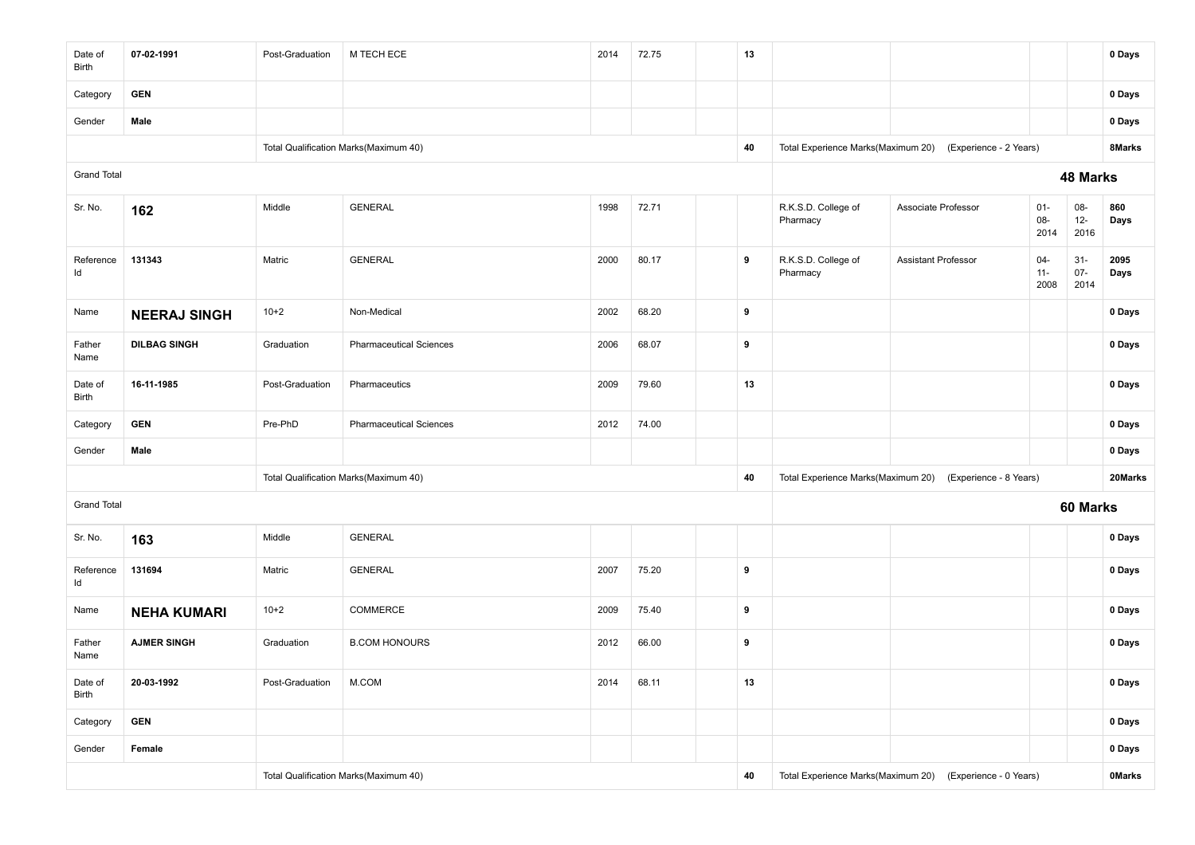| | | | | | | | | | | | | |
|---|---|---|---|---|---|---|---|---|---|---|---|---|
| Date of Birth | **07-02-1991** | Post-Graduation | M TECH ECE | 2014 | 72.75 | | **13** | | | | | **0 Days** |
| Category | **GEN** | | | | | | | | | | | **0 Days** |
| Gender | **Male** | | | | | | | | | | | **0 Days** |
| | | Total Qualification Marks(Maximum 40) | | | | | **40** | Total Experience Marks(Maximum 20) | (Experience - 2 Years) | | | **8Marks** |
| Grand Total | | | | | | | | | | | **48 Marks** | |
| Sr. No. | **162** | Middle | GENERAL | 1998 | 72.71 | | | R.K.S.D. College of Pharmacy | Associate Professor | 01-08-2014 | 08-12-2016 | **860 Days** |
| Reference Id | **131343** | Matric | GENERAL | 2000 | 80.17 | | **9** | R.K.S.D. College of Pharmacy | Assistant Professor | 04-11-2008 | 31-07-2014 | **2095 Days** |
| Name | **NEERAJ SINGH** | 10+2 | Non-Medical | 2002 | 68.20 | | **9** | | | | | **0 Days** |
| Father Name | **DILBAG SINGH** | Graduation | Pharmaceutical Sciences | 2006 | 68.07 | | **9** | | | | | **0 Days** |
| Date of Birth | **16-11-1985** | Post-Graduation | Pharmaceutics | 2009 | 79.60 | | **13** | | | | | **0 Days** |
| Category | **GEN** | Pre-PhD | Pharmaceutical Sciences | 2012 | 74.00 | | | | | | | **0 Days** |
| Gender | **Male** | | | | | | | | | | | **0 Days** |
| | | Total Qualification Marks(Maximum 40) | | | | | **40** | Total Experience Marks(Maximum 20) | (Experience - 8 Years) | | | **20Marks** |
| Grand Total | | | | | | | | | | | **60 Marks** | |
| Sr. No. | **163** | Middle | GENERAL | | | | | | | | | **0 Days** |
| Reference Id | **131694** | Matric | GENERAL | 2007 | 75.20 | | **9** | | | | | **0 Days** |
| Name | **NEHA KUMARI** | 10+2 | COMMERCE | 2009 | 75.40 | | **9** | | | | | **0 Days** |
| Father Name | **AJMER SINGH** | Graduation | B.COM HONOURS | 2012 | 66.00 | | **9** | | | | | **0 Days** |
| Date of Birth | **20-03-1992** | Post-Graduation | M.COM | 2014 | 68.11 | | **13** | | | | | **0 Days** |
| Category | **GEN** | | | | | | | | | | | **0 Days** |
| Gender | **Female** | | | | | | | | | | | **0 Days** |
| | | Total Qualification Marks(Maximum 40) | | | | | **40** | Total Experience Marks(Maximum 20) | (Experience - 0 Years) | | | **0Marks** |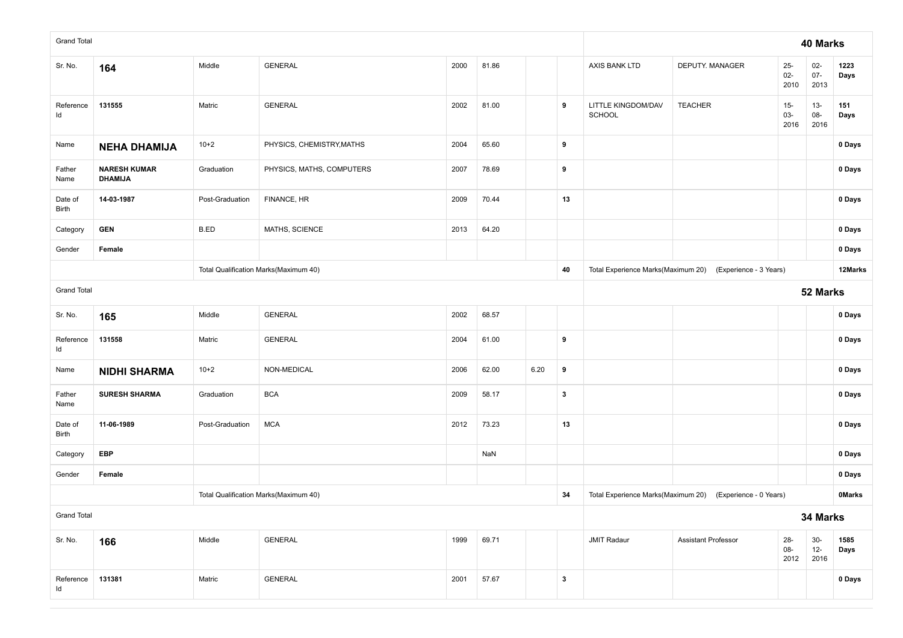| | | | | | | | | | | | | |
|---|---|---|---|---|---|---|---|---|---|---|---|---|
| Grand Total | | | | | | | | **40 Marks** | | | | |
| Sr. No. | **164** | Middle | GENERAL | 2000 | 81.86 | | | AXIS BANK LTD | DEPUTY. MANAGER | 25-02-2010 | 02-07-2013 | **1223 Days** |
| Reference Id | **131555** | Matric | GENERAL | 2002 | 81.00 | | **9** | LITTLE KINGDOM/DAV SCHOOL | TEACHER | 15-03-2016 | 13-08-2016 | **151 Days** |
| Name | **NEHA DHAMIJA** | 10+2 | PHYSICS, CHEMISTRY,MATHS | 2004 | 65.60 | | **9** | | | | | **0 Days** |
| Father Name | **NARESH KUMAR DHAMIJA** | Graduation | PHYSICS, MATHS, COMPUTERS | 2007 | 78.69 | | **9** | | | | | **0 Days** |
| Date of Birth | **14-03-1987** | Post-Graduation | FINANCE, HR | 2009 | 70.44 | | **13** | | | | | **0 Days** |
| Category | **GEN** | B.ED | MATHS, SCIENCE | 2013 | 64.20 | | | | | | | **0 Days** |
| Gender | **Female** | | | | | | | | | | | **0 Days** |
| | | Total Qualification Marks(Maximum 40) | | | | | **40** | Total Experience Marks(Maximum 20) | (Experience - 3 Years) | | | **12Marks** |
| Grand Total | | | | | | | | **52 Marks** | | | | |
| Sr. No. | **165** | Middle | GENERAL | 2002 | 68.57 | | | | | | | **0 Days** |
| Reference Id | **131558** | Matric | GENERAL | 2004 | 61.00 | | **9** | | | | | **0 Days** |
| Name | **NIDHI SHARMA** | 10+2 | NON-MEDICAL | 2006 | 62.00 | 6.20 | **9** | | | | | **0 Days** |
| Father Name | **SURESH SHARMA** | Graduation | BCA | 2009 | 58.17 | | **3** | | | | | **0 Days** |
| Date of Birth | **11-06-1989** | Post-Graduation | MCA | 2012 | 73.23 | | **13** | | | | | **0 Days** |
| Category | **EBP** | | | | NaN | | | | | | | **0 Days** |
| Gender | **Female** | | | | | | | | | | | **0 Days** |
| | | Total Qualification Marks(Maximum 40) | | | | | **34** | Total Experience Marks(Maximum 20) | (Experience - 0 Years) | | | **0Marks** |
| Grand Total | | | | | | | | **34 Marks** | | | | |
| Sr. No. | **166** | Middle | GENERAL | 1999 | 69.71 | | | JMIT Radaur | Assistant Professor | 28-08-2012 | 30-12-2016 | **1585 Days** |
| Reference Id | **131381** | Matric | GENERAL | 2001 | 57.67 | | **3** | | | | | **0 Days** |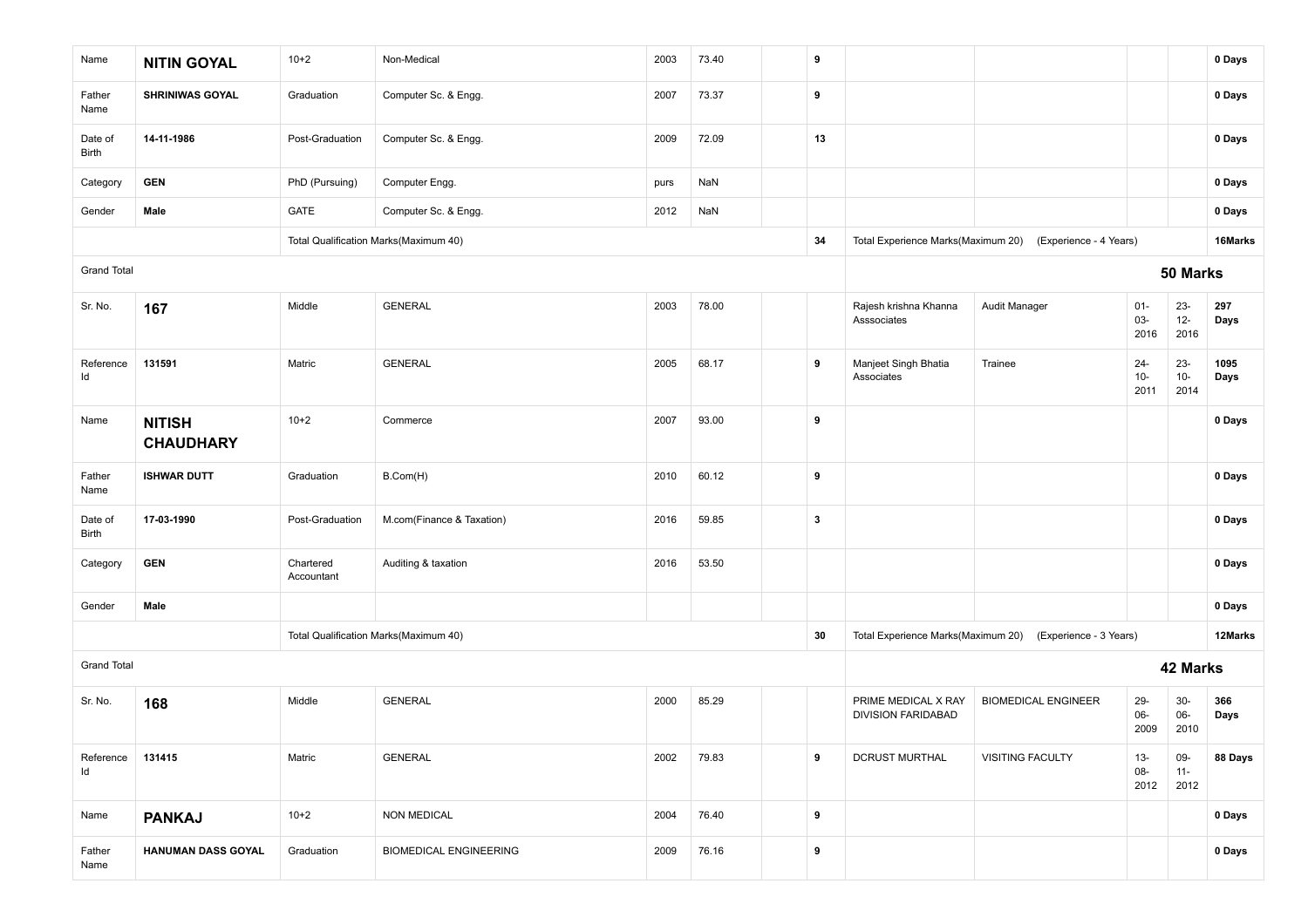| | | | | | | | | | | | | |
|---|---|---|---|---|---|---|---|---|---|---|---|---|
| Name | **NITIN GOYAL** | 10+2 | Non-Medical | 2003 | 73.40 | | **9** | | | | | **0 Days** |
| Father Name | **SHRINIWAS GOYAL** | Graduation | Computer Sc. & Engg. | 2007 | 73.37 | | **9** | | | | | **0 Days** |
| Date of Birth | **14-11-1986** | Post-Graduation | Computer Sc. & Engg. | 2009 | 72.09 | | **13** | | | | | **0 Days** |
| Category | **GEN** | PhD (Pursuing) | Computer Engg. | purs | NaN | | | | | | | **0 Days** |
| Gender | **Male** | GATE | Computer Sc. & Engg. | 2012 | NaN | | | | | | | **0 Days** |
| | | Total Qualification Marks(Maximum 40) | | | | | **34** | Total Experience Marks(Maximum 20) | (Experience - 4 Years) | | | **16Marks** |
| Grand Total | | | | | | | | | | **50 Marks** | | |
| Sr. No. | **167** | Middle | GENERAL | 2003 | 78.00 | | | Rajesh krishna Khanna Asssociates | Audit Manager | 01-03-2016 | 23-12-2016 | **297 Days** |
| Reference Id | **131591** | Matric | GENERAL | 2005 | 68.17 | | **9** | Manjeet Singh Bhatia Associates | Trainee | 24-10-2011 | 23-10-2014 | **1095 Days** |
| Name | **NITISH CHAUDHARY** | 10+2 | Commerce | 2007 | 93.00 | | **9** | | | | | **0 Days** |
| Father Name | **ISHWAR DUTT** | Graduation | B.Com(H) | 2010 | 60.12 | | **9** | | | | | **0 Days** |
| Date of Birth | **17-03-1990** | Post-Graduation | M.com(Finance & Taxation) | 2016 | 59.85 | | **3** | | | | | **0 Days** |
| Category | **GEN** | Chartered Accountant | Auditing & taxation | 2016 | 53.50 | | | | | | | **0 Days** |
| Gender | **Male** | | | | | | | | | | | **0 Days** |
| | | Total Qualification Marks(Maximum 40) | | | | | **30** | Total Experience Marks(Maximum 20) | (Experience - 3 Years) | | | **12Marks** |
| Grand Total | | | | | | | | | | **42 Marks** | | |
| Sr. No. | **168** | Middle | GENERAL | 2000 | 85.29 | | | PRIME MEDICAL X RAY DIVISION FARIDABAD | BIOMEDICAL ENGINEER | 29-06-2009 | 30-06-2010 | **366 Days** |
| Reference Id | **131415** | Matric | GENERAL | 2002 | 79.83 | | **9** | DCRUST MURTHAL | VISITING FACULTY | 13-08-2012 | 09-11-2012 | **88 Days** |
| Name | **PANKAJ** | 10+2 | NON MEDICAL | 2004 | 76.40 | | **9** | | | | | **0 Days** |
| Father Name | **HANUMAN DASS GOYAL** | Graduation | BIOMEDICAL ENGINEERING | 2009 | 76.16 | | **9** | | | | | **0 Days** |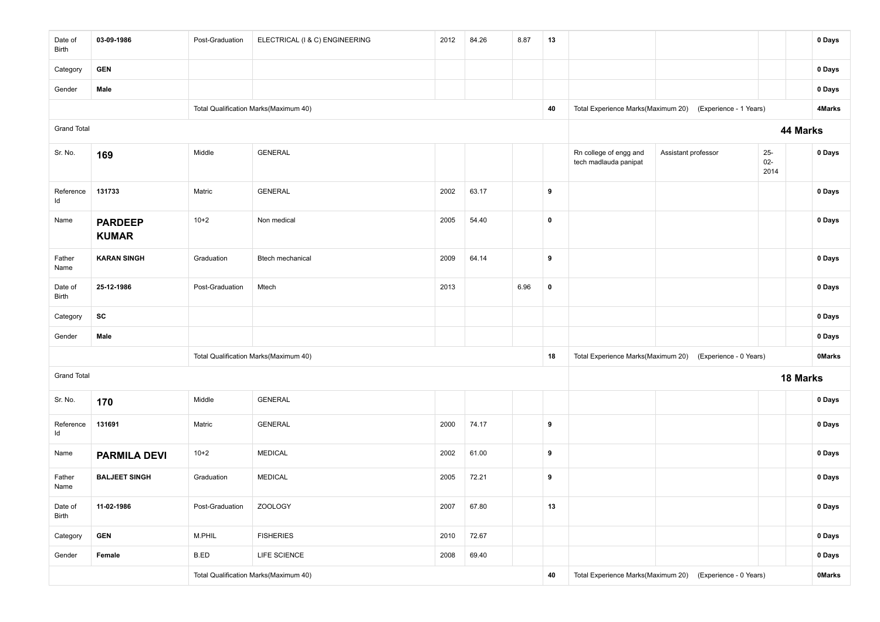| | | | | | | | | | | | | |
|---|---|---|---|---|---|---|---|---|---|---|---|---|
| Date of Birth | **03-09-1986** | Post-Graduation | ELECTRICAL (I & C) ENGINEERING | 2012 | 84.26 | 8.87 | **13** | | | | | **0 Days** |
| Category | **GEN** | | | | | | | | | | | **0 Days** |
| Gender | **Male** | | | | | | | | | | | **0 Days** |
| | | Total Qualification Marks(Maximum 40) | | | | | **40** | Total Experience Marks(Maximum 20) | (Experience - 1 Years) | | | **4Marks** |
| Grand Total | | | | | | | | | | | | **44 Marks** |
| Sr. No. | **169** | Middle | GENERAL | | | | | Rn college of engg and tech madlauda panipat | Assistant professor | 25-02-2014 | | **0 Days** |
| Reference Id | **131733** | Matric | GENERAL | 2002 | 63.17 | | **9** | | | | | **0 Days** |
| Name | **PARDEEP KUMAR** | 10+2 | Non medical | 2005 | 54.40 | | **0** | | | | | **0 Days** |
| Father Name | **KARAN SINGH** | Graduation | Btech mechanical | 2009 | 64.14 | | **9** | | | | | **0 Days** |
| Date of Birth | **25-12-1986** | Post-Graduation | Mtech | 2013 | | 6.96 | **0** | | | | | **0 Days** |
| Category | **SC** | | | | | | | | | | | **0 Days** |
| Gender | **Male** | | | | | | | | | | | **0 Days** |
| | | Total Qualification Marks(Maximum 40) | | | | | **18** | Total Experience Marks(Maximum 20) | (Experience - 0 Years) | | | **0Marks** |
| Grand Total | | | | | | | | | | | | **18 Marks** |
| Sr. No. | **170** | Middle | GENERAL | | | | | | | | | **0 Days** |
| Reference Id | **131691** | Matric | GENERAL | 2000 | 74.17 | | **9** | | | | | **0 Days** |
| Name | **PARMILA DEVI** | 10+2 | MEDICAL | 2002 | 61.00 | | **9** | | | | | **0 Days** |
| Father Name | **BALJEET SINGH** | Graduation | MEDICAL | 2005 | 72.21 | | **9** | | | | | **0 Days** |
| Date of Birth | **11-02-1986** | Post-Graduation | ZOOLOGY | 2007 | 67.80 | | **13** | | | | | **0 Days** |
| Category | **GEN** | M.PHIL | FISHERIES | 2010 | 72.67 | | | | | | | **0 Days** |
| Gender | **Female** | B.ED | LIFE SCIENCE | 2008 | 69.40 | | | | | | | **0 Days** |
| | | Total Qualification Marks(Maximum 40) | | | | | **40** | Total Experience Marks(Maximum 20) | (Experience - 0 Years) | | | **0Marks** |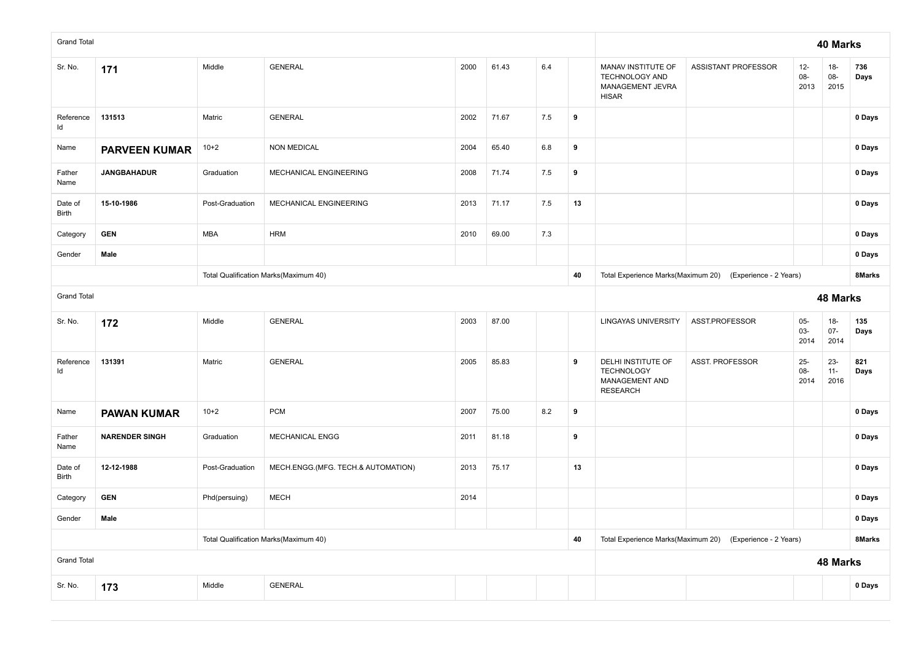| Grand Total | | | | | | | | | 40 Marks | | | |
|---|---|---|---|---|---|---|---|---|---|---|---|---|
| Sr. No. | **171** | Middle | GENERAL | 2000 | 61.43 | 6.4 | | MANAV INSTITUTE OF TECHNOLOGY AND MANAGEMENT JEVRA HISAR | ASSISTANT PROFESSOR | 12-08-2013 | 18-08-2015 | **736 Days** |
| Reference Id | **131513** | Matric | GENERAL | 2002 | 71.67 | 7.5 | **9** | | | | | **0 Days** |
| Name | **PARVEEN KUMAR** | 10+2 | NON MEDICAL | 2004 | 65.40 | 6.8 | **9** | | | | | **0 Days** |
| Father Name | **JANGBAHADUR** | Graduation | MECHANICAL ENGINEERING | 2008 | 71.74 | 7.5 | **9** | | | | | **0 Days** |
| Date of Birth | **15-10-1986** | Post-Graduation | MECHANICAL ENGINEERING | 2013 | 71.17 | 7.5 | **13** | | | | | **0 Days** |
| Category | **GEN** | MBA | HRM | 2010 | 69.00 | 7.3 | | | | | | **0 Days** |
| Gender | **Male** | | | | | | | | | | | **0 Days** |
| | | Total Qualification Marks(Maximum 40) | | | | | **40** | Total Experience Marks(Maximum 20) | (Experience - 2 Years) | | | **8Marks** |
| Grand Total | | | | | | | | | 48 Marks | | | |
| Sr. No. | **172** | Middle | GENERAL | 2003 | 87.00 | | | LINGAYAS UNIVERSITY | ASST.PROFESSOR | 05-03-2014 | 18-07-2014 | **135 Days** |
| Reference Id | **131391** | Matric | GENERAL | 2005 | 85.83 | | **9** | DELHI INSTITUTE OF TECHNOLOGY MANAGEMENT AND RESEARCH | ASST. PROFESSOR | 25-08-2014 | 23-11-2016 | **821 Days** |
| Name | **PAWAN KUMAR** | 10+2 | PCM | 2007 | 75.00 | 8.2 | **9** | | | | | **0 Days** |
| Father Name | **NARENDER SINGH** | Graduation | MECHANICAL ENGG | 2011 | 81.18 | | **9** | | | | | **0 Days** |
| Date of Birth | **12-12-1988** | Post-Graduation | MECH.ENGG.(MFG. TECH.& AUTOMATION) | 2013 | 75.17 | | **13** | | | | | **0 Days** |
| Category | **GEN** | Phd(persuing) | MECH | 2014 | | | | | | | | **0 Days** |
| Gender | **Male** | | | | | | | | | | | **0 Days** |
| | | Total Qualification Marks(Maximum 40) | | | | | **40** | Total Experience Marks(Maximum 20) | (Experience - 2 Years) | | | **8Marks** |
| Grand Total | | | | | | | | | 48 Marks | | | |
| Sr. No. | **173** | Middle | GENERAL | | | | | | | | | **0 Days** |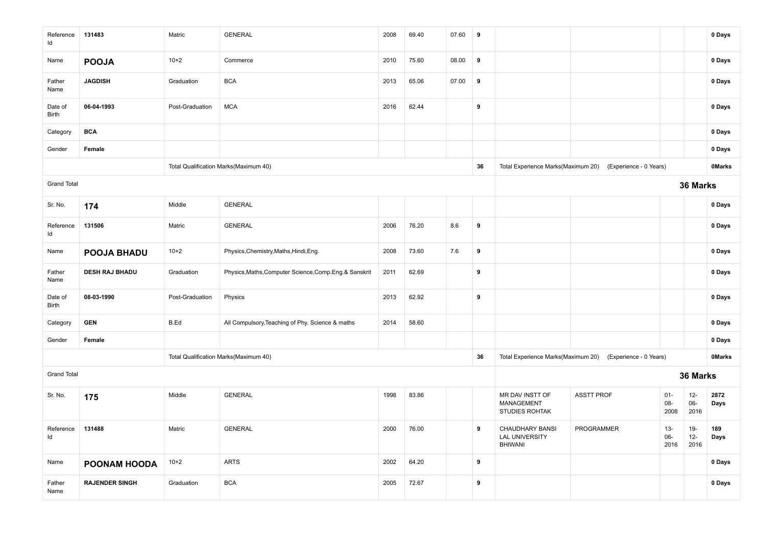| | | | | | | | | | | | | |
|---|---|---|---|---|---|---|---|---|---|---|---|---|
| Reference Id | 131483 | Matric | GENERAL | 2008 | 69.40 | 07.60 | **9** | | | | | **0 Days** |
| Name | **POOJA** | 10+2 | Commerce | 2010 | 75.60 | 08.00 | **9** | | | | | **0 Days** |
| Father Name | **JAGDISH** | Graduation | BCA | 2013 | 65.06 | 07.00 | **9** | | | | | **0 Days** |
| Date of Birth | **06-04-1993** | Post-Graduation | MCA | 2016 | 62.44 | | **9** | | | | | **0 Days** |
| Category | **BCA** | | | | | | | | | | | **0 Days** |
| Gender | **Female** | | | | | | | | | | | **0 Days** |
| | | Total Qualification Marks(Maximum 40) | | | | | **36** | Total Experience Marks(Maximum 20) | (Experience - 0 Years) | | | **0Marks** |
| Grand Total | | | | | | | | | | | **36 Marks** | |
| Sr. No. | **174** | Middle | GENERAL | | | | | | | | | **0 Days** |
| Reference Id | 131506 | Matric | GENERAL | 2006 | 76.20 | 8.6 | **9** | | | | | **0 Days** |
| Name | **POOJA BHADU** | 10+2 | Physics,Chemistry,Maths,Hindi,Eng. | 2008 | 73.60 | 7.6 | **9** | | | | | **0 Days** |
| Father Name | **DESH RAJ BHADU** | Graduation | Physics,Maths,Computer Science,Comp.Eng.& Sanskrit | 2011 | 62.69 | | **9** | | | | | **0 Days** |
| Date of Birth | **08-03-1990** | Post-Graduation | Physics | 2013 | 62.92 | | **9** | | | | | **0 Days** |
| Category | **GEN** | B.Ed | All Compulsory,Teaching of Phy. Science & maths | 2014 | 58.60 | | | | | | | **0 Days** |
| Gender | **Female** | | | | | | | | | | | **0 Days** |
| | | Total Qualification Marks(Maximum 40) | | | | | **36** | Total Experience Marks(Maximum 20) | (Experience - 0 Years) | | | **0Marks** |
| Grand Total | | | | | | | | | | | **36 Marks** | |
| Sr. No. | **175** | Middle | GENERAL | 1998 | 83.86 | | | MR DAV INSTT OF MANAGEMENT STUDIES ROHTAK | ASSTT PROF | 01-08-2008 | 12-06-2016 | **2872 Days** |
| Reference Id | 131488 | Matric | GENERAL | 2000 | 76.00 | | **9** | CHAUDHARY BANSI LAL UNIVERSITY BHIWANI | PROGRAMMER | 13-06-2016 | 19-12-2016 | **189 Days** |
| Name | **POONAM HOODA** | 10+2 | ARTS | 2002 | 64.20 | | **9** | | | | | **0 Days** |
| Father Name | **RAJENDER SINGH** | Graduation | BCA | 2005 | 72.67 | | **9** | | | | | **0 Days** |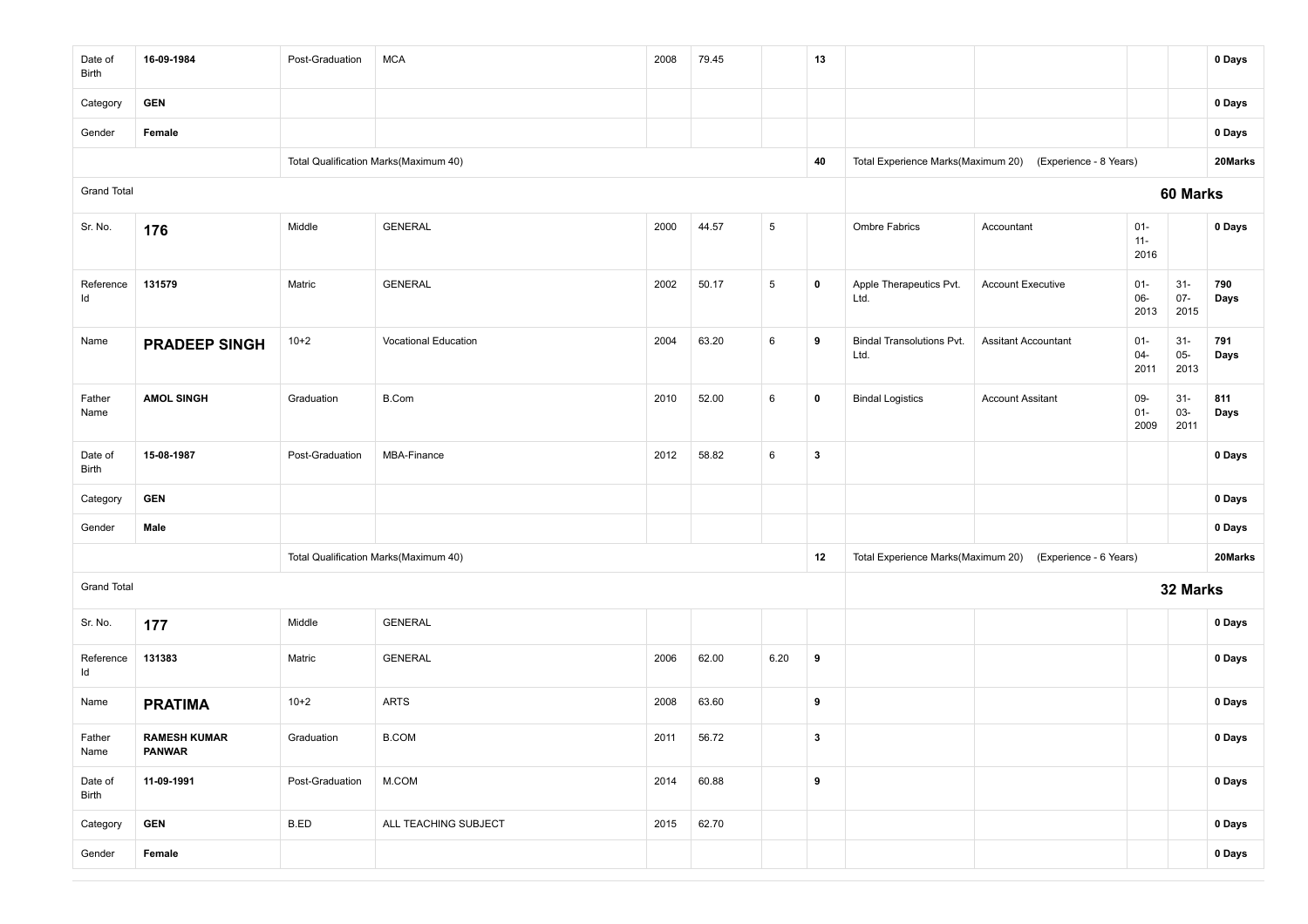| | | | | | | | | | | | | |
|---|---|---|---|---|---|---|---|---|---|---|---|---|
| Date of Birth | **16-09-1984** | Post-Graduation | MCA | 2008 | 79.45 | | **13** | | | | | **0 Days** |
| Category | **GEN** | | | | | | | | | | | **0 Days** |
| Gender | **Female** | | | | | | | | | | | **0 Days** |
| | | Total Qualification Marks(Maximum 40) | | | | | **40** | Total Experience Marks(Maximum 20) | (Experience - 8 Years) | | | **20Marks** |
| Grand Total | | | | | | | | | | | **60 Marks** | |
| Sr. No. | **176** | Middle | GENERAL | 2000 | 44.57 | 5 | | Ombre Fabrics | Accountant | 01-11-2016 | | **0 Days** |
| Reference Id | **131579** | Matric | GENERAL | 2002 | 50.17 | 5 | **0** | Apple Therapeutics Pvt. Ltd. | Account Executive | 01-06-2013 | 31-07-2015 | **790 Days** |
| Name | **PRADEEP SINGH** | 10+2 | Vocational Education | 2004 | 63.20 | 6 | **9** | Bindal Transolutions Pvt. Ltd. | Assitant Accountant | 01-04-2011 | 31-05-2013 | **791 Days** |
| Father Name | **AMOL SINGH** | Graduation | B.Com | 2010 | 52.00 | 6 | **0** | Bindal Logistics | Account Assitant | 09-01-2009 | 31-03-2011 | **811 Days** |
| Date of Birth | **15-08-1987** | Post-Graduation | MBA-Finance | 2012 | 58.82 | 6 | **3** | | | | | **0 Days** |
| Category | **GEN** | | | | | | | | | | | **0 Days** |
| Gender | **Male** | | | | | | | | | | | **0 Days** |
| | | Total Qualification Marks(Maximum 40) | | | | | **12** | Total Experience Marks(Maximum 20) | (Experience - 6 Years) | | | **20Marks** |
| Grand Total | | | | | | | | | | | **32 Marks** | |
| Sr. No. | **177** | Middle | GENERAL | | | | | | | | | **0 Days** |
| Reference Id | **131383** | Matric | GENERAL | 2006 | 62.00 | 6.20 | **9** | | | | | **0 Days** |
| Name | **PRATIMA** | 10+2 | ARTS | 2008 | 63.60 | | **9** | | | | | **0 Days** |
| Father Name | **RAMESH KUMAR PANWAR** | Graduation | B.COM | 2011 | 56.72 | | **3** | | | | | **0 Days** |
| Date of Birth | **11-09-1991** | Post-Graduation | M.COM | 2014 | 60.88 | | **9** | | | | | **0 Days** |
| Category | **GEN** | B.ED | ALL TEACHING SUBJECT | 2015 | 62.70 | | | | | | | **0 Days** |
| Gender | **Female** | | | | | | | | | | | **0 Days** |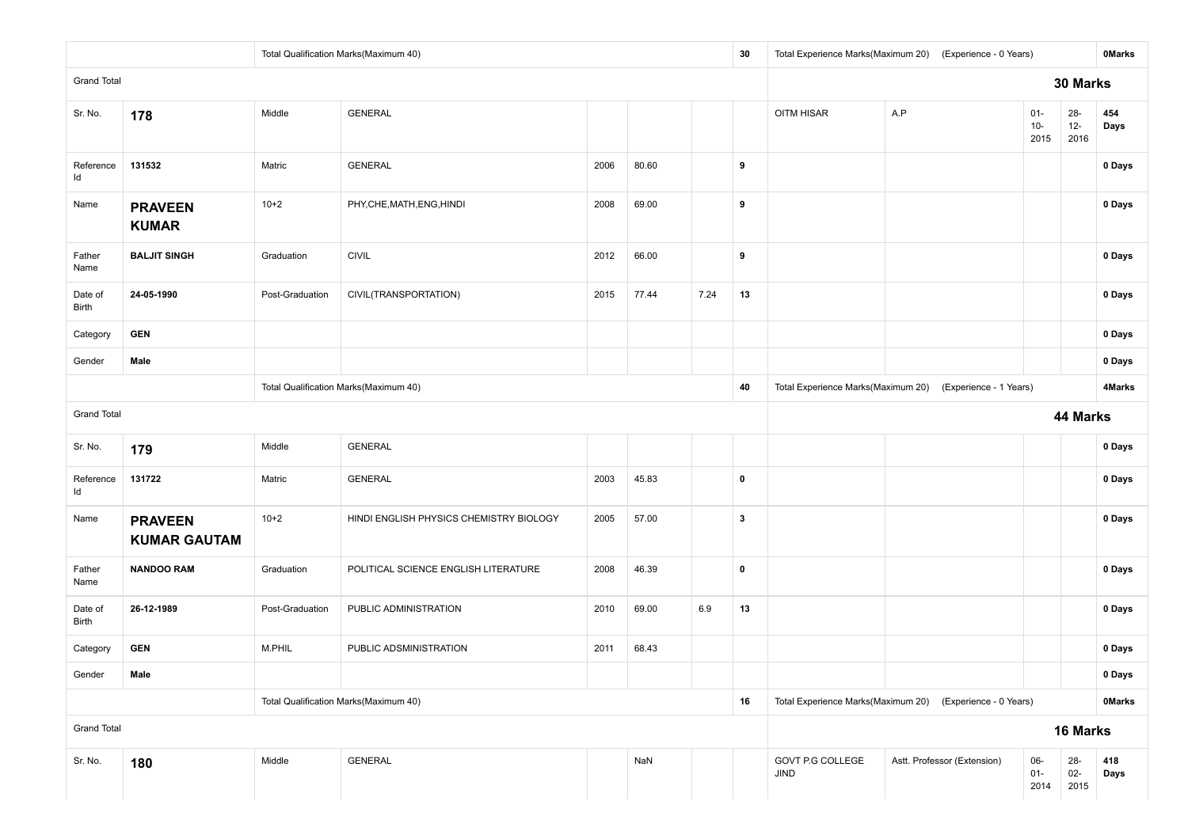| | | Total Qualification Marks(Maximum 40) | | | | | 30 | Total Experience Marks(Maximum 20) (Experience - 0 Years) | | | | 0Marks |
|---|---|---|---|---|---|---|---|---|---|---|---|---|
| Grand Total | | | | | | | | 30 Marks | | | | |
| Sr. No. | **178** | Middle | GENERAL | | | | | OITM HISAR | A.P | 01-10-2015 | 28-12-2016 | **454 Days** |
| Reference Id | **131532** | Matric | GENERAL | 2006 | 80.60 | | 9 | | | | | 0 Days |
| Name | **PRAVEEN KUMAR** | 10+2 | PHY,CHE,MATH,ENG,HINDI | 2008 | 69.00 | | 9 | | | | | 0 Days |
| Father Name | **BALJIT SINGH** | Graduation | CIVIL | 2012 | 66.00 | | 9 | | | | | 0 Days |
| Date of Birth | **24-05-1990** | Post-Graduation | CIVIL(TRANSPORTATION) | 2015 | 77.44 | 7.24 | 13 | | | | | 0 Days |
| Category | **GEN** | | | | | | | | | | | 0 Days |
| Gender | **Male** | | | | | | | | | | | 0 Days |
| | | Total Qualification Marks(Maximum 40) | | | | | 40 | Total Experience Marks(Maximum 20) (Experience - 1 Years) | | | | 4Marks |
| Grand Total | | | | | | | | 44 Marks | | | | |
| Sr. No. | **179** | Middle | GENERAL | | | | | | | | | 0 Days |
| Reference Id | **131722** | Matric | GENERAL | 2003 | 45.83 | | 0 | | | | | 0 Days |
| Name | **PRAVEEN KUMAR GAUTAM** | 10+2 | HINDI ENGLISH PHYSICS CHEMISTRY BIOLOGY | 2005 | 57.00 | | 3 | | | | | 0 Days |
| Father Name | **NANDOO RAM** | Graduation | POLITICAL SCIENCE ENGLISH LITERATURE | 2008 | 46.39 | | 0 | | | | | 0 Days |
| Date of Birth | **26-12-1989** | Post-Graduation | PUBLIC ADMINISTRATION | 2010 | 69.00 | 6.9 | 13 | | | | | 0 Days |
| Category | **GEN** | M.PHIL | PUBLIC ADSMINISTRATION | 2011 | 68.43 | | | | | | | 0 Days |
| Gender | **Male** | | | | | | | | | | | 0 Days |
| | | Total Qualification Marks(Maximum 40) | | | | | 16 | Total Experience Marks(Maximum 20) (Experience - 0 Years) | | | | 0Marks |
| Grand Total | | | | | | | | 16 Marks | | | | |
| Sr. No. | **180** | Middle | GENERAL | | NaN | | | GOVT P.G COLLEGE JIND | Astt. Professor (Extension) | 06-01-2014 | 28-02-2015 | **418 Days** |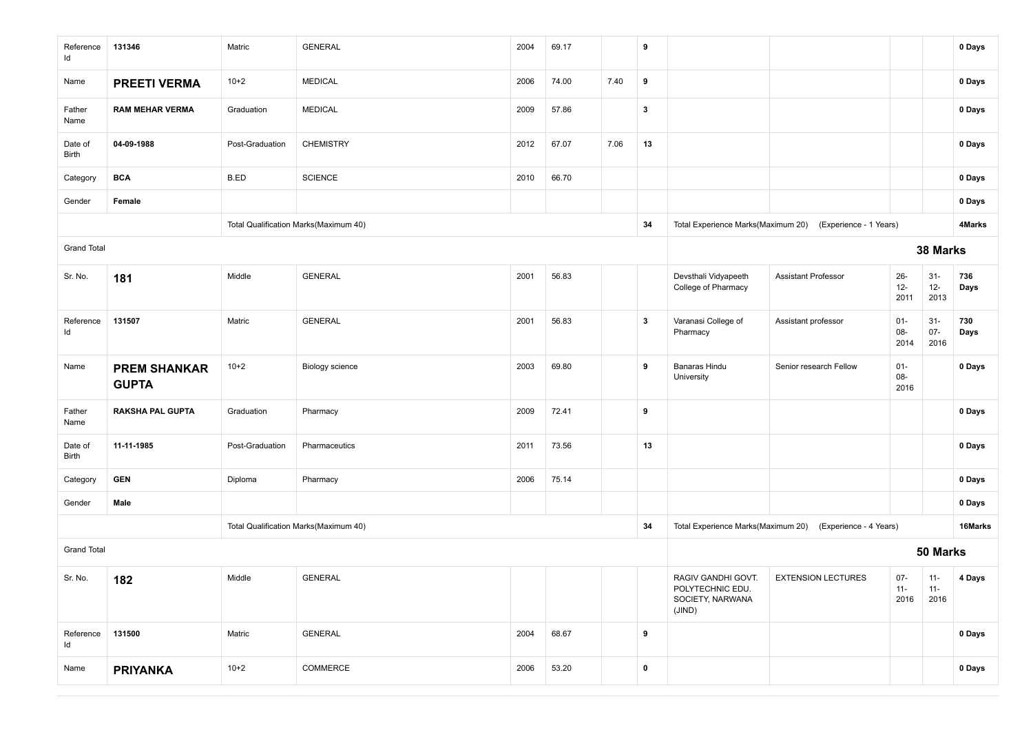| | | | | | | | | | | | | |
|---|---|---|---|---|---|---|---|---|---|---|---|---|
| Reference Id | 131346 | Matric | GENERAL | 2004 | 69.17 | | 9 | | | | | 0 Days |
| Name | **PREETI VERMA** | 10+2 | MEDICAL | 2006 | 74.00 | 7.40 | 9 | | | | | 0 Days |
| Father Name | **RAM MEHAR VERMA** | Graduation | MEDICAL | 2009 | 57.86 | | 3 | | | | | 0 Days |
| Date of Birth | **04-09-1988** | Post-Graduation | CHEMISTRY | 2012 | 67.07 | 7.06 | 13 | | | | | 0 Days |
| Category | **BCA** | B.ED | SCIENCE | 2010 | 66.70 | | | | | | | 0 Days |
| Gender | **Female** | | | | | | | | | | | 0 Days |
| | | Total Qualification Marks(Maximum 40) | | | | | 34 | Total Experience Marks(Maximum 20) | (Experience - 1 Years) | | | 4Marks |
| Grand Total | | | | | | | | | | | | **38 Marks** |
| Sr. No. | **181** | Middle | GENERAL | 2001 | 56.83 | | | Devsthali Vidyapeeth College of Pharmacy | Assistant Professor | 26-12-2011 | 31-12-2013 | 736 Days |
| Reference Id | 131507 | Matric | GENERAL | 2001 | 56.83 | | 3 | Varanasi College of Pharmacy | Assistant professor | 01-08-2014 | 31-07-2016 | 730 Days |
| Name | **PREM SHANKAR GUPTA** | 10+2 | Biology science | 2003 | 69.80 | | 9 | Banaras Hindu University | Senior research Fellow | 01-08-2016 | | 0 Days |
| Father Name | **RAKSHA PAL GUPTA** | Graduation | Pharmacy | 2009 | 72.41 | | 9 | | | | | 0 Days |
| Date of Birth | **11-11-1985** | Post-Graduation | Pharmaceutics | 2011 | 73.56 | | 13 | | | | | 0 Days |
| Category | **GEN** | Diploma | Pharmacy | 2006 | 75.14 | | | | | | | 0 Days |
| Gender | **Male** | | | | | | | | | | | 0 Days |
| | | Total Qualification Marks(Maximum 40) | | | | | 34 | Total Experience Marks(Maximum 20) | (Experience - 4 Years) | | | 16Marks |
| Grand Total | | | | | | | | | | | | **50 Marks** |
| Sr. No. | **182** | Middle | GENERAL | | | | | RAGIV GANDHI GOVT. POLYTECHNIC EDU. SOCIETY, NARWANA (JIND) | EXTENSION LECTURES | 07-11-2016 | 11-11-2016 | 4 Days |
| Reference Id | 131500 | Matric | GENERAL | 2004 | 68.67 | | 9 | | | | | 0 Days |
| Name | **PRIYANKA** | 10+2 | COMMERCE | 2006 | 53.20 | | 0 | | | | | 0 Days |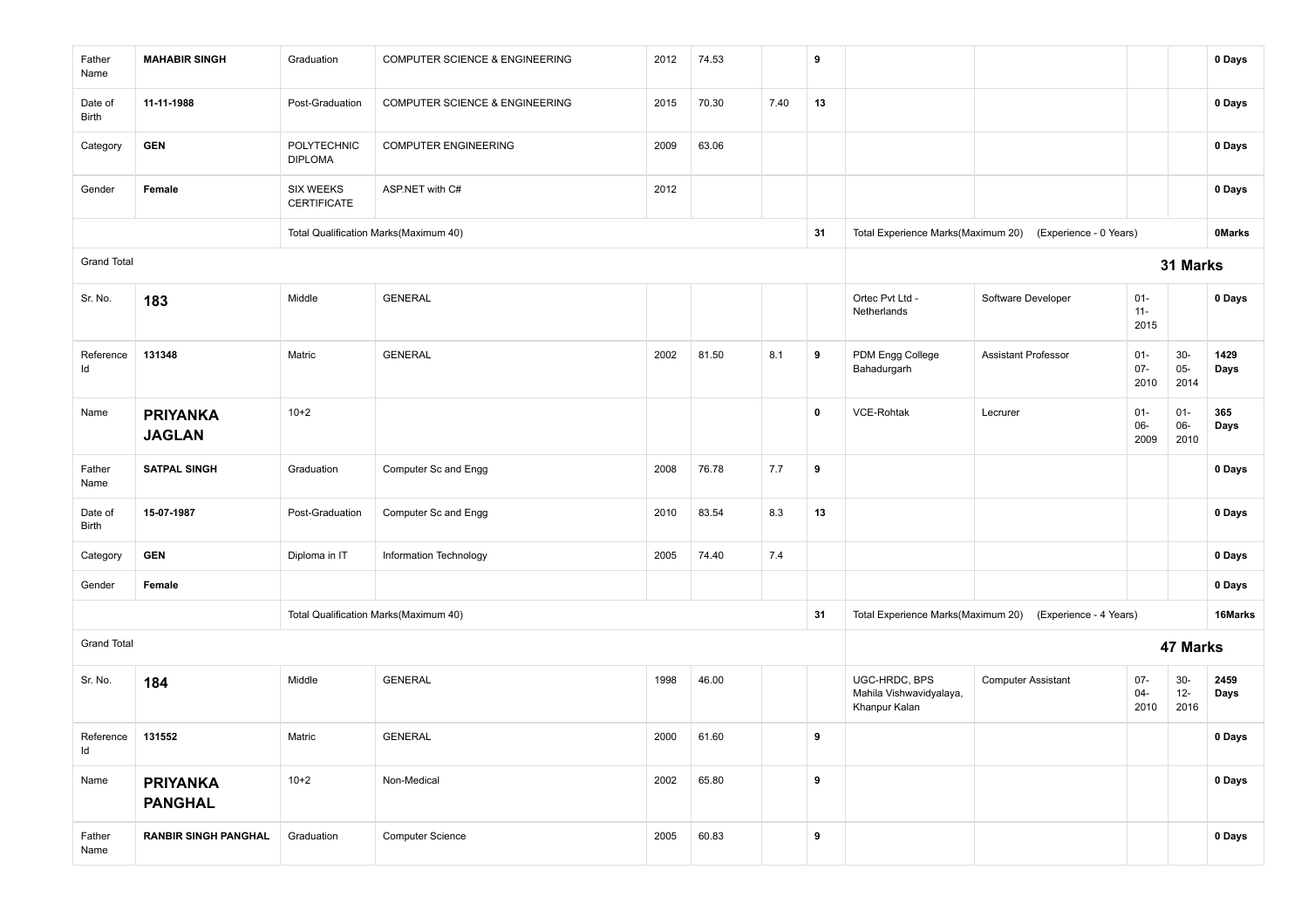| | | | | | | | | | | | | |
|---|---|---|---|---|---|---|---|---|---|---|---|---|
| Father Name | **MAHABIR SINGH** | Graduation | COMPUTER SCIENCE & ENGINEERING | 2012 | 74.53 | | **9** | | | | | **0 Days** |
| Date of Birth | **11-11-1988** | Post-Graduation | COMPUTER SCIENCE & ENGINEERING | 2015 | 70.30 | 7.40 | **13** | | | | | **0 Days** |
| Category | **GEN** | POLYTECHNIC DIPLOMA | COMPUTER ENGINEERING | 2009 | 63.06 | | | | | | | **0 Days** |
| Gender | **Female** | SIX WEEKS CERTIFICATE | ASP.NET with C# | 2012 | | | | | | | | **0 Days** |
| | | Total Qualification Marks(Maximum 40) | | | | | **31** | Total Experience Marks(Maximum 20) | (Experience - 0 Years) | | | **0Marks** |
| Grand Total | | | | | | | | | | | **31 Marks** | |
| Sr. No. | **183** | Middle | GENERAL | | | | | Ortec Pvt Ltd - Netherlands | Software Developer | 01-11-2015 | | **0 Days** |
| Reference Id | **131348** | Matric | GENERAL | 2002 | 81.50 | 8.1 | **9** | PDM Engg College Bahadurgarh | Assistant Professor | 01-07-2010 | 30-05-2014 | **1429 Days** |
| Name | **PRIYANKA JAGLAN** | 10+2 | | | | | **0** | VCE-Rohtak | Lecrurer | 01-06-2009 | 01-06-2010 | **365 Days** |
| Father Name | **SATPAL SINGH** | Graduation | Computer Sc and Engg | 2008 | 76.78 | 7.7 | **9** | | | | | **0 Days** |
| Date of Birth | **15-07-1987** | Post-Graduation | Computer Sc and Engg | 2010 | 83.54 | 8.3 | **13** | | | | | **0 Days** |
| Category | **GEN** | Diploma in IT | Information Technology | 2005 | 74.40 | 7.4 | | | | | | **0 Days** |
| Gender | **Female** | | | | | | | | | | | **0 Days** |
| | | Total Qualification Marks(Maximum 40) | | | | | **31** | Total Experience Marks(Maximum 20) | (Experience - 4 Years) | | | **16Marks** |
| Grand Total | | | | | | | | | | | **47 Marks** | |
| Sr. No. | **184** | Middle | GENERAL | 1998 | 46.00 | | | UGC-HRDC, BPS Mahila Vishwavidyalaya, Khanpur Kalan | Computer Assistant | 07-04-2010 | 30-12-2016 | **2459 Days** |
| Reference Id | **131552** | Matric | GENERAL | 2000 | 61.60 | | **9** | | | | | **0 Days** |
| Name | **PRIYANKA PANGHAL** | 10+2 | Non-Medical | 2002 | 65.80 | | **9** | | | | | **0 Days** |
| Father Name | **RANBIR SINGH PANGHAL** | Graduation | Computer Science | 2005 | 60.83 | | **9** | | | | | **0 Days** |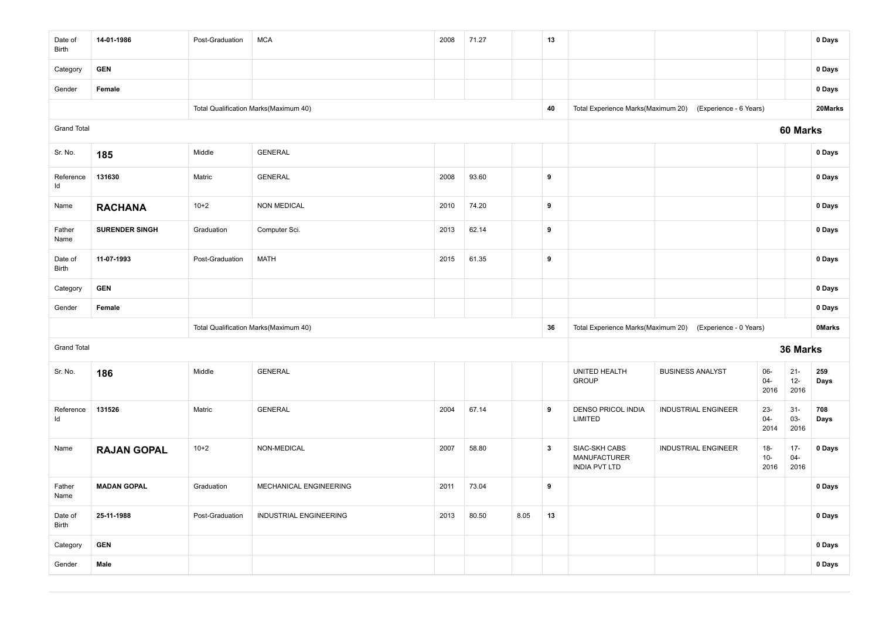| | | | | | | | | | | | | |
|---|---|---|---|---|---|---|---|---|---|---|---|---|
| Date of Birth | **14-01-1986** | Post-Graduation | MCA | 2008 | 71.27 | | **13** | | | | | **0 Days** |
| Category | **GEN** | | | | | | | | | | | **0 Days** |
| Gender | **Female** | | | | | | | | | | | **0 Days** |
| | | Total Qualification Marks(Maximum 40) | | | | | **40** | Total Experience Marks(Maximum 20) | (Experience - 6 Years) | | | **20Marks** |
| Grand Total | | | | | | | | | | | **60 Marks** | |
| Sr. No. | **185** | Middle | GENERAL | | | | | | | | | **0 Days** |
| Reference Id | **131630** | Matric | GENERAL | 2008 | 93.60 | | **9** | | | | | **0 Days** |
| Name | **RACHANA** | 10+2 | NON MEDICAL | 2010 | 74.20 | | **9** | | | | | **0 Days** |
| Father Name | **SURENDER SINGH** | Graduation | Computer Sci. | 2013 | 62.14 | | **9** | | | | | **0 Days** |
| Date of Birth | **11-07-1993** | Post-Graduation | MATH | 2015 | 61.35 | | **9** | | | | | **0 Days** |
| Category | **GEN** | | | | | | | | | | | **0 Days** |
| Gender | **Female** | | | | | | | | | | | **0 Days** |
| | | Total Qualification Marks(Maximum 40) | | | | | **36** | Total Experience Marks(Maximum 20) | (Experience - 0 Years) | | | **0Marks** |
| Grand Total | | | | | | | | | | | **36 Marks** | |
| Sr. No. | **186** | Middle | GENERAL | | | | | UNITED HEALTH GROUP | BUSINESS ANALYST | 06-04-2016 | 21-12-2016 | **259 Days** |
| Reference Id | **131526** | Matric | GENERAL | 2004 | 67.14 | | **9** | DENSO PRICOL INDIA LIMITED | INDUSTRIAL ENGINEER | 23-04-2014 | 31-03-2016 | **708 Days** |
| Name | **RAJAN GOPAL** | 10+2 | NON-MEDICAL | 2007 | 58.80 | | **3** | SIAC-SKH CABS MANUFACTURER INDIA PVT LTD | INDUSTRIAL ENGINEER | 18-10-2016 | 17-04-2016 | **0 Days** |
| Father Name | **MADAN GOPAL** | Graduation | MECHANICAL ENGINEERING | 2011 | 73.04 | | **9** | | | | | **0 Days** |
| Date of Birth | **25-11-1988** | Post-Graduation | INDUSTRIAL ENGINEERING | 2013 | 80.50 | 8.05 | **13** | | | | | **0 Days** |
| Category | **GEN** | | | | | | | | | | | **0 Days** |
| Gender | **Male** | | | | | | | | | | | **0 Days** |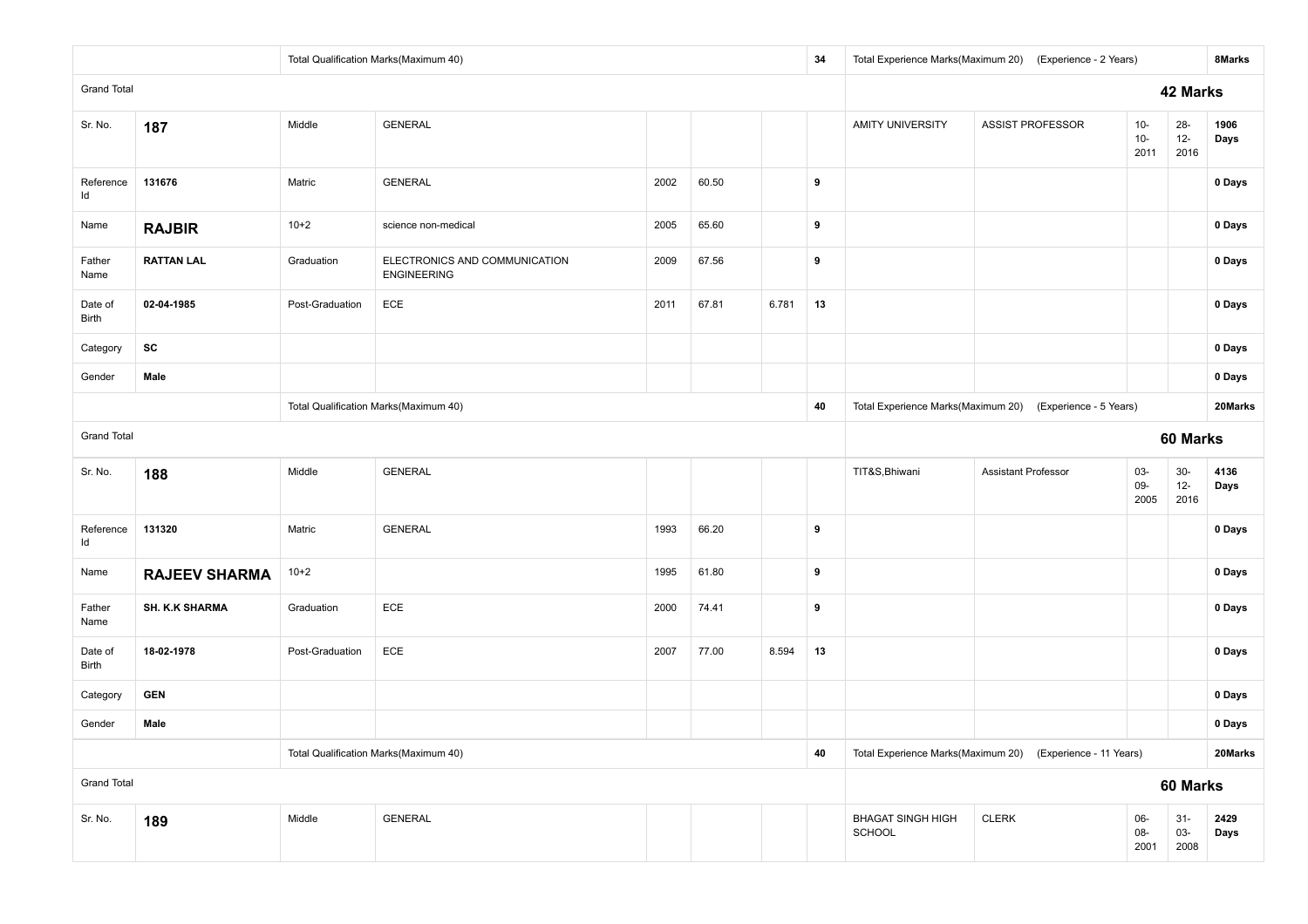| | | | | | | | | | | | | |
|---|---|---|---|---|---|---|---|---|---|---|---|---|
| | | Total Qualification Marks(Maximum 40) | | | | | 34 | Total Experience Marks(Maximum 20) | (Experience - 2 Years) | | | 8Marks |
| Grand Total | | | | | | | | | | **42 Marks** | | |
| Sr. No. | **187** | Middle | GENERAL | | | | | AMITY UNIVERSITY | ASSIST PROFESSOR | 10-10-2011 | 28-12-2016 | **1906 Days** |
| Reference Id | **131676** | Matric | GENERAL | 2002 | 60.50 | | **9** | | | | | **0 Days** |
| Name | **RAJBIR** | 10+2 | science non-medical | 2005 | 65.60 | | **9** | | | | | **0 Days** |
| Father Name | **RATTAN LAL** | Graduation | ELECTRONICS AND COMMUNICATION ENGINEERING | 2009 | 67.56 | | **9** | | | | | **0 Days** |
| Date of Birth | **02-04-1985** | Post-Graduation | ECE | 2011 | 67.81 | 6.781 | **13** | | | | | **0 Days** |
| Category | **SC** | | | | | | | | | | | **0 Days** |
| Gender | **Male** | | | | | | | | | | | **0 Days** |
| | | Total Qualification Marks(Maximum 40) | | | | | **40** | Total Experience Marks(Maximum 20) | (Experience - 5 Years) | | | **20Marks** |
| Grand Total | | | | | | | | | | **60 Marks** | | |
| Sr. No. | **188** | Middle | GENERAL | | | | | TIT&S,Bhiwani | Assistant Professor | 03-09-2005 | 30-12-2016 | **4136 Days** |
| Reference Id | **131320** | Matric | GENERAL | 1993 | 66.20 | | **9** | | | | | **0 Days** |
| Name | **RAJEEV SHARMA** | 10+2 | | 1995 | 61.80 | | **9** | | | | | **0 Days** |
| Father Name | **SH. K.K SHARMA** | Graduation | ECE | 2000 | 74.41 | | **9** | | | | | **0 Days** |
| Date of Birth | **18-02-1978** | Post-Graduation | ECE | 2007 | 77.00 | 8.594 | **13** | | | | | **0 Days** |
| Category | **GEN** | | | | | | | | | | | **0 Days** |
| Gender | **Male** | | | | | | | | | | | **0 Days** |
| | | Total Qualification Marks(Maximum 40) | | | | | **40** | Total Experience Marks(Maximum 20) | (Experience - 11 Years) | | | **20Marks** |
| Grand Total | | | | | | | | | | **60 Marks** | | |
| Sr. No. | **189** | Middle | GENERAL | | | | | BHAGAT SINGH HIGH SCHOOL | CLERK | 06-08-2001 | 31-03-2008 | **2429 Days** |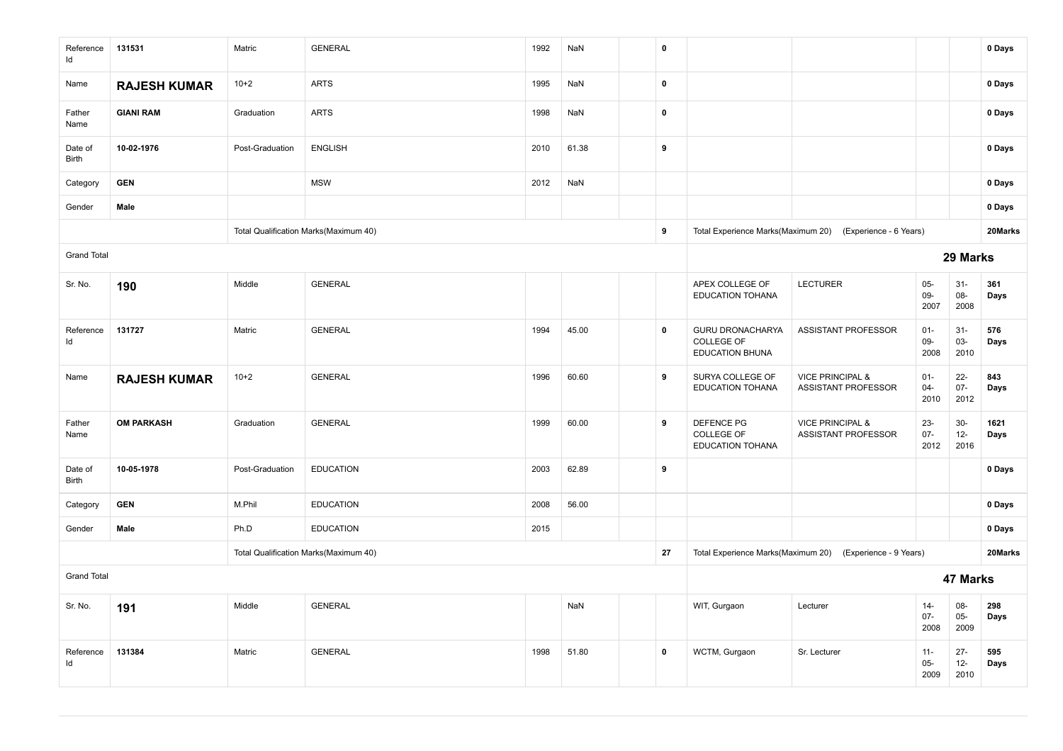| Reference Id | 131531 | Matric | GENERAL | 1992 | NaN | | 0 | | | | | 0 Days |
|---|---|---|---|---|---|---|---|---|---|---|---|---|
| Name | **RAJESH KUMAR** | 10+2 | ARTS | 1995 | NaN | | 0 | | | | | 0 Days |
| Father Name | **GIANI RAM** | Graduation | ARTS | 1998 | NaN | | 0 | | | | | 0 Days |
| Date of Birth | **10-02-1976** | Post-Graduation | ENGLISH | 2010 | 61.38 | | 9 | | | | | 0 Days |
| Category | **GEN** | | MSW | 2012 | NaN | | | | | | | 0 Days |
| Gender | **Male** | | | | | | | | | | | 0 Days |
| | | Total Qualification Marks(Maximum 40) | | | | | 9 | Total Experience Marks(Maximum 20) | (Experience - 6 Years) | | | 20Marks |
| Grand Total | | | | | | | | | | | | **29 Marks** |
| Sr. No. | **190** | Middle | GENERAL | | | | | APEX COLLEGE OF EDUCATION TOHANA | LECTURER | 05-09-2007 | 31-08-2008 | 361 Days |
| Reference Id | 131727 | Matric | GENERAL | 1994 | 45.00 | | 0 | GURU DRONACHARYA COLLEGE OF EDUCATION BHUNA | ASSISTANT PROFESSOR | 01-09-2008 | 31-03-2010 | 576 Days |
| Name | **RAJESH KUMAR** | 10+2 | GENERAL | 1996 | 60.60 | | 9 | SURYA COLLEGE OF EDUCATION TOHANA | VICE PRINCIPAL & ASSISTANT PROFESSOR | 01-04-2010 | 22-07-2012 | 843 Days |
| Father Name | **OM PARKASH** | Graduation | GENERAL | 1999 | 60.00 | | 9 | DEFENCE PG COLLEGE OF EDUCATION TOHANA | VICE PRINCIPAL & ASSISTANT PROFESSOR | 23-07-2012 | 30-12-2016 | 1621 Days |
| Date of Birth | **10-05-1978** | Post-Graduation | EDUCATION | 2003 | 62.89 | | 9 | | | | | 0 Days |
| Category | **GEN** | M.Phil | EDUCATION | 2008 | 56.00 | | | | | | | 0 Days |
| Gender | **Male** | Ph.D | EDUCATION | 2015 | | | | | | | | 0 Days |
| | | Total Qualification Marks(Maximum 40) | | | | | 27 | Total Experience Marks(Maximum 20) | (Experience - 9 Years) | | | 20Marks |
| Grand Total | | | | | | | | | | | | **47 Marks** |
| Sr. No. | **191** | Middle | GENERAL | | NaN | | | WIT, Gurgaon | Lecturer | 14-07-2008 | 08-05-2009 | 298 Days |
| Reference Id | 131384 | Matric | GENERAL | 1998 | 51.80 | | 0 | WCTM, Gurgaon | Sr. Lecturer | 11-05-2009 | 27-12-2010 | 595 Days |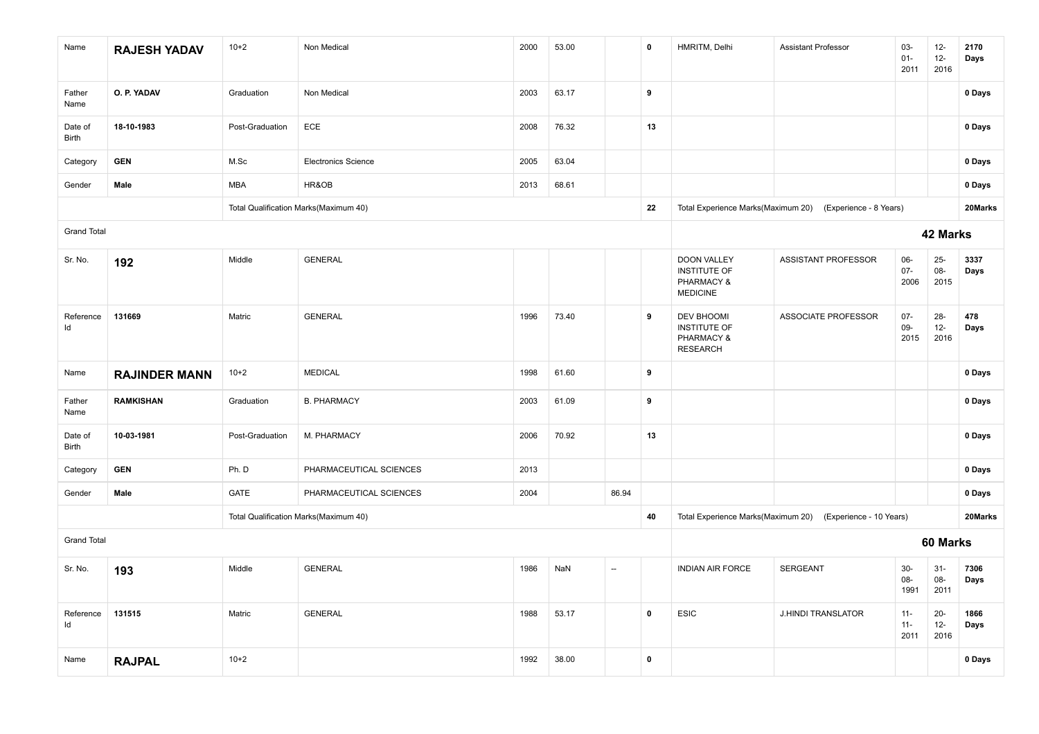| | | | | | | | | | | | | |
|---|---|---|---|---|---|---|---|---|---|---|---|---|
| Name | **RAJESH YADAV** | 10+2 | Non Medical | 2000 | 53.00 | | **0** | HMRITM, Delhi | Assistant Professor | 03-01-2011 | 12-12-2016 | **2170 Days** |
| Father Name | **O. P. YADAV** | Graduation | Non Medical | 2003 | 63.17 | | **9** | | | | | **0 Days** |
| Date of Birth | **18-10-1983** | Post-Graduation | ECE | 2008 | 76.32 | | **13** | | | | | **0 Days** |
| Category | **GEN** | M.Sc | Electronics Science | 2005 | 63.04 | | | | | | | **0 Days** |
| Gender | **Male** | MBA | HR&OB | 2013 | 68.61 | | | | | | | **0 Days** |
| | | Total Qualification Marks(Maximum 40) | | | | | **22** | Total Experience Marks(Maximum 20) | (Experience - 8 Years) | | | **20Marks** |
| Grand Total | | | | | | | | | | **42 Marks** | | |
| Sr. No. | **192** | Middle | GENERAL | | | | | DOON VALLEY INSTITUTE OF PHARMACY & MEDICINE | ASSISTANT PROFESSOR | 06-07-2006 | 25-08-2015 | **3337 Days** |
| Reference Id | **131669** | Matric | GENERAL | 1996 | 73.40 | | **9** | DEV BHOOMI INSTITUTE OF PHARMACY & RESEARCH | ASSOCIATE PROFESSOR | 07-09-2015 | 28-12-2016 | **478 Days** |
| Name | **RAJINDER MANN** | 10+2 | MEDICAL | 1998 | 61.60 | | **9** | | | | | **0 Days** |
| Father Name | **RAMKISHAN** | Graduation | B. PHARMACY | 2003 | 61.09 | | **9** | | | | | **0 Days** |
| Date of Birth | **10-03-1981** | Post-Graduation | M. PHARMACY | 2006 | 70.92 | | **13** | | | | | **0 Days** |
| Category | **GEN** | Ph. D | PHARMACEUTICAL SCIENCES | 2013 | | | | | | | | **0 Days** |
| Gender | **Male** | GATE | PHARMACEUTICAL SCIENCES | 2004 | | 86.94 | | | | | | **0 Days** |
| | | Total Qualification Marks(Maximum 40) | | | | | **40** | Total Experience Marks(Maximum 20) | (Experience - 10 Years) | | | **20Marks** |
| Grand Total | | | | | | | | | | **60 Marks** | | |
| Sr. No. | **193** | Middle | GENERAL | 1986 | NaN | -- | | INDIAN AIR FORCE | SERGEANT | 30-08-1991 | 31-08-2011 | **7306 Days** |
| Reference Id | **131515** | Matric | GENERAL | 1988 | 53.17 | | **0** | ESIC | J.HINDI TRANSLATOR | 11-11-2011 | 20-12-2016 | **1866 Days** |
| Name | **RAJPAL** | 10+2 | | 1992 | 38.00 | | **0** | | | | | **0 Days** |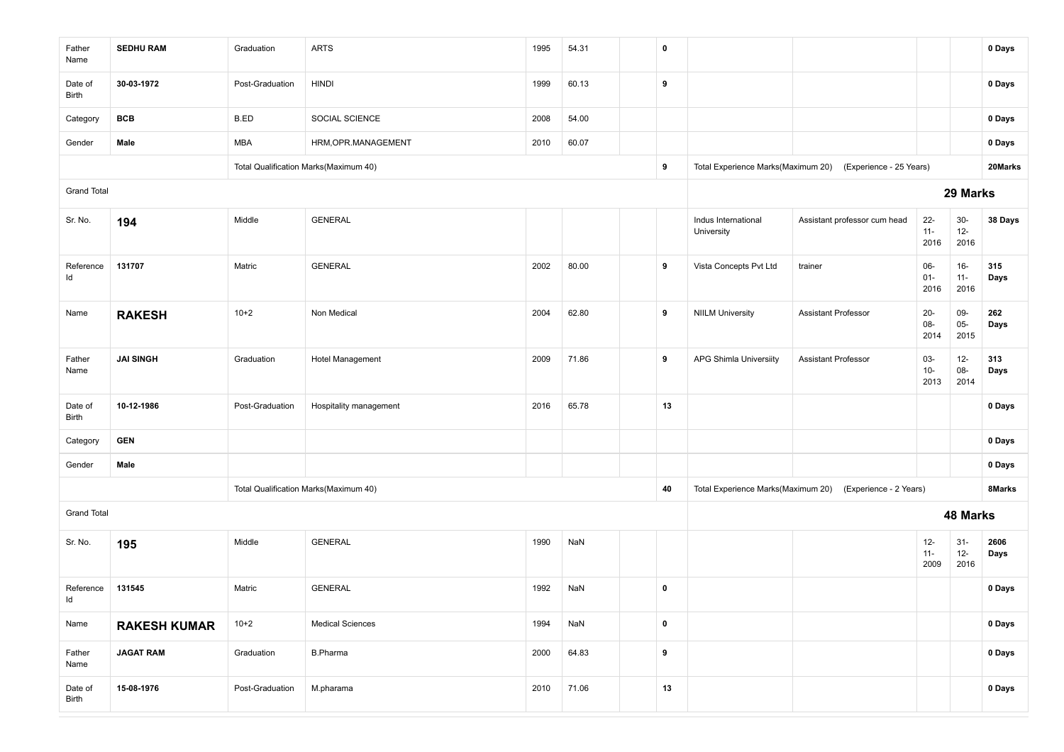| | | | | | | | | | | | | |
|---|---|---|---|---|---|---|---|---|---|---|---|---|
| Father Name | **SEDHU RAM** | Graduation | ARTS | 1995 | 54.31 | | **0** | | | | | **0 Days** |
| Date of Birth | **30-03-1972** | Post-Graduation | HINDI | 1999 | 60.13 | | **9** | | | | | **0 Days** |
| Category | **BCB** | B.ED | SOCIAL SCIENCE | 2008 | 54.00 | | | | | | | **0 Days** |
| Gender | **Male** | MBA | HRM,OPR.MANAGEMENT | 2010 | 60.07 | | | | | | | **0 Days** |
| | | Total Qualification Marks(Maximum 40) | | | | | **9** | Total Experience Marks(Maximum 20) | (Experience - 25 Years) | | | **20Marks** |
| Grand Total | | | | | | | | | | **29 Marks** | | |
| Sr. No. | **194** | Middle | GENERAL | | | | | Indus International University | Assistant professor cum head | 22-11-2016 | 30-12-2016 | **38 Days** |
| Reference Id | **131707** | Matric | GENERAL | 2002 | 80.00 | | **9** | Vista Concepts Pvt Ltd | trainer | 06-01-2016 | 16-11-2016 | **315 Days** |
| Name | **RAKESH** | 10+2 | Non Medical | 2004 | 62.80 | | **9** | NIILM University | Assistant Professor | 20-08-2014 | 09-05-2015 | **262 Days** |
| Father Name | **JAI SINGH** | Graduation | Hotel Management | 2009 | 71.86 | | **9** | APG Shimla Universiity | Assistant Professor | 03-10-2013 | 12-08-2014 | **313 Days** |
| Date of Birth | **10-12-1986** | Post-Graduation | Hospitality management | 2016 | 65.78 | | **13** | | | | | **0 Days** |
| Category | **GEN** | | | | | | | | | | | **0 Days** |
| Gender | **Male** | | | | | | | | | | | **0 Days** |
| | | Total Qualification Marks(Maximum 40) | | | | | **40** | Total Experience Marks(Maximum 20) | (Experience - 2 Years) | | | **8Marks** |
| Grand Total | | | | | | | | | | **48 Marks** | | |
| Sr. No. | **195** | Middle | GENERAL | 1990 | NaN | | | | | 12-11-2009 | 31-12-2016 | **2606 Days** |
| Reference Id | **131545** | Matric | GENERAL | 1992 | NaN | | **0** | | | | | **0 Days** |
| Name | **RAKESH KUMAR** | 10+2 | Medical Sciences | 1994 | NaN | | **0** | | | | | **0 Days** |
| Father Name | **JAGAT RAM** | Graduation | B.Pharma | 2000 | 64.83 | | **9** | | | | | **0 Days** |
| Date of Birth | **15-08-1976** | Post-Graduation | M.pharama | 2010 | 71.06 | | **13** | | | | | **0 Days** |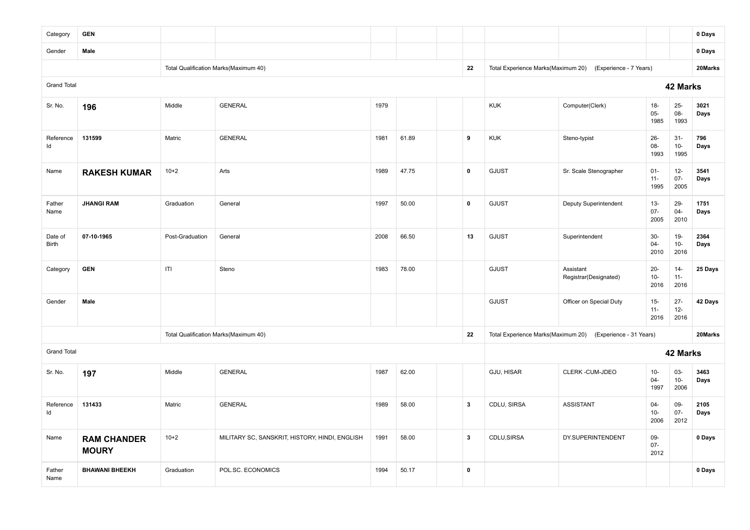| | | | | | | | | | | | | |
|---|---|---|---|---|---|---|---|---|---|---|---|---|
| Category | **GEN** | | | | | | | | | | | **0 Days** |
| Gender | **Male** | | | | | | | | | | | **0 Days** |
| | | Total Qualification Marks(Maximum 40) | | | | | **22** | Total Experience Marks(Maximum 20) | (Experience - 7 Years) | | | **20Marks** |
| Grand Total | | | | | | | | | | **42 Marks** | | |
| Sr. No. | **196** | Middle | GENERAL | 1979 | | | | KUK | Computer(Clerk) | 18-05-1985 | 25-08-1993 | **3021 Days** |
| Reference Id | **131599** | Matric | GENERAL | 1981 | 61.89 | | **9** | KUK | Steno-typist | 26-08-1993 | 31-10-1995 | **796 Days** |
| Name | **RAKESH KUMAR** | 10+2 | Arts | 1989 | 47.75 | | **0** | GJUST | Sr. Scale Stenographer | 01-11-1995 | 12-07-2005 | **3541 Days** |
| Father Name | **JHANGI RAM** | Graduation | General | 1997 | 50.00 | | **0** | GJUST | Deputy Superintendent | 13-07-2005 | 29-04-2010 | **1751 Days** |
| Date of Birth | **07-10-1965** | Post-Graduation | General | 2008 | 66.50 | | **13** | GJUST | Superintendent | 30-04-2010 | 19-10-2016 | **2364 Days** |
| Category | **GEN** | ITI | Steno | 1983 | 78.00 | | | GJUST | Assistant Registrar(Designated) | 20-10-2016 | 14-11-2016 | **25 Days** |
| Gender | **Male** | | | | | | | GJUST | Officer on Special Duty | 15-11-2016 | 27-12-2016 | **42 Days** |
| | | Total Qualification Marks(Maximum 40) | | | | | **22** | Total Experience Marks(Maximum 20) | (Experience - 31 Years) | | | **20Marks** |
| Grand Total | | | | | | | | | | **42 Marks** | | |
| Sr. No. | **197** | Middle | GENERAL | 1987 | 62.00 | | | GJU, HISAR | CLERK -CUM-JDEO | 10-04-1997 | 03-10-2006 | **3463 Days** |
| Reference Id | **131433** | Matric | GENERAL | 1989 | 58.00 | | **3** | CDLU, SIRSA | ASSISTANT | 04-10-2006 | 09-07-2012 | **2105 Days** |
| Name | **RAM CHANDER MOURY** | 10+2 | MILITARY SC, SANSKRIT, HISTORY, HINDI, ENGLISH | 1991 | 58.00 | | **3** | CDLU,SIRSA | DY.SUPERINTENDENT | 09-07-2012 | | **0 Days** |
| Father Name | **BHAWANI BHEEKH** | Graduation | POL.SC. ECONOMICS | 1994 | 50.17 | | **0** | | | | | **0 Days** |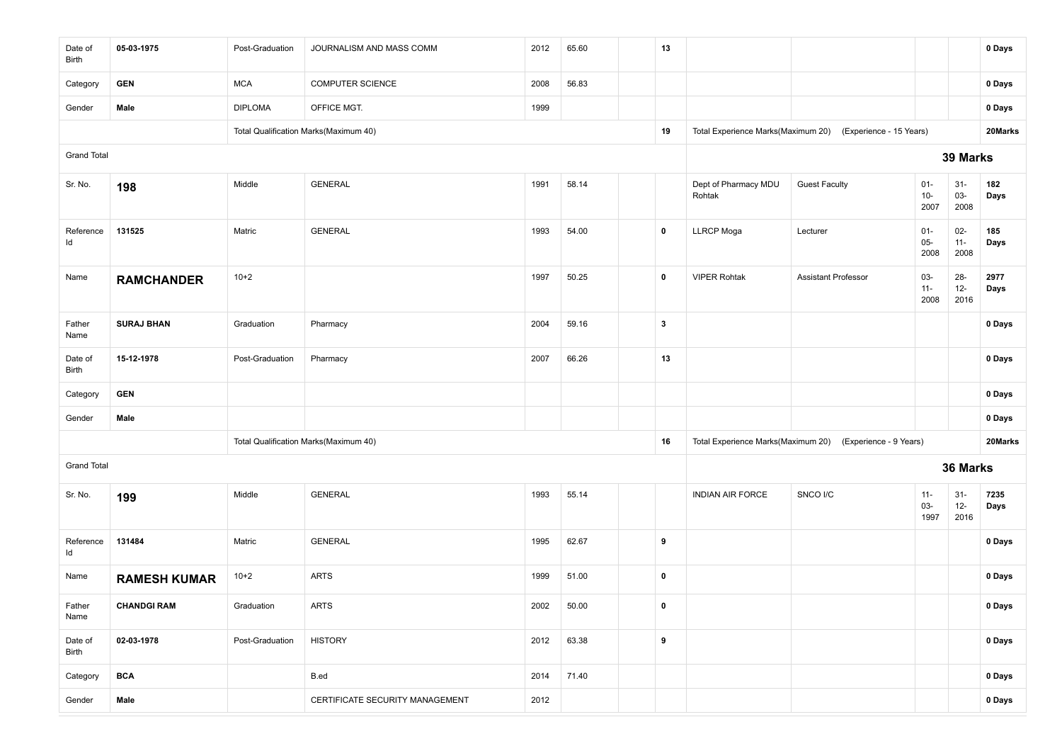| | | | | | | | | | | | | |
|---|---|---|---|---|---|---|---|---|---|---|---|---|
| Date of Birth | **05-03-1975** | Post-Graduation | JOURNALISM AND MASS COMM | 2012 | 65.60 | | **13** | | | | | **0 Days** |
| Category | **GEN** | MCA | COMPUTER SCIENCE | 2008 | 56.83 | | | | | | | **0 Days** |
| Gender | **Male** | DIPLOMA | OFFICE MGT. | 1999 | | | | | | | | **0 Days** |
| | | Total Qualification Marks(Maximum 40) | | | | | **19** | Total Experience Marks(Maximum 20) | (Experience - 15 Years) | | | **20Marks** |
| Grand Total | | | | | | | | | | **39 Marks** | | |
| Sr. No. | **198** | Middle | GENERAL | 1991 | 58.14 | | | Dept of Pharmacy MDU Rohtak | Guest Faculty | 01-10-2007 | 31-03-2008 | **182 Days** |
| Reference Id | **131525** | Matric | GENERAL | 1993 | 54.00 | | **0** | LLRCP Moga | Lecturer | 01-05-2008 | 02-11-2008 | **185 Days** |
| Name | **RAMCHANDER** | 10+2 | | 1997 | 50.25 | | **0** | VIPER Rohtak | Assistant Professor | 03-11-2008 | 28-12-2016 | **2977 Days** |
| Father Name | **SURAJ BHAN** | Graduation | Pharmacy | 2004 | 59.16 | | **3** | | | | | **0 Days** |
| Date of Birth | **15-12-1978** | Post-Graduation | Pharmacy | 2007 | 66.26 | | **13** | | | | | **0 Days** |
| Category | **GEN** | | | | | | | | | | | **0 Days** |
| Gender | **Male** | | | | | | | | | | | **0 Days** |
| | | Total Qualification Marks(Maximum 40) | | | | | **16** | Total Experience Marks(Maximum 20) | (Experience - 9 Years) | | | **20Marks** |
| Grand Total | | | | | | | | | | **36 Marks** | | |
| Sr. No. | **199** | Middle | GENERAL | 1993 | 55.14 | | | INDIAN AIR FORCE | SNCO I/C | 11-03-1997 | 31-12-2016 | **7235 Days** |
| Reference Id | **131484** | Matric | GENERAL | 1995 | 62.67 | | **9** | | | | | **0 Days** |
| Name | **RAMESH KUMAR** | 10+2 | ARTS | 1999 | 51.00 | | **0** | | | | | **0 Days** |
| Father Name | **CHANDGI RAM** | Graduation | ARTS | 2002 | 50.00 | | **0** | | | | | **0 Days** |
| Date of Birth | **02-03-1978** | Post-Graduation | HISTORY | 2012 | 63.38 | | **9** | | | | | **0 Days** |
| Category | **BCA** | | B.ed | 2014 | 71.40 | | | | | | | **0 Days** |
| Gender | **Male** | | CERTIFICATE SECURITY MANAGEMENT | 2012 | | | | | | | | **0 Days** |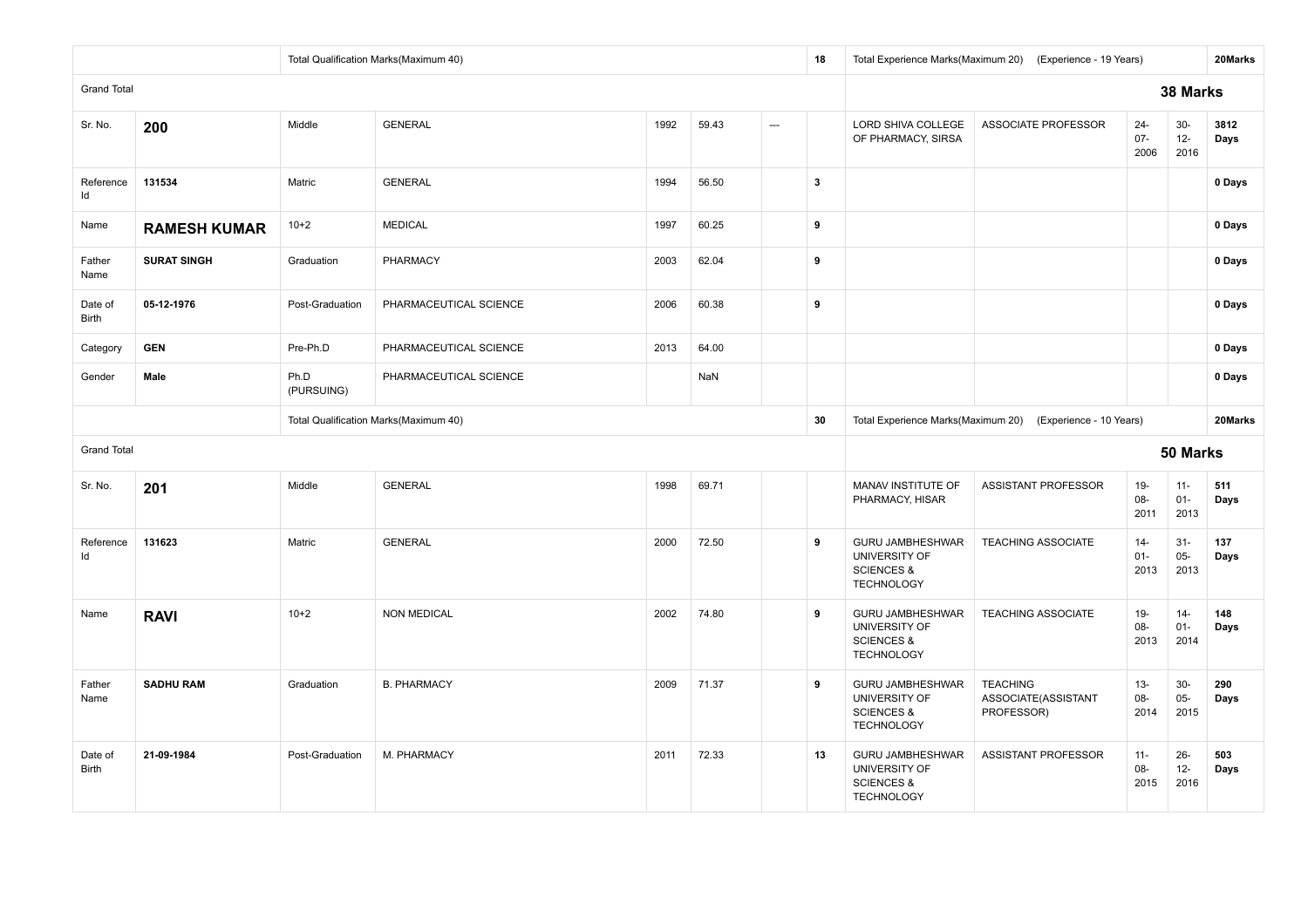| | | | | | | | | | | | | |
|---|---|---|---|---|---|---|---|---|---|---|---|---|
| | | Total Qualification Marks(Maximum 40) | | | | | 18 | Total Experience Marks(Maximum 20) (Experience - 19 Years) | | | | 20Marks |
| Grand Total | | | | | | | | **38 Marks** | | | | |
| Sr. No. | **200** | Middle | GENERAL | 1992 | 59.43 | --- | | LORD SHIVA COLLEGE OF PHARMACY, SIRSA | ASSOCIATE PROFESSOR | 24-07-2006 | 30-12-2016 | **3812 Days** |
| Reference Id | **131534** | Matric | GENERAL | 1994 | 56.50 | | 3 | | | | | **0 Days** |
| Name | **RAMESH KUMAR** | 10+2 | MEDICAL | 1997 | 60.25 | | 9 | | | | | **0 Days** |
| Father Name | **SURAT SINGH** | Graduation | PHARMACY | 2003 | 62.04 | | 9 | | | | | **0 Days** |
| Date of Birth | **05-12-1976** | Post-Graduation | PHARMACEUTICAL SCIENCE | 2006 | 60.38 | | 9 | | | | | **0 Days** |
| Category | **GEN** | Pre-Ph.D | PHARMACEUTICAL SCIENCE | 2013 | 64.00 | | | | | | | **0 Days** |
| Gender | **Male** | Ph.D (PURSUING) | PHARMACEUTICAL SCIENCE | | NaN | | | | | | | **0 Days** |
| | | Total Qualification Marks(Maximum 40) | | | | | 30 | Total Experience Marks(Maximum 20) (Experience - 10 Years) | | | | 20Marks |
| Grand Total | | | | | | | | **50 Marks** | | | | |
| Sr. No. | **201** | Middle | GENERAL | 1998 | 69.71 | | | MANAV INSTITUTE OF PHARMACY, HISAR | ASSISTANT PROFESSOR | 19-08-2011 | 11-01-2013 | **511 Days** |
| Reference Id | **131623** | Matric | GENERAL | 2000 | 72.50 | | 9 | GURU JAMBHESHWAR UNIVERSITY OF SCIENCES & TECHNOLOGY | TEACHING ASSOCIATE | 14-01-2013 | 31-05-2013 | **137 Days** |
| Name | **RAVI** | 10+2 | NON MEDICAL | 2002 | 74.80 | | 9 | GURU JAMBHESHWAR UNIVERSITY OF SCIENCES & TECHNOLOGY | TEACHING ASSOCIATE | 19-08-2013 | 14-01-2014 | **148 Days** |
| Father Name | **SADHU RAM** | Graduation | B. PHARMACY | 2009 | 71.37 | | 9 | GURU JAMBHESHWAR UNIVERSITY OF SCIENCES & TECHNOLOGY | TEACHING ASSOCIATE(ASSISTANT PROFESSOR) | 13-08-2014 | 30-05-2015 | **290 Days** |
| Date of Birth | **21-09-1984** | Post-Graduation | M. PHARMACY | 2011 | 72.33 | | 13 | GURU JAMBHESHWAR UNIVERSITY OF SCIENCES & TECHNOLOGY | ASSISTANT PROFESSOR | 11-08-2015 | 26-12-2016 | **503 Days** |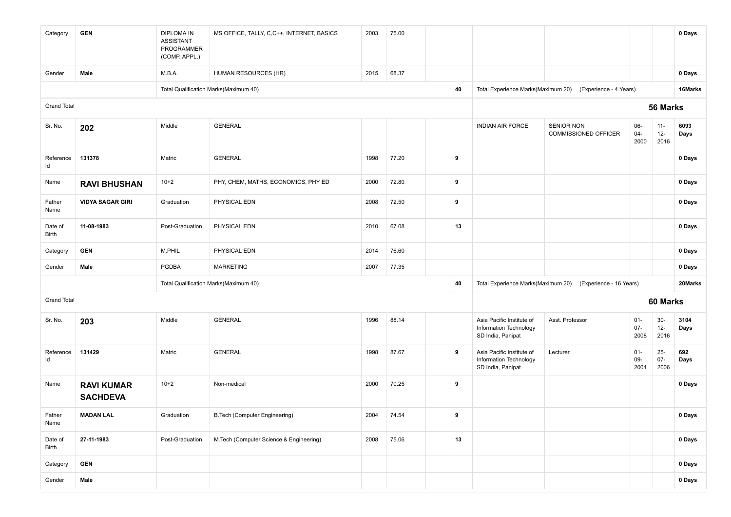| | | | | | | | | | | | | |
|---|---|---|---|---|---|---|---|---|---|---|---|---|
| Category | **GEN** | DIPLOMA IN ASSISTANT PROGRAMMER (COMP. APPL.) | MS OFFICE, TALLY, C,C++, INTERNET, BASICS | 2003 | 75.00 | | | | | | | **0 Days** |
| Gender | **Male** | M.B.A. | HUMAN RESOURCES (HR) | 2015 | 68.37 | | | | | | | **0 Days** |
| | | Total Qualification Marks(Maximum 40) | | | | | **40** | Total Experience Marks(Maximum 20) | (Experience - 4 Years) | | | **16Marks** |
| Grand Total | | | | | | | | | | | | **56 Marks** |
| Sr. No. | **202** | Middle | GENERAL | | | | | INDIAN AIR FORCE | SENIOR NON COMMISSIONED OFFICER | 06-04-2000 | 11-12-2016 | **6093 Days** |
| Reference Id | **131378** | Matric | GENERAL | 1998 | 77.20 | | **9** | | | | | **0 Days** |
| Name | **RAVI BHUSHAN** | 10+2 | PHY, CHEM, MATHS, ECONOMICS, PHY ED | 2000 | 72.80 | | **9** | | | | | **0 Days** |
| Father Name | **VIDYA SAGAR GIRI** | Graduation | PHYSICAL EDN | 2008 | 72.50 | | **9** | | | | | **0 Days** |
| Date of Birth | **11-08-1983** | Post-Graduation | PHYSICAL EDN | 2010 | 67.08 | | **13** | | | | | **0 Days** |
| Category | **GEN** | M.PHIL | PHYSICAL EDN | 2014 | 76.60 | | | | | | | **0 Days** |
| Gender | **Male** | PGDBA | MARKETING | 2007 | 77.35 | | | | | | | **0 Days** |
| | | Total Qualification Marks(Maximum 40) | | | | | **40** | Total Experience Marks(Maximum 20) | (Experience - 16 Years) | | | **20Marks** |
| Grand Total | | | | | | | | | | | | **60 Marks** |
| Sr. No. | **203** | Middle | GENERAL | 1996 | 88.14 | | | Asia Pacific Institute of Information Technology SD India, Panipat | Asst. Professor | 01-07-2008 | 30-12-2016 | **3104 Days** |
| Reference Id | **131429** | Matric | GENERAL | 1998 | 87.67 | | **9** | Asia Pacific Institute of Information Technology SD India, Panipat | Lecturer | 01-09-2004 | 25-07-2006 | **692 Days** |
| Name | **RAVI KUMAR SACHDEVA** | 10+2 | Non-medical | 2000 | 70.25 | | **9** | | | | | **0 Days** |
| Father Name | **MADAN LAL** | Graduation | B.Tech (Computer Engineering) | 2004 | 74.54 | | **9** | | | | | **0 Days** |
| Date of Birth | **27-11-1983** | Post-Graduation | M.Tech (Computer Science & Engineering) | 2008 | 75.06 | | **13** | | | | | **0 Days** |
| Category | **GEN** | | | | | | | | | | | **0 Days** |
| Gender | **Male** | | | | | | | | | | | **0 Days** |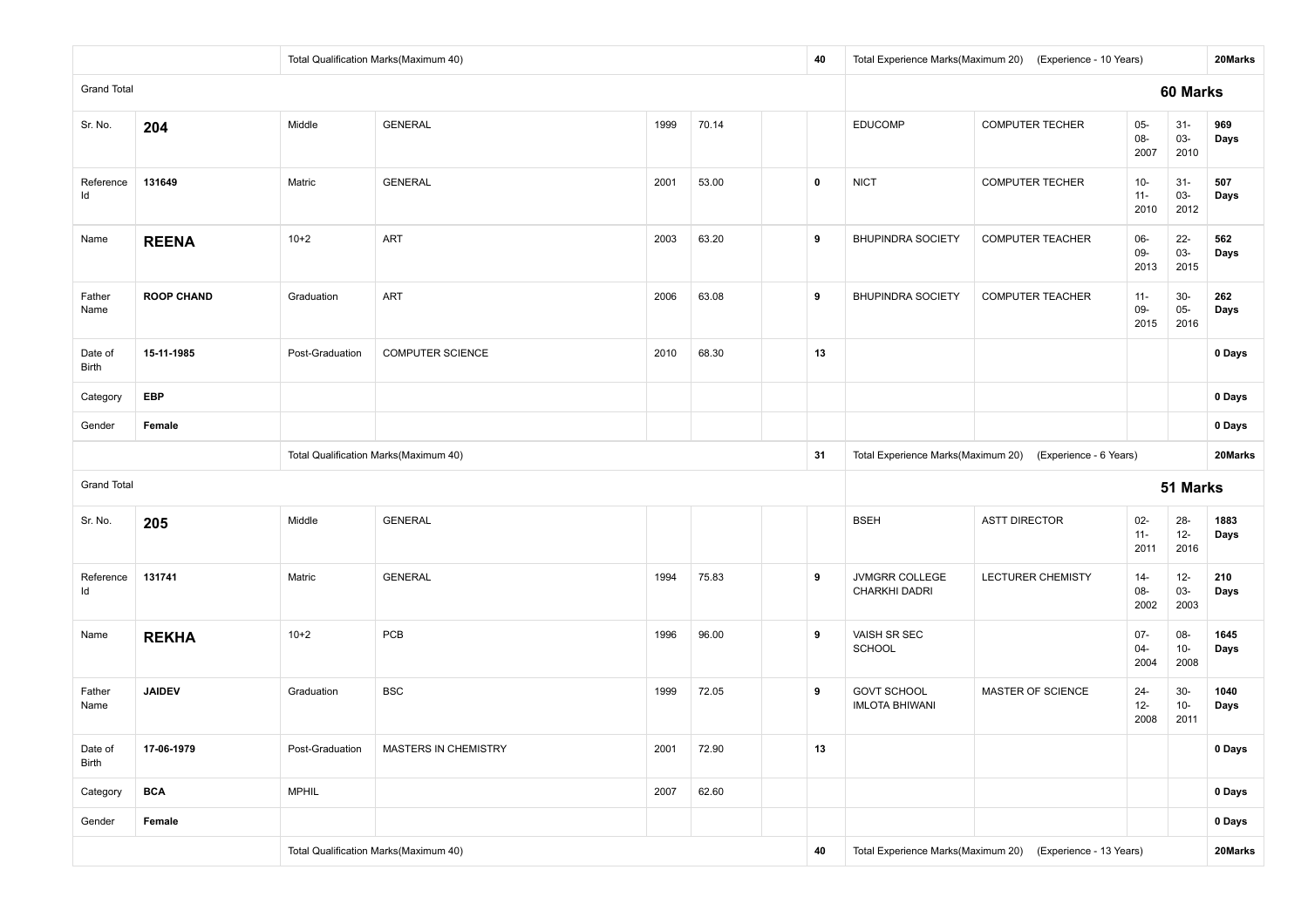| | | Total Qualification Marks(Maximum 40) | | | | | 40 | Total Experience Marks(Maximum 20) | (Experience - 10 Years) | | | 20Marks |
|---|---|---|---|---|---|---|---|---|---|---|---|---|
| Grand Total | | | | | | | | | | | | **60 Marks** |
| Sr. No. | **204** | Middle | GENERAL | 1999 | 70.14 | | | EDUCOMP | COMPUTER TECHER | 05-08-2007 | 31-03-2010 | **969 Days** |
| Reference Id | **131649** | Matric | GENERAL | 2001 | 53.00 | | **0** | NICT | COMPUTER TECHER | 10-11-2010 | 31-03-2012 | **507 Days** |
| Name | **REENA** | 10+2 | ART | 2003 | 63.20 | | **9** | BHUPINDRA SOCIETY | COMPUTER TEACHER | 06-09-2013 | 22-03-2015 | **562 Days** |
| Father Name | **ROOP CHAND** | Graduation | ART | 2006 | 63.08 | | **9** | BHUPINDRA SOCIETY | COMPUTER TEACHER | 11-09-2015 | 30-05-2016 | **262 Days** |
| Date of Birth | **15-11-1985** | Post-Graduation | COMPUTER SCIENCE | 2010 | 68.30 | | **13** | | | | | **0 Days** |
| Category | **EBP** | | | | | | | | | | | **0 Days** |
| Gender | **Female** | | | | | | | | | | | **0 Days** |
| | | Total Qualification Marks(Maximum 40) | | | | | **31** | Total Experience Marks(Maximum 20) | (Experience - 6 Years) | | | **20Marks** |
| Grand Total | | | | | | | | | | | | **51 Marks** |
| Sr. No. | **205** | Middle | GENERAL | | | | | BSEH | ASTT DIRECTOR | 02-11-2011 | 28-12-2016 | **1883 Days** |
| Reference Id | **131741** | Matric | GENERAL | 1994 | 75.83 | | **9** | JVMGRR COLLEGE CHARKHI DADRI | LECTURER CHEMISTY | 14-08-2002 | 12-03-2003 | **210 Days** |
| Name | **REKHA** | 10+2 | PCB | 1996 | 96.00 | | **9** | VAISH SR SEC SCHOOL | | 07-04-2004 | 08-10-2008 | **1645 Days** |
| Father Name | **JAIDEV** | Graduation | BSC | 1999 | 72.05 | | **9** | GOVT SCHOOL IMLOTA BHIWANI | MASTER OF SCIENCE | 24-12-2008 | 30-10-2011 | **1040 Days** |
| Date of Birth | **17-06-1979** | Post-Graduation | MASTERS IN CHEMISTRY | 2001 | 72.90 | | **13** | | | | | **0 Days** |
| Category | **BCA** | MPHIL | | 2007 | 62.60 | | | | | | | **0 Days** |
| Gender | **Female** | | | | | | | | | | | **0 Days** |
| | | Total Qualification Marks(Maximum 40) | | | | | **40** | Total Experience Marks(Maximum 20) | (Experience - 13 Years) | | | **20Marks** |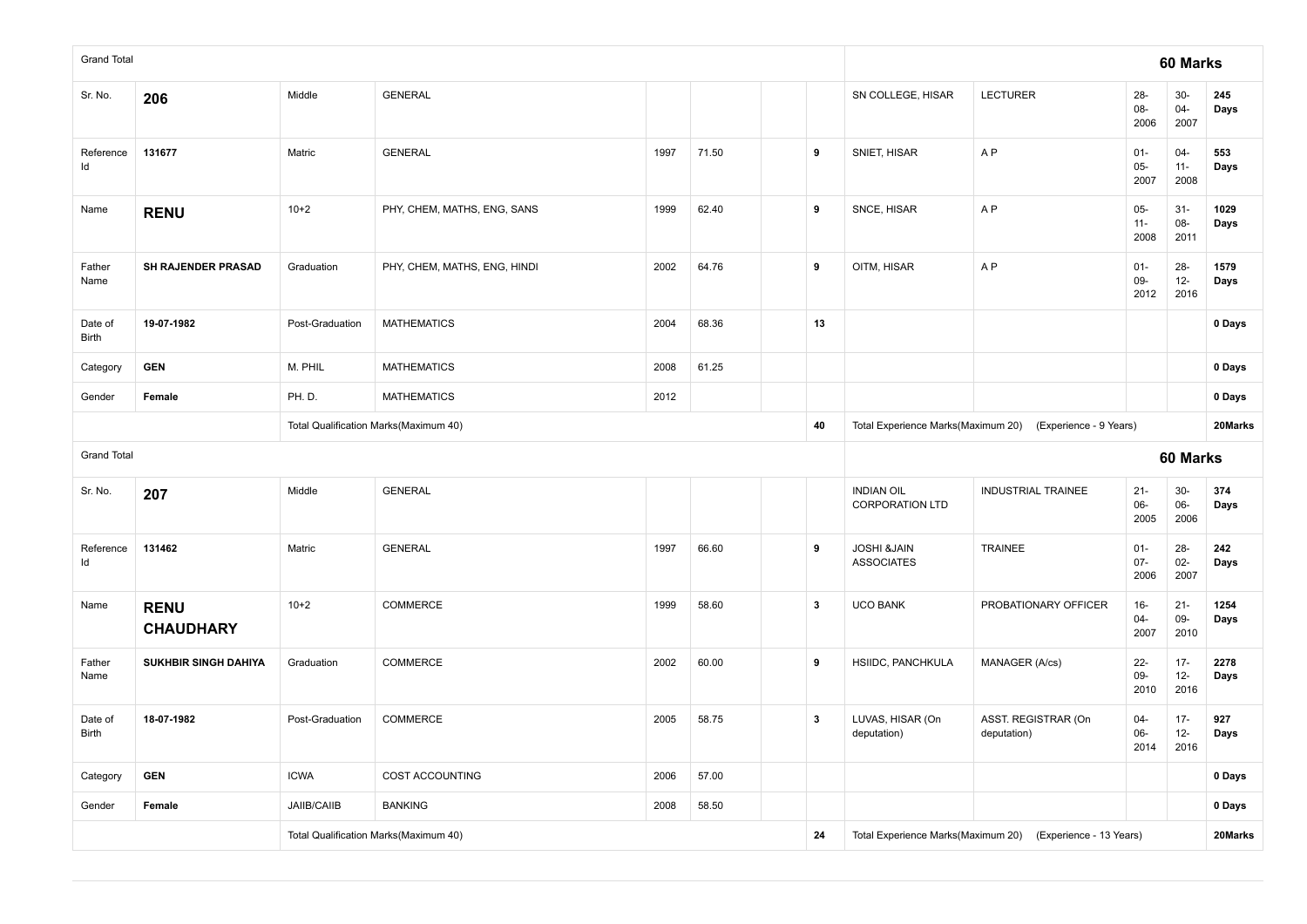| Grand Total | | | | | | | | | | | | 60 Marks |
|---|---|---|---|---|---|---|---|---|---|---|---|---|
| Sr. No. | **206** | Middle | GENERAL | | | | | SN COLLEGE, HISAR | LECTURER | 28-08-2006 | 30-04-2007 | **245 Days** |
| Reference Id | **131677** | Matric | GENERAL | 1997 | 71.50 | | **9** | SNIET, HISAR | A P | 01-05-2007 | 04-11-2008 | **553 Days** |
| Name | **RENU** | 10+2 | PHY, CHEM, MATHS, ENG, SANS | 1999 | 62.40 | | **9** | SNCE, HISAR | A P | 05-11-2008 | 31-08-2011 | **1029 Days** |
| Father Name | **SH RAJENDER PRASAD** | Graduation | PHY, CHEM, MATHS, ENG, HINDI | 2002 | 64.76 | | **9** | OITM, HISAR | A P | 01-09-2012 | 28-12-2016 | **1579 Days** |
| Date of Birth | **19-07-1982** | Post-Graduation | MATHEMATICS | 2004 | 68.36 | | **13** | | | | | **0 Days** |
| Category | **GEN** | M. PHIL | MATHEMATICS | 2008 | 61.25 | | | | | | | **0 Days** |
| Gender | **Female** | PH. D. | MATHEMATICS | 2012 | | | | | | | | **0 Days** |
| | | Total Qualification Marks(Maximum 40) | | | | | **40** | Total Experience Marks(Maximum 20) | (Experience - 9 Years) | | | **20Marks** |
| Grand Total | | | | | | | | | | | | **60 Marks** |
| Sr. No. | **207** | Middle | GENERAL | | | | | INDIAN OIL CORPORATION LTD | INDUSTRIAL TRAINEE | 21-06-2005 | 30-06-2006 | **374 Days** |
| Reference Id | **131462** | Matric | GENERAL | 1997 | 66.60 | | **9** | JOSHI &JAIN ASSOCIATES | TRAINEE | 01-07-2006 | 28-02-2007 | **242 Days** |
| Name | **RENU CHAUDHARY** | 10+2 | COMMERCE | 1999 | 58.60 | | **3** | UCO BANK | PROBATIONARY OFFICER | 16-04-2007 | 21-09-2010 | **1254 Days** |
| Father Name | **SUKHBIR SINGH DAHIYA** | Graduation | COMMERCE | 2002 | 60.00 | | **9** | HSIIDC, PANCHKULA | MANAGER (A/cs) | 22-09-2010 | 17-12-2016 | **2278 Days** |
| Date of Birth | **18-07-1982** | Post-Graduation | COMMERCE | 2005 | 58.75 | | **3** | LUVAS, HISAR (On deputation) | ASST. REGISTRAR (On deputation) | 04-06-2014 | 17-12-2016 | **927 Days** |
| Category | **GEN** | ICWA | COST ACCOUNTING | 2006 | 57.00 | | | | | | | **0 Days** |
| Gender | **Female** | JAIIB/CAIIB | BANKING | 2008 | 58.50 | | | | | | | **0 Days** |
| | | Total Qualification Marks(Maximum 40) | | | | | **24** | Total Experience Marks(Maximum 20) | (Experience - 13 Years) | | | **20Marks** |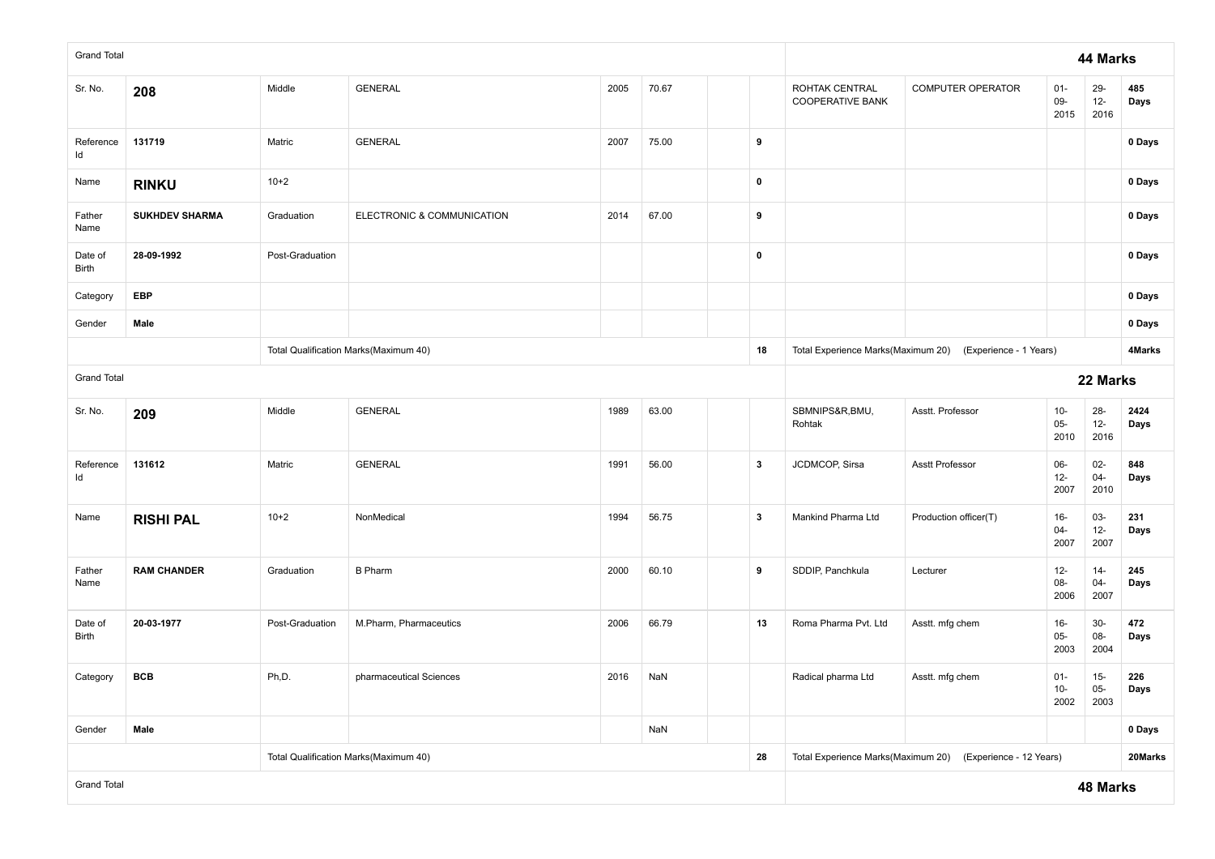| Grand Total | | | | | | | | | | | | 44 Marks |
|---|---|---|---|---|---|---|---|---|---|---|---|---|
| Sr. No. | **208** | Middle | GENERAL | 2005 | 70.67 | | | ROHTAK CENTRAL COOPERATIVE BANK | COMPUTER OPERATOR | 01-09-2015 | 29-12-2016 | **485 Days** |
| Reference Id | **131719** | Matric | GENERAL | 2007 | 75.00 | | **9** | | | | | **0 Days** |
| Name | **RINKU** | 10+2 | | | | | **0** | | | | | **0 Days** |
| Father Name | **SUKHDEV SHARMA** | Graduation | ELECTRONIC & COMMUNICATION | 2014 | 67.00 | | **9** | | | | | **0 Days** |
| Date of Birth | **28-09-1992** | Post-Graduation | | | | | **0** | | | | | **0 Days** |
| Category | **EBP** | | | | | | | | | | | **0 Days** |
| Gender | **Male** | | | | | | | | | | | **0 Days** |
| | | Total Qualification Marks(Maximum 40) | | | | | **18** | Total Experience Marks(Maximum 20) | (Experience - 1 Years) | | | **4Marks** |
| Grand Total | | | | | | | | | | | | **22 Marks** |
| Sr. No. | **209** | Middle | GENERAL | 1989 | 63.00 | | | SBMNIPS&R,BMU, Rohtak | Asstt. Professor | 10-05-2010 | 28-12-2016 | **2424 Days** |
| Reference Id | **131612** | Matric | GENERAL | 1991 | 56.00 | | **3** | JCDMCOP, Sirsa | Asstt Professor | 06-12-2007 | 02-04-2010 | **848 Days** |
| Name | **RISHI PAL** | 10+2 | NonMedical | 1994 | 56.75 | | **3** | Mankind Pharma Ltd | Production officer(T) | 16-04-2007 | 03-12-2007 | **231 Days** |
| Father Name | **RAM CHANDER** | Graduation | B Pharm | 2000 | 60.10 | | **9** | SDDIP, Panchkula | Lecturer | 12-08-2006 | 14-04-2007 | **245 Days** |
| Date of Birth | **20-03-1977** | Post-Graduation | M.Pharm, Pharmaceutics | 2006 | 66.79 | | **13** | Roma Pharma Pvt. Ltd | Asstt. mfg chem | 16-05-2003 | 30-08-2004 | **472 Days** |
| Category | **BCB** | Ph,D. | pharmaceutical Sciences | 2016 | NaN | | | Radical pharma Ltd | Asstt. mfg chem | 01-10-2002 | 15-05-2003 | **226 Days** |
| Gender | **Male** | | | | NaN | | | | | | | **0 Days** |
| | | Total Qualification Marks(Maximum 40) | | | | | **28** | Total Experience Marks(Maximum 20) | (Experience - 12 Years) | | | **20Marks** |
| Grand Total | | | | | | | | | | | | **48 Marks** |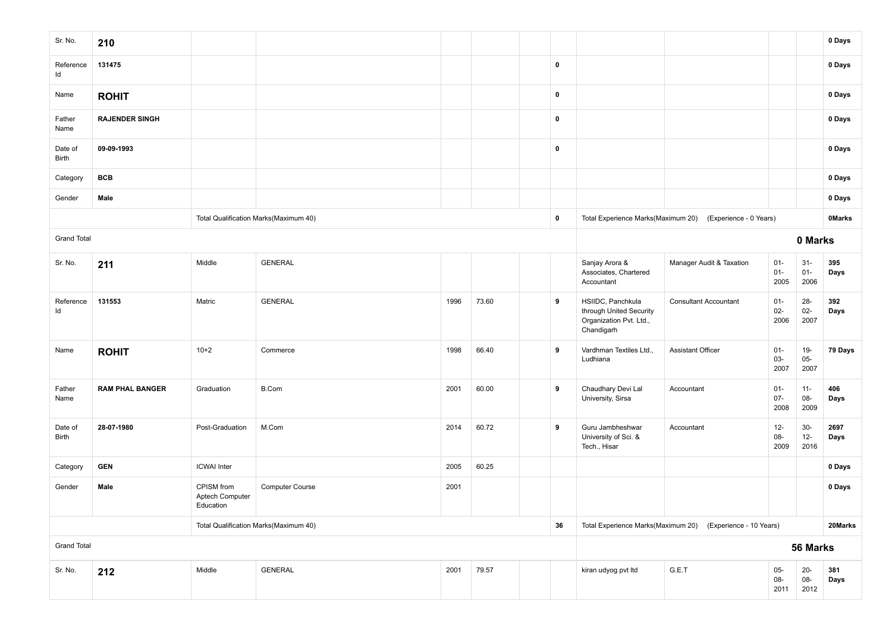| Sr. No. | 210 | | | | | | | | | | | 0 Days |
|---|---|---|---|---|---|---|---|---|---|---|---|---|
| Reference Id | 131475 | | | | | | 0 | | | | | 0 Days |
| Name | **ROHIT** | | | | | | 0 | | | | | 0 Days |
| Father Name | RAJENDER SINGH | | | | | | 0 | | | | | 0 Days |
| Date of Birth | 09-09-1993 | | | | | | 0 | | | | | 0 Days |
| Category | BCB | | | | | | | | | | | 0 Days |
| Gender | Male | | | | | | | | | | | 0 Days |
| | | Total Qualification Marks(Maximum 40) | | | | | 0 | Total Experience Marks(Maximum 20) | (Experience - 0 Years) | | | 0Marks |
| Grand Total | | | | | | | | | | | | **0 Marks** |
| Sr. No. | 211 | Middle | GENERAL | | | | | Sanjay Arora & Associates, Chartered Accountant | Manager Audit & Taxation | 01-01-2005 | 31-01-2006 | 395 Days |
| Reference Id | 131553 | Matric | GENERAL | 1996 | 73.60 | | 9 | HSIIDC, Panchkula through United Security Organization Pvt. Ltd., Chandigarh | Consultant Accountant | 01-02-2006 | 28-02-2007 | 392 Days |
| Name | **ROHIT** | 10+2 | Commerce | 1998 | 66.40 | | 9 | Vardhman Textiles Ltd., Ludhiana | Assistant Officer | 01-03-2007 | 19-05-2007 | 79 Days |
| Father Name | RAM PHAL BANGER | Graduation | B.Com | 2001 | 60.00 | | 9 | Chaudhary Devi Lal University, Sirsa | Accountant | 01-07-2008 | 11-08-2009 | 406 Days |
| Date of Birth | 28-07-1980 | Post-Graduation | M.Com | 2014 | 60.72 | | 9 | Guru Jambheshwar University of Sci. & Tech., Hisar | Accountant | 12-08-2009 | 30-12-2016 | 2697 Days |
| Category | GEN | ICWAI Inter | | 2005 | 60.25 | | | | | | | 0 Days |
| Gender | Male | CPISM from Aptech Computer Education | Computer Course | 2001 | | | | | | | | 0 Days |
| | | Total Qualification Marks(Maximum 40) | | | | | 36 | Total Experience Marks(Maximum 20) | (Experience - 10 Years) | | | 20Marks |
| Grand Total | | | | | | | | | | | | **56 Marks** |
| Sr. No. | 212 | Middle | GENERAL | 2001 | 79.57 | | | kiran udyog pvt ltd | G.E.T | 05-08-2011 | 20-08-2012 | 381 Days |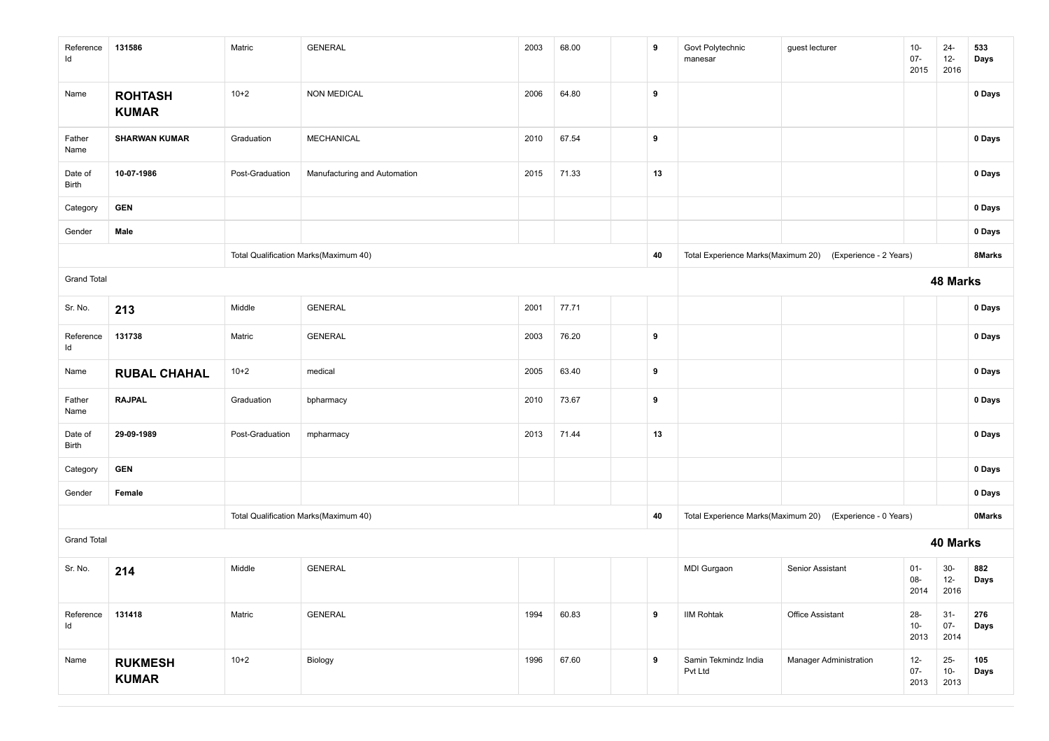| | | | | | | | | | | | | |
|---|---|---|---|---|---|---|---|---|---|---|---|---|
| Reference Id | 131586 | Matric | GENERAL | 2003 | 68.00 | | 9 | Govt Polytechnic manesar | guest lecturer | 10-07-2015 | 24-12-2016 | **533 Days** |
| Name | **ROHTASH KUMAR** | 10+2 | NON MEDICAL | 2006 | 64.80 | | 9 | | | | | **0 Days** |
| Father Name | **SHARWAN KUMAR** | Graduation | MECHANICAL | 2010 | 67.54 | | 9 | | | | | **0 Days** |
| Date of Birth | **10-07-1986** | Post-Graduation | Manufacturing and Automation | 2015 | 71.33 | | 13 | | | | | **0 Days** |
| Category | **GEN** | | | | | | | | | | | **0 Days** |
| Gender | **Male** | | | | | | | | | | | **0 Days** |
| | | Total Qualification Marks(Maximum 40) | | | | | **40** | Total Experience Marks(Maximum 20) | (Experience - 2 Years) | | | **8Marks** |
| Grand Total | | | | | | | | | | | **48 Marks** | |
| Sr. No. | **213** | Middle | GENERAL | 2001 | 77.71 | | | | | | | **0 Days** |
| Reference Id | **131738** | Matric | GENERAL | 2003 | 76.20 | | 9 | | | | | **0 Days** |
| Name | **RUBAL CHAHAL** | 10+2 | medical | 2005 | 63.40 | | 9 | | | | | **0 Days** |
| Father Name | **RAJPAL** | Graduation | bpharmacy | 2010 | 73.67 | | 9 | | | | | **0 Days** |
| Date of Birth | **29-09-1989** | Post-Graduation | mpharmacy | 2013 | 71.44 | | 13 | | | | | **0 Days** |
| Category | **GEN** | | | | | | | | | | | **0 Days** |
| Gender | **Female** | | | | | | | | | | | **0 Days** |
| | | Total Qualification Marks(Maximum 40) | | | | | **40** | Total Experience Marks(Maximum 20) | (Experience - 0 Years) | | | **0Marks** |
| Grand Total | | | | | | | | | | | **40 Marks** | |
| Sr. No. | **214** | Middle | GENERAL | | | | | MDI Gurgaon | Senior Assistant | 01-08-2014 | 30-12-2016 | **882 Days** |
| Reference Id | **131418** | Matric | GENERAL | 1994 | 60.83 | | 9 | IIM Rohtak | Office Assistant | 28-10-2013 | 31-07-2014 | **276 Days** |
| Name | **RUKMESH KUMAR** | 10+2 | Biology | 1996 | 67.60 | | 9 | Samin Tekmindz India Pvt Ltd | Manager Administration | 12-07-2013 | 25-10-2013 | **105 Days** |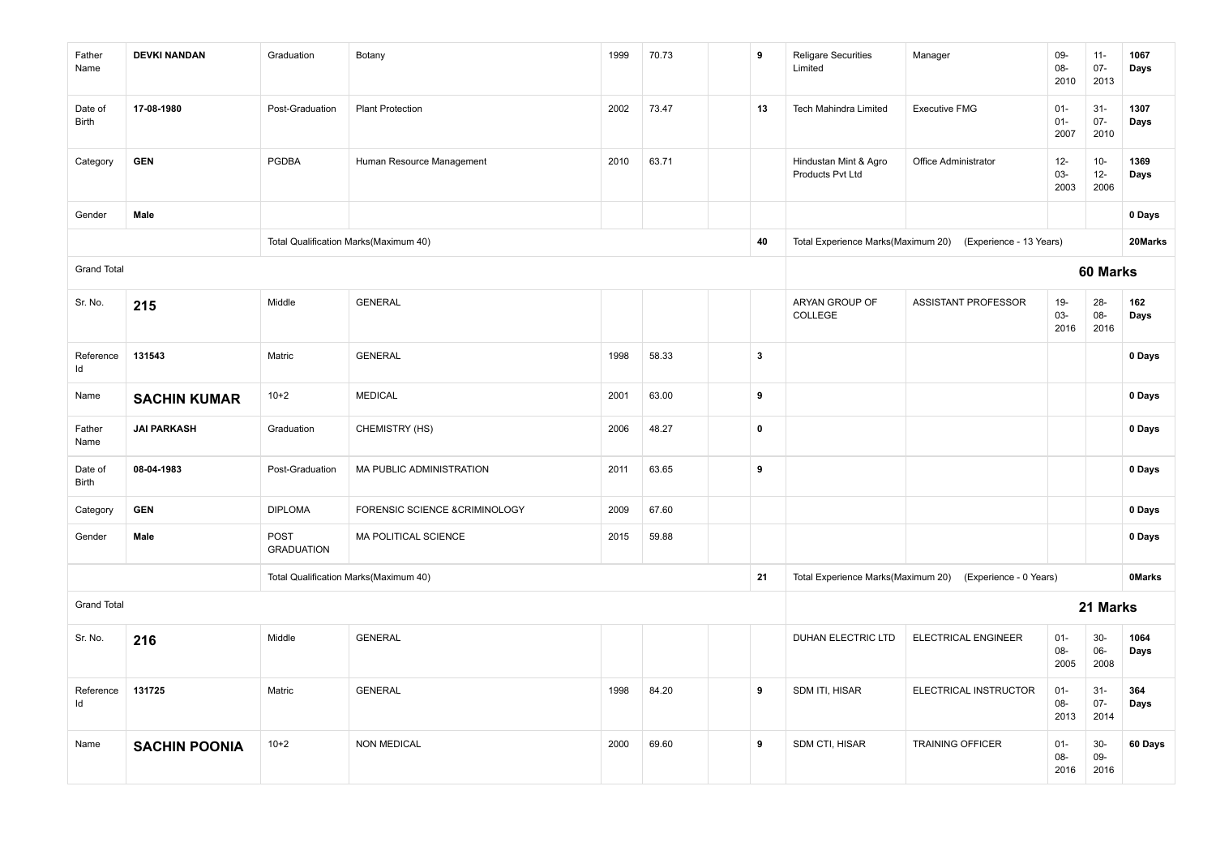| | | | | | | | | | | | | |
|---|---|---|---|---|---|---|---|---|---|---|---|---|
| Father Name | **DEVKI NANDAN** | Graduation | Botany | 1999 | 70.73 | | **9** | Religare Securities Limited | Manager | 09-08-2010 | 11-07-2013 | **1067 Days** |
| Date of Birth | **17-08-1980** | Post-Graduation | Plant Protection | 2002 | 73.47 | | **13** | Tech Mahindra Limited | Executive FMG | 01-01-2007 | 31-07-2010 | **1307 Days** |
| Category | **GEN** | PGDBA | Human Resource Management | 2010 | 63.71 | | | Hindustan Mint & Agro Products Pvt Ltd | Office Administrator | 12-03-2003 | 10-12-2006 | **1369 Days** |
| Gender | **Male** | | | | | | | | | | | **0 Days** |
| | | Total Qualification Marks(Maximum 40) | | | | | **40** | Total Experience Marks(Maximum 20) | (Experience - 13 Years) | | | **20Marks** |
| Grand Total | | | | | | | | | | | **60 Marks** | |
| Sr. No. | **215** | Middle | GENERAL | | | | | ARYAN GROUP OF COLLEGE | ASSISTANT PROFESSOR | 19-03-2016 | 28-08-2016 | **162 Days** |
| Reference Id | **131543** | Matric | GENERAL | 1998 | 58.33 | | **3** | | | | | **0 Days** |
| Name | **SACHIN KUMAR** | 10+2 | MEDICAL | 2001 | 63.00 | | **9** | | | | | **0 Days** |
| Father Name | **JAI PARKASH** | Graduation | CHEMISTRY (HS) | 2006 | 48.27 | | **0** | | | | | **0 Days** |
| Date of Birth | **08-04-1983** | Post-Graduation | MA PUBLIC ADMINISTRATION | 2011 | 63.65 | | **9** | | | | | **0 Days** |
| Category | **GEN** | DIPLOMA | FORENSIC SCIENCE &CRIMINOLOGY | 2009 | 67.60 | | | | | | | **0 Days** |
| Gender | **Male** | POST GRADUATION | MA POLITICAL SCIENCE | 2015 | 59.88 | | | | | | | **0 Days** |
| | | Total Qualification Marks(Maximum 40) | | | | | **21** | Total Experience Marks(Maximum 20) | (Experience - 0 Years) | | | **0Marks** |
| Grand Total | | | | | | | | | | | **21 Marks** | |
| Sr. No. | **216** | Middle | GENERAL | | | | | DUHAN ELECTRIC LTD | ELECTRICAL ENGINEER | 01-08-2005 | 30-06-2008 | **1064 Days** |
| Reference Id | **131725** | Matric | GENERAL | 1998 | 84.20 | | **9** | SDM ITI, HISAR | ELECTRICAL INSTRUCTOR | 01-08-2013 | 31-07-2014 | **364 Days** |
| Name | **SACHIN POONIA** | 10+2 | NON MEDICAL | 2000 | 69.60 | | **9** | SDM CTI, HISAR | TRAINING OFFICER | 01-08-2016 | 30-09-2016 | **60 Days** |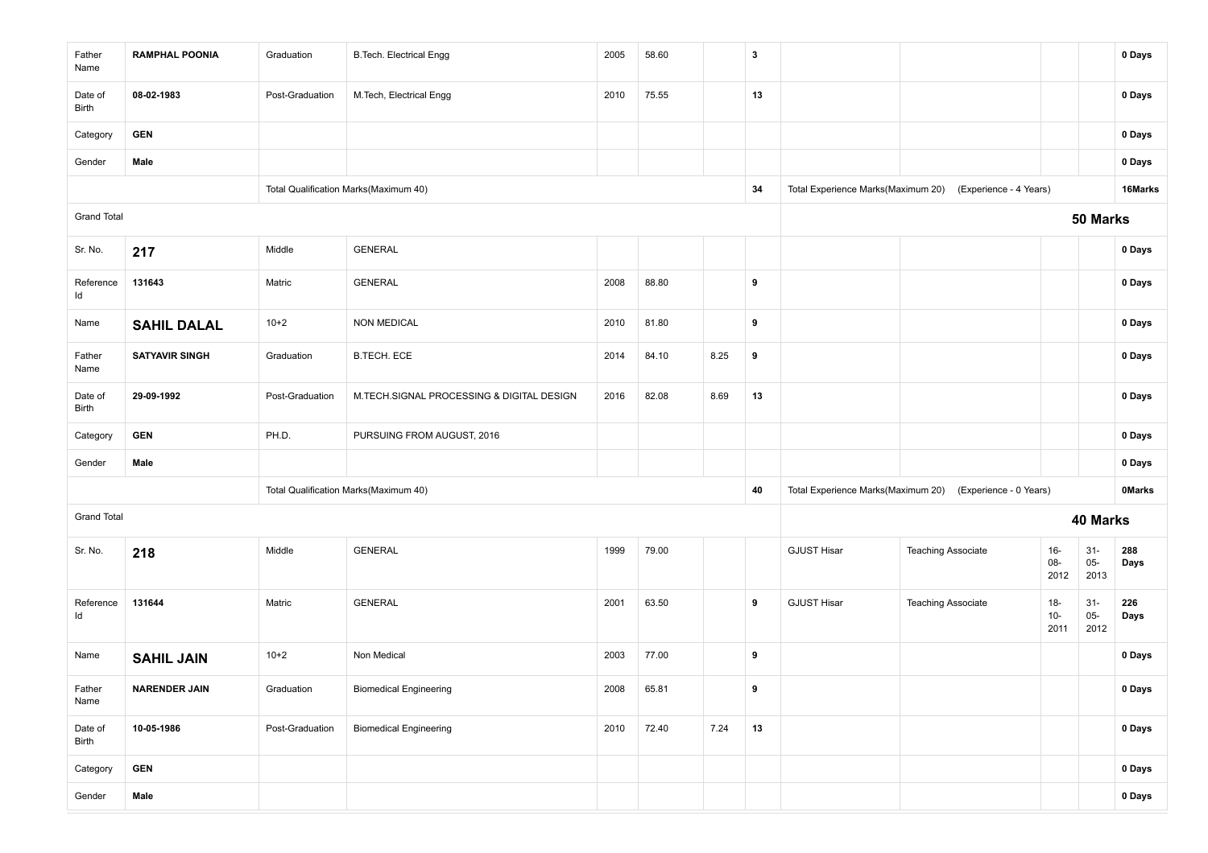| | | | | | | | | | | | | |
|---|---|---|---|---|---|---|---|---|---|---|---|---|
| Father Name | **RAMPHAL POONIA** | Graduation | B.Tech. Electrical Engg | 2005 | 58.60 | | **3** | | | | | **0 Days** |
| Date of Birth | **08-02-1983** | Post-Graduation | M.Tech, Electrical Engg | 2010 | 75.55 | | **13** | | | | | **0 Days** |
| Category | **GEN** | | | | | | | | | | | **0 Days** |
| Gender | **Male** | | | | | | | | | | | **0 Days** |
| | | Total Qualification Marks(Maximum 40) | | | | | **34** | Total Experience Marks(Maximum 20) | (Experience - 4 Years) | | | **16Marks** |
| Grand Total | | | | | | | | | | | **50 Marks** | |
| Sr. No. | **217** | Middle | GENERAL | | | | | | | | | **0 Days** |
| Reference Id | **131643** | Matric | GENERAL | 2008 | 88.80 | | **9** | | | | | **0 Days** |
| Name | **SAHIL DALAL** | 10+2 | NON MEDICAL | 2010 | 81.80 | | **9** | | | | | **0 Days** |
| Father Name | **SATYAVIR SINGH** | Graduation | B.TECH. ECE | 2014 | 84.10 | 8.25 | **9** | | | | | **0 Days** |
| Date of Birth | **29-09-1992** | Post-Graduation | M.TECH.SIGNAL PROCESSING & DIGITAL DESIGN | 2016 | 82.08 | 8.69 | **13** | | | | | **0 Days** |
| Category | **GEN** | PH.D. | PURSUING FROM AUGUST, 2016 | | | | | | | | | **0 Days** |
| Gender | **Male** | | | | | | | | | | | **0 Days** |
| | | Total Qualification Marks(Maximum 40) | | | | | **40** | Total Experience Marks(Maximum 20) | (Experience - 0 Years) | | | **0Marks** |
| Grand Total | | | | | | | | | | | **40 Marks** | |
| Sr. No. | **218** | Middle | GENERAL | 1999 | 79.00 | | | GJUST Hisar | Teaching Associate | 16-08-2012 | 31-05-2013 | **288 Days** |
| Reference Id | **131644** | Matric | GENERAL | 2001 | 63.50 | | **9** | GJUST Hisar | Teaching Associate | 18-10-2011 | 31-05-2012 | **226 Days** |
| Name | **SAHIL JAIN** | 10+2 | Non Medical | 2003 | 77.00 | | **9** | | | | | **0 Days** |
| Father Name | **NARENDER JAIN** | Graduation | Biomedical Engineering | 2008 | 65.81 | | **9** | | | | | **0 Days** |
| Date of Birth | **10-05-1986** | Post-Graduation | Biomedical Engineering | 2010 | 72.40 | 7.24 | **13** | | | | | **0 Days** |
| Category | **GEN** | | | | | | | | | | | **0 Days** |
| Gender | **Male** | | | | | | | | | | | **0 Days** |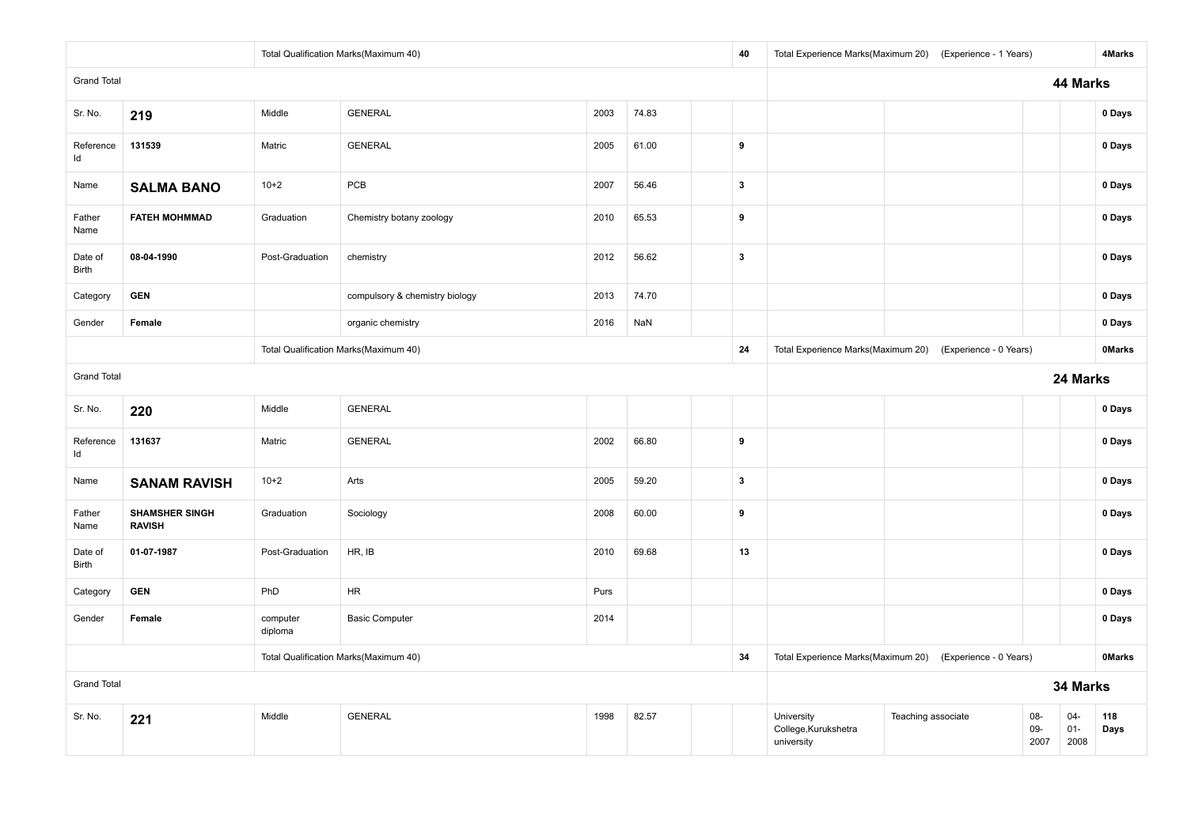| | | | | | | | | | | | | |
|---|---|---|---|---|---|---|---|---|---|---|---|---|
| | | Total Qualification Marks(Maximum 40) | | | | | 40 | Total Experience Marks(Maximum 20) | (Experience - 1 Years) | | | 4Marks |
| Grand Total | | | | | | | | | | **44 Marks** | | |
| Sr. No. | **219** | Middle | GENERAL | 2003 | 74.83 | | | | | | | **0 Days** |
| Reference Id | **131539** | Matric | GENERAL | 2005 | 61.00 | | **9** | | | | | **0 Days** |
| Name | **SALMA BANO** | 10+2 | PCB | 2007 | 56.46 | | **3** | | | | | **0 Days** |
| Father Name | **FATEH MOHMMAD** | Graduation | Chemistry botany zoology | 2010 | 65.53 | | **9** | | | | | **0 Days** |
| Date of Birth | **08-04-1990** | Post-Graduation | chemistry | 2012 | 56.62 | | **3** | | | | | **0 Days** |
| Category | **GEN** | | compulsory & chemistry biology | 2013 | 74.70 | | | | | | | **0 Days** |
| Gender | **Female** | | organic chemistry | 2016 | NaN | | | | | | | **0 Days** |
| | | Total Qualification Marks(Maximum 40) | | | | | **24** | Total Experience Marks(Maximum 20) | (Experience - 0 Years) | | | **0Marks** |
| Grand Total | | | | | | | | | | **24 Marks** | | |
| Sr. No. | **220** | Middle | GENERAL | | | | | | | | | **0 Days** |
| Reference Id | **131637** | Matric | GENERAL | 2002 | 66.80 | | **9** | | | | | **0 Days** |
| Name | **SANAM RAVISH** | 10+2 | Arts | 2005 | 59.20 | | **3** | | | | | **0 Days** |
| Father Name | **SHAMSHER SINGH RAVISH** | Graduation | Sociology | 2008 | 60.00 | | **9** | | | | | **0 Days** |
| Date of Birth | **01-07-1987** | Post-Graduation | HR, IB | 2010 | 69.68 | | **13** | | | | | **0 Days** |
| Category | **GEN** | PhD | HR | Purs | | | | | | | | **0 Days** |
| Gender | **Female** | computer diploma | Basic Computer | 2014 | | | | | | | | **0 Days** |
| | | Total Qualification Marks(Maximum 40) | | | | | **34** | Total Experience Marks(Maximum 20) | (Experience - 0 Years) | | | **0Marks** |
| Grand Total | | | | | | | | | | **34 Marks** | | |
| Sr. No. | **221** | Middle | GENERAL | 1998 | 82.57 | | | University College,Kurukshetra university | Teaching associate | 08-09-2007 | 04-01-2008 | **118 Days** |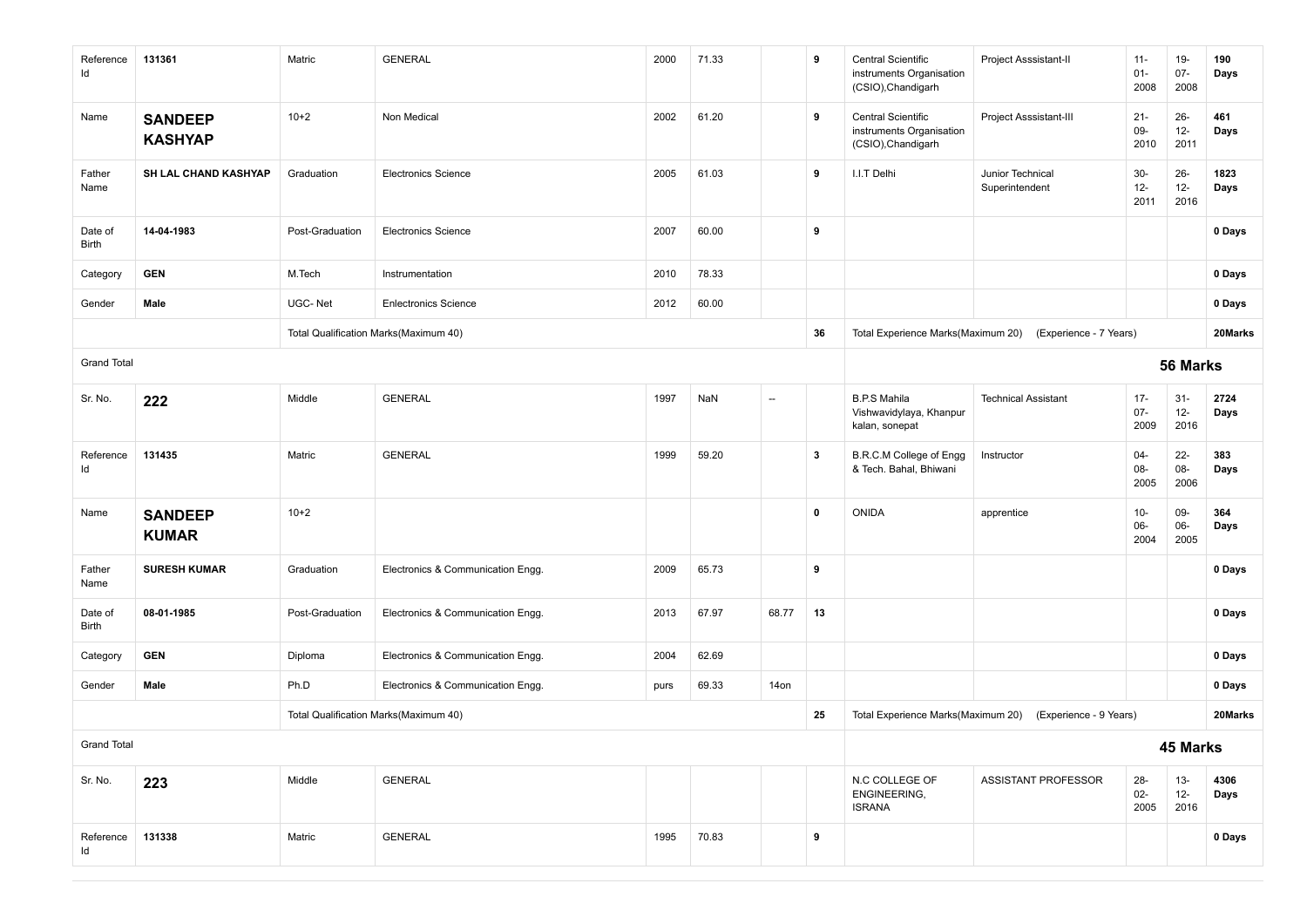| | | | | | | | | | | | | |
|---|---|---|---|---|---|---|---|---|---|---|---|---|
| Reference Id | **131361** | Matric | GENERAL | 2000 | 71.33 | | **9** | Central Scientific instruments Organisation (CSIO),Chandigarh | Project Asssistant-II | 11-01-2008 | 19-07-2008 | **190 Days** |
| Name | **SANDEEP KASHYAP** | 10+2 | Non Medical | 2002 | 61.20 | | **9** | Central Scientific instruments Organisation (CSIO),Chandigarh | Project Asssistant-III | 21-09-2010 | 26-12-2011 | **461 Days** |
| Father Name | **SH LAL CHAND KASHYAP** | Graduation | Electronics Science | 2005 | 61.03 | | **9** | I.I.T Delhi | Junior Technical Superintendent | 30-12-2011 | 26-12-2016 | **1823 Days** |
| Date of Birth | **14-04-1983** | Post-Graduation | Electronics Science | 2007 | 60.00 | | **9** | | | | | **0 Days** |
| Category | **GEN** | M.Tech | Instrumentation | 2010 | 78.33 | | | | | | | **0 Days** |
| Gender | **Male** | UGC- Net | Enlectronics Science | 2012 | 60.00 | | | | | | | **0 Days** |
| | | Total Qualification Marks(Maximum 40) | | | | | **36** | Total Experience Marks(Maximum 20) | (Experience - 7 Years) | | | **20Marks** |
| Grand Total | | | | | | | | | | | **56 Marks** | |
| Sr. No. | **222** | Middle | GENERAL | 1997 | NaN | -- | | B.P.S Mahila Vishwavidylaya, Khanpur kalan, sonepat | Technical Assistant | 17-07-2009 | 31-12-2016 | **2724 Days** |
| Reference Id | **131435** | Matric | GENERAL | 1999 | 59.20 | | **3** | B.R.C.M College of Engg & Tech. Bahal, Bhiwani | Instructor | 04-08-2005 | 22-08-2006 | **383 Days** |
| Name | **SANDEEP KUMAR** | 10+2 | | | | | **0** | ONIDA | apprentice | 10-06-2004 | 09-06-2005 | **364 Days** |
| Father Name | **SURESH KUMAR** | Graduation | Electronics & Communication Engg. | 2009 | 65.73 | | **9** | | | | | **0 Days** |
| Date of Birth | **08-01-1985** | Post-Graduation | Electronics & Communication Engg. | 2013 | 67.97 | 68.77 | **13** | | | | | **0 Days** |
| Category | **GEN** | Diploma | Electronics & Communication Engg. | 2004 | 62.69 | | | | | | | **0 Days** |
| Gender | **Male** | Ph.D | Electronics & Communication Engg. | purs | 69.33 | 14on | | | | | | **0 Days** |
| | | Total Qualification Marks(Maximum 40) | | | | | **25** | Total Experience Marks(Maximum 20) | (Experience - 9 Years) | | | **20Marks** |
| Grand Total | | | | | | | | | | | **45 Marks** | |
| Sr. No. | **223** | Middle | GENERAL | | | | | N.C COLLEGE OF ENGINEERING, ISRANA | ASSISTANT PROFESSOR | 28-02-2005 | 13-12-2016 | **4306 Days** |
| Reference Id | **131338** | Matric | GENERAL | 1995 | 70.83 | | **9** | | | | | **0 Days** |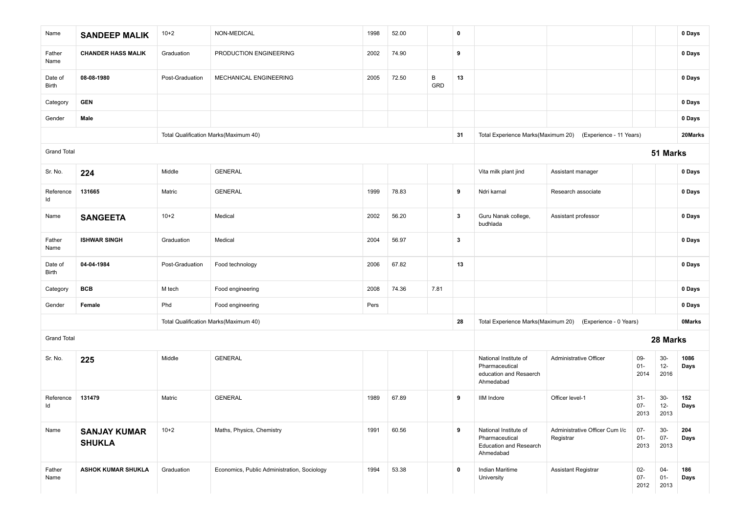| | | | | | | | | | | | | |
|---|---|---|---|---|---|---|---|---|---|---|---|---|
| Name | **SANDEEP MALIK** | 10+2 | NON-MEDICAL | 1998 | 52.00 | | **0** | | | | | **0 Days** |
| Father Name | **CHANDER HASS MALIK** | Graduation | PRODUCTION ENGINEERING | 2002 | 74.90 | | **9** | | | | | **0 Days** |
| Date of Birth | **08-08-1980** | Post-Graduation | MECHANICAL ENGINEERING | 2005 | 72.50 | B GRD | **13** | | | | | **0 Days** |
| Category | **GEN** | | | | | | | | | | | **0 Days** |
| Gender | **Male** | | | | | | | | | | | **0 Days** |
| | | Total Qualification Marks(Maximum 40) | | | | | **31** | Total Experience Marks(Maximum 20) | (Experience - 11 Years) | | | **20Marks** |
| Grand Total | | | | | | | | **51 Marks** | | | | |
| Sr. No. | **224** | Middle | GENERAL | | | | | Vita milk plant jind | Assistant manager | | | **0 Days** |
| Reference Id | **131665** | Matric | GENERAL | 1999 | 78.83 | | **9** | Ndri karnal | Research associate | | | **0 Days** |
| Name | **SANGEETA** | 10+2 | Medical | 2002 | 56.20 | | **3** | Guru Nanak college, budhlada | Assistant professor | | | **0 Days** |
| Father Name | **ISHWAR SINGH** | Graduation | Medical | 2004 | 56.97 | | **3** | | | | | **0 Days** |
| Date of Birth | **04-04-1984** | Post-Graduation | Food technology | 2006 | 67.82 | | **13** | | | | | **0 Days** |
| Category | **BCB** | M tech | Food engineering | 2008 | 74.36 | 7.81 | | | | | | **0 Days** |
| Gender | **Female** | Phd | Food engineering | Pers | | | | | | | | **0 Days** |
| | | Total Qualification Marks(Maximum 40) | | | | | **28** | Total Experience Marks(Maximum 20) | (Experience - 0 Years) | | | **0Marks** |
| Grand Total | | | | | | | | **28 Marks** | | | | |
| Sr. No. | **225** | Middle | GENERAL | | | | | National Institute of Pharmaceutical education and Resaerch Ahmedabad | Administrative Officer | 09-01-2014 | 30-12-2016 | **1086 Days** |
| Reference Id | **131479** | Matric | GENERAL | 1989 | 67.89 | | **9** | IIM Indore | Officer level-1 | 31-07-2013 | 30-12-2013 | **152 Days** |
| Name | **SANJAY KUMAR SHUKLA** | 10+2 | Maths, Physics, Chemistry | 1991 | 60.56 | | **9** | National Institute of Pharmaceutical Education and Research Ahmedabad | Administrative Officer Cum I/c Registrar | 07-01-2013 | 30-07-2013 | **204 Days** |
| Father Name | **ASHOK KUMAR SHUKLA** | Graduation | Economics, Public Administration, Sociology | 1994 | 53.38 | | **0** | Indian Maritime University | Assistant Registrar | 02-07-2012 | 04-01-2013 | **186 Days** |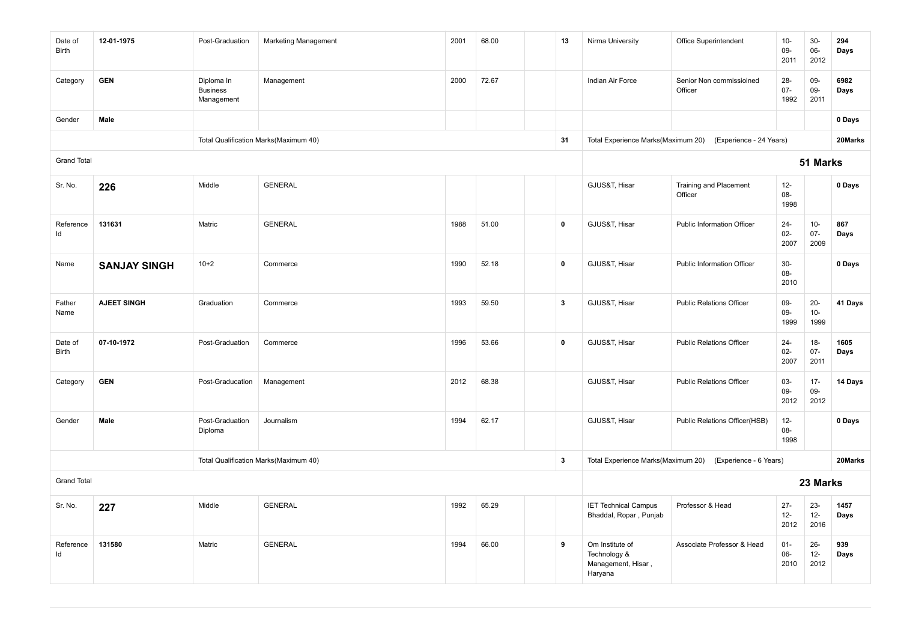| | | | | | | | | | | | | |
|---|---|---|---|---|---|---|---|---|---|---|---|---|
| Date of Birth | **12-01-1975** | Post-Graduation | Marketing Management | 2001 | 68.00 | | **13** | Nirma University | Office Superintendent | 10-09-2011 | 30-06-2012 | **294 Days** |
| Category | **GEN** | Diploma In Business Management | Management | 2000 | 72.67 | | | Indian Air Force | Senior Non commissioined Officer | 28-07-1992 | 09-09-2011 | **6982 Days** |
| Gender | **Male** | | | | | | | | | | | **0 Days** |
| | | Total Qualification Marks(Maximum 40) | | | | | **31** | Total Experience Marks(Maximum 20) | (Experience - 24 Years) | | | **20Marks** |
| Grand Total | | | | | | | | | | **51 Marks** | | |
| Sr. No. | **226** | Middle | GENERAL | | | | | GJUS&T, Hisar | Training and Placement Officer | 12-08-1998 | | **0 Days** |
| Reference Id | **131631** | Matric | GENERAL | 1988 | 51.00 | | **0** | GJUS&T, Hisar | Public Information Officer | 24-02-2007 | 10-07-2009 | **867 Days** |
| Name | **SANJAY SINGH** | 10+2 | Commerce | 1990 | 52.18 | | **0** | GJUS&T, Hisar | Public Information Officer | 30-08-2010 | | **0 Days** |
| Father Name | **AJEET SINGH** | Graduation | Commerce | 1993 | 59.50 | | **3** | GJUS&T, Hisar | Public Relations Officer | 09-09-1999 | 20-10-1999 | **41 Days** |
| Date of Birth | **07-10-1972** | Post-Graduation | Commerce | 1996 | 53.66 | | **0** | GJUS&T, Hisar | Public Relations Officer | 24-02-2007 | 18-07-2011 | **1605 Days** |
| Category | **GEN** | Post-Graducation | Management | 2012 | 68.38 | | | GJUS&T, Hisar | Public Relations Officer | 03-09-2012 | 17-09-2012 | **14 Days** |
| Gender | **Male** | Post-Graduation Diploma | Journalism | 1994 | 62.17 | | | GJUS&T, Hisar | Public Relations Officer(HSB) | 12-08-1998 | | **0 Days** |
| | | Total Qualification Marks(Maximum 40) | | | | | **3** | Total Experience Marks(Maximum 20) | (Experience - 6 Years) | | | **20Marks** |
| Grand Total | | | | | | | | | | **23 Marks** | | |
| Sr. No. | **227** | Middle | GENERAL | 1992 | 65.29 | | | IET Technical Campus Bhaddal, Ropar , Punjab | Professor & Head | 27-12-2012 | 23-12-2016 | **1457 Days** |
| Reference Id | **131580** | Matric | GENERAL | 1994 | 66.00 | | **9** | Om Institute of Technology & Management, Hisar , Haryana | Associate Professor & Head | 01-06-2010 | 26-12-2012 | **939 Days** |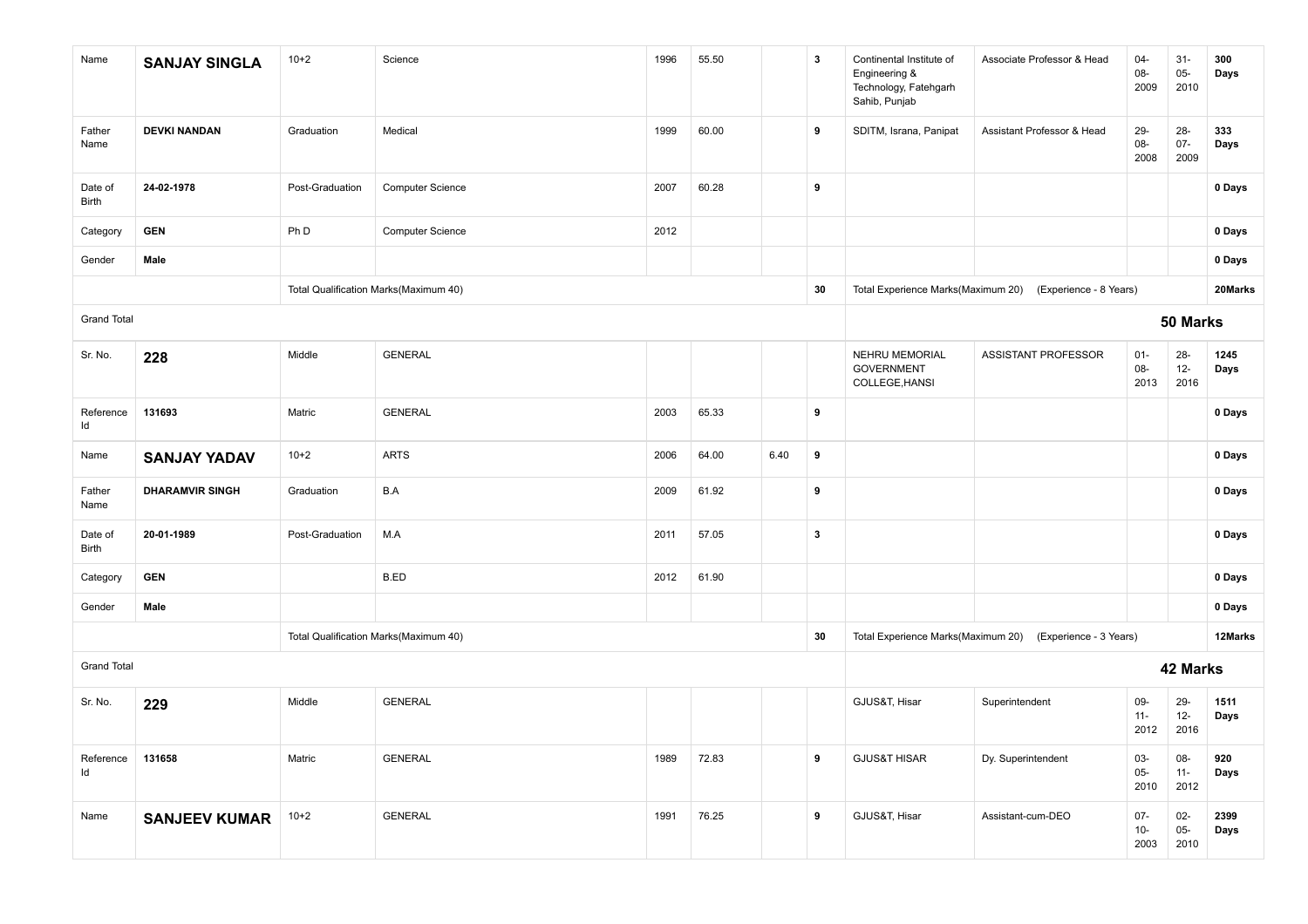| | | | | | | | | | | | | |
|---|---|---|---|---|---|---|---|---|---|---|---|---|
| Name | **SANJAY SINGLA** | 10+2 | Science | 1996 | 55.50 | | **3** | Continental Institute of Engineering & Technology, Fatehgarh Sahib, Punjab | Associate Professor & Head | 04-08-2009 | 31-05-2010 | **300 Days** |
| Father Name | **DEVKI NANDAN** | Graduation | Medical | 1999 | 60.00 | | **9** | SDITM, Israna, Panipat | Assistant Professor & Head | 29-08-2008 | 28-07-2009 | **333 Days** |
| Date of Birth | **24-02-1978** | Post-Graduation | Computer Science | 2007 | 60.28 | | **9** | | | | | **0 Days** |
| Category | **GEN** | Ph D | Computer Science | 2012 | | | | | | | | **0 Days** |
| Gender | **Male** | | | | | | | | | | | **0 Days** |
| | | Total Qualification Marks(Maximum 40) | | | | | **30** | Total Experience Marks(Maximum 20) | (Experience - 8 Years) | | | **20Marks** |
| Grand Total | | | | | | | | **50 Marks** | | | | |
| Sr. No. | **228** | Middle | GENERAL | | | | | NEHRU MEMORIAL GOVERNMENT COLLEGE,HANSI | ASSISTANT PROFESSOR | 01-08-2013 | 28-12-2016 | **1245 Days** |
| Reference Id | **131693** | Matric | GENERAL | 2003 | 65.33 | | **9** | | | | | **0 Days** |
| Name | **SANJAY YADAV** | 10+2 | ARTS | 2006 | 64.00 | 6.40 | **9** | | | | | **0 Days** |
| Father Name | **DHARAMVIR SINGH** | Graduation | B.A | 2009 | 61.92 | | **9** | | | | | **0 Days** |
| Date of Birth | **20-01-1989** | Post-Graduation | M.A | 2011 | 57.05 | | **3** | | | | | **0 Days** |
| Category | **GEN** | | B.ED | 2012 | 61.90 | | | | | | | **0 Days** |
| Gender | **Male** | | | | | | | | | | | **0 Days** |
| | | Total Qualification Marks(Maximum 40) | | | | | **30** | Total Experience Marks(Maximum 20) | (Experience - 3 Years) | | | **12Marks** |
| Grand Total | | | | | | | | **42 Marks** | | | | |
| Sr. No. | **229** | Middle | GENERAL | | | | | GJUS&T, Hisar | Superintendent | 09-11-2012 | 29-12-2016 | **1511 Days** |
| Reference Id | **131658** | Matric | GENERAL | 1989 | 72.83 | | **9** | GJUS&T HISAR | Dy. Superintendent | 03-05-2010 | 08-11-2012 | **920 Days** |
| Name | **SANJEEV KUMAR** | 10+2 | GENERAL | 1991 | 76.25 | | **9** | GJUS&T, Hisar | Assistant-cum-DEO | 07-10-2003 | 02-05-2010 | **2399 Days** |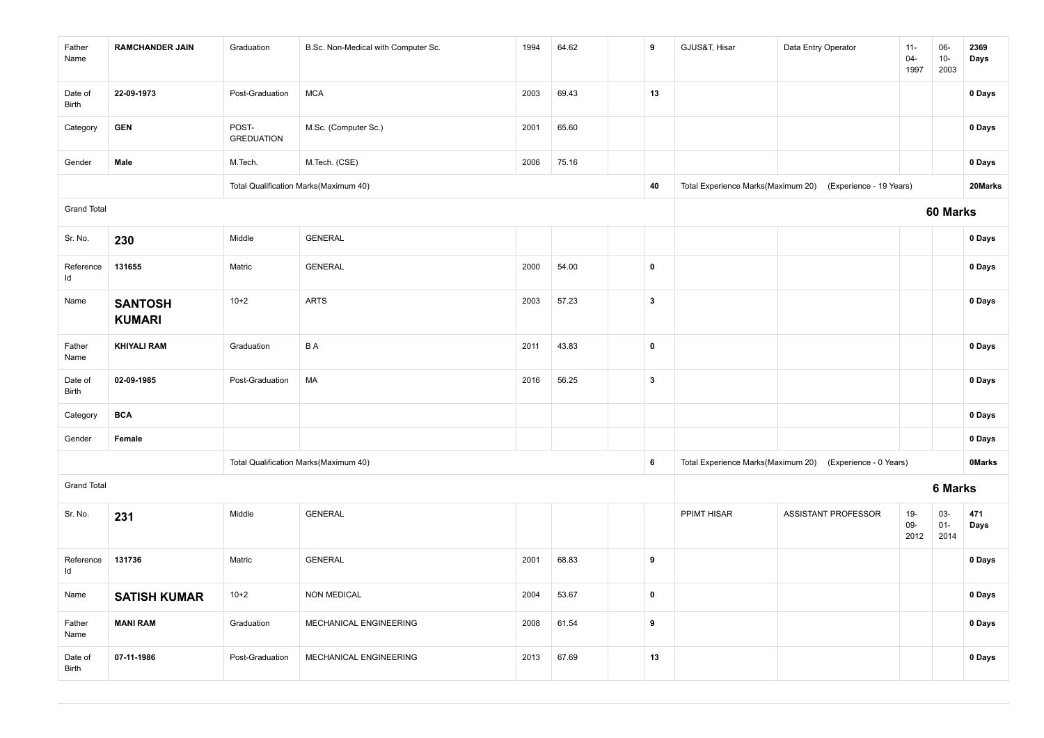| | | | | | | | | | | | | |
|---|---|---|---|---|---|---|---|---|---|---|---|---|
| Father Name | **RAMCHANDER JAIN** | Graduation | B.Sc. Non-Medical with Computer Sc. | 1994 | 64.62 | | **9** | GJUS&T, Hisar | Data Entry Operator | 11-04-1997 | 06-10-2003 | **2369 Days** |
| Date of Birth | **22-09-1973** | Post-Graduation | MCA | 2003 | 69.43 | | **13** | | | | | **0 Days** |
| Category | **GEN** | POST-GREDUATION | M.Sc. (Computer Sc.) | 2001 | 65.60 | | | | | | | **0 Days** |
| Gender | **Male** | M.Tech. | M.Tech. (CSE) | 2006 | 75.16 | | | | | | | **0 Days** |
| | | Total Qualification Marks(Maximum 40) | | | | | **40** | Total Experience Marks(Maximum 20) | (Experience - 19 Years) | | | **20Marks** |
| Grand Total | | | | | | | | | | | **60 Marks** | |
| Sr. No. | **230** | Middle | GENERAL | | | | | | | | | **0 Days** |
| Reference Id | **131655** | Matric | GENERAL | 2000 | 54.00 | | **0** | | | | | **0 Days** |
| Name | **SANTOSH KUMARI** | 10+2 | ARTS | 2003 | 57.23 | | **3** | | | | | **0 Days** |
| Father Name | **KHIYALI RAM** | Graduation | B A | 2011 | 43.83 | | **0** | | | | | **0 Days** |
| Date of Birth | **02-09-1985** | Post-Graduation | MA | 2016 | 56.25 | | **3** | | | | | **0 Days** |
| Category | **BCA** | | | | | | | | | | | **0 Days** |
| Gender | **Female** | | | | | | | | | | | **0 Days** |
| | | Total Qualification Marks(Maximum 40) | | | | | **6** | Total Experience Marks(Maximum 20) | (Experience - 0 Years) | | | **0Marks** |
| Grand Total | | | | | | | | | | | **6 Marks** | |
| Sr. No. | **231** | Middle | GENERAL | | | | | PPIMT HISAR | ASSISTANT PROFESSOR | 19-09-2012 | 03-01-2014 | **471 Days** |
| Reference Id | **131736** | Matric | GENERAL | 2001 | 68.83 | | **9** | | | | | **0 Days** |
| Name | **SATISH KUMAR** | 10+2 | NON MEDICAL | 2004 | 53.67 | | **0** | | | | | **0 Days** |
| Father Name | **MANI RAM** | Graduation | MECHANICAL ENGINEERING | 2008 | 61.54 | | **9** | | | | | **0 Days** |
| Date of Birth | **07-11-1986** | Post-Graduation | MECHANICAL ENGINEERING | 2013 | 67.69 | | **13** | | | | | **0 Days** |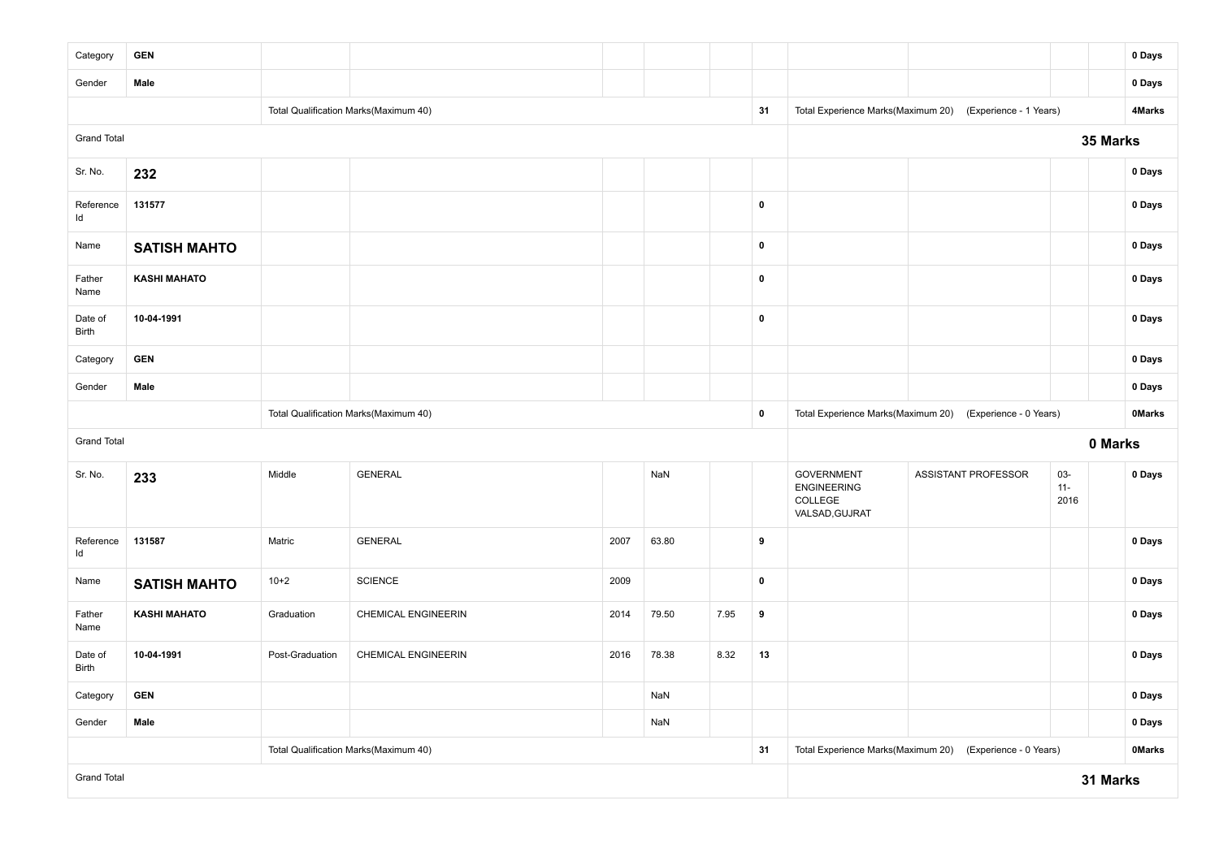| | | | | | | | | | | | | |
|---|---|---|---|---|---|---|---|---|---|---|---|---|
| Category | **GEN** | | | | | | | | | | | **0 Days** |
| Gender | **Male** | | | | | | | | | | | **0 Days** |
| | | Total Qualification Marks(Maximum 40) | | | | | **31** | Total Experience Marks(Maximum 20) | (Experience - 1 Years) | | | **4Marks** |
| Grand Total | | | | | | | | | | | **35 Marks** | |
| Sr. No. | **232** | | | | | | | | | | | **0 Days** |
| Reference Id | **131577** | | | | | | **0** | | | | | **0 Days** |
| Name | **SATISH MAHTO** | | | | | | **0** | | | | | **0 Days** |
| Father Name | **KASHI MAHATO** | | | | | | **0** | | | | | **0 Days** |
| Date of Birth | **10-04-1991** | | | | | | **0** | | | | | **0 Days** |
| Category | **GEN** | | | | | | | | | | | **0 Days** |
| Gender | **Male** | | | | | | | | | | | **0 Days** |
| | | Total Qualification Marks(Maximum 40) | | | | | **0** | Total Experience Marks(Maximum 20) | (Experience - 0 Years) | | | **0Marks** |
| Grand Total | | | | | | | | | | | **0 Marks** | |
| Sr. No. | **233** | Middle | GENERAL | | NaN | | | GOVERNMENT ENGINEERING COLLEGE VALSAD,GUJRAT | ASSISTANT PROFESSOR | 03-11-2016 | | **0 Days** |
| Reference Id | **131587** | Matric | GENERAL | 2007 | 63.80 | | **9** | | | | | **0 Days** |
| Name | **SATISH MAHTO** | 10+2 | SCIENCE | 2009 | | | **0** | | | | | **0 Days** |
| Father Name | **KASHI MAHATO** | Graduation | CHEMICAL ENGINEERIN | 2014 | 79.50 | 7.95 | **9** | | | | | **0 Days** |
| Date of Birth | **10-04-1991** | Post-Graduation | CHEMICAL ENGINEERIN | 2016 | 78.38 | 8.32 | **13** | | | | | **0 Days** |
| Category | **GEN** | | | | NaN | | | | | | | **0 Days** |
| Gender | **Male** | | | | NaN | | | | | | | **0 Days** |
| | | Total Qualification Marks(Maximum 40) | | | | | **31** | Total Experience Marks(Maximum 20) | (Experience - 0 Years) | | | **0Marks** |
| Grand Total | | | | | | | | | | | **31 Marks** | |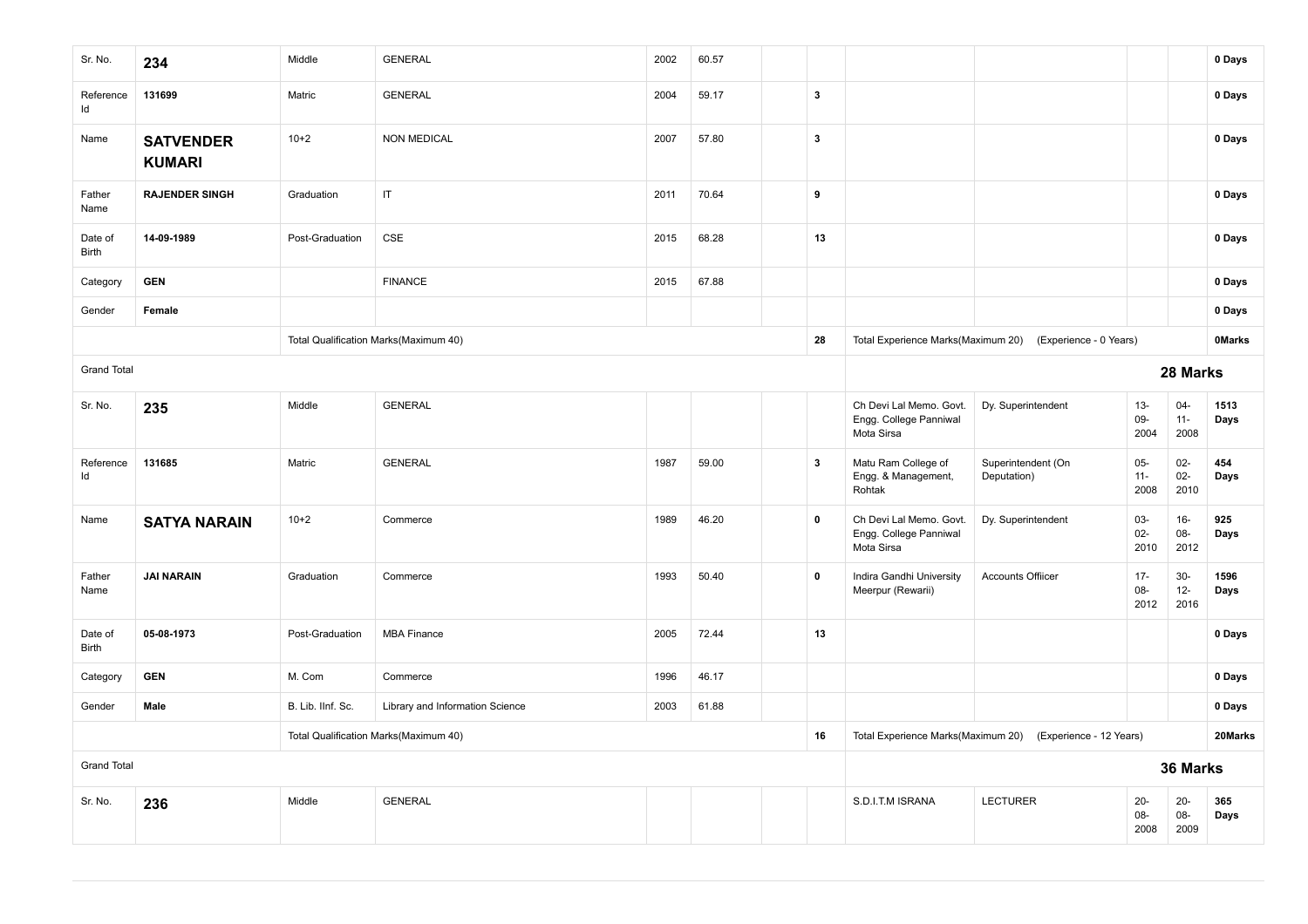| Sr. No. | **234** | Middle | GENERAL | 2002 | 60.57 | | | | | | | **0 Days** |
|---|---|---|---|---|---|---|---|---|---|---|---|---|
| Reference Id | **131699** | Matric | GENERAL | 2004 | 59.17 | | **3** | | | | | **0 Days** |
| Name | **SATVENDER KUMARI** | 10+2 | NON MEDICAL | 2007 | 57.80 | | **3** | | | | | **0 Days** |
| Father Name | **RAJENDER SINGH** | Graduation | IT | 2011 | 70.64 | | **9** | | | | | **0 Days** |
| Date of Birth | **14-09-1989** | Post-Graduation | CSE | 2015 | 68.28 | | **13** | | | | | **0 Days** |
| Category | **GEN** | | FINANCE | 2015 | 67.88 | | | | | | | **0 Days** |
| Gender | **Female** | | | | | | | | | | | **0 Days** |
| | | Total Qualification Marks(Maximum 40) | | | | | **28** | Total Experience Marks(Maximum 20) | (Experience - 0 Years) | | | **0Marks** |
| Grand Total | | | | | | | | | | | | **28 Marks** |
| Sr. No. | **235** | Middle | GENERAL | | | | | Ch Devi Lal Memo. Govt. Engg. College Panniwal Mota Sirsa | Dy. Superintendent | 13-09-2004 | 04-11-2008 | **1513 Days** |
| Reference Id | **131685** | Matric | GENERAL | 1987 | 59.00 | | **3** | Matu Ram College of Engg. & Management, Rohtak | Superintendent (On Deputation) | 05-11-2008 | 02-02-2010 | **454 Days** |
| Name | **SATYA NARAIN** | 10+2 | Commerce | 1989 | 46.20 | | **0** | Ch Devi Lal Memo. Govt. Engg. College Panniwal Mota Sirsa | Dy. Superintendent | 03-02-2010 | 16-08-2012 | **925 Days** |
| Father Name | **JAI NARAIN** | Graduation | Commerce | 1993 | 50.40 | | **0** | Indira Gandhi University Meerpur (Rewarii) | Accounts Offiicer | 17-08-2012 | 30-12-2016 | **1596 Days** |
| Date of Birth | **05-08-1973** | Post-Graduation | MBA Finance | 2005 | 72.44 | | **13** | | | | | **0 Days** |
| Category | **GEN** | M. Com | Commerce | 1996 | 46.17 | | | | | | | **0 Days** |
| Gender | **Male** | B. Lib. IInf. Sc. | Library and Information Science | 2003 | 61.88 | | | | | | | **0 Days** |
| | | Total Qualification Marks(Maximum 40) | | | | | **16** | Total Experience Marks(Maximum 20) | (Experience - 12 Years) | | | **20Marks** |
| Grand Total | | | | | | | | | | | | **36 Marks** |
| Sr. No. | **236** | Middle | GENERAL | | | | | S.D.I.T.M ISRANA | LECTURER | 20-08-2008 | 20-08-2009 | **365 Days** |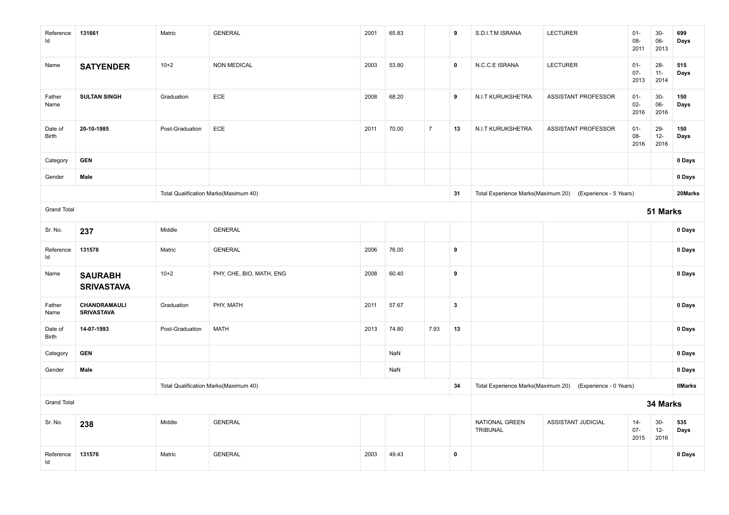| | | | | | | | | | | | | |
|---|---|---|---|---|---|---|---|---|---|---|---|---|
| Reference Id | 131661 | Matric | GENERAL | 2001 | 65.83 | | **9** | S.D.I.T.M ISRANA | LECTURER | 01-08-2011 | 30-06-2013 | **699 Days** |
| Name | **SATYENDER** | 10+2 | NON MEDICAL | 2003 | 53.80 | | **0** | N.C.C.E ISRANA | LECTURER | 01-07-2013 | 28-11-2014 | **515 Days** |
| Father Name | **SULTAN SINGH** | Graduation | ECE | 2008 | 68.20 | | **9** | N.I.T KURUKSHETRA | ASSISTANT PROFESSOR | 01-02-2016 | 30-06-2016 | **150 Days** |
| Date of Birth | **20-10-1985** | Post-Graduation | ECE | 2011 | 70.00 | 7 | **13** | N.I.T KURUKSHETRA | ASSISTANT PROFESSOR | 01-08-2016 | 29-12-2016 | **150 Days** |
| Category | **GEN** | | | | | | | | | | | **0 Days** |
| Gender | **Male** | | | | | | | | | | | **0 Days** |
| | | Total Qualification Marks(Maximum 40) | | | | | **31** | Total Experience Marks(Maximum 20) | (Experience - 5 Years) | | | **20Marks** |
| Grand Total | | | | | | | | | | **51 Marks** | | |
| Sr. No. | **237** | Middle | GENERAL | | | | | | | | | **0 Days** |
| Reference Id | 131578 | Matric | GENERAL | 2006 | 76.00 | | **9** | | | | | **0 Days** |
| Name | **SAURABH SRIVASTAVA** | 10+2 | PHY, CHE, BIO, MATH, ENG | 2008 | 60.40 | | **9** | | | | | **0 Days** |
| Father Name | **CHANDRAMAULI SRIVASTAVA** | Graduation | PHY, MATH | 2011 | 57.67 | | **3** | | | | | **0 Days** |
| Date of Birth | **14-07-1993** | Post-Graduation | MATH | 2013 | 74.80 | 7.93 | **13** | | | | | **0 Days** |
| Category | **GEN** | | | | NaN | | | | | | | **0 Days** |
| Gender | **Male** | | | | NaN | | | | | | | **0 Days** |
| | | Total Qualification Marks(Maximum 40) | | | | | **34** | Total Experience Marks(Maximum 20) | (Experience - 0 Years) | | | **0Marks** |
| Grand Total | | | | | | | | | | **34 Marks** | | |
| Sr. No. | **238** | Middle | GENERAL | | | | | NATIONAL GREEN TRIBUNAL | ASSISTANT JUDICIAL | 14-07-2015 | 30-12-2016 | **535 Days** |
| Reference Id | 131576 | Matric | GENERAL | 2003 | 49.43 | | **0** | | | | | **0 Days** |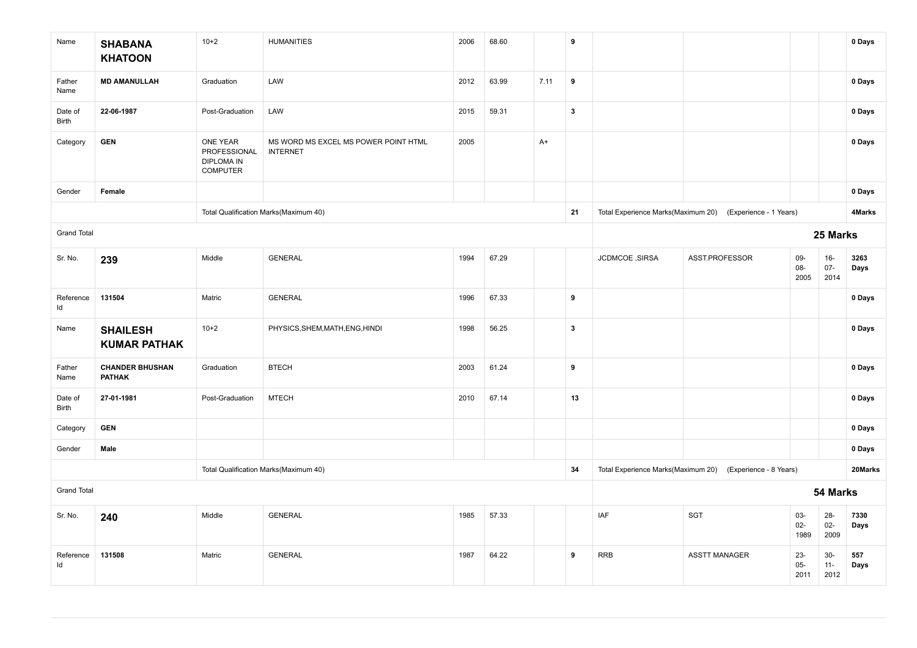| Name | **SHABANA KHATOON** | 10+2 | HUMANITIES | 2006 | 68.60 | | 9 | | | | | 0 Days |
|---|---|---|---|---|---|---|---|---|---|---|---|---|
| Father Name | **MD AMANULLAH** | Graduation | LAW | 2012 | 63.99 | 7.11 | 9 | | | | | 0 Days |
| Date of Birth | **22-06-1987** | Post-Graduation | LAW | 2015 | 59.31 | | 3 | | | | | 0 Days |
| Category | **GEN** | ONE YEAR PROFESSIONAL DIPLOMA IN COMPUTER | MS WORD MS EXCEL MS POWER POINT HTML INTERNET | 2005 | | A+ | | | | | | 0 Days |
| Gender | **Female** | | | | | | | | | | | 0 Days |
| | | Total Qualification Marks(Maximum 40) | | | | | 21 | Total Experience Marks(Maximum 20) | (Experience - 1 Years) | | | 4Marks |
| Grand Total | | | | | | | | | | | | **25 Marks** |
| Sr. No. | **239** | Middle | GENERAL | 1994 | 67.29 | | | JCDMCOE ,SIRSA | ASST.PROFESSOR | 09-08-2005 | 16-07-2014 | 3263 Days |
| Reference Id | **131504** | Matric | GENERAL | 1996 | 67.33 | | 9 | | | | | 0 Days |
| Name | **SHAILESH KUMAR PATHAK** | 10+2 | PHYSICS,SHEM,MATH,ENG,HINDI | 1998 | 56.25 | | 3 | | | | | 0 Days |
| Father Name | **CHANDER BHUSHAN PATHAK** | Graduation | BTECH | 2003 | 61.24 | | 9 | | | | | 0 Days |
| Date of Birth | **27-01-1981** | Post-Graduation | MTECH | 2010 | 67.14 | | 13 | | | | | 0 Days |
| Category | **GEN** | | | | | | | | | | | 0 Days |
| Gender | **Male** | | | | | | | | | | | 0 Days |
| | | Total Qualification Marks(Maximum 40) | | | | | 34 | Total Experience Marks(Maximum 20) | (Experience - 8 Years) | | | 20Marks |
| Grand Total | | | | | | | | | | | | **54 Marks** |
| Sr. No. | **240** | Middle | GENERAL | 1985 | 57.33 | | | IAF | SGT | 03-02-1989 | 28-02-2009 | 7330 Days |
| Reference Id | **131508** | Matric | GENERAL | 1987 | 64.22 | | 9 | RRB | ASSTT MANAGER | 23-05-2011 | 30-11-2012 | 557 Days |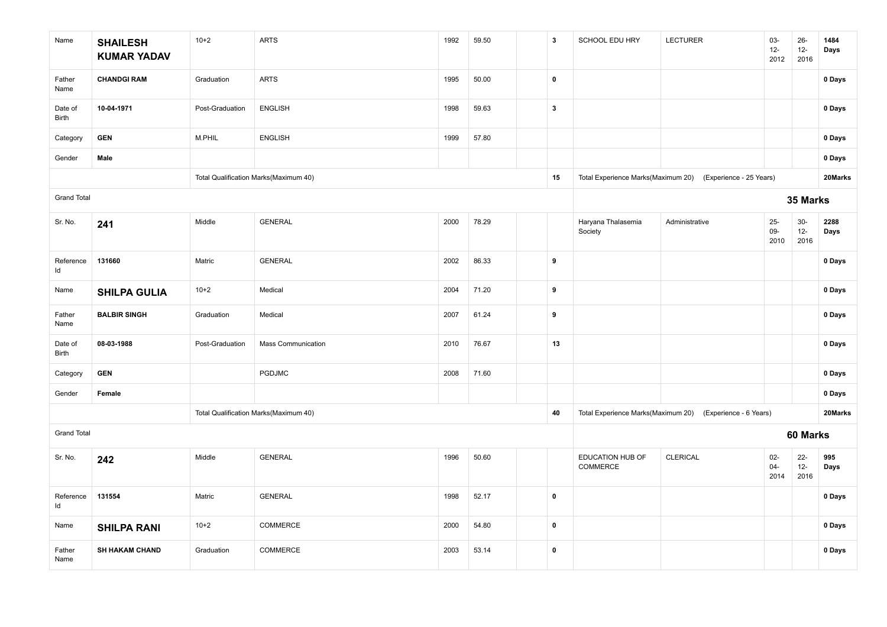| | | | | | | | | | | | | |
|---|---|---|---|---|---|---|---|---|---|---|---|---|
| Name | **SHAILESH KUMAR YADAV** | 10+2 | ARTS | 1992 | 59.50 | | **3** | SCHOOL EDU HRY | LECTURER | 03-12-2012 | 26-12-2016 | **1484 Days** |
| Father Name | **CHANDGI RAM** | Graduation | ARTS | 1995 | 50.00 | | **0** | | | | | **0 Days** |
| Date of Birth | **10-04-1971** | Post-Graduation | ENGLISH | 1998 | 59.63 | | **3** | | | | | **0 Days** |
| Category | **GEN** | M.PHIL | ENGLISH | 1999 | 57.80 | | | | | | | **0 Days** |
| Gender | **Male** | | | | | | | | | | | **0 Days** |
| | | Total Qualification Marks(Maximum 40) | | | | | **15** | Total Experience Marks(Maximum 20) | (Experience - 25 Years) | | | **20Marks** |
| Grand Total | | | | | | | | | | **35 Marks** | | |
| Sr. No. | **241** | Middle | GENERAL | 2000 | 78.29 | | | Haryana Thalasemia Society | Administrative | 25-09-2010 | 30-12-2016 | **2288 Days** |
| Reference Id | **131660** | Matric | GENERAL | 2002 | 86.33 | | **9** | | | | | **0 Days** |
| Name | **SHILPA GULIA** | 10+2 | Medical | 2004 | 71.20 | | **9** | | | | | **0 Days** |
| Father Name | **BALBIR SINGH** | Graduation | Medical | 2007 | 61.24 | | **9** | | | | | **0 Days** |
| Date of Birth | **08-03-1988** | Post-Graduation | Mass Communication | 2010 | 76.67 | | **13** | | | | | **0 Days** |
| Category | **GEN** | | PGDJMC | 2008 | 71.60 | | | | | | | **0 Days** |
| Gender | **Female** | | | | | | | | | | | **0 Days** |
| | | Total Qualification Marks(Maximum 40) | | | | | **40** | Total Experience Marks(Maximum 20) | (Experience - 6 Years) | | | **20Marks** |
| Grand Total | | | | | | | | | | **60 Marks** | | |
| Sr. No. | **242** | Middle | GENERAL | 1996 | 50.60 | | | EDUCATION HUB OF COMMERCE | CLERICAL | 02-04-2014 | 22-12-2016 | **995 Days** |
| Reference Id | **131554** | Matric | GENERAL | 1998 | 52.17 | | **0** | | | | | **0 Days** |
| Name | **SHILPA RANI** | 10+2 | COMMERCE | 2000 | 54.80 | | **0** | | | | | **0 Days** |
| Father Name | **SH HAKAM CHAND** | Graduation | COMMERCE | 2003 | 53.14 | | **0** | | | | | **0 Days** |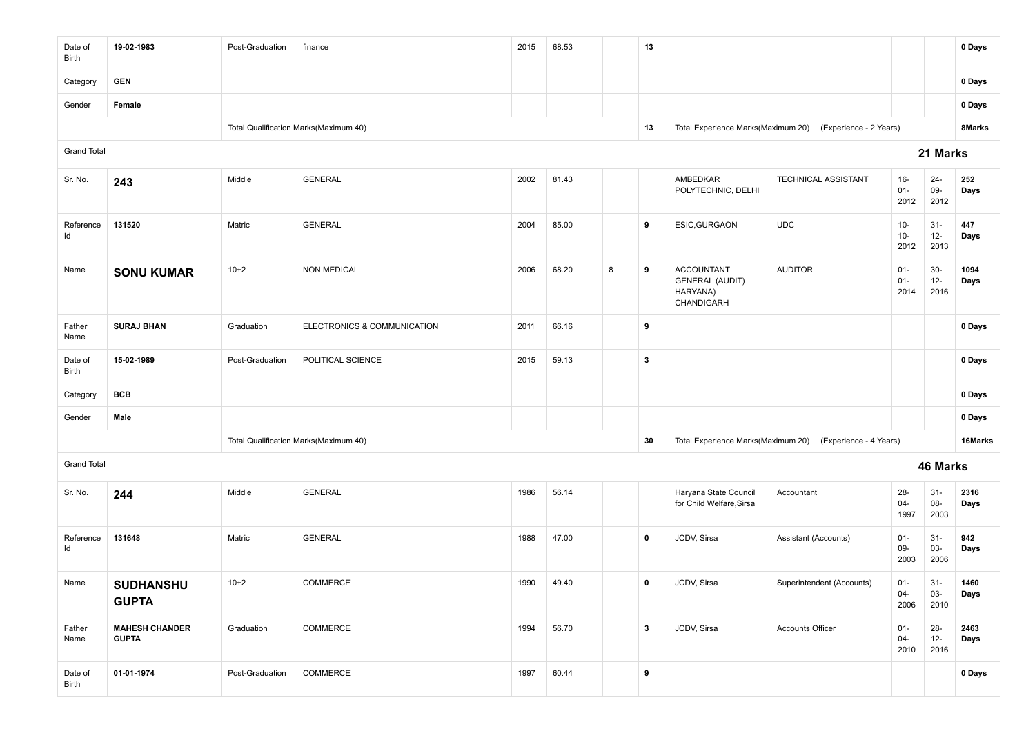| | | | | | | | | | | | | |
|---|---|---|---|---|---|---|---|---|---|---|---|---|
| Date of Birth | **19-02-1983** | Post-Graduation | finance | 2015 | 68.53 | | **13** | | | | | **0 Days** |
| Category | **GEN** | | | | | | | | | | | **0 Days** |
| Gender | **Female** | | | | | | | | | | | **0 Days** |
| | | Total Qualification Marks(Maximum 40) | | | | | **13** | Total Experience Marks(Maximum 20) | (Experience - 2 Years) | | | **8Marks** |
| Grand Total | | | | | | | | | | | **21 Marks** | |
| Sr. No. | **243** | Middle | GENERAL | 2002 | 81.43 | | | AMBEDKAR POLYTECHNIC, DELHI | TECHNICAL ASSISTANT | 16-01-2012 | 24-09-2012 | **252 Days** |
| Reference Id | **131520** | Matric | GENERAL | 2004 | 85.00 | | **9** | ESIC,GURGAON | UDC | 10-10-2012 | 31-12-2013 | **447 Days** |
| Name | **SONU KUMAR** | 10+2 | NON MEDICAL | 2006 | 68.20 | 8 | **9** | ACCOUNTANT GENERAL (AUDIT) HARYANA) CHANDIGARH | AUDITOR | 01-01-2014 | 30-12-2016 | **1094 Days** |
| Father Name | **SURAJ BHAN** | Graduation | ELECTRONICS & COMMUNICATION | 2011 | 66.16 | | **9** | | | | | **0 Days** |
| Date of Birth | **15-02-1989** | Post-Graduation | POLITICAL SCIENCE | 2015 | 59.13 | | **3** | | | | | **0 Days** |
| Category | **BCB** | | | | | | | | | | | **0 Days** |
| Gender | **Male** | | | | | | | | | | | **0 Days** |
| | | Total Qualification Marks(Maximum 40) | | | | | **30** | Total Experience Marks(Maximum 20) | (Experience - 4 Years) | | | **16Marks** |
| Grand Total | | | | | | | | | | | **46 Marks** | |
| Sr. No. | **244** | Middle | GENERAL | 1986 | 56.14 | | | Haryana State Council for Child Welfare,Sirsa | Accountant | 28-04-1997 | 31-08-2003 | **2316 Days** |
| Reference Id | **131648** | Matric | GENERAL | 1988 | 47.00 | | **0** | JCDV, Sirsa | Assistant (Accounts) | 01-09-2003 | 31-03-2006 | **942 Days** |
| Name | **SUDHANSHU GUPTA** | 10+2 | COMMERCE | 1990 | 49.40 | | **0** | JCDV, Sirsa | Superintendent (Accounts) | 01-04-2006 | 31-03-2010 | **1460 Days** |
| Father Name | **MAHESH CHANDER GUPTA** | Graduation | COMMERCE | 1994 | 56.70 | | **3** | JCDV, Sirsa | Accounts Officer | 01-04-2010 | 28-12-2016 | **2463 Days** |
| Date of Birth | **01-01-1974** | Post-Graduation | COMMERCE | 1997 | 60.44 | | **9** | | | | | **0 Days** |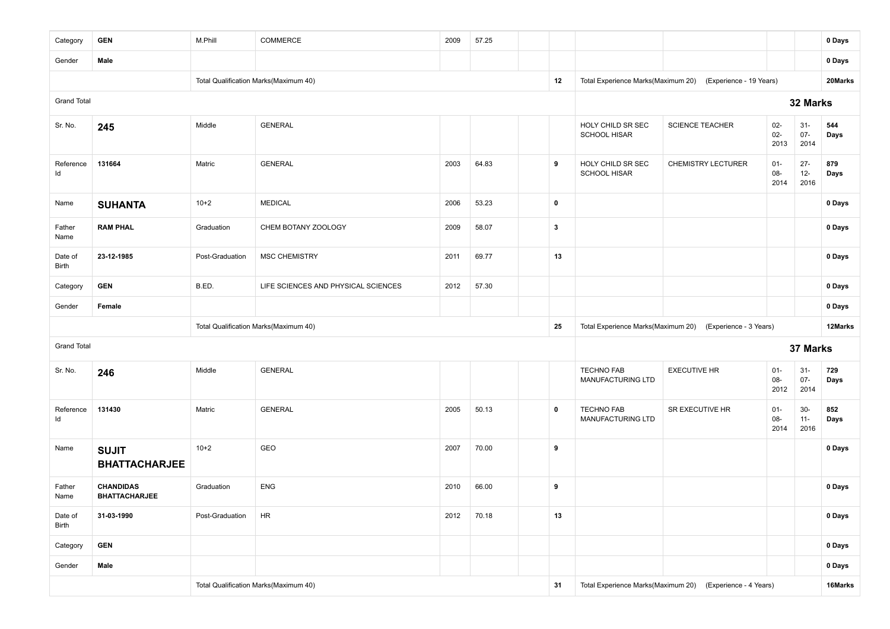| | | | | | | | | | | | | |
|---|---|---|---|---|---|---|---|---|---|---|---|---|
| Category | **GEN** | M.Phill | COMMERCE | 2009 | 57.25 | | | | | | | **0 Days** |
| Gender | **Male** | | | | | | | | | | | **0 Days** |
| | | Total Qualification Marks(Maximum 40) | | | | | **12** | Total Experience Marks(Maximum 20) | (Experience - 19 Years) | | | **20Marks** |
| Grand Total | | | | | | | | **32 Marks** | | | | |
| Sr. No. | **245** | Middle | GENERAL | | | | | HOLY CHILD SR SEC SCHOOL HISAR | SCIENCE TEACHER | 02-02-2013 | 31-07-2014 | **544 Days** |
| Reference Id | **131664** | Matric | GENERAL | 2003 | 64.83 | | **9** | HOLY CHILD SR SEC SCHOOL HISAR | CHEMISTRY LECTURER | 01-08-2014 | 27-12-2016 | **879 Days** |
| Name | **SUHANTA** | 10+2 | MEDICAL | 2006 | 53.23 | | **0** | | | | | **0 Days** |
| Father Name | **RAM PHAL** | Graduation | CHEM BOTANY ZOOLOGY | 2009 | 58.07 | | **3** | | | | | **0 Days** |
| Date of Birth | **23-12-1985** | Post-Graduation | MSC CHEMISTRY | 2011 | 69.77 | | **13** | | | | | **0 Days** |
| Category | **GEN** | B.ED. | LIFE SCIENCES AND PHYSICAL SCIENCES | 2012 | 57.30 | | | | | | | **0 Days** |
| Gender | **Female** | | | | | | | | | | | **0 Days** |
| | | Total Qualification Marks(Maximum 40) | | | | | **25** | Total Experience Marks(Maximum 20) | (Experience - 3 Years) | | | **12Marks** |
| Grand Total | | | | | | | | **37 Marks** | | | | |
| Sr. No. | **246** | Middle | GENERAL | | | | | TECHNO FAB MANUFACTURING LTD | EXECUTIVE HR | 01-08-2012 | 31-07-2014 | **729 Days** |
| Reference Id | **131430** | Matric | GENERAL | 2005 | 50.13 | | **0** | TECHNO FAB MANUFACTURING LTD | SR EXECUTIVE HR | 01-08-2014 | 30-11-2016 | **852 Days** |
| Name | **SUJIT BHATTACHARJEE** | 10+2 | GEO | 2007 | 70.00 | | **9** | | | | | **0 Days** |
| Father Name | **CHANDIDAS BHATTACHARJEE** | Graduation | ENG | 2010 | 66.00 | | **9** | | | | | **0 Days** |
| Date of Birth | **31-03-1990** | Post-Graduation | HR | 2012 | 70.18 | | **13** | | | | | **0 Days** |
| Category | **GEN** | | | | | | | | | | | **0 Days** |
| Gender | **Male** | | | | | | | | | | | **0 Days** |
| | | Total Qualification Marks(Maximum 40) | | | | | **31** | Total Experience Marks(Maximum 20) | (Experience - 4 Years) | | | **16Marks** |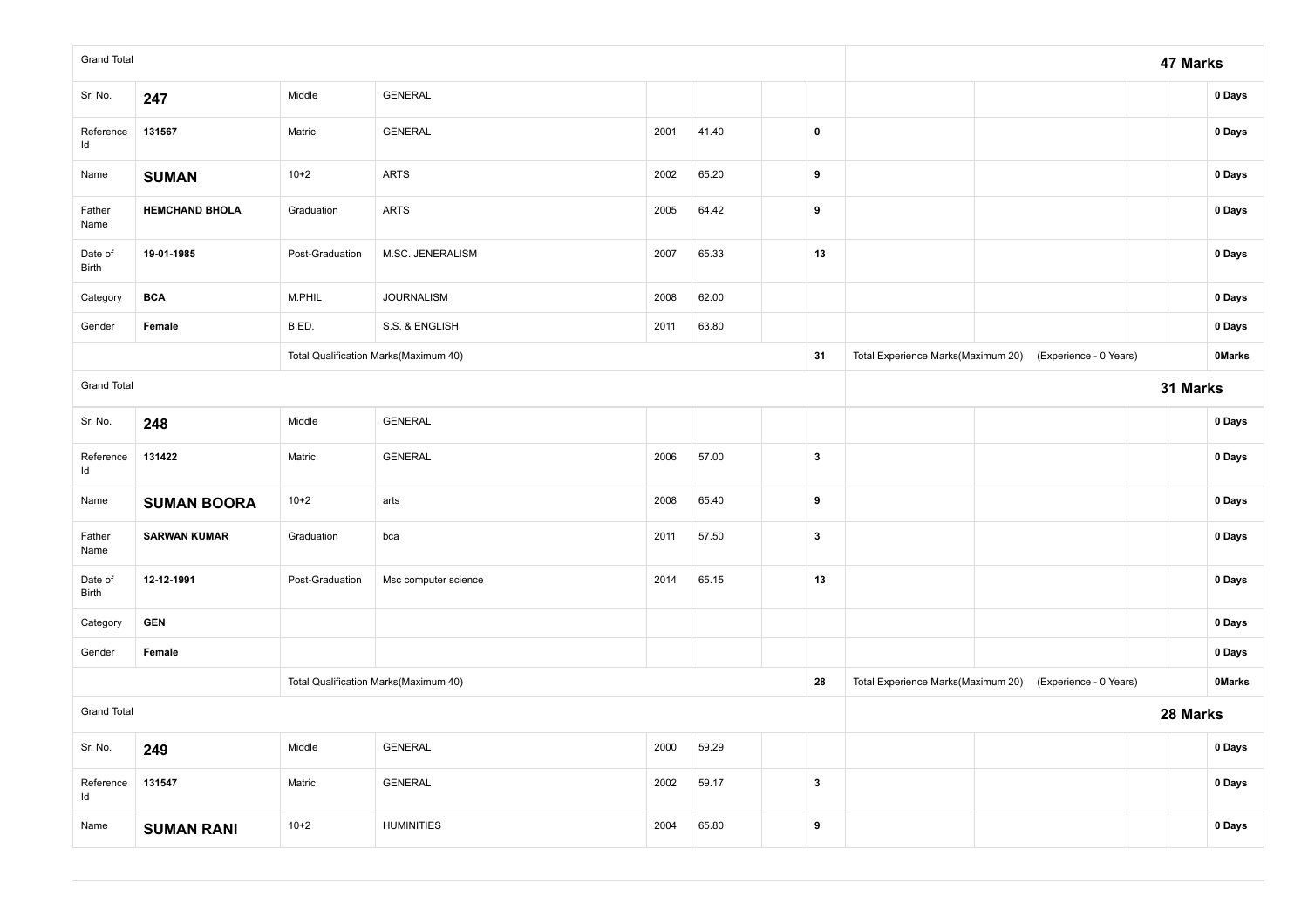| Grand Total | | | | | | | | | | | | 47 Marks |
|---|---|---|---|---|---|---|---|---|---|---|---|---|
| Sr. No. | **247** | Middle | GENERAL | | | | | | | | | **0 Days** |
| Reference Id | **131567** | Matric | GENERAL | 2001 | 41.40 | | **0** | | | | | **0 Days** |
| Name | **SUMAN** | 10+2 | ARTS | 2002 | 65.20 | | **9** | | | | | **0 Days** |
| Father Name | **HEMCHAND BHOLA** | Graduation | ARTS | 2005 | 64.42 | | **9** | | | | | **0 Days** |
| Date of Birth | **19-01-1985** | Post-Graduation | M.SC. JENERALISM | 2007 | 65.33 | | **13** | | | | | **0 Days** |
| Category | **BCA** | M.PHIL | JOURNALISM | 2008 | 62.00 | | | | | | | **0 Days** |
| Gender | **Female** | B.ED. | S.S. & ENGLISH | 2011 | 63.80 | | | | | | | **0 Days** |
| | | Total Qualification Marks(Maximum 40) | | | | | **31** | Total Experience Marks(Maximum 20) | (Experience - 0 Years) | | | **0Marks** |
| Grand Total | | | | | | | | | | | | **31 Marks** |
| Sr. No. | **248** | Middle | GENERAL | | | | | | | | | **0 Days** |
| Reference Id | **131422** | Matric | GENERAL | 2006 | 57.00 | | **3** | | | | | **0 Days** |
| Name | **SUMAN BOORA** | 10+2 | arts | 2008 | 65.40 | | **9** | | | | | **0 Days** |
| Father Name | **SARWAN KUMAR** | Graduation | bca | 2011 | 57.50 | | **3** | | | | | **0 Days** |
| Date of Birth | **12-12-1991** | Post-Graduation | Msc computer science | 2014 | 65.15 | | **13** | | | | | **0 Days** |
| Category | **GEN** | | | | | | | | | | | **0 Days** |
| Gender | **Female** | | | | | | | | | | | **0 Days** |
| | | Total Qualification Marks(Maximum 40) | | | | | **28** | Total Experience Marks(Maximum 20) | (Experience - 0 Years) | | | **0Marks** |
| Grand Total | | | | | | | | | | | | **28 Marks** |
| Sr. No. | **249** | Middle | GENERAL | 2000 | 59.29 | | | | | | | **0 Days** |
| Reference Id | **131547** | Matric | GENERAL | 2002 | 59.17 | | **3** | | | | | **0 Days** |
| Name | **SUMAN RANI** | 10+2 | HUMINITIES | 2004 | 65.80 | | **9** | | | | | **0 Days** |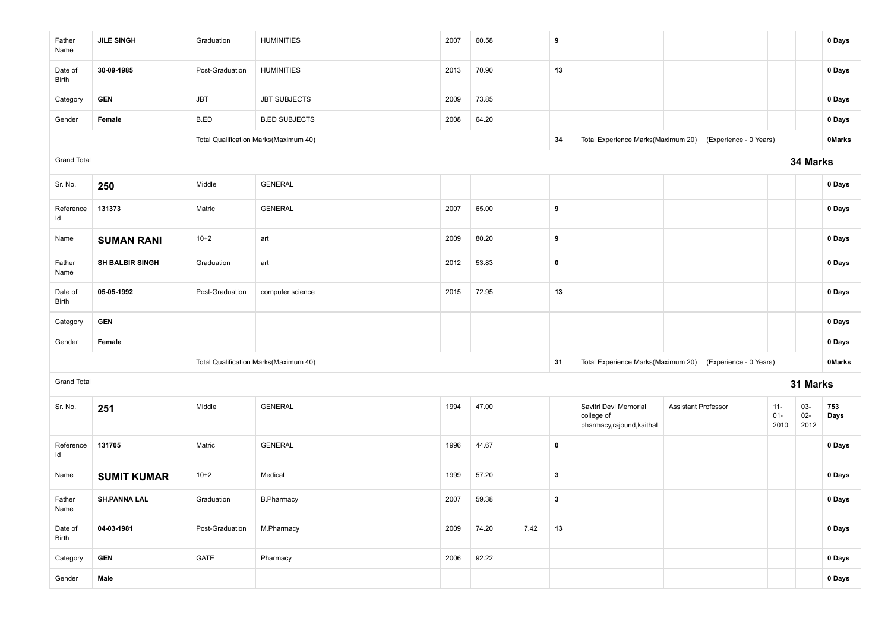| | | | | | | | | | | | | |
|---|---|---|---|---|---|---|---|---|---|---|---|---|
| Father Name | **JILE SINGH** | Graduation | HUMINITIES | 2007 | 60.58 | | **9** | | | | | **0 Days** |
| Date of Birth | **30-09-1985** | Post-Graduation | HUMINITIES | 2013 | 70.90 | | **13** | | | | | **0 Days** |
| Category | **GEN** | JBT | JBT SUBJECTS | 2009 | 73.85 | | | | | | | **0 Days** |
| Gender | **Female** | B.ED | B.ED SUBJECTS | 2008 | 64.20 | | | | | | | **0 Days** |
| | | Total Qualification Marks(Maximum 40) | | | | | **34** | Total Experience Marks(Maximum 20) | (Experience - 0 Years) | | | **0Marks** |
| Grand Total | | | | | | | | | | **34 Marks** | | |
| Sr. No. | **250** | Middle | GENERAL | | | | | | | | | **0 Days** |
| Reference Id | **131373** | Matric | GENERAL | 2007 | 65.00 | | **9** | | | | | **0 Days** |
| Name | **SUMAN RANI** | 10+2 | art | 2009 | 80.20 | | **9** | | | | | **0 Days** |
| Father Name | **SH BALBIR SINGH** | Graduation | art | 2012 | 53.83 | | **0** | | | | | **0 Days** |
| Date of Birth | **05-05-1992** | Post-Graduation | computer science | 2015 | 72.95 | | **13** | | | | | **0 Days** |
| Category | **GEN** | | | | | | | | | | | **0 Days** |
| Gender | **Female** | | | | | | | | | | | **0 Days** |
| | | Total Qualification Marks(Maximum 40) | | | | | **31** | Total Experience Marks(Maximum 20) | (Experience - 0 Years) | | | **0Marks** |
| Grand Total | | | | | | | | | | **31 Marks** | | |
| Sr. No. | **251** | Middle | GENERAL | 1994 | 47.00 | | | Savitri Devi Memorial college of pharmacy,rajound,kaithal | Assistant Professor | 11-01-2010 | 03-02-2012 | **753 Days** |
| Reference Id | **131705** | Matric | GENERAL | 1996 | 44.67 | | **0** | | | | | **0 Days** |
| Name | **SUMIT KUMAR** | 10+2 | Medical | 1999 | 57.20 | | **3** | | | | | **0 Days** |
| Father Name | **SH.PANNA LAL** | Graduation | B.Pharmacy | 2007 | 59.38 | | **3** | | | | | **0 Days** |
| Date of Birth | **04-03-1981** | Post-Graduation | M.Pharmacy | 2009 | 74.20 | 7.42 | **13** | | | | | **0 Days** |
| Category | **GEN** | GATE | Pharmacy | 2006 | 92.22 | | | | | | | **0 Days** |
| Gender | **Male** | | | | | | | | | | | **0 Days** |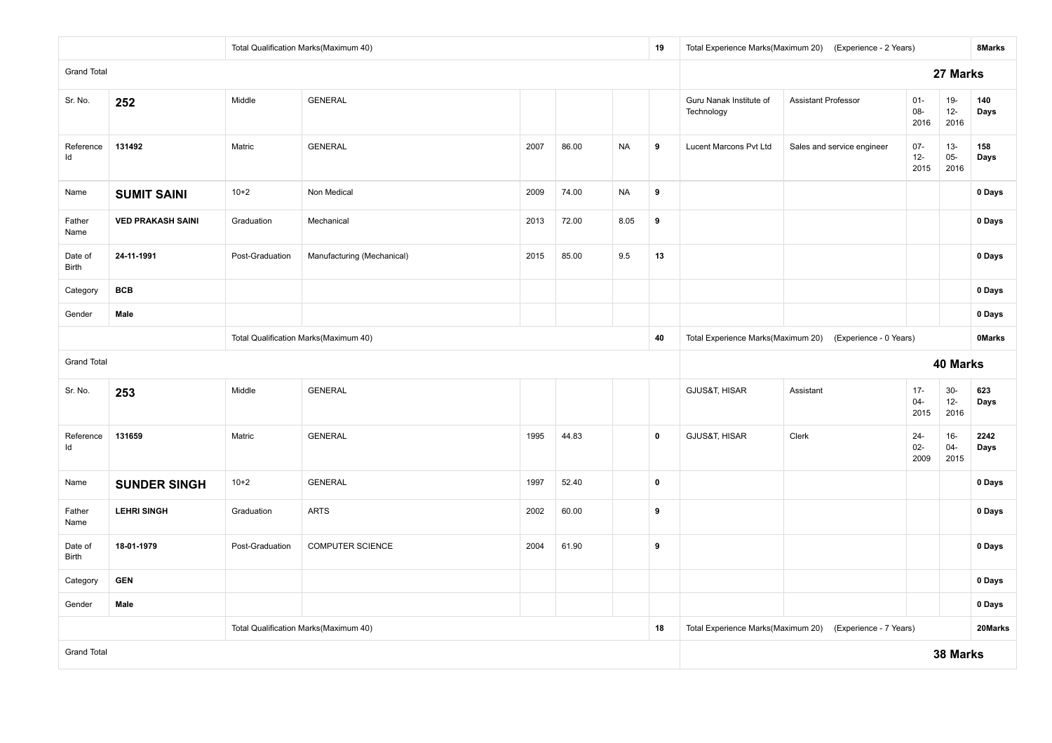| | | | | | | | | | | | | |
|---|---|---|---|---|---|---|---|---|---|---|---|---|
| | | Total Qualification Marks(Maximum 40) | | | | | 19 | Total Experience Marks(Maximum 20) (Experience - 2 Years) | | | | 8Marks |
| Grand Total | | | | | | | | | | | | **27 Marks** |
| Sr. No. | **252** | Middle | GENERAL | | | | | Guru Nanak Institute of Technology | Assistant Professor | 01-08-2016 | 19-12-2016 | **140 Days** |
| Reference Id | **131492** | Matric | GENERAL | 2007 | 86.00 | NA | 9 | Lucent Marcons Pvt Ltd | Sales and service engineer | 07-12-2015 | 13-05-2016 | **158 Days** |
| Name | **SUMIT SAINI** | 10+2 | Non Medical | 2009 | 74.00 | NA | 9 | | | | | **0 Days** |
| Father Name | **VED PRAKASH SAINI** | Graduation | Mechanical | 2013 | 72.00 | 8.05 | 9 | | | | | **0 Days** |
| Date of Birth | **24-11-1991** | Post-Graduation | Manufacturing (Mechanical) | 2015 | 85.00 | 9.5 | 13 | | | | | **0 Days** |
| Category | **BCB** | | | | | | | | | | | **0 Days** |
| Gender | **Male** | | | | | | | | | | | **0 Days** |
| | | Total Qualification Marks(Maximum 40) | | | | | 40 | Total Experience Marks(Maximum 20) (Experience - 0 Years) | | | | 0Marks |
| Grand Total | | | | | | | | | | | | **40 Marks** |
| Sr. No. | **253** | Middle | GENERAL | | | | | GJUS&T, HISAR | Assistant | 17-04-2015 | 30-12-2016 | **623 Days** |
| Reference Id | **131659** | Matric | GENERAL | 1995 | 44.83 | | 0 | GJUS&T, HISAR | Clerk | 24-02-2009 | 16-04-2015 | **2242 Days** |
| Name | **SUNDER SINGH** | 10+2 | GENERAL | 1997 | 52.40 | | 0 | | | | | **0 Days** |
| Father Name | **LEHRI SINGH** | Graduation | ARTS | 2002 | 60.00 | | 9 | | | | | **0 Days** |
| Date of Birth | **18-01-1979** | Post-Graduation | COMPUTER SCIENCE | 2004 | 61.90 | | 9 | | | | | **0 Days** |
| Category | **GEN** | | | | | | | | | | | **0 Days** |
| Gender | **Male** | | | | | | | | | | | **0 Days** |
| | | Total Qualification Marks(Maximum 40) | | | | | 18 | Total Experience Marks(Maximum 20) (Experience - 7 Years) | | | | 20Marks |
| Grand Total | | | | | | | | | | | | **38 Marks** |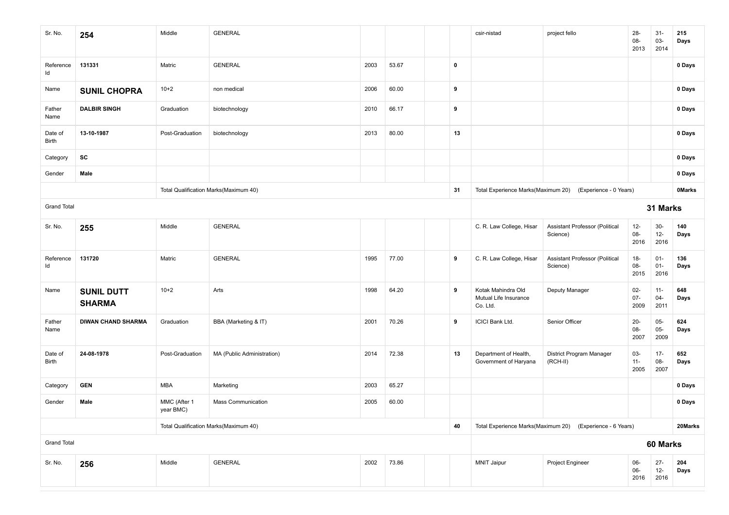| Sr. No. | 254 | Middle | GENERAL | | | | | csir-nistad | project fello | 28-08-2013 | 31-03-2014 | 215 Days |
|---|---|---|---|---|---|---|---|---|---|---|---|---|
| Reference Id | 131331 | Matric | GENERAL | 2003 | 53.67 | | 0 | | | | | 0 Days |
| Name | **SUNIL CHOPRA** | 10+2 | non medical | 2006 | 60.00 | | 9 | | | | | 0 Days |
| Father Name | DALBIR SINGH | Graduation | biotechnology | 2010 | 66.17 | | 9 | | | | | 0 Days |
| Date of Birth | 13-10-1987 | Post-Graduation | biotechnology | 2013 | 80.00 | | 13 | | | | | 0 Days |
| Category | SC | | | | | | | | | | | 0 Days |
| Gender | Male | | | | | | | | | | | 0 Days |
| | | Total Qualification Marks(Maximum 40) | | | | | 31 | Total Experience Marks(Maximum 20) | (Experience - 0 Years) | | | 0Marks |
| Grand Total | | | | | | | | | | | | **31 Marks** |
| Sr. No. | 255 | Middle | GENERAL | | | | | C. R. Law College, Hisar | Assistant Professor (Political Science) | 12-08-2016 | 30-12-2016 | 140 Days |
| Reference Id | 131720 | Matric | GENERAL | 1995 | 77.00 | | 9 | C. R. Law College, Hisar | Assistant Professor (Political Science) | 18-08-2015 | 01-01-2016 | 136 Days |
| Name | **SUNIL DUTT SHARMA** | 10+2 | Arts | 1998 | 64.20 | | 9 | Kotak Mahindra Old Mutual Life Insurance Co. Ltd. | Deputy Manager | 02-07-2009 | 11-04-2011 | 648 Days |
| Father Name | DIWAN CHAND SHARMA | Graduation | BBA (Marketing & IT) | 2001 | 70.26 | | 9 | ICICI Bank Ltd. | Senior Officer | 20-08-2007 | 05-05-2009 | 624 Days |
| Date of Birth | 24-08-1978 | Post-Graduation | MA (Public Administration) | 2014 | 72.38 | | 13 | Department of Health, Government of Haryana | District Program Manager (RCH-II) | 03-11-2005 | 17-08-2007 | 652 Days |
| Category | GEN | MBA | Marketing | 2003 | 65.27 | | | | | | | 0 Days |
| Gender | Male | MMC (After 1 year BMC) | Mass Communication | 2005 | 60.00 | | | | | | | 0 Days |
| | | Total Qualification Marks(Maximum 40) | | | | | 40 | Total Experience Marks(Maximum 20) | (Experience - 6 Years) | | | 20Marks |
| Grand Total | | | | | | | | | | | | **60 Marks** |
| Sr. No. | 256 | Middle | GENERAL | 2002 | 73.86 | | | MNIT Jaipur | Project Engineer | 06-06-2016 | 27-12-2016 | 204 Days |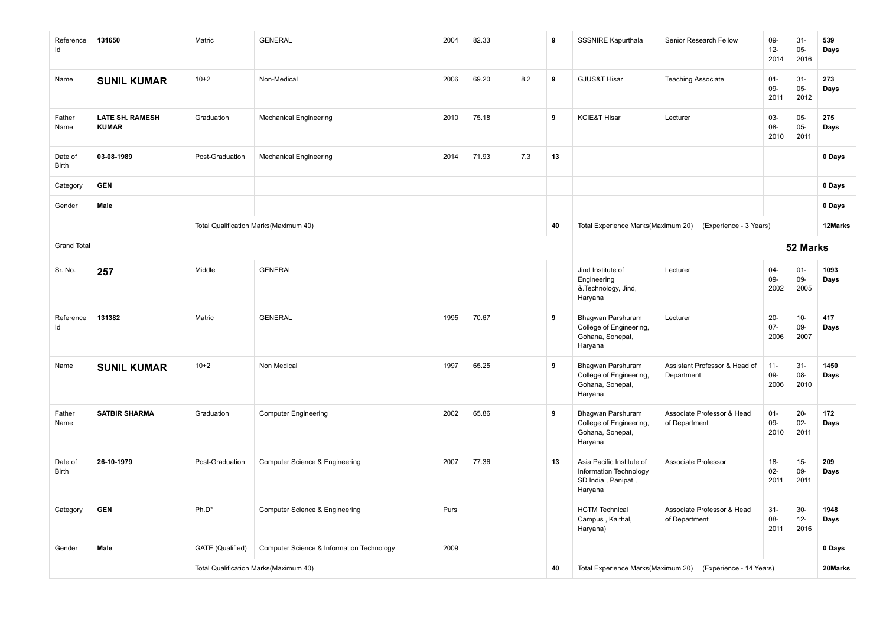| | | | | | | | | | | | | |
|---|---|---|---|---|---|---|---|---|---|---|---|---|
| Reference Id | 131650 | Matric | GENERAL | 2004 | 82.33 | | 9 | SSSNIRE Kapurthala | Senior Research Fellow | 09-12-2014 | 31-05-2016 | **539 Days** |
| Name | **SUNIL KUMAR** | 10+2 | Non-Medical | 2006 | 69.20 | 8.2 | 9 | GJUS&T Hisar | Teaching Associate | 01-09-2011 | 31-05-2012 | **273 Days** |
| Father Name | **LATE SH. RAMESH KUMAR** | Graduation | Mechanical Engineering | 2010 | 75.18 | | 9 | KCIE&T Hisar | Lecturer | 03-08-2010 | 05-05-2011 | **275 Days** |
| Date of Birth | **03-08-1989** | Post-Graduation | Mechanical Engineering | 2014 | 71.93 | 7.3 | 13 | | | | | **0 Days** |
| Category | **GEN** | | | | | | | | | | | **0 Days** |
| Gender | **Male** | | | | | | | | | | | **0 Days** |
| | | Total Qualification Marks(Maximum 40) | | | | | 40 | Total Experience Marks(Maximum 20) | (Experience - 3 Years) | | | **12Marks** |
| Grand Total | | | | | | | | | | **52 Marks** | | |
| Sr. No. | **257** | Middle | GENERAL | | | | | Jind Institute of Engineering &.Technology, Jind, Haryana | Lecturer | 04-09-2002 | 01-09-2005 | **1093 Days** |
| Reference Id | 131382 | Matric | GENERAL | 1995 | 70.67 | | 9 | Bhagwan Parshuram College of Engineering, Gohana, Sonepat, Haryana | Lecturer | 20-07-2006 | 10-09-2007 | **417 Days** |
| Name | **SUNIL KUMAR** | 10+2 | Non Medical | 1997 | 65.25 | | 9 | Bhagwan Parshuram College of Engineering, Gohana, Sonepat, Haryana | Assistant Professor & Head of Department | 11-09-2006 | 31-08-2010 | **1450 Days** |
| Father Name | **SATBIR SHARMA** | Graduation | Computer Engineering | 2002 | 65.86 | | 9 | Bhagwan Parshuram College of Engineering, Gohana, Sonepat, Haryana | Associate Professor & Head of Department | 01-09-2010 | 20-02-2011 | **172 Days** |
| Date of Birth | **26-10-1979** | Post-Graduation | Computer Science & Engineering | 2007 | 77.36 | | 13 | Asia Pacific Institute of Information Technology SD India , Panipat , Haryana | Associate Professor | 18-02-2011 | 15-09-2011 | **209 Days** |
| Category | **GEN** | Ph.D* | Computer Science & Engineering | Purs | | | | HCTM Technical Campus , Kaithal, Haryana) | Associate Professor & Head of Department | 31-08-2011 | 30-12-2016 | **1948 Days** |
| Gender | **Male** | GATE (Qualified) | Computer Science & Information Technology | 2009 | | | | | | | | **0 Days** |
| | | Total Qualification Marks(Maximum 40) | | | | | 40 | Total Experience Marks(Maximum 20) | (Experience - 14 Years) | | | **20Marks** |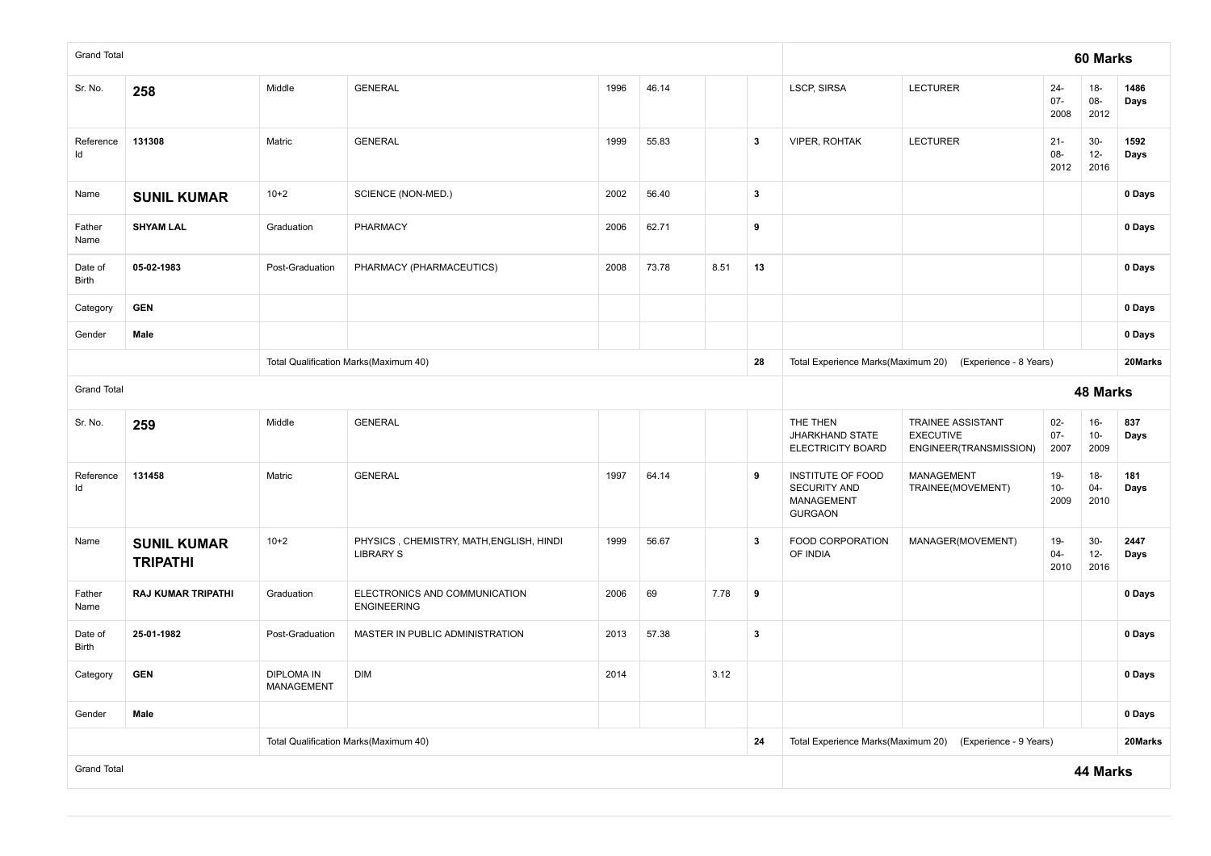| Grand Total | | | | | | | | 60 Marks | | | | |
|---|---|---|---|---|---|---|---|---|---|---|---|---|
| Sr. No. | **258** | Middle | GENERAL | 1996 | 46.14 | | | LSCP, SIRSA | LECTURER | 24-07-2008 | 18-08-2012 | **1486 Days** |
| Reference Id | **131308** | Matric | GENERAL | 1999 | 55.83 | | **3** | VIPER, ROHTAK | LECTURER | 21-08-2012 | 30-12-2016 | **1592 Days** |
| Name | **SUNIL KUMAR** | 10+2 | SCIENCE (NON-MED.) | 2002 | 56.40 | | **3** | | | | | **0 Days** |
| Father Name | **SHYAM LAL** | Graduation | PHARMACY | 2006 | 62.71 | | **9** | | | | | **0 Days** |
| Date of Birth | **05-02-1983** | Post-Graduation | PHARMACY (PHARMACEUTICS) | 2008 | 73.78 | 8.51 | **13** | | | | | **0 Days** |
| Category | **GEN** | | | | | | | | | | | **0 Days** |
| Gender | **Male** | | | | | | | | | | | **0 Days** |
| | | Total Qualification Marks(Maximum 40) | | | | | **28** | Total Experience Marks(Maximum 20) | (Experience - 8 Years) | | | **20Marks** |
| Grand Total | | | | | | | | 48 Marks | | | | |
| Sr. No. | **259** | Middle | GENERAL | | | | | THE THEN JHARKHAND STATE ELECTRICITY BOARD | TRAINEE ASSISTANT EXECUTIVE ENGINEER(TRANSMISSION) | 02-07-2007 | 16-10-2009 | **837 Days** |
| Reference Id | **131458** | Matric | GENERAL | 1997 | 64.14 | | **9** | INSTITUTE OF FOOD SECURITY AND MANAGEMENT GURGAON | MANAGEMENT TRAINEE(MOVEMENT) | 19-10-2009 | 18-04-2010 | **181 Days** |
| Name | **SUNIL KUMAR TRIPATHI** | 10+2 | PHYSICS , CHEMISTRY, MATH,ENGLISH, HINDI LIBRARY S | 1999 | 56.67 | | **3** | FOOD CORPORATION OF INDIA | MANAGER(MOVEMENT) | 19-04-2010 | 30-12-2016 | **2447 Days** |
| Father Name | **RAJ KUMAR TRIPATHI** | Graduation | ELECTRONICS AND COMMUNICATION ENGINEERING | 2006 | 69 | 7.78 | **9** | | | | | **0 Days** |
| Date of Birth | **25-01-1982** | Post-Graduation | MASTER IN PUBLIC ADMINISTRATION | 2013 | 57.38 | | **3** | | | | | **0 Days** |
| Category | **GEN** | DIPLOMA IN MANAGEMENT | DIM | 2014 | | 3.12 | | | | | | **0 Days** |
| Gender | **Male** | | | | | | | | | | | **0 Days** |
| | | Total Qualification Marks(Maximum 40) | | | | | **24** | Total Experience Marks(Maximum 20) | (Experience - 9 Years) | | | **20Marks** |
| Grand Total | | | | | | | | 44 Marks | | | | |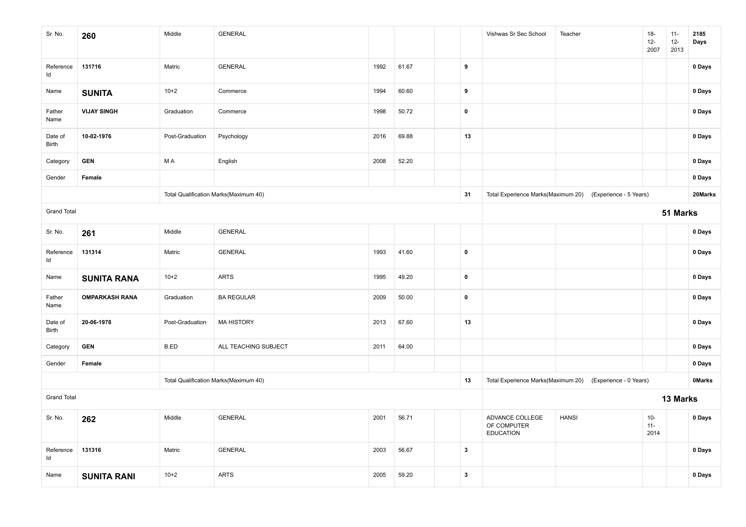| Sr. No. | 260 | Middle | GENERAL | | | | | Vishwas Sr Sec School | Teacher | 18-12-2007 | 11-12-2013 | 2185 Days |
|---|---|---|---|---|---|---|---|---|---|---|---|---|
| Reference Id | 131716 | Matric | GENERAL | 1992 | 61.67 | | 9 | | | | | 0 Days |
| Name | **SUNITA** | 10+2 | Commerce | 1994 | 60.60 | | 9 | | | | | 0 Days |
| Father Name | VIJAY SINGH | Graduation | Commerce | 1998 | 50.72 | | 0 | | | | | 0 Days |
| Date of Birth | 10-02-1976 | Post-Graduation | Psychology | 2016 | 69.88 | | 13 | | | | | 0 Days |
| Category | GEN | M A | English | 2008 | 52.20 | | | | | | | 0 Days |
| Gender | Female | | | | | | | | | | | 0 Days |
| | | Total Qualification Marks(Maximum 40) | | | | | 31 | Total Experience Marks(Maximum 20) | (Experience - 5 Years) | | | 20Marks |
| Grand Total | | | | | | | | | | | | **51 Marks** |
| Sr. No. | 261 | Middle | GENERAL | | | | | | | | | 0 Days |
| Reference Id | 131314 | Matric | GENERAL | 1993 | 41.60 | | 0 | | | | | 0 Days |
| Name | **SUNITA RANA** | 10+2 | ARTS | 1995 | 49.20 | | 0 | | | | | 0 Days |
| Father Name | OMPARKASH RANA | Graduation | BA REGULAR | 2009 | 50.00 | | 0 | | | | | 0 Days |
| Date of Birth | 20-06-1978 | Post-Graduation | MA HISTORY | 2013 | 67.60 | | 13 | | | | | 0 Days |
| Category | GEN | B.ED | ALL TEACHING SUBJECT | 2011 | 64.00 | | | | | | | 0 Days |
| Gender | Female | | | | | | | | | | | 0 Days |
| | | Total Qualification Marks(Maximum 40) | | | | | 13 | Total Experience Marks(Maximum 20) | (Experience - 0 Years) | | | 0Marks |
| Grand Total | | | | | | | | | | | | **13 Marks** |
| Sr. No. | 262 | Middle | GENERAL | 2001 | 56.71 | | | ADVANCE COLLEGE OF COMPUTER EDUCATION | HANSI | 10-11-2014 | | 0 Days |
| Reference Id | 131316 | Matric | GENERAL | 2003 | 56.67 | | 3 | | | | | 0 Days |
| Name | **SUNITA RANI** | 10+2 | ARTS | 2005 | 59.20 | | 3 | | | | | 0 Days |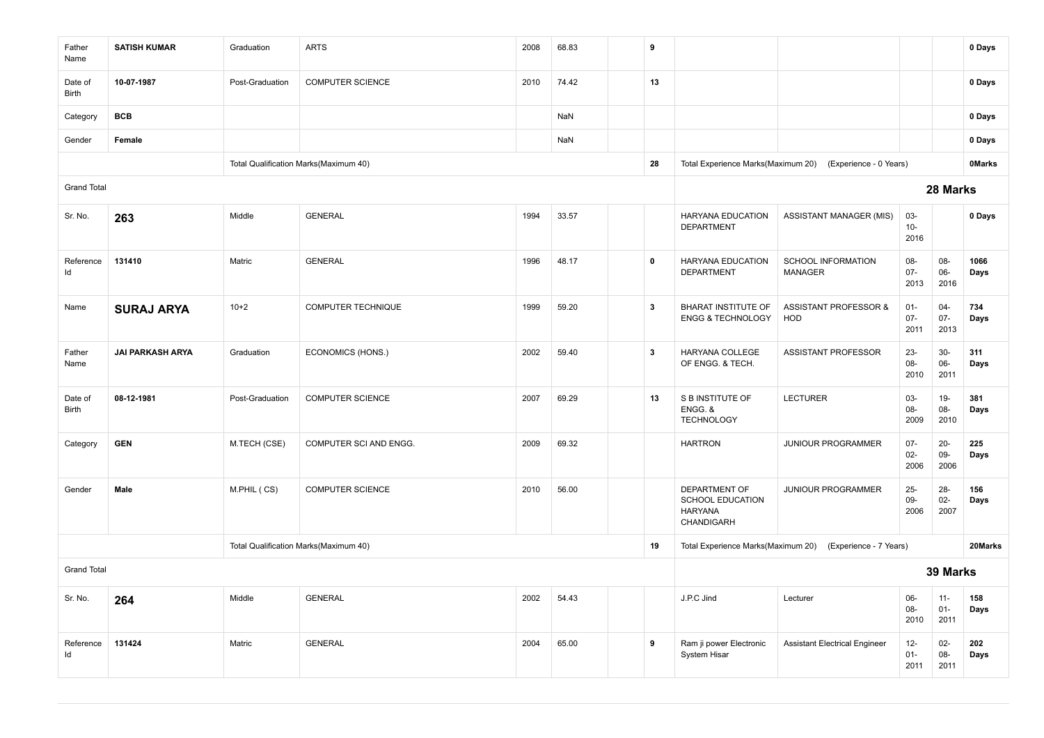| | | | | | | | | | | | | |
|---|---|---|---|---|---|---|---|---|---|---|---|---|
| Father Name | **SATISH KUMAR** | Graduation | ARTS | 2008 | 68.83 | | **9** | | | | | **0 Days** |
| Date of Birth | **10-07-1987** | Post-Graduation | COMPUTER SCIENCE | 2010 | 74.42 | | **13** | | | | | **0 Days** |
| Category | **BCB** | | | | NaN | | | | | | | **0 Days** |
| Gender | **Female** | | | | NaN | | | | | | | **0 Days** |
| | | Total Qualification Marks(Maximum 40) | | | | | **28** | Total Experience Marks(Maximum 20) | (Experience - 0 Years) | | | **0Marks** |
| Grand Total | | | | | | | | | | **28 Marks** | | |
| Sr. No. | **263** | Middle | GENERAL | 1994 | 33.57 | | | HARYANA EDUCATION DEPARTMENT | ASSISTANT MANAGER (MIS) | 03-10-2016 | | **0 Days** |
| Reference Id | **131410** | Matric | GENERAL | 1996 | 48.17 | | **0** | HARYANA EDUCATION DEPARTMENT | SCHOOL INFORMATION MANAGER | 08-07-2013 | 08-06-2016 | **1066 Days** |
| Name | **SURAJ ARYA** | 10+2 | COMPUTER TECHNIQUE | 1999 | 59.20 | | **3** | BHARAT INSTITUTE OF ENGG & TECHNOLOGY | ASSISTANT PROFESSOR & HOD | 01-07-2011 | 04-07-2013 | **734 Days** |
| Father Name | **JAI PARKASH ARYA** | Graduation | ECONOMICS (HONS.) | 2002 | 59.40 | | **3** | HARYANA COLLEGE OF ENGG. & TECH. | ASSISTANT PROFESSOR | 23-08-2010 | 30-06-2011 | **311 Days** |
| Date of Birth | **08-12-1981** | Post-Graduation | COMPUTER SCIENCE | 2007 | 69.29 | | **13** | S B INSTITUTE OF ENGG. & TECHNOLOGY | LECTURER | 03-08-2009 | 19-08-2010 | **381 Days** |
| Category | **GEN** | M.TECH (CSE) | COMPUTER SCI AND ENGG. | 2009 | 69.32 | | | HARTRON | JUNIOUR PROGRAMMER | 07-02-2006 | 20-09-2006 | **225 Days** |
| Gender | **Male** | M.PHIL ( CS) | COMPUTER SCIENCE | 2010 | 56.00 | | | DEPARTMENT OF SCHOOL EDUCATION HARYANA CHANDIGARH | JUNIOUR PROGRAMMER | 25-09-2006 | 28-02-2007 | **156 Days** |
| | | Total Qualification Marks(Maximum 40) | | | | | **19** | Total Experience Marks(Maximum 20) | (Experience - 7 Years) | | | **20Marks** |
| Grand Total | | | | | | | | | | **39 Marks** | | |
| Sr. No. | **264** | Middle | GENERAL | 2002 | 54.43 | | | J.P.C Jind | Lecturer | 06-08-2010 | 11-01-2011 | **158 Days** |
| Reference Id | **131424** | Matric | GENERAL | 2004 | 65.00 | | **9** | Ram ji power Electronic System Hisar | Assistant Electrical Engineer | 12-01-2011 | 02-08-2011 | **202 Days** |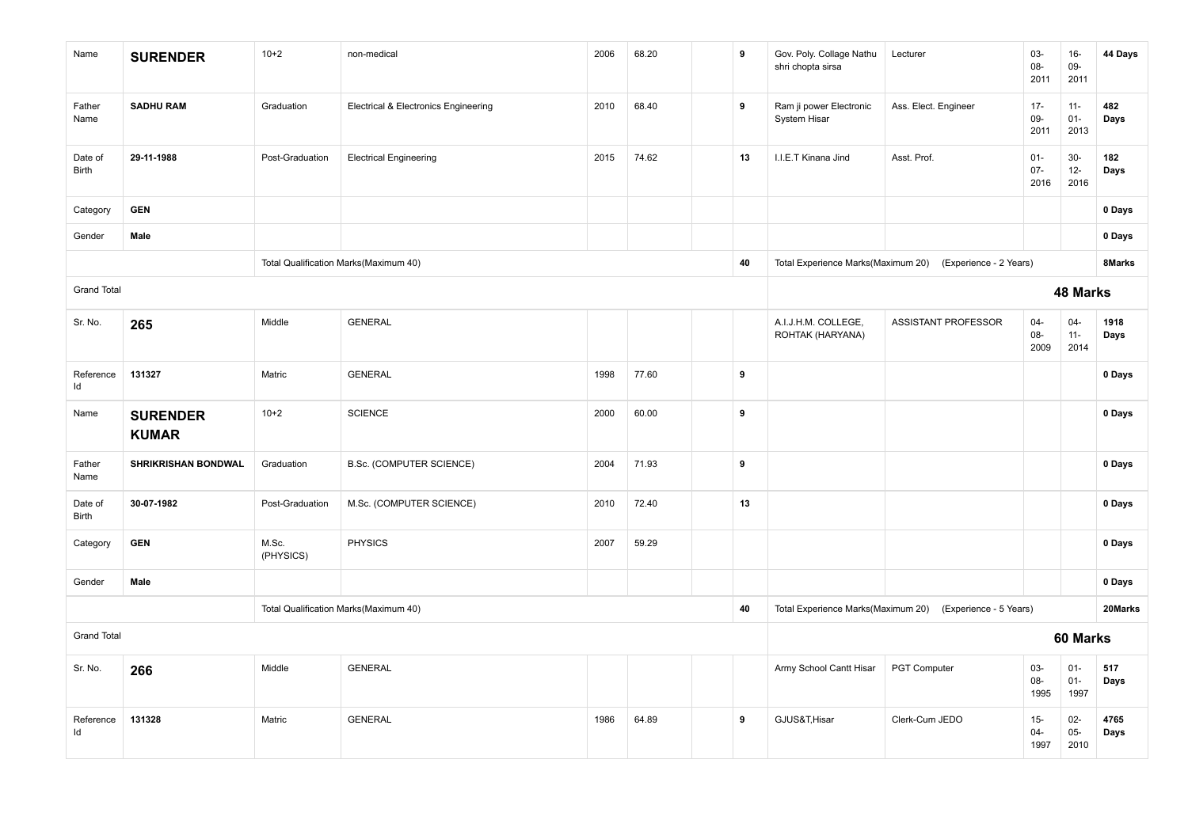| | | | | | | | | | | | | |
|---|---|---|---|---|---|---|---|---|---|---|---|---|
| Name | **SURENDER** | 10+2 | non-medical | 2006 | 68.20 | | **9** | Gov. Poly. Collage Nathu shri chopta sirsa | Lecturer | 03-08-2011 | 16-09-2011 | **44 Days** |
| Father Name | **SADHU RAM** | Graduation | Electrical & Electronics Engineering | 2010 | 68.40 | | **9** | Ram ji power Electronic System Hisar | Ass. Elect. Engineer | 17-09-2011 | 11-01-2013 | **482 Days** |
| Date of Birth | **29-11-1988** | Post-Graduation | Electrical Engineering | 2015 | 74.62 | | **13** | I.I.E.T Kinana Jind | Asst. Prof. | 01-07-2016 | 30-12-2016 | **182 Days** |
| Category | **GEN** | | | | | | | | | | | **0 Days** |
| Gender | **Male** | | | | | | | | | | | **0 Days** |
| | | Total Qualification Marks(Maximum 40) | | | | | **40** | Total Experience Marks(Maximum 20) | (Experience - 2 Years) | | | **8Marks** |
| Grand Total | | | | | | | | | | **48 Marks** | | |
| Sr. No. | **265** | Middle | GENERAL | | | | | A.I.J.H.M. COLLEGE, ROHTAK (HARYANA) | ASSISTANT PROFESSOR | 04-08-2009 | 04-11-2014 | **1918 Days** |
| Reference Id | **131327** | Matric | GENERAL | 1998 | 77.60 | | **9** | | | | | **0 Days** |
| Name | **SURENDER KUMAR** | 10+2 | SCIENCE | 2000 | 60.00 | | **9** | | | | | **0 Days** |
| Father Name | **SHRIKRISHAN BONDWAL** | Graduation | B.Sc. (COMPUTER SCIENCE) | 2004 | 71.93 | | **9** | | | | | **0 Days** |
| Date of Birth | **30-07-1982** | Post-Graduation | M.Sc. (COMPUTER SCIENCE) | 2010 | 72.40 | | **13** | | | | | **0 Days** |
| Category | **GEN** | M.Sc. (PHYSICS) | PHYSICS | 2007 | 59.29 | | | | | | | **0 Days** |
| Gender | **Male** | | | | | | | | | | | **0 Days** |
| | | Total Qualification Marks(Maximum 40) | | | | | **40** | Total Experience Marks(Maximum 20) | (Experience - 5 Years) | | | **20Marks** |
| Grand Total | | | | | | | | | | **60 Marks** | | |
| Sr. No. | **266** | Middle | GENERAL | | | | | Army School Cantt Hisar | PGT Computer | 03-08-1995 | 01-01-1997 | **517 Days** |
| Reference Id | **131328** | Matric | GENERAL | 1986 | 64.89 | | **9** | GJUS&T,Hisar | Clerk-Cum JEDO | 15-04-1997 | 02-05-2010 | **4765 Days** |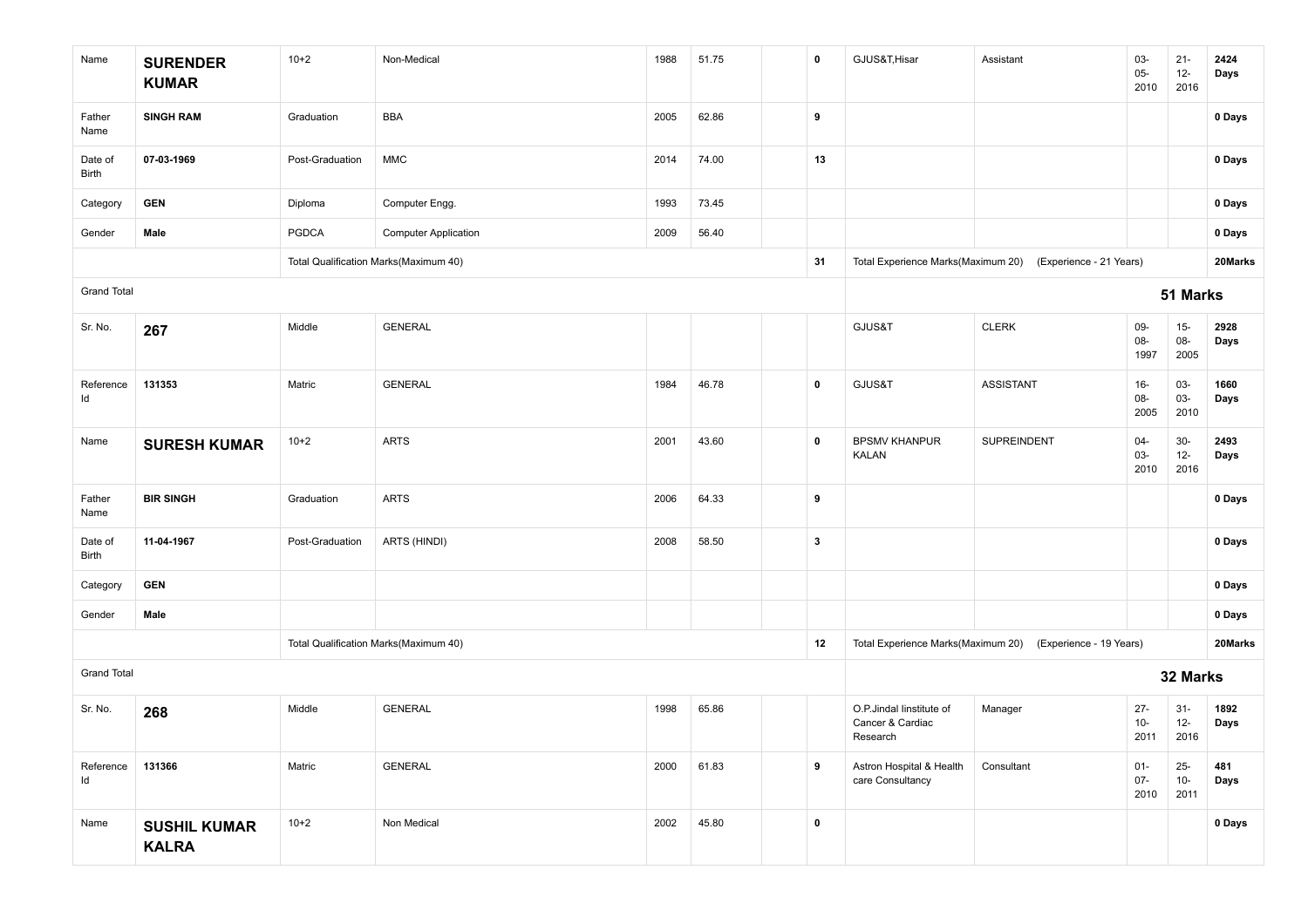| Name | **SURENDER KUMAR** | 10+2 | Non-Medical | 1988 | 51.75 | | **0** | GJUS&T,Hisar | Assistant | 03-05-2010 | 21-12-2016 | **2424 Days** |
|---|---|---|---|---|---|---|---|---|---|---|---|---|
| Father Name | **SINGH RAM** | Graduation | BBA | 2005 | 62.86 | | **9** | | | | | **0 Days** |
| Date of Birth | **07-03-1969** | Post-Graduation | MMC | 2014 | 74.00 | | **13** | | | | | **0 Days** |
| Category | **GEN** | Diploma | Computer Engg. | 1993 | 73.45 | | | | | | | **0 Days** |
| Gender | **Male** | PGDCA | Computer Application | 2009 | 56.40 | | | | | | | **0 Days** |
| | | Total Qualification Marks(Maximum 40) | | | | | **31** | Total Experience Marks(Maximum 20) | (Experience - 21 Years) | | | **20Marks** |
| Grand Total | | | | | | | | | | **51 Marks** | | |
| Sr. No. | **267** | Middle | GENERAL | | | | | GJUS&T | CLERK | 09-08-1997 | 15-08-2005 | **2928 Days** |
| Reference Id | **131353** | Matric | GENERAL | 1984 | 46.78 | | **0** | GJUS&T | ASSISTANT | 16-08-2005 | 03-03-2010 | **1660 Days** |
| Name | **SURESH KUMAR** | 10+2 | ARTS | 2001 | 43.60 | | **0** | BPSMV KHANPUR KALAN | SUPREINDENT | 04-03-2010 | 30-12-2016 | **2493 Days** |
| Father Name | **BIR SINGH** | Graduation | ARTS | 2006 | 64.33 | | **9** | | | | | **0 Days** |
| Date of Birth | **11-04-1967** | Post-Graduation | ARTS (HINDI) | 2008 | 58.50 | | **3** | | | | | **0 Days** |
| Category | **GEN** | | | | | | | | | | | **0 Days** |
| Gender | **Male** | | | | | | | | | | | **0 Days** |
| | | Total Qualification Marks(Maximum 40) | | | | | **12** | Total Experience Marks(Maximum 20) | (Experience - 19 Years) | | | **20Marks** |
| Grand Total | | | | | | | | | | **32 Marks** | | |
| Sr. No. | **268** | Middle | GENERAL | 1998 | 65.86 | | | O.P.Jindal Iinstitute of Cancer & Cardiac Research | Manager | 27-10-2011 | 31-12-2016 | **1892 Days** |
| Reference Id | **131366** | Matric | GENERAL | 2000 | 61.83 | | **9** | Astron Hospital & Health care Consultancy | Consultant | 01-07-2010 | 25-10-2011 | **481 Days** |
| Name | **SUSHIL KUMAR KALRA** | 10+2 | Non Medical | 2002 | 45.80 | | **0** | | | | | **0 Days** |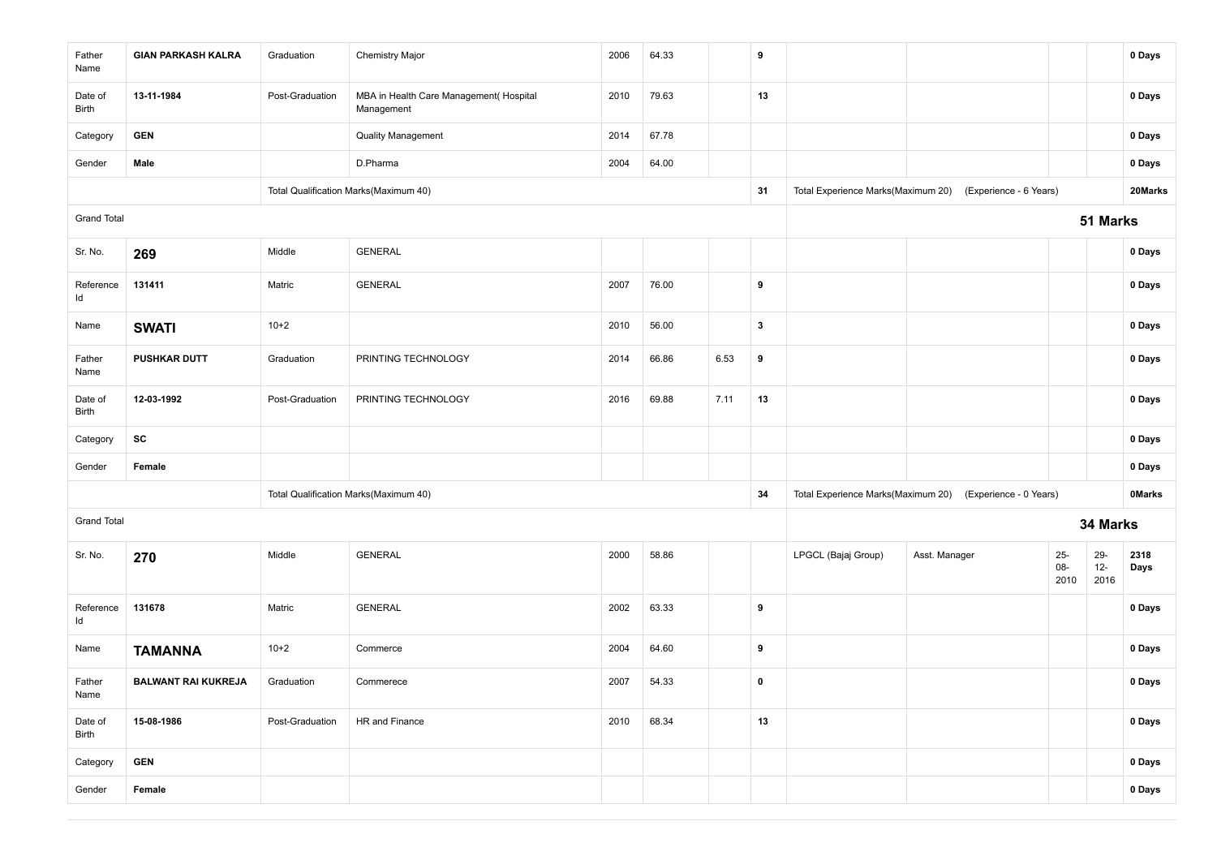| Father Name | **GIAN PARKASH KALRA** | Graduation | Chemistry Major | 2006 | 64.33 | | **9** | | | | | **0 Days** |
|---|---|---|---|---|---|---|---|---|---|---|---|---|
| Date of Birth | **13-11-1984** | Post-Graduation | MBA in Health Care Management( Hospital Management | 2010 | 79.63 | | **13** | | | | | **0 Days** |
| Category | **GEN** | | Quality Management | 2014 | 67.78 | | | | | | | **0 Days** |
| Gender | **Male** | | D.Pharma | 2004 | 64.00 | | | | | | | **0 Days** |
| | | Total Qualification Marks(Maximum 40) | | | | | **31** | Total Experience Marks(Maximum 20) | (Experience - 6 Years) | | | **20Marks** |
| Grand Total | | | | | | | | | | **51 Marks** | | |
| Sr. No. | **269** | Middle | GENERAL | | | | | | | | | **0 Days** |
| Reference Id | **131411** | Matric | GENERAL | 2007 | 76.00 | | **9** | | | | | **0 Days** |
| Name | **SWATI** | 10+2 | | 2010 | 56.00 | | **3** | | | | | **0 Days** |
| Father Name | **PUSHKAR DUTT** | Graduation | PRINTING TECHNOLOGY | 2014 | 66.86 | 6.53 | **9** | | | | | **0 Days** |
| Date of Birth | **12-03-1992** | Post-Graduation | PRINTING TECHNOLOGY | 2016 | 69.88 | 7.11 | **13** | | | | | **0 Days** |
| Category | **SC** | | | | | | | | | | | **0 Days** |
| Gender | **Female** | | | | | | | | | | | **0 Days** |
| | | Total Qualification Marks(Maximum 40) | | | | | **34** | Total Experience Marks(Maximum 20) | (Experience - 0 Years) | | | **0Marks** |
| Grand Total | | | | | | | | | | **34 Marks** | | |
| Sr. No. | **270** | Middle | GENERAL | 2000 | 58.86 | | | LPGCL (Bajaj Group) | Asst. Manager | 25-08-2010 | 29-12-2016 | **2318 Days** |
| Reference Id | **131678** | Matric | GENERAL | 2002 | 63.33 | | **9** | | | | | **0 Days** |
| Name | **TAMANNA** | 10+2 | Commerce | 2004 | 64.60 | | **9** | | | | | **0 Days** |
| Father Name | **BALWANT RAI KUKREJA** | Graduation | Commerece | 2007 | 54.33 | | **0** | | | | | **0 Days** |
| Date of Birth | **15-08-1986** | Post-Graduation | HR and Finance | 2010 | 68.34 | | **13** | | | | | **0 Days** |
| Category | **GEN** | | | | | | | | | | | **0 Days** |
| Gender | **Female** | | | | | | | | | | | **0 Days** |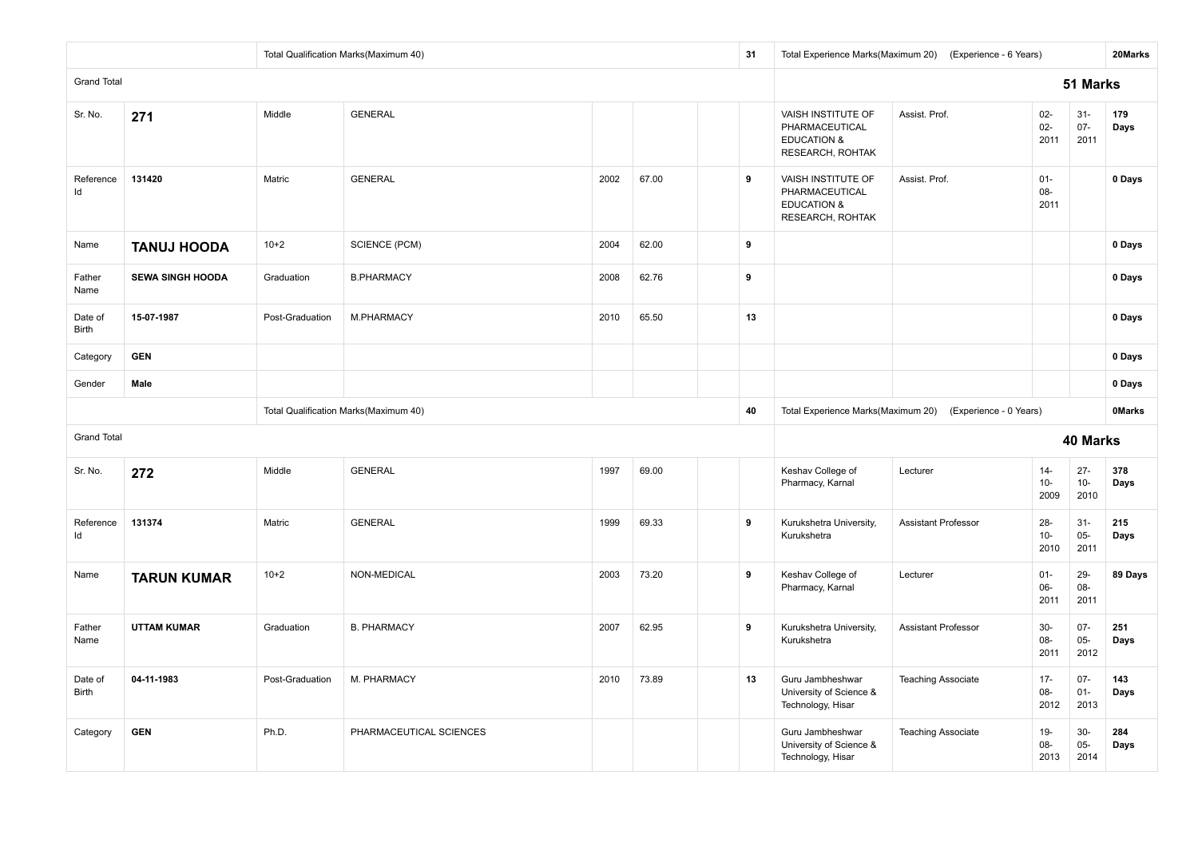| | | Total Qualification Marks(Maximum 40) | | | | | 31 | Total Experience Marks(Maximum 20) | (Experience - 6 Years) | | | 20Marks |
|---|---|---|---|---|---|---|---|---|---|---|---|---|
| Grand Total | | | | | | | | | | | | **51 Marks** |
| Sr. No. | **271** | Middle | GENERAL | | | | | VAISH INSTITUTE OF PHARMACEUTICAL EDUCATION & RESEARCH, ROHTAK | Assist. Prof. | 02-02-2011 | 31-07-2011 | **179 Days** |
| Reference Id | **131420** | Matric | GENERAL | 2002 | 67.00 | | **9** | VAISH INSTITUTE OF PHARMACEUTICAL EDUCATION & RESEARCH, ROHTAK | Assist. Prof. | 01-08-2011 | | **0 Days** |
| Name | **TANUJ HOODA** | 10+2 | SCIENCE (PCM) | 2004 | 62.00 | | **9** | | | | | **0 Days** |
| Father Name | **SEWA SINGH HOODA** | Graduation | B.PHARMACY | 2008 | 62.76 | | **9** | | | | | **0 Days** |
| Date of Birth | **15-07-1987** | Post-Graduation | M.PHARMACY | 2010 | 65.50 | | **13** | | | | | **0 Days** |
| Category | **GEN** | | | | | | | | | | | **0 Days** |
| Gender | **Male** | | | | | | | | | | | **0 Days** |
| | | Total Qualification Marks(Maximum 40) | | | | | **40** | Total Experience Marks(Maximum 20) | (Experience - 0 Years) | | | **0Marks** |
| Grand Total | | | | | | | | | | | | **40 Marks** |
| Sr. No. | **272** | Middle | GENERAL | 1997 | 69.00 | | | Keshav College of Pharmacy, Karnal | Lecturer | 14-10-2009 | 27-10-2010 | **378 Days** |
| Reference Id | **131374** | Matric | GENERAL | 1999 | 69.33 | | **9** | Kurukshetra University, Kurukshetra | Assistant Professor | 28-10-2010 | 31-05-2011 | **215 Days** |
| Name | **TARUN KUMAR** | 10+2 | NON-MEDICAL | 2003 | 73.20 | | **9** | Keshav College of Pharmacy, Karnal | Lecturer | 01-06-2011 | 29-08-2011 | **89 Days** |
| Father Name | **UTTAM KUMAR** | Graduation | B. PHARMACY | 2007 | 62.95 | | **9** | Kurukshetra University, Kurukshetra | Assistant Professor | 30-08-2011 | 07-05-2012 | **251 Days** |
| Date of Birth | **04-11-1983** | Post-Graduation | M. PHARMACY | 2010 | 73.89 | | **13** | Guru Jambheshwar University of Science & Technology, Hisar | Teaching Associate | 17-08-2012 | 07-01-2013 | **143 Days** |
| Category | **GEN** | Ph.D. | PHARMACEUTICAL SCIENCES | | | | | Guru Jambheshwar University of Science & Technology, Hisar | Teaching Associate | 19-08-2013 | 30-05-2014 | **284 Days** |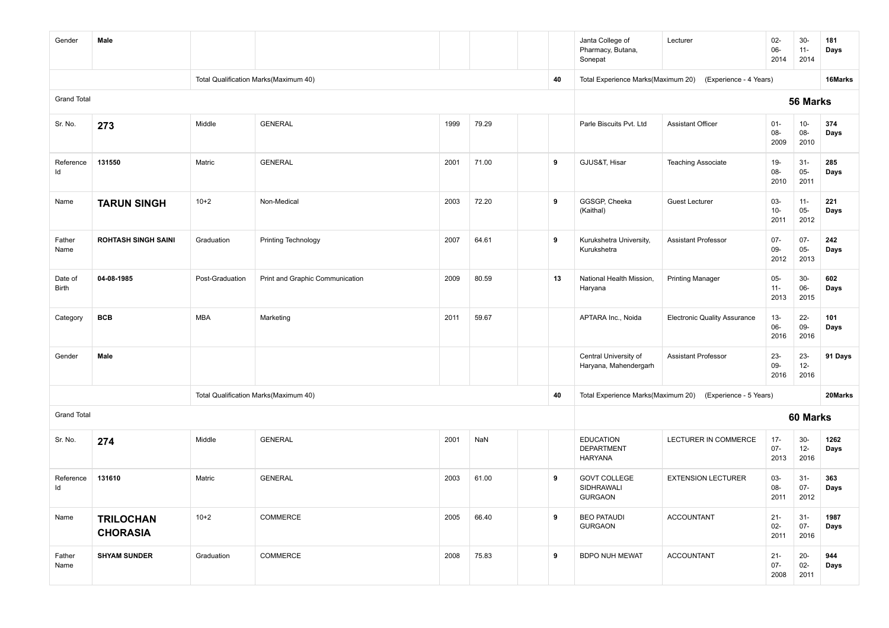| | | | | | | | | | | | | |
|---|---|---|---|---|---|---|---|---|---|---|---|---|
| Gender | **Male** | | | | | | | Janta College of Pharmacy, Butana, Sonepat | Lecturer | 02-06-2014 | 30-11-2014 | **181 Days** |
| | | Total Qualification Marks(Maximum 40) | | | | | **40** | Total Experience Marks(Maximum 20) | (Experience - 4 Years) | | | **16Marks** |
| Grand Total | | | | | | | | | | **56 Marks** | | |
| Sr. No. | **273** | Middle | GENERAL | 1999 | 79.29 | | | Parle Biscuits Pvt. Ltd | Assistant Officer | 01-08-2009 | 10-08-2010 | **374 Days** |
| Reference Id | **131550** | Matric | GENERAL | 2001 | 71.00 | | **9** | GJUS&T, Hisar | Teaching Associate | 19-08-2010 | 31-05-2011 | **285 Days** |
| Name | **TARUN SINGH** | 10+2 | Non-Medical | 2003 | 72.20 | | **9** | GGSGP, Cheeka (Kaithal) | Guest Lecturer | 03-10-2011 | 11-05-2012 | **221 Days** |
| Father Name | **ROHTASH SINGH SAINI** | Graduation | Printing Technology | 2007 | 64.61 | | **9** | Kurukshetra University, Kurukshetra | Assistant Professor | 07-09-2012 | 07-05-2013 | **242 Days** |
| Date of Birth | **04-08-1985** | Post-Graduation | Print and Graphic Communication | 2009 | 80.59 | | **13** | National Health Mission, Haryana | Printing Manager | 05-11-2013 | 30-06-2015 | **602 Days** |
| Category | **BCB** | MBA | Marketing | 2011 | 59.67 | | | APTARA Inc., Noida | Electronic Quality Assurance | 13-06-2016 | 22-09-2016 | **101 Days** |
| Gender | **Male** | | | | | | | Central University of Haryana, Mahendergarh | Assistant Professor | 23-09-2016 | 23-12-2016 | **91 Days** |
| | | Total Qualification Marks(Maximum 40) | | | | | **40** | Total Experience Marks(Maximum 20) | (Experience - 5 Years) | | | **20Marks** |
| Grand Total | | | | | | | | | | **60 Marks** | | |
| Sr. No. | **274** | Middle | GENERAL | 2001 | NaN | | | EDUCATION DEPARTMENT HARYANA | LECTURER IN COMMERCE | 17-07-2013 | 30-12-2016 | **1262 Days** |
| Reference Id | **131610** | Matric | GENERAL | 2003 | 61.00 | | **9** | GOVT COLLEGE SIDHRAWALI GURGAON | EXTENSION LECTURER | 03-08-2011 | 31-07-2012 | **363 Days** |
| Name | **TRILOCHAN CHORASIA** | 10+2 | COMMERCE | 2005 | 66.40 | | **9** | BEO PATAUDI GURGAON | ACCOUNTANT | 21-02-2011 | 31-07-2016 | **1987 Days** |
| Father Name | **SHYAM SUNDER** | Graduation | COMMERCE | 2008 | 75.83 | | **9** | BDPO NUH MEWAT | ACCOUNTANT | 21-07-2008 | 20-02-2011 | **944 Days** |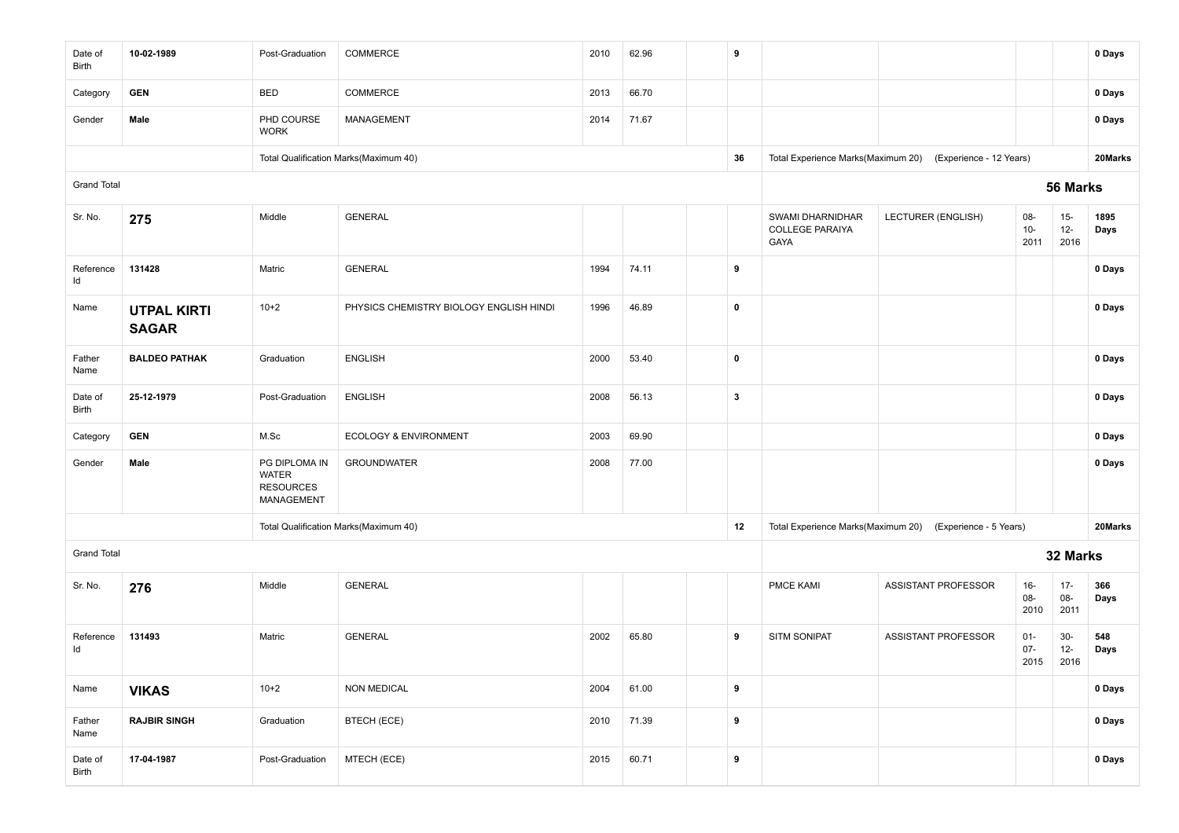| | | | | | | | | | | | | |
|---|---|---|---|---|---|---|---|---|---|---|---|---|
| Date of Birth | **10-02-1989** | Post-Graduation | COMMERCE | 2010 | 62.96 | | **9** | | | | | **0 Days** |
| Category | **GEN** | BED | COMMERCE | 2013 | 66.70 | | | | | | | **0 Days** |
| Gender | **Male** | PHD COURSE WORK | MANAGEMENT | 2014 | 71.67 | | | | | | | **0 Days** |
| | | Total Qualification Marks(Maximum 40) | | | | | **36** | Total Experience Marks(Maximum 20) | (Experience - 12 Years) | | | **20Marks** |
| Grand Total | | | | | | | | | | **56 Marks** | | |
| Sr. No. | **275** | Middle | GENERAL | | | | | SWAMI DHARNIDHAR COLLEGE PARAIYA GAYA | LECTURER (ENGLISH) | 08-10-2011 | 15-12-2016 | **1895 Days** |
| Reference Id | **131428** | Matric | GENERAL | 1994 | 74.11 | | **9** | | | | | **0 Days** |
| Name | **UTPAL KIRTI SAGAR** | 10+2 | PHYSICS CHEMISTRY BIOLOGY ENGLISH HINDI | 1996 | 46.89 | | **0** | | | | | **0 Days** |
| Father Name | **BALDEO PATHAK** | Graduation | ENGLISH | 2000 | 53.40 | | **0** | | | | | **0 Days** |
| Date of Birth | **25-12-1979** | Post-Graduation | ENGLISH | 2008 | 56.13 | | **3** | | | | | **0 Days** |
| Category | **GEN** | M.Sc | ECOLOGY & ENVIRONMENT | 2003 | 69.90 | | | | | | | **0 Days** |
| Gender | **Male** | PG DIPLOMA IN WATER RESOURCES MANAGEMENT | GROUNDWATER | 2008 | 77.00 | | | | | | | **0 Days** |
| | | Total Qualification Marks(Maximum 40) | | | | | **12** | Total Experience Marks(Maximum 20) | (Experience - 5 Years) | | | **20Marks** |
| Grand Total | | | | | | | | | | **32 Marks** | | |
| Sr. No. | **276** | Middle | GENERAL | | | | | PMCE KAMI | ASSISTANT PROFESSOR | 16-08-2010 | 17-08-2011 | **366 Days** |
| Reference Id | **131493** | Matric | GENERAL | 2002 | 65.80 | | **9** | SITM SONIPAT | ASSISTANT PROFESSOR | 01-07-2015 | 30-12-2016 | **548 Days** |
| Name | **VIKAS** | 10+2 | NON MEDICAL | 2004 | 61.00 | | **9** | | | | | **0 Days** |
| Father Name | **RAJBIR SINGH** | Graduation | BTECH (ECE) | 2010 | 71.39 | | **9** | | | | | **0 Days** |
| Date of Birth | **17-04-1987** | Post-Graduation | MTECH (ECE) | 2015 | 60.71 | | **9** | | | | | **0 Days** |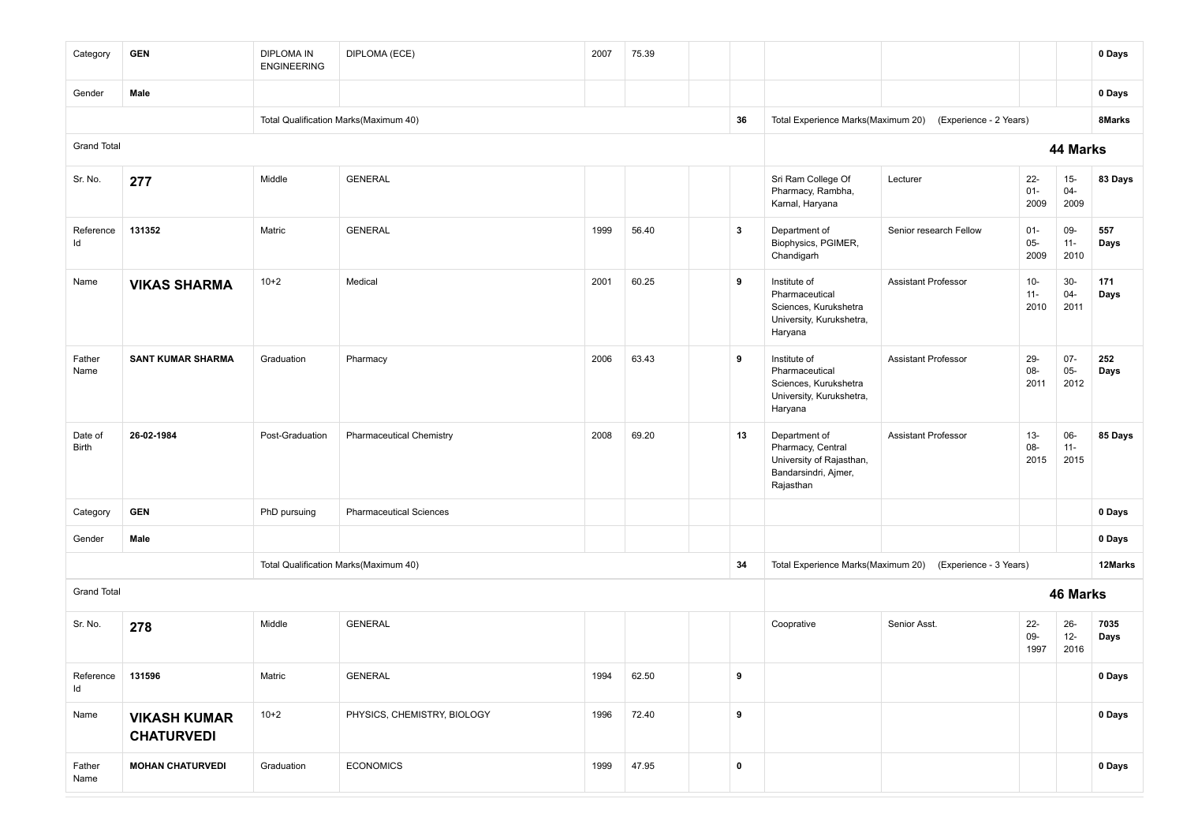| Category | GEN | DIPLOMA IN ENGINEERING | DIPLOMA (ECE) | 2007 | 75.39 | | | | | | | 0 Days |
|---|---|---|---|---|---|---|---|---|---|---|---|---|
| Gender | Male | | | | | | | | | | | 0 Days |
| | | Total Qualification Marks(Maximum 40) | | | | | 36 | Total Experience Marks(Maximum 20) | (Experience - 2 Years) | | | 8Marks |
| Grand Total | | | | | | | | **44 Marks** | | | | |
| Sr. No. | **277** | Middle | GENERAL | | | | | Sri Ram College Of Pharmacy, Rambha, Karnal, Haryana | Lecturer | 22-01-2009 | 15-04-2009 | 83 Days |
| Reference Id | 131352 | Matric | GENERAL | 1999 | 56.40 | | 3 | Department of Biophysics, PGIMER, Chandigarh | Senior research Fellow | 01-05-2009 | 09-11-2010 | 557 Days |
| Name | **VIKAS SHARMA** | 10+2 | Medical | 2001 | 60.25 | | 9 | Institute of Pharmaceutical Sciences, Kurukshetra University, Kurukshetra, Haryana | Assistant Professor | 10-11-2010 | 30-04-2011 | 171 Days |
| Father Name | SANT KUMAR SHARMA | Graduation | Pharmacy | 2006 | 63.43 | | 9 | Institute of Pharmaceutical Sciences, Kurukshetra University, Kurukshetra, Haryana | Assistant Professor | 29-08-2011 | 07-05-2012 | 252 Days |
| Date of Birth | 26-02-1984 | Post-Graduation | Pharmaceutical Chemistry | 2008 | 69.20 | | 13 | Department of Pharmacy, Central University of Rajasthan, Bandarsindri, Ajmer, Rajasthan | Assistant Professor | 13-08-2015 | 06-11-2015 | 85 Days |
| Category | GEN | PhD pursuing | Pharmaceutical Sciences | | | | | | | | | 0 Days |
| Gender | Male | | | | | | | | | | | 0 Days |
| | | Total Qualification Marks(Maximum 40) | | | | | 34 | Total Experience Marks(Maximum 20) | (Experience - 3 Years) | | | 12Marks |
| Grand Total | | | | | | | | **46 Marks** | | | | |
| Sr. No. | **278** | Middle | GENERAL | | | | | Coopràtive | Senior Asst. | 22-09-1997 | 26-12-2016 | 7035 Days |
| Reference Id | 131596 | Matric | GENERAL | 1994 | 62.50 | | 9 | | | | | 0 Days |
| Name | **VIKASH KUMAR CHATURVEDI** | 10+2 | PHYSICS, CHEMISTRY, BIOLOGY | 1996 | 72.40 | | 9 | | | | | 0 Days |
| Father Name | MOHAN CHATURVEDI | Graduation | ECONOMICS | 1999 | 47.95 | | 0 | | | | | 0 Days |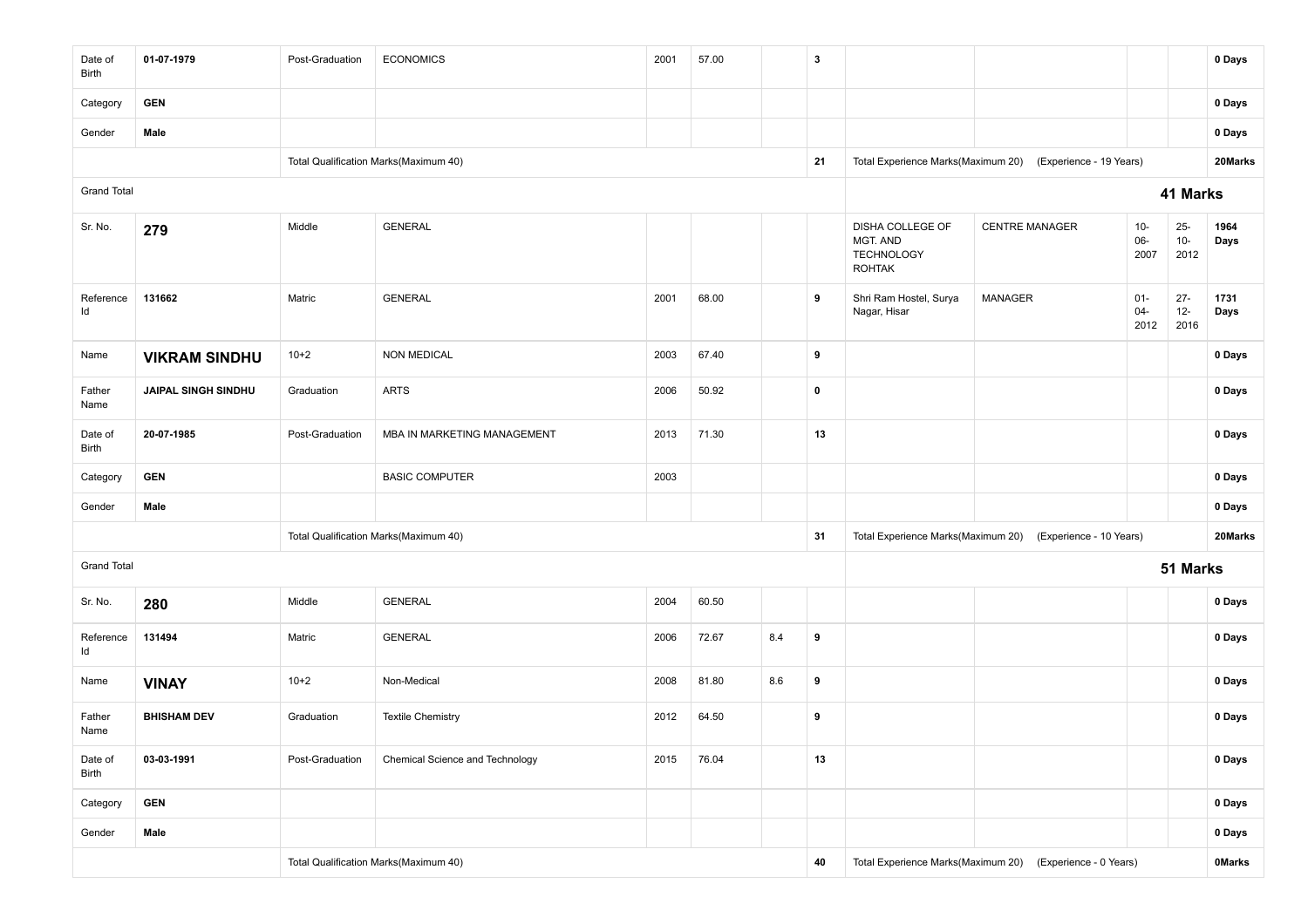| | | | | | | | | | | | | |
|---|---|---|---|---|---|---|---|---|---|---|---|---|
| Date of Birth | **01-07-1979** | Post-Graduation | ECONOMICS | 2001 | 57.00 | | **3** | | | | | **0 Days** |
| Category | **GEN** | | | | | | | | | | | **0 Days** |
| Gender | **Male** | | | | | | | | | | | **0 Days** |
| | | Total Qualification Marks(Maximum 40) | | | | | **21** | Total Experience Marks(Maximum 20) | (Experience - 19 Years) | | | **20Marks** |
| Grand Total | | | | | | | | | | **41 Marks** | | |
| Sr. No. | **279** | Middle | GENERAL | | | | | DISHA COLLEGE OF MGT. AND TECHNOLOGY ROHTAK | CENTRE MANAGER | 10-06-2007 | 25-10-2012 | **1964 Days** |
| Reference Id | **131662** | Matric | GENERAL | 2001 | 68.00 | | **9** | Shri Ram Hostel, Surya Nagar, Hisar | MANAGER | 01-04-2012 | 27-12-2016 | **1731 Days** |
| Name | **VIKRAM SINDHU** | 10+2 | NON MEDICAL | 2003 | 67.40 | | **9** | | | | | **0 Days** |
| Father Name | **JAIPAL SINGH SINDHU** | Graduation | ARTS | 2006 | 50.92 | | **0** | | | | | **0 Days** |
| Date of Birth | **20-07-1985** | Post-Graduation | MBA IN MARKETING MANAGEMENT | 2013 | 71.30 | | **13** | | | | | **0 Days** |
| Category | **GEN** | | BASIC COMPUTER | 2003 | | | | | | | | **0 Days** |
| Gender | **Male** | | | | | | | | | | | **0 Days** |
| | | Total Qualification Marks(Maximum 40) | | | | | **31** | Total Experience Marks(Maximum 20) | (Experience - 10 Years) | | | **20Marks** |
| Grand Total | | | | | | | | | | **51 Marks** | | |
| Sr. No. | **280** | Middle | GENERAL | 2004 | 60.50 | | | | | | | **0 Days** |
| Reference Id | **131494** | Matric | GENERAL | 2006 | 72.67 | 8.4 | **9** | | | | | **0 Days** |
| Name | **VINAY** | 10+2 | Non-Medical | 2008 | 81.80 | 8.6 | **9** | | | | | **0 Days** |
| Father Name | **BHISHAM DEV** | Graduation | Textile Chemistry | 2012 | 64.50 | | **9** | | | | | **0 Days** |
| Date of Birth | **03-03-1991** | Post-Graduation | Chemical Science and Technology | 2015 | 76.04 | | **13** | | | | | **0 Days** |
| Category | **GEN** | | | | | | | | | | | **0 Days** |
| Gender | **Male** | | | | | | | | | | | **0 Days** |
| | | Total Qualification Marks(Maximum 40) | | | | | **40** | Total Experience Marks(Maximum 20) | (Experience - 0 Years) | | | **0Marks** |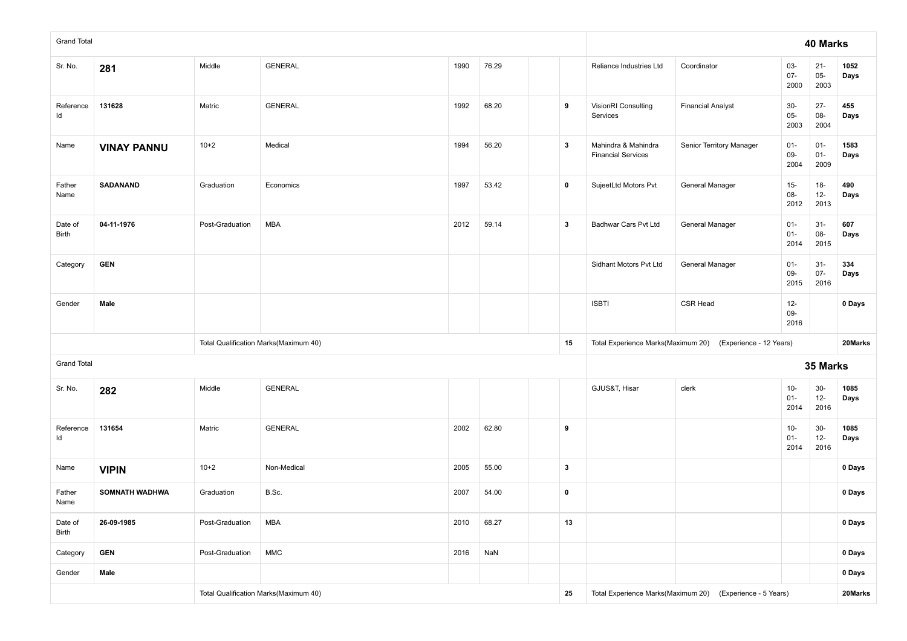| Grand Total | | | | | | | | | | | | 40 Marks |
|---|---|---|---|---|---|---|---|---|---|---|---|---|
| Sr. No. | **281** | Middle | GENERAL | 1990 | 76.29 | | | Reliance Industries Ltd | Coordinator | 03-07-2000 | 21-05-2003 | **1052 Days** |
| Reference Id | **131628** | Matric | GENERAL | 1992 | 68.20 | | **9** | VisionRI Consulting Services | Financial Analyst | 30-05-2003 | 27-08-2004 | **455 Days** |
| Name | **VINAY PANNU** | 10+2 | Medical | 1994 | 56.20 | | **3** | Mahindra & Mahindra Financial Services | Senior Territory Manager | 01-09-2004 | 01-01-2009 | **1583 Days** |
| Father Name | **SADANAND** | Graduation | Economics | 1997 | 53.42 | | **0** | SujeetLtd Motors Pvt | General Manager | 15-08-2012 | 18-12-2013 | **490 Days** |
| Date of Birth | **04-11-1976** | Post-Graduation | MBA | 2012 | 59.14 | | **3** | Badhwar Cars Pvt Ltd | General Manager | 01-01-2014 | 31-08-2015 | **607 Days** |
| Category | **GEN** | | | | | | | Sidhant Motors Pvt Ltd | General Manager | 01-09-2015 | 31-07-2016 | **334 Days** |
| Gender | **Male** | | | | | | | ISBTI | CSR Head | 12-09-2016 | | **0 Days** |
| | | Total Qualification Marks(Maximum 40) | | | | | **15** | Total Experience Marks(Maximum 20) | (Experience - 12 Years) | | | **20Marks** |

| Grand Total | | | | | | | | | | | | 35 Marks |
|---|---|---|---|---|---|---|---|---|---|---|---|---|
| Sr. No. | **282** | Middle | GENERAL | | | | | GJUS&T, Hisar | clerk | 10-01-2014 | 30-12-2016 | **1085 Days** |
| Reference Id | **131654** | Matric | GENERAL | 2002 | 62.80 | | **9** | | | 10-01-2014 | 30-12-2016 | **1085 Days** |
| Name | **VIPIN** | 10+2 | Non-Medical | 2005 | 55.00 | | **3** | | | | | **0 Days** |
| Father Name | **SOMNATH WADHWA** | Graduation | B.Sc. | 2007 | 54.00 | | **0** | | | | | **0 Days** |
| Date of Birth | **26-09-1985** | Post-Graduation | MBA | 2010 | 68.27 | | **13** | | | | | **0 Days** |
| Category | **GEN** | Post-Graduation | MMC | 2016 | NaN | | | | | | | **0 Days** |
| Gender | **Male** | | | | | | | | | | | **0 Days** |
| | | Total Qualification Marks(Maximum 40) | | | | | **25** | Total Experience Marks(Maximum 20) | (Experience - 5 Years) | | | **20Marks** |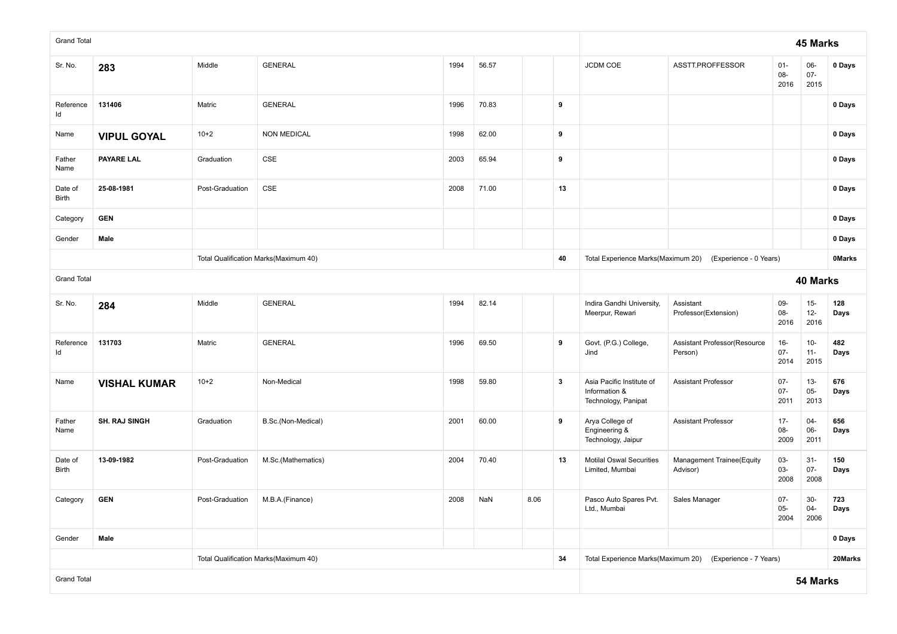| Grand Total | | | | | | | | | | | | 45 Marks |
|---|---|---|---|---|---|---|---|---|---|---|---|---|
| Sr. No. | **283** | Middle | GENERAL | 1994 | 56.57 | | | JCDM COE | ASSTT.PROFFESSOR | 01-08-2016 | 06-07-2015 | **0 Days** |
| Reference Id | **131406** | Matric | GENERAL | 1996 | 70.83 | | **9** | | | | | **0 Days** |
| Name | **VIPUL GOYAL** | 10+2 | NON MEDICAL | 1998 | 62.00 | | **9** | | | | | **0 Days** |
| Father Name | **PAYARE LAL** | Graduation | CSE | 2003 | 65.94 | | **9** | | | | | **0 Days** |
| Date of Birth | **25-08-1981** | Post-Graduation | CSE | 2008 | 71.00 | | **13** | | | | | **0 Days** |
| Category | **GEN** | | | | | | | | | | | **0 Days** |
| Gender | **Male** | | | | | | | | | | | **0 Days** |
| | | Total Qualification Marks(Maximum 40) | | | | | **40** | Total Experience Marks(Maximum 20) | (Experience - 0 Years) | | | **0Marks** |
| Grand Total | | | | | | | | | | | | **40 Marks** |
| Sr. No. | **284** | Middle | GENERAL | 1994 | 82.14 | | | Indira Gandhi University, Meerpur, Rewari | Assistant Professor(Extension) | 09-08-2016 | 15-12-2016 | **128 Days** |
| Reference Id | **131703** | Matric | GENERAL | 1996 | 69.50 | | **9** | Govt. (P.G.) College, Jind | Assistant Professor(Resource Person) | 16-07-2014 | 10-11-2015 | **482 Days** |
| Name | **VISHAL KUMAR** | 10+2 | Non-Medical | 1998 | 59.80 | | **3** | Asia Pacific Institute of Information & Technology, Panipat | Assistant Professor | 07-07-2011 | 13-05-2013 | **676 Days** |
| Father Name | **SH. RAJ SINGH** | Graduation | B.Sc.(Non-Medical) | 2001 | 60.00 | | **9** | Arya College of Engineering & Technology, Jaipur | Assistant Professor | 17-08-2009 | 04-06-2011 | **656 Days** |
| Date of Birth | **13-09-1982** | Post-Graduation | M.Sc.(Mathematics) | 2004 | 70.40 | | **13** | Motilal Oswal Securities Limited, Mumbai | Management Trainee(Equity Advisor) | 03-03-2008 | 31-07-2008 | **150 Days** |
| Category | **GEN** | Post-Graduation | M.B.A.(Finance) | 2008 | NaN | 8.06 | | Pasco Auto Spares Pvt. Ltd., Mumbai | Sales Manager | 07-05-2004 | 30-04-2006 | **723 Days** |
| Gender | **Male** | | | | | | | | | | | **0 Days** |
| | | Total Qualification Marks(Maximum 40) | | | | | **34** | Total Experience Marks(Maximum 20) | (Experience - 7 Years) | | | **20Marks** |
| Grand Total | | | | | | | | | | | | **54 Marks** |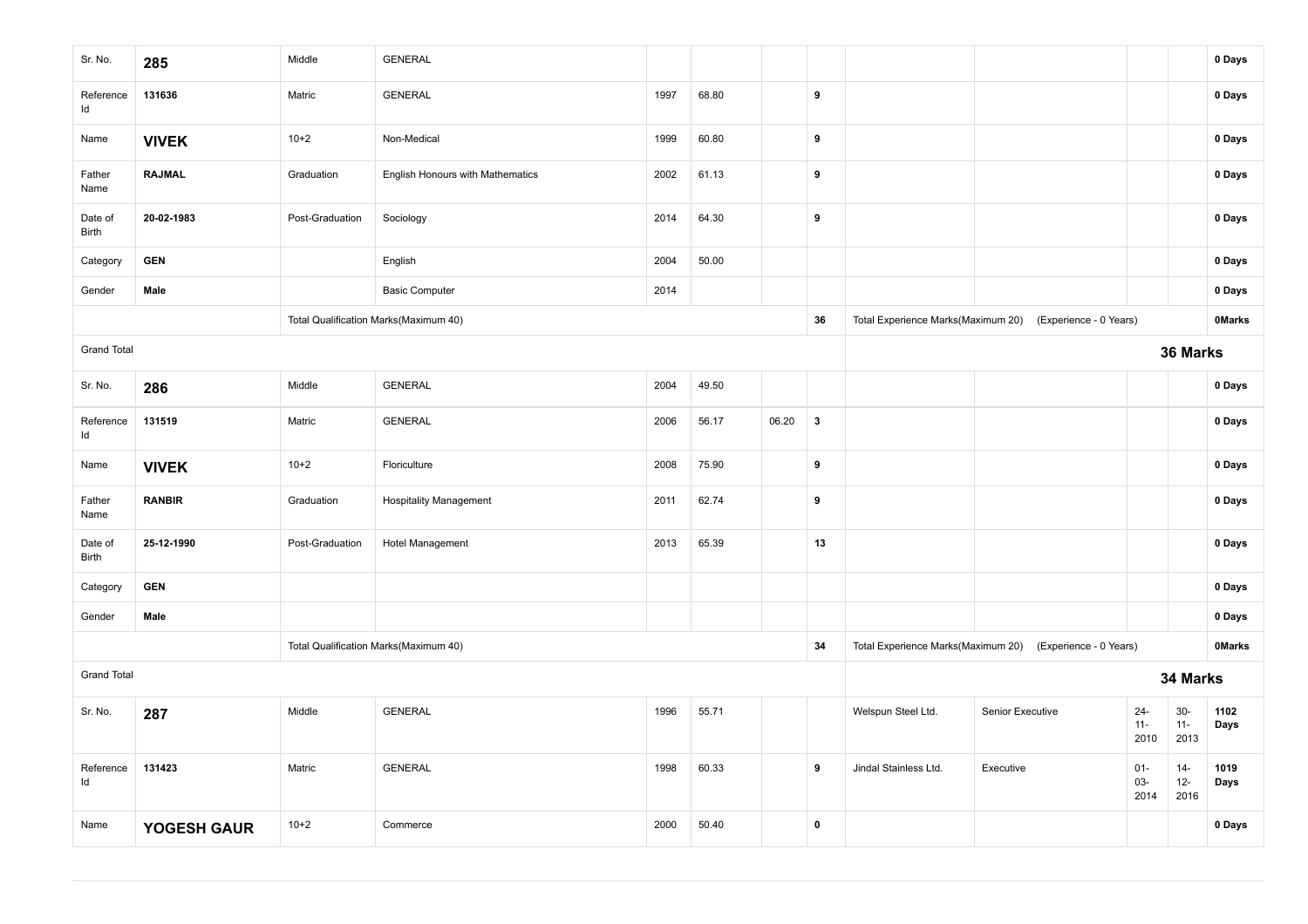| | | | | | | | | | | | | |
|---|---|---|---|---|---|---|---|---|---|---|---|---|
| Sr. No. | **285** | Middle | GENERAL | | | | | | | | | **0 Days** |
| Reference Id | **131636** | Matric | GENERAL | 1997 | 68.80 | | **9** | | | | | **0 Days** |
| Name | **VIVEK** | 10+2 | Non-Medical | 1999 | 60.80 | | **9** | | | | | **0 Days** |
| Father Name | **RAJMAL** | Graduation | English Honours with Mathematics | 2002 | 61.13 | | **9** | | | | | **0 Days** |
| Date of Birth | **20-02-1983** | Post-Graduation | Sociology | 2014 | 64.30 | | **9** | | | | | **0 Days** |
| Category | **GEN** | | English | 2004 | 50.00 | | | | | | | **0 Days** |
| Gender | **Male** | | Basic Computer | 2014 | | | | | | | | **0 Days** |
| | | Total Qualification Marks(Maximum 40) | | | | | **36** | Total Experience Marks(Maximum 20) | (Experience - 0 Years) | | | **0Marks** |
| Grand Total | | | | | | | | | | | **36 Marks** | |
| Sr. No. | **286** | Middle | GENERAL | 2004 | 49.50 | | | | | | | **0 Days** |
| Reference Id | **131519** | Matric | GENERAL | 2006 | 56.17 | 06.20 | **3** | | | | | **0 Days** |
| Name | **VIVEK** | 10+2 | Floriculture | 2008 | 75.90 | | **9** | | | | | **0 Days** |
| Father Name | **RANBIR** | Graduation | Hospitality Management | 2011 | 62.74 | | **9** | | | | | **0 Days** |
| Date of Birth | **25-12-1990** | Post-Graduation | Hotel Management | 2013 | 65.39 | | **13** | | | | | **0 Days** |
| Category | **GEN** | | | | | | | | | | | **0 Days** |
| Gender | **Male** | | | | | | | | | | | **0 Days** |
| | | Total Qualification Marks(Maximum 40) | | | | | **34** | Total Experience Marks(Maximum 20) | (Experience - 0 Years) | | | **0Marks** |
| Grand Total | | | | | | | | | | | **34 Marks** | |
| Sr. No. | **287** | Middle | GENERAL | 1996 | 55.71 | | | Welspun Steel Ltd. | Senior Executive | 24-11-2010 | 30-11-2013 | **1102 Days** |
| Reference Id | **131423** | Matric | GENERAL | 1998 | 60.33 | | **9** | Jindal Stainless Ltd. | Executive | 01-03-2014 | 14-12-2016 | **1019 Days** |
| Name | **YOGESH GAUR** | 10+2 | Commerce | 2000 | 50.40 | | **0** | | | | | **0 Days** |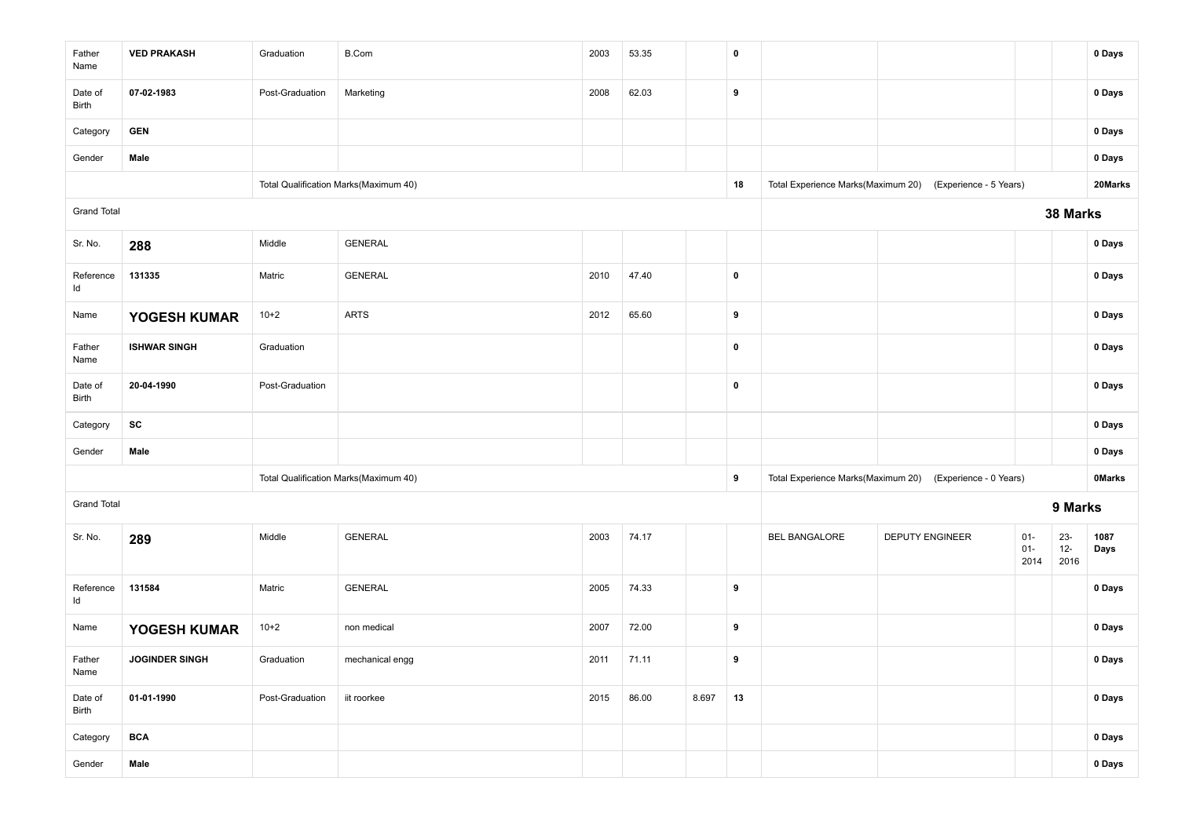| | | | | | | | | | | | | |
|---|---|---|---|---|---|---|---|---|---|---|---|---|
| Father Name | **VED PRAKASH** | Graduation | B.Com | 2003 | 53.35 | | **0** | | | | | **0 Days** |
| Date of Birth | **07-02-1983** | Post-Graduation | Marketing | 2008 | 62.03 | | **9** | | | | | **0 Days** |
| Category | **GEN** | | | | | | | | | | | **0 Days** |
| Gender | **Male** | | | | | | | | | | | **0 Days** |
| | | Total Qualification Marks(Maximum 40) | | | | | **18** | Total Experience Marks(Maximum 20) | (Experience - 5 Years) | | | **20Marks** |
| Grand Total | | | | | | | | | | **38 Marks** | | |
| Sr. No. | **288** | Middle | GENERAL | | | | | | | | | **0 Days** |
| Reference Id | **131335** | Matric | GENERAL | 2010 | 47.40 | | **0** | | | | | **0 Days** |
| Name | **YOGESH KUMAR** | 10+2 | ARTS | 2012 | 65.60 | | **9** | | | | | **0 Days** |
| Father Name | **ISHWAR SINGH** | Graduation | | | | | **0** | | | | | **0 Days** |
| Date of Birth | **20-04-1990** | Post-Graduation | | | | | **0** | | | | | **0 Days** |
| Category | **SC** | | | | | | | | | | | **0 Days** |
| Gender | **Male** | | | | | | | | | | | **0 Days** |
| | | Total Qualification Marks(Maximum 40) | | | | | **9** | Total Experience Marks(Maximum 20) | (Experience - 0 Years) | | | **0Marks** |
| Grand Total | | | | | | | | | | **9 Marks** | | |
| Sr. No. | **289** | Middle | GENERAL | 2003 | 74.17 | | | BEL BANGALORE | DEPUTY ENGINEER | 01-01-2014 | 23-12-2016 | **1087 Days** |
| Reference Id | **131584** | Matric | GENERAL | 2005 | 74.33 | | **9** | | | | | **0 Days** |
| Name | **YOGESH KUMAR** | 10+2 | non medical | 2007 | 72.00 | | **9** | | | | | **0 Days** |
| Father Name | **JOGINDER SINGH** | Graduation | mechanical engg | 2011 | 71.11 | | **9** | | | | | **0 Days** |
| Date of Birth | **01-01-1990** | Post-Graduation | iit roorkee | 2015 | 86.00 | 8.697 | **13** | | | | | **0 Days** |
| Category | **BCA** | | | | | | | | | | | **0 Days** |
| Gender | **Male** | | | | | | | | | | | **0 Days** |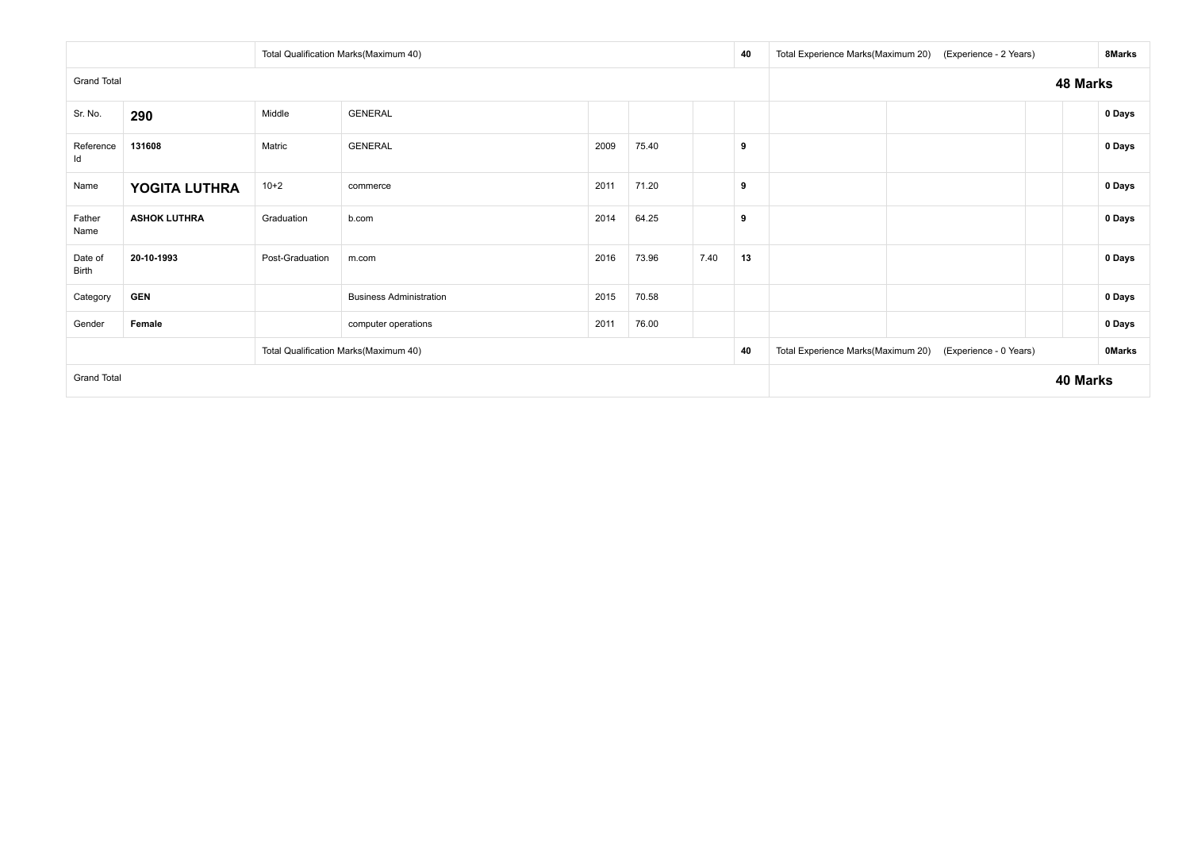| | | | | | | | | | | | | |
|---|---|---|---|---|---|---|---|---|---|---|---|---|
| | | Total Qualification Marks(Maximum 40) | | | | | 40 | Total Experience Marks(Maximum 20) | (Experience - 2 Years) | | | 8Marks |
| Grand Total | | | | | | | | | | | | **48 Marks** |
| Sr. No. | **290** | Middle | GENERAL | | | | | | | | | 0 Days |
| Reference Id | **131608** | Matric | GENERAL | 2009 | 75.40 | | 9 | | | | | 0 Days |
| Name | **YOGITA LUTHRA** | 10+2 | commerce | 2011 | 71.20 | | 9 | | | | | 0 Days |
| Father Name | **ASHOK LUTHRA** | Graduation | b.com | 2014 | 64.25 | | 9 | | | | | 0 Days |
| Date of Birth | **20-10-1993** | Post-Graduation | m.com | 2016 | 73.96 | 7.40 | 13 | | | | | 0 Days |
| Category | **GEN** | | Business Administration | 2015 | 70.58 | | | | | | | 0 Days |
| Gender | **Female** | | computer operations | 2011 | 76.00 | | | | | | | 0 Days |
| | | Total Qualification Marks(Maximum 40) | | | | | 40 | Total Experience Marks(Maximum 20) | (Experience - 0 Years) | | | 0Marks |
| Grand Total | | | | | | | | | | | | **40 Marks** |